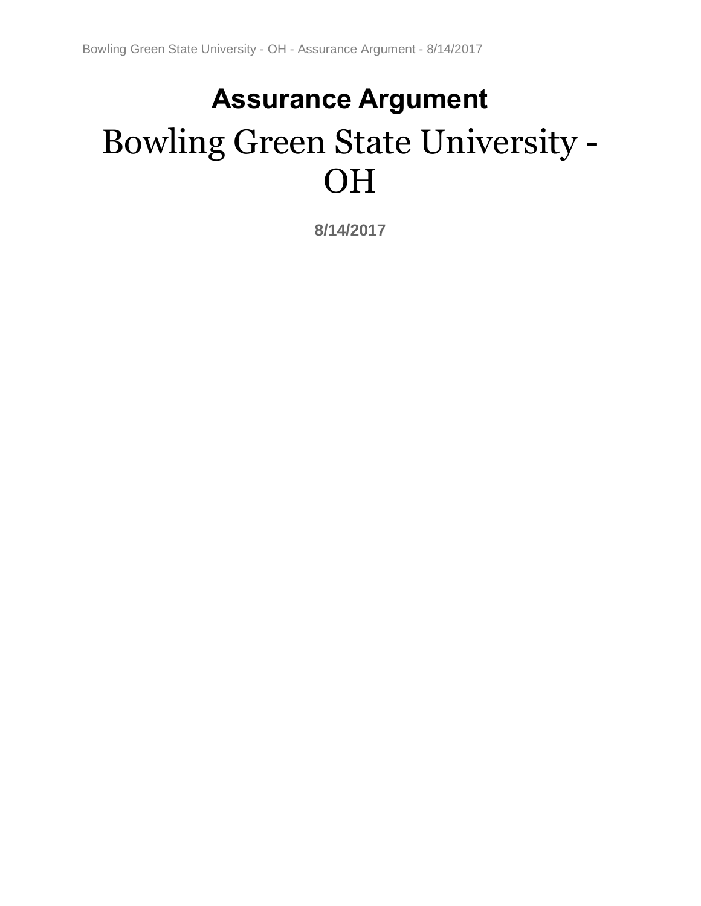# Assurance Argument

# Bowling Green State University - OH

**8/14/2017**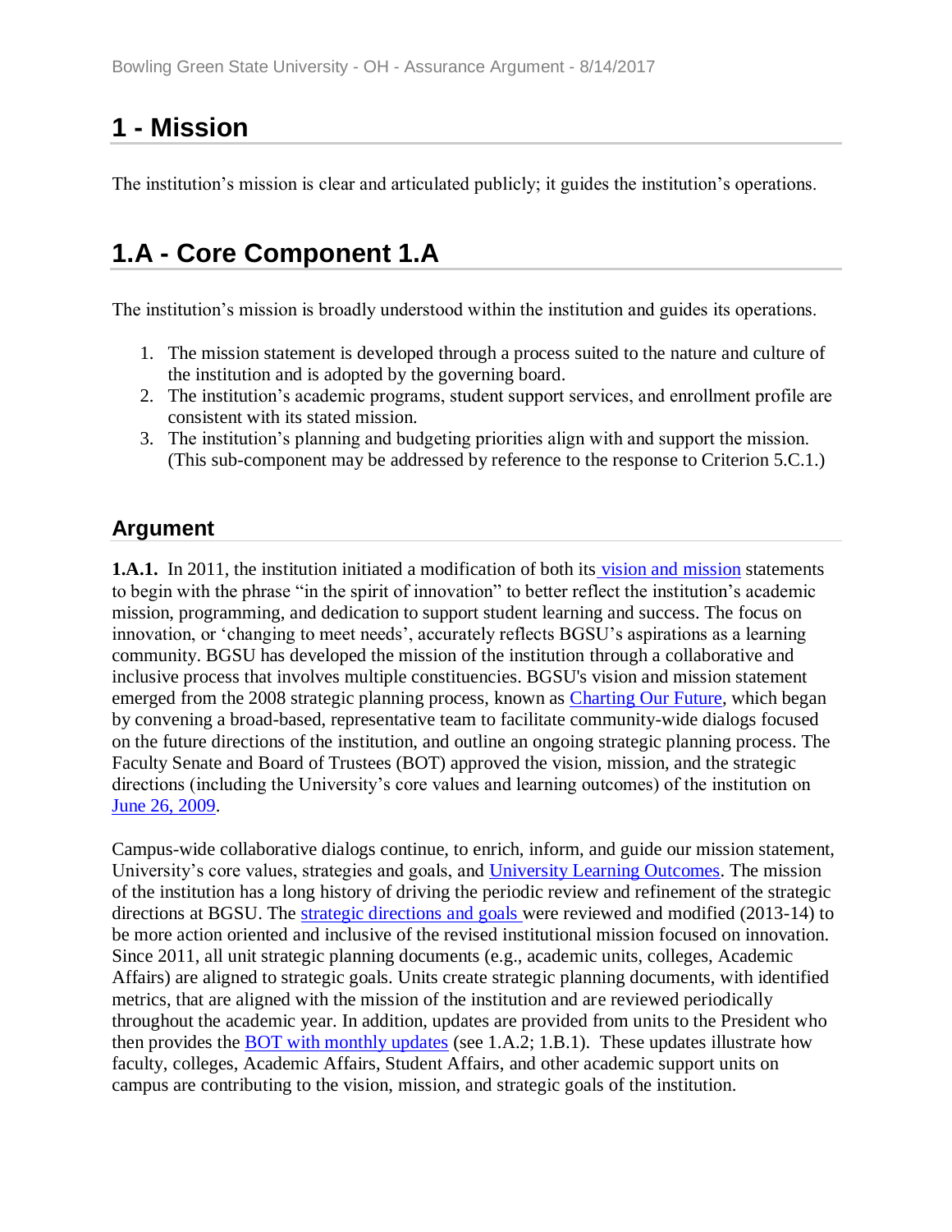# 1 - Mission

The institution's mission is clear and articulated publicly; it guides the institution's operations.

# 1.A - Core Component 1.A

The institution's mission is broadly understood within the institution and guides its operations.

1. The mission statement is developed through a process suited to the nature and culture of the institution and is adopted by the governing board.
2. The institution's academic programs, student support services, and enrollment profile are consistent with its stated mission.
3. The institution's planning and budgeting priorities align with and support the mission. (This sub-component may be addressed by reference to the response to Criterion 5.C.1.)

## Argument

**1.A.1.** In 2011, the institution initiated a modification of both its vision and mission statements to begin with the phrase "in the spirit of innovation" to better reflect the institution's academic mission, programming, and dedication to support student learning and success. The focus on innovation, or 'changing to meet needs', accurately reflects BGSU's aspirations as a learning community. BGSU has developed the mission of the institution through a collaborative and inclusive process that involves multiple constituencies. BGSU's vision and mission statement emerged from the 2008 strategic planning process, known as Charting Our Future, which began by convening a broad-based, representative team to facilitate community-wide dialogs focused on the future directions of the institution, and outline an ongoing strategic planning process. The Faculty Senate and Board of Trustees (BOT) approved the vision, mission, and the strategic directions (including the University's core values and learning outcomes) of the institution on June 26, 2009.

Campus-wide collaborative dialogs continue, to enrich, inform, and guide our mission statement, University's core values, strategies and goals, and University Learning Outcomes. The mission of the institution has a long history of driving the periodic review and refinement of the strategic directions at BGSU. The strategic directions and goals were reviewed and modified (2013-14) to be more action oriented and inclusive of the revised institutional mission focused on innovation. Since 2011, all unit strategic planning documents (e.g., academic units, colleges, Academic Affairs) are aligned to strategic goals. Units create strategic planning documents, with identified metrics, that are aligned with the mission of the institution and are reviewed periodically throughout the academic year. In addition, updates are provided from units to the President who then provides the BOT with monthly updates (see 1.A.2; 1.B.1). These updates illustrate how faculty, colleges, Academic Affairs, Student Affairs, and other academic support units on campus are contributing to the vision, mission, and strategic goals of the institution.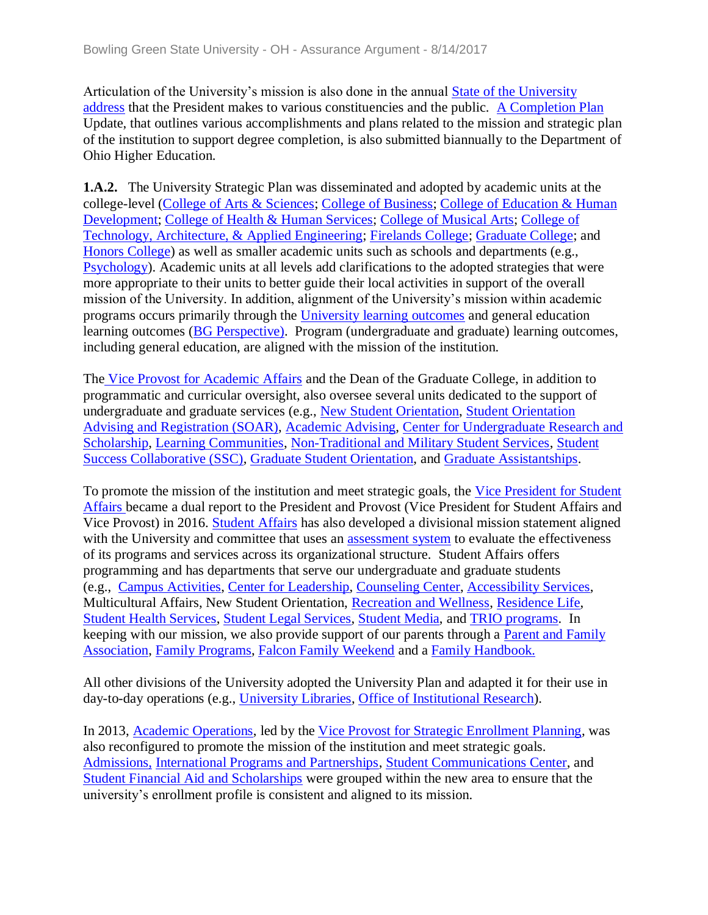Articulation of the University's mission is also done in the annual State of the University address that the President makes to various constituencies and the public. A Completion Plan Update, that outlines various accomplishments and plans related to the mission and strategic plan of the institution to support degree completion, is also submitted biannually to the Department of Ohio Higher Education.

**1.A.2.** The University Strategic Plan was disseminated and adopted by academic units at the college-level (College of Arts & Sciences; College of Business; College of Education & Human Development; College of Health & Human Services; College of Musical Arts; College of Technology, Architecture, & Applied Engineering; Firelands College; Graduate College; and Honors College) as well as smaller academic units such as schools and departments (e.g., Psychology). Academic units at all levels add clarifications to the adopted strategies that were more appropriate to their units to better guide their local activities in support of the overall mission of the University. In addition, alignment of the University's mission within academic programs occurs primarily through the University learning outcomes and general education learning outcomes (BG Perspective). Program (undergraduate and graduate) learning outcomes, including general education, are aligned with the mission of the institution.

The Vice Provost for Academic Affairs and the Dean of the Graduate College, in addition to programmatic and curricular oversight, also oversee several units dedicated to the support of undergraduate and graduate services (e.g., New Student Orientation, Student Orientation Advising and Registration (SOAR), Academic Advising, Center for Undergraduate Research and Scholarship, Learning Communities, Non-Traditional and Military Student Services, Student Success Collaborative (SSC), Graduate Student Orientation, and Graduate Assistantships.

To promote the mission of the institution and meet strategic goals, the Vice President for Student Affairs became a dual report to the President and Provost (Vice President for Student Affairs and Vice Provost) in 2016. Student Affairs has also developed a divisional mission statement aligned with the University and committee that uses an assessment system to evaluate the effectiveness of its programs and services across its organizational structure. Student Affairs offers programming and has departments that serve our undergraduate and graduate students (e.g., Campus Activities, Center for Leadership, Counseling Center, Accessibility Services, Multicultural Affairs, New Student Orientation, Recreation and Wellness, Residence Life, Student Health Services, Student Legal Services, Student Media, and TRIO programs. In keeping with our mission, we also provide support of our parents through a Parent and Family Association, Family Programs, Falcon Family Weekend and a Family Handbook.

All other divisions of the University adopted the University Plan and adapted it for their use in day-to-day operations (e.g., University Libraries, Office of Institutional Research).

In 2013, Academic Operations, led by the Vice Provost for Strategic Enrollment Planning, was also reconfigured to promote the mission of the institution and meet strategic goals. Admissions, International Programs and Partnerships, Student Communications Center, and Student Financial Aid and Scholarships were grouped within the new area to ensure that the university's enrollment profile is consistent and aligned to its mission.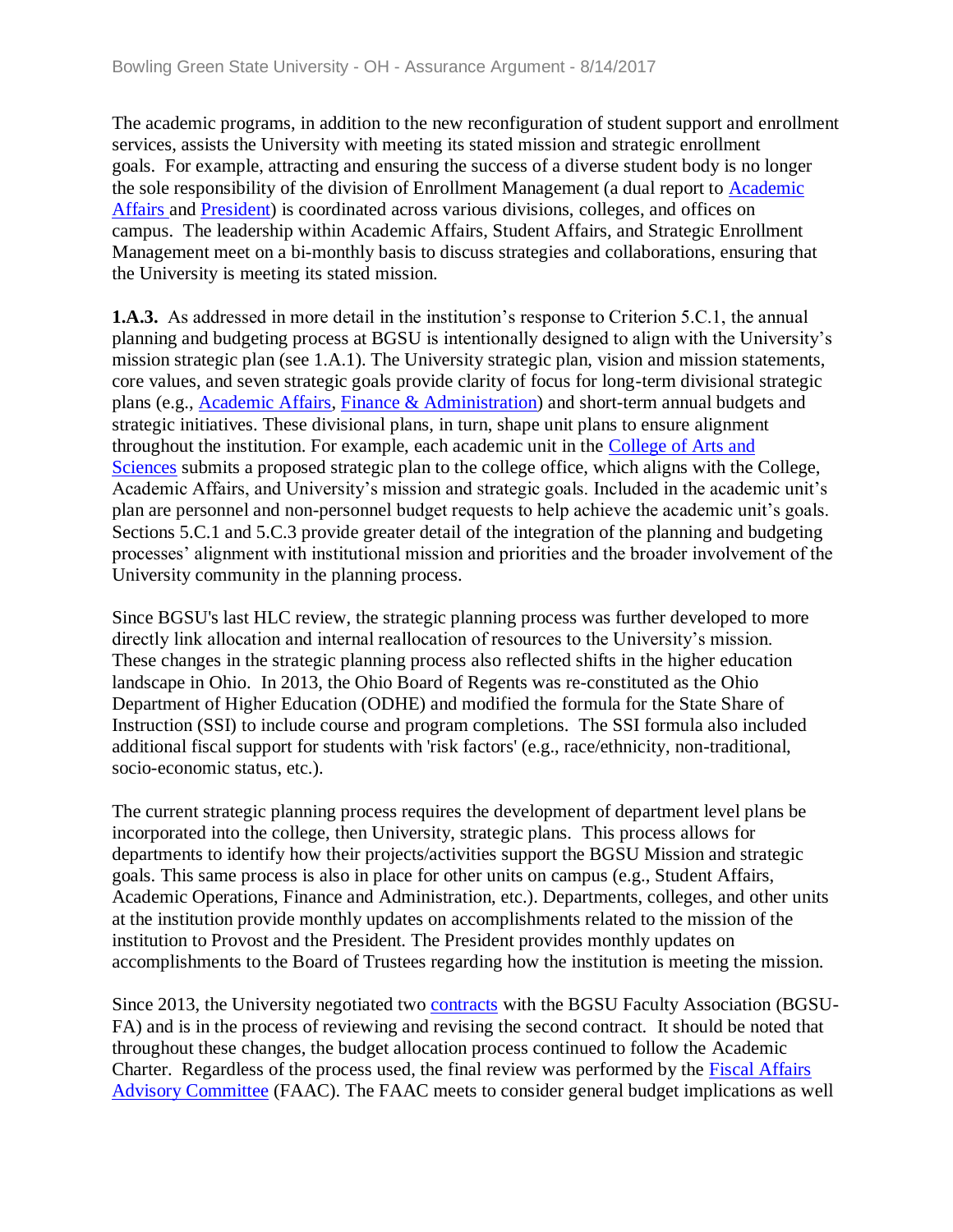The academic programs, in addition to the new reconfiguration of student support and enrollment services, assists the University with meeting its stated mission and strategic enrollment goals. For example, attracting and ensuring the success of a diverse student body is no longer the sole responsibility of the division of Enrollment Management (a dual report to Academic Affairs and President) is coordinated across various divisions, colleges, and offices on campus. The leadership within Academic Affairs, Student Affairs, and Strategic Enrollment Management meet on a bi-monthly basis to discuss strategies and collaborations, ensuring that the University is meeting its stated mission.

**1.A.3.** As addressed in more detail in the institution's response to Criterion 5.C.1, the annual planning and budgeting process at BGSU is intentionally designed to align with the University's mission strategic plan (see 1.A.1). The University strategic plan, vision and mission statements, core values, and seven strategic goals provide clarity of focus for long-term divisional strategic plans (e.g., Academic Affairs, Finance & Administration) and short-term annual budgets and strategic initiatives. These divisional plans, in turn, shape unit plans to ensure alignment throughout the institution. For example, each academic unit in the College of Arts and Sciences submits a proposed strategic plan to the college office, which aligns with the College, Academic Affairs, and University's mission and strategic goals. Included in the academic unit's plan are personnel and non-personnel budget requests to help achieve the academic unit's goals. Sections 5.C.1 and 5.C.3 provide greater detail of the integration of the planning and budgeting processes' alignment with institutional mission and priorities and the broader involvement of the University community in the planning process.

Since BGSU's last HLC review, the strategic planning process was further developed to more directly link allocation and internal reallocation of resources to the University's mission. These changes in the strategic planning process also reflected shifts in the higher education landscape in Ohio. In 2013, the Ohio Board of Regents was re-constituted as the Ohio Department of Higher Education (ODHE) and modified the formula for the State Share of Instruction (SSI) to include course and program completions. The SSI formula also included additional fiscal support for students with 'risk factors' (e.g., race/ethnicity, non-traditional, socio-economic status, etc.).

The current strategic planning process requires the development of department level plans be incorporated into the college, then University, strategic plans. This process allows for departments to identify how their projects/activities support the BGSU Mission and strategic goals. This same process is also in place for other units on campus (e.g., Student Affairs, Academic Operations, Finance and Administration, etc.). Departments, colleges, and other units at the institution provide monthly updates on accomplishments related to the mission of the institution to Provost and the President. The President provides monthly updates on accomplishments to the Board of Trustees regarding how the institution is meeting the mission.

Since 2013, the University negotiated two contracts with the BGSU Faculty Association (BGSU-FA) and is in the process of reviewing and revising the second contract. It should be noted that throughout these changes, the budget allocation process continued to follow the Academic Charter. Regardless of the process used, the final review was performed by the Fiscal Affairs Advisory Committee (FAAC). The FAAC meets to consider general budget implications as well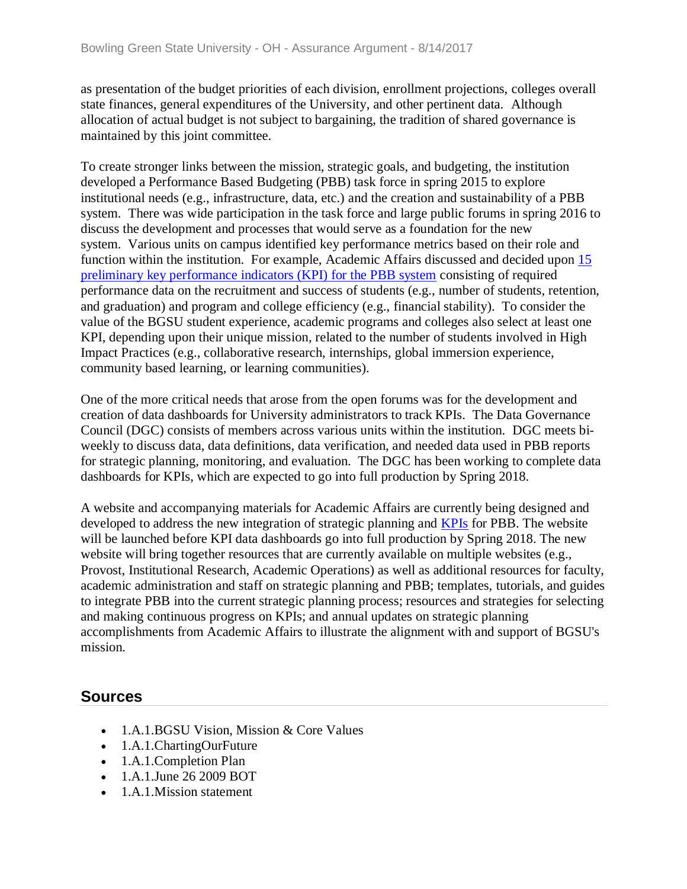as presentation of the budget priorities of each division, enrollment projections, colleges overall state finances, general expenditures of the University, and other pertinent data. Although allocation of actual budget is not subject to bargaining, the tradition of shared governance is maintained by this joint committee.

To create stronger links between the mission, strategic goals, and budgeting, the institution developed a Performance Based Budgeting (PBB) task force in spring 2015 to explore institutional needs (e.g., infrastructure, data, etc.) and the creation and sustainability of a PBB system. There was wide participation in the task force and large public forums in spring 2016 to discuss the development and processes that would serve as a foundation for the new system. Various units on campus identified key performance metrics based on their role and function within the institution. For example, Academic Affairs discussed and decided upon 15 preliminary key performance indicators (KPI) for the PBB system consisting of required performance data on the recruitment and success of students (e.g., number of students, retention, and graduation) and program and college efficiency (e.g., financial stability). To consider the value of the BGSU student experience, academic programs and colleges also select at least one KPI, depending upon their unique mission, related to the number of students involved in High Impact Practices (e.g., collaborative research, internships, global immersion experience, community based learning, or learning communities).

One of the more critical needs that arose from the open forums was for the development and creation of data dashboards for University administrators to track KPIs. The Data Governance Council (DGC) consists of members across various units within the institution. DGC meets bi-weekly to discuss data, data definitions, data verification, and needed data used in PBB reports for strategic planning, monitoring, and evaluation. The DGC has been working to complete data dashboards for KPIs, which are expected to go into full production by Spring 2018.

A website and accompanying materials for Academic Affairs are currently being designed and developed to address the new integration of strategic planning and KPIs for PBB. The website will be launched before KPI data dashboards go into full production by Spring 2018. The new website will bring together resources that are currently available on multiple websites (e.g., Provost, Institutional Research, Academic Operations) as well as additional resources for faculty, academic administration and staff on strategic planning and PBB; templates, tutorials, and guides to integrate PBB into the current strategic planning process; resources and strategies for selecting and making continuous progress on KPIs; and annual updates on strategic planning accomplishments from Academic Affairs to illustrate the alignment with and support of BGSU's mission.

## Sources

- 1.A.1.BGSU Vision, Mission & Core Values
- 1.A.1.ChartingOurFuture
- 1.A.1.Completion Plan
- 1.A.1.June 26 2009 BOT
- 1.A.1.Mission statement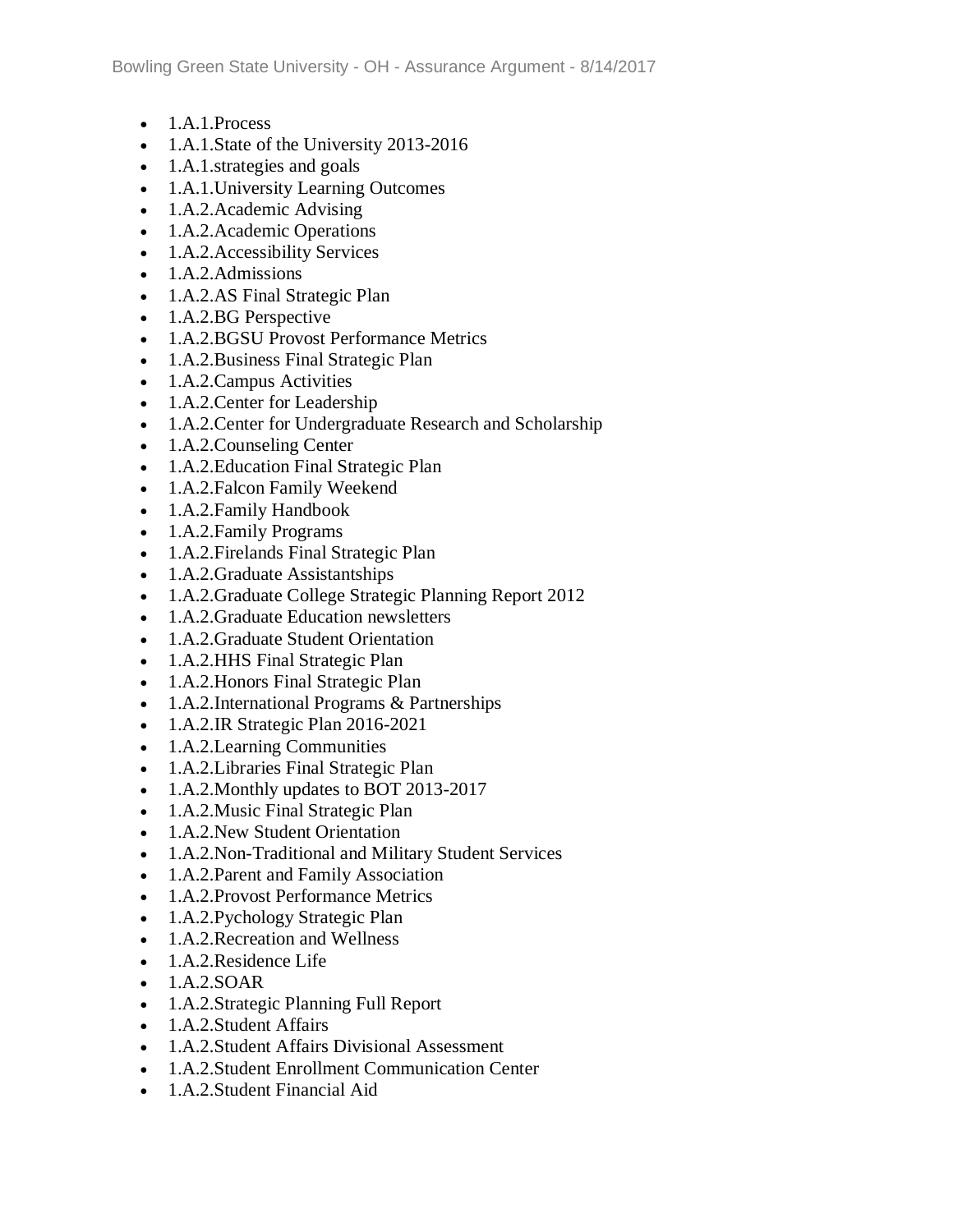- 1.A.1.Process
- 1.A.1.State of the University 2013-2016
- 1.A.1.strategies and goals
- 1.A.1.University Learning Outcomes
- 1.A.2.Academic Advising
- 1.A.2.Academic Operations
- 1.A.2.Accessibility Services
- 1.A.2.Admissions
- 1.A.2.AS Final Strategic Plan
- 1.A.2.BG Perspective
- 1.A.2.BGSU Provost Performance Metrics
- 1.A.2.Business Final Strategic Plan
- 1.A.2.Campus Activities
- 1.A.2.Center for Leadership
- 1.A.2.Center for Undergraduate Research and Scholarship
- 1.A.2.Counseling Center
- 1.A.2.Education Final Strategic Plan
- 1.A.2.Falcon Family Weekend
- 1.A.2.Family Handbook
- 1.A.2.Family Programs
- 1.A.2.Firelands Final Strategic Plan
- 1.A.2.Graduate Assistantships
- 1.A.2.Graduate College Strategic Planning Report 2012
- 1.A.2.Graduate Education newsletters
- 1.A.2.Graduate Student Orientation
- 1.A.2.HHS Final Strategic Plan
- 1.A.2.Honors Final Strategic Plan
- 1.A.2.International Programs & Partnerships
- 1.A.2.IR Strategic Plan 2016-2021
- 1.A.2.Learning Communities
- 1.A.2.Libraries Final Strategic Plan
- 1.A.2.Monthly updates to BOT 2013-2017
- 1.A.2.Music Final Strategic Plan
- 1.A.2.New Student Orientation
- 1.A.2.Non-Traditional and Military Student Services
- 1.A.2.Parent and Family Association
- 1.A.2.Provost Performance Metrics
- 1.A.2.Pychology Strategic Plan
- 1.A.2.Recreation and Wellness
- 1.A.2.Residence Life
- 1.A.2.SOAR
- 1.A.2.Strategic Planning Full Report
- 1.A.2.Student Affairs
- 1.A.2.Student Affairs Divisional Assessment
- 1.A.2.Student Enrollment Communication Center
- 1.A.2.Student Financial Aid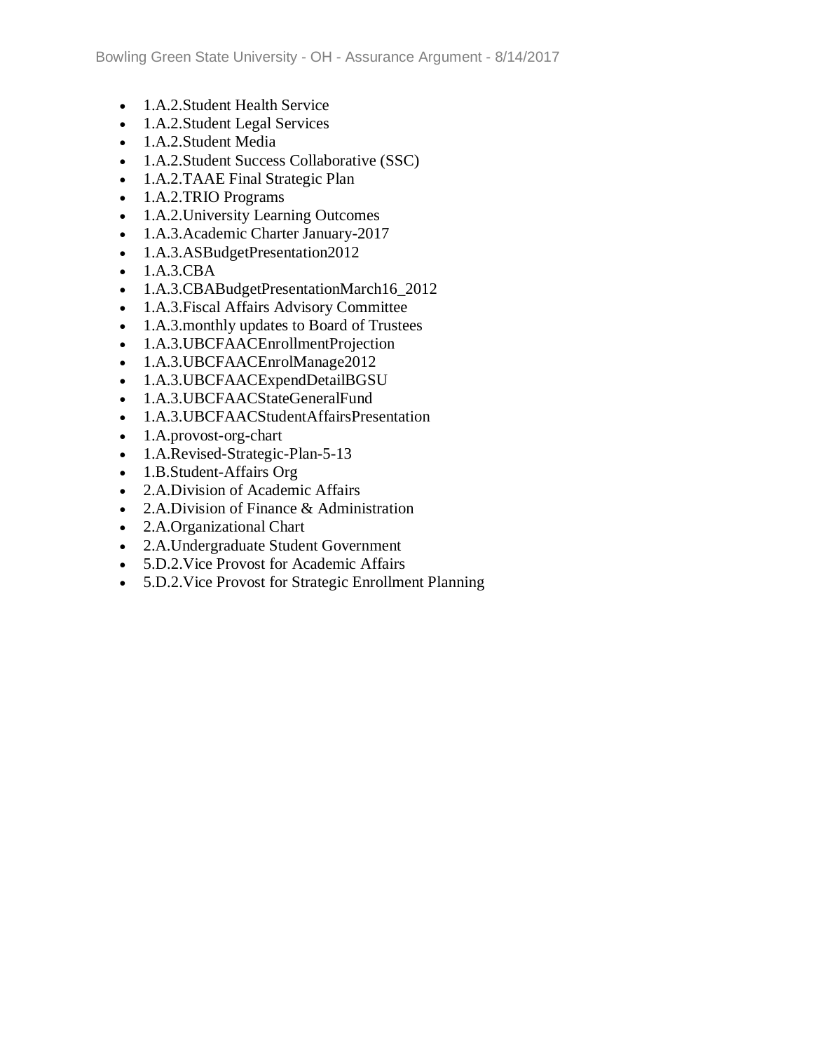- 1.A.2.Student Health Service
- 1.A.2.Student Legal Services
- 1.A.2.Student Media
- 1.A.2.Student Success Collaborative (SSC)
- 1.A.2.TAAE Final Strategic Plan
- 1.A.2.TRIO Programs
- 1.A.2.University Learning Outcomes
- 1.A.3.Academic Charter January-2017
- 1.A.3.ASBudgetPresentation2012
- 1.A.3.CBA
- 1.A.3.CBABudgetPresentationMarch16_2012
- 1.A.3.Fiscal Affairs Advisory Committee
- 1.A.3.monthly updates to Board of Trustees
- 1.A.3.UBCFAACEnrollmentProjection
- 1.A.3.UBCFAACEnrolManage2012
- 1.A.3.UBCFAACExpendDetailBGSU
- 1.A.3.UBCFAACStateGeneralFund
- 1.A.3.UBCFAACStudentAffairsPresentation
- 1.A.provost-org-chart
- 1.A.Revised-Strategic-Plan-5-13
- 1.B.Student-Affairs Org
- 2.A.Division of Academic Affairs
- 2.A.Division of Finance & Administration
- 2.A.Organizational Chart
- 2.A.Undergraduate Student Government
- 5.D.2.Vice Provost for Academic Affairs
- 5.D.2.Vice Provost for Strategic Enrollment Planning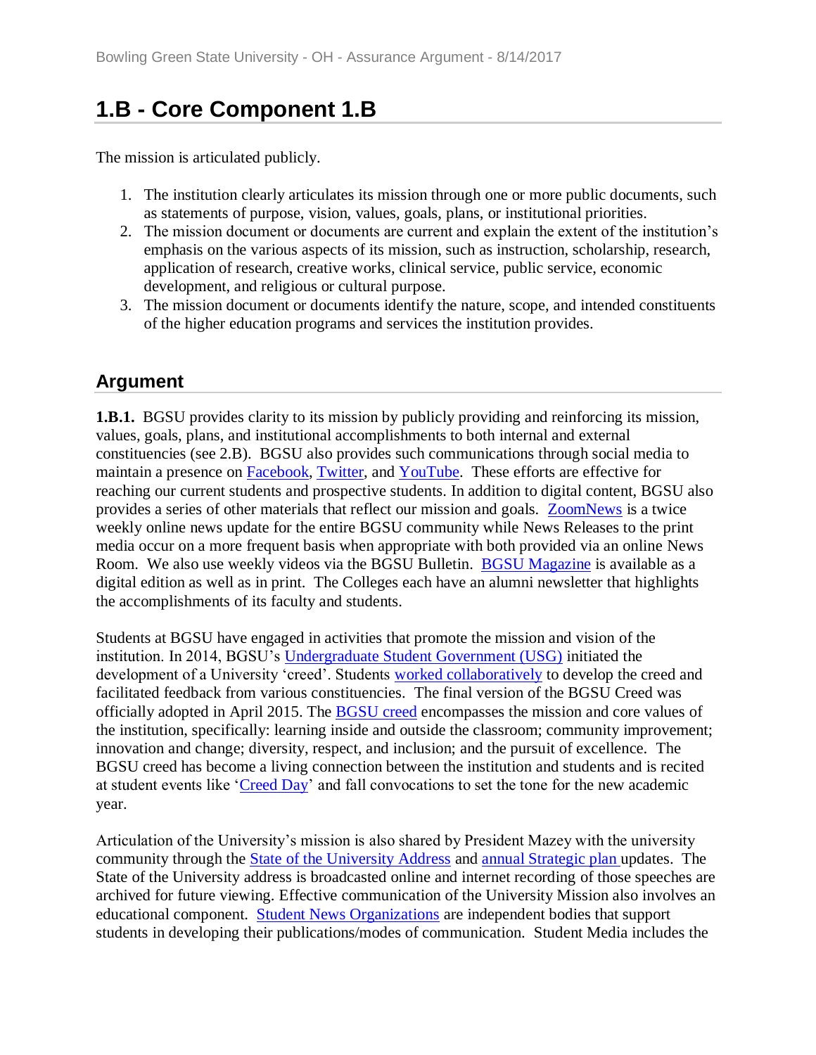# 1.B - Core Component 1.B

The mission is articulated publicly.

1. The institution clearly articulates its mission through one or more public documents, such as statements of purpose, vision, values, goals, plans, or institutional priorities.
2. The mission document or documents are current and explain the extent of the institution's emphasis on the various aspects of its mission, such as instruction, scholarship, research, application of research, creative works, clinical service, public service, economic development, and religious or cultural purpose.
3. The mission document or documents identify the nature, scope, and intended constituents of the higher education programs and services the institution provides.

## Argument

**1.B.1.** BGSU provides clarity to its mission by publicly providing and reinforcing its mission, values, goals, plans, and institutional accomplishments to both internal and external constituencies (see 2.B). BGSU also provides such communications through social media to maintain a presence on Facebook, Twitter, and YouTube. These efforts are effective for reaching our current students and prospective students. In addition to digital content, BGSU also provides a series of other materials that reflect our mission and goals. ZoomNews is a twice weekly online news update for the entire BGSU community while News Releases to the print media occur on a more frequent basis when appropriate with both provided via an online News Room. We also use weekly videos via the BGSU Bulletin. BGSU Magazine is available as a digital edition as well as in print. The Colleges each have an alumni newsletter that highlights the accomplishments of its faculty and students.

Students at BGSU have engaged in activities that promote the mission and vision of the institution. In 2014, BGSU's Undergraduate Student Government (USG) initiated the development of a University 'creed'. Students worked collaboratively to develop the creed and facilitated feedback from various constituencies. The final version of the BGSU Creed was officially adopted in April 2015. The BGSU creed encompasses the mission and core values of the institution, specifically: learning inside and outside the classroom; community improvement; innovation and change; diversity, respect, and inclusion; and the pursuit of excellence. The BGSU creed has become a living connection between the institution and students and is recited at student events like 'Creed Day' and fall convocations to set the tone for the new academic year.

Articulation of the University's mission is also shared by President Mazey with the university community through the State of the University Address and annual Strategic plan updates. The State of the University address is broadcasted online and internet recording of those speeches are archived for future viewing. Effective communication of the University Mission also involves an educational component. Student News Organizations are independent bodies that support students in developing their publications/modes of communication. Student Media includes the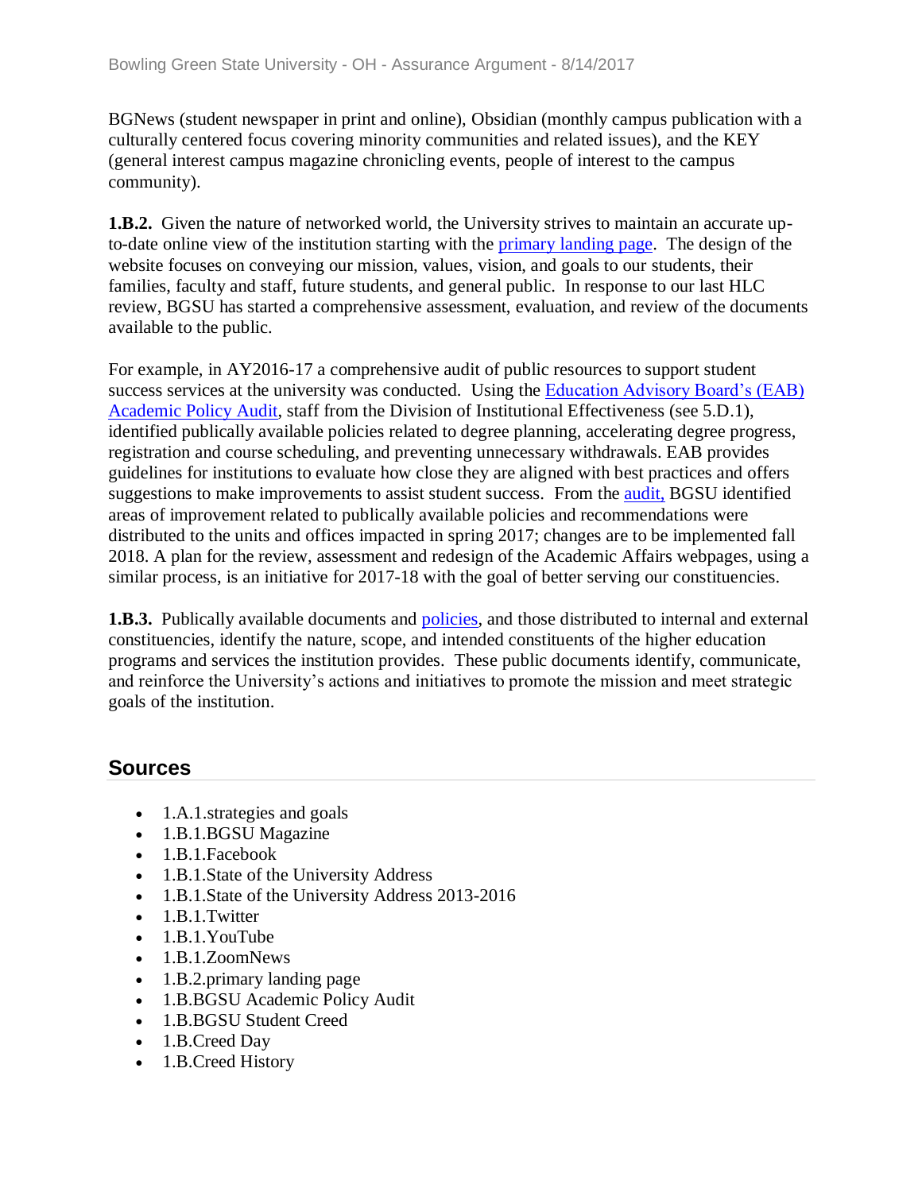BGNews (student newspaper in print and online), Obsidian (monthly campus publication with a culturally centered focus covering minority communities and related issues), and the KEY (general interest campus magazine chronicling events, people of interest to the campus community).

**1.B.2.** Given the nature of networked world, the University strives to maintain an accurate up-to-date online view of the institution starting with the primary landing page. The design of the website focuses on conveying our mission, values, vision, and goals to our students, their families, faculty and staff, future students, and general public. In response to our last HLC review, BGSU has started a comprehensive assessment, evaluation, and review of the documents available to the public.

For example, in AY2016-17 a comprehensive audit of public resources to support student success services at the university was conducted. Using the Education Advisory Board's (EAB) Academic Policy Audit, staff from the Division of Institutional Effectiveness (see 5.D.1), identified publically available policies related to degree planning, accelerating degree progress, registration and course scheduling, and preventing unnecessary withdrawals. EAB provides guidelines for institutions to evaluate how close they are aligned with best practices and offers suggestions to make improvements to assist student success. From the audit, BGSU identified areas of improvement related to publically available policies and recommendations were distributed to the units and offices impacted in spring 2017; changes are to be implemented fall 2018. A plan for the review, assessment and redesign of the Academic Affairs webpages, using a similar process, is an initiative for 2017-18 with the goal of better serving our constituencies.

**1.B.3.** Publically available documents and policies, and those distributed to internal and external constituencies, identify the nature, scope, and intended constituents of the higher education programs and services the institution provides. These public documents identify, communicate, and reinforce the University's actions and initiatives to promote the mission and meet strategic goals of the institution.

## Sources

- 1.A.1.strategies and goals
- 1.B.1.BGSU Magazine
- 1.B.1.Facebook
- 1.B.1.State of the University Address
- 1.B.1.State of the University Address 2013-2016
- 1.B.1.Twitter
- 1.B.1.YouTube
- 1.B.1.ZoomNews
- 1.B.2.primary landing page
- 1.B.BGSU Academic Policy Audit
- 1.B.BGSU Student Creed
- 1.B.Creed Day
- 1.B.Creed History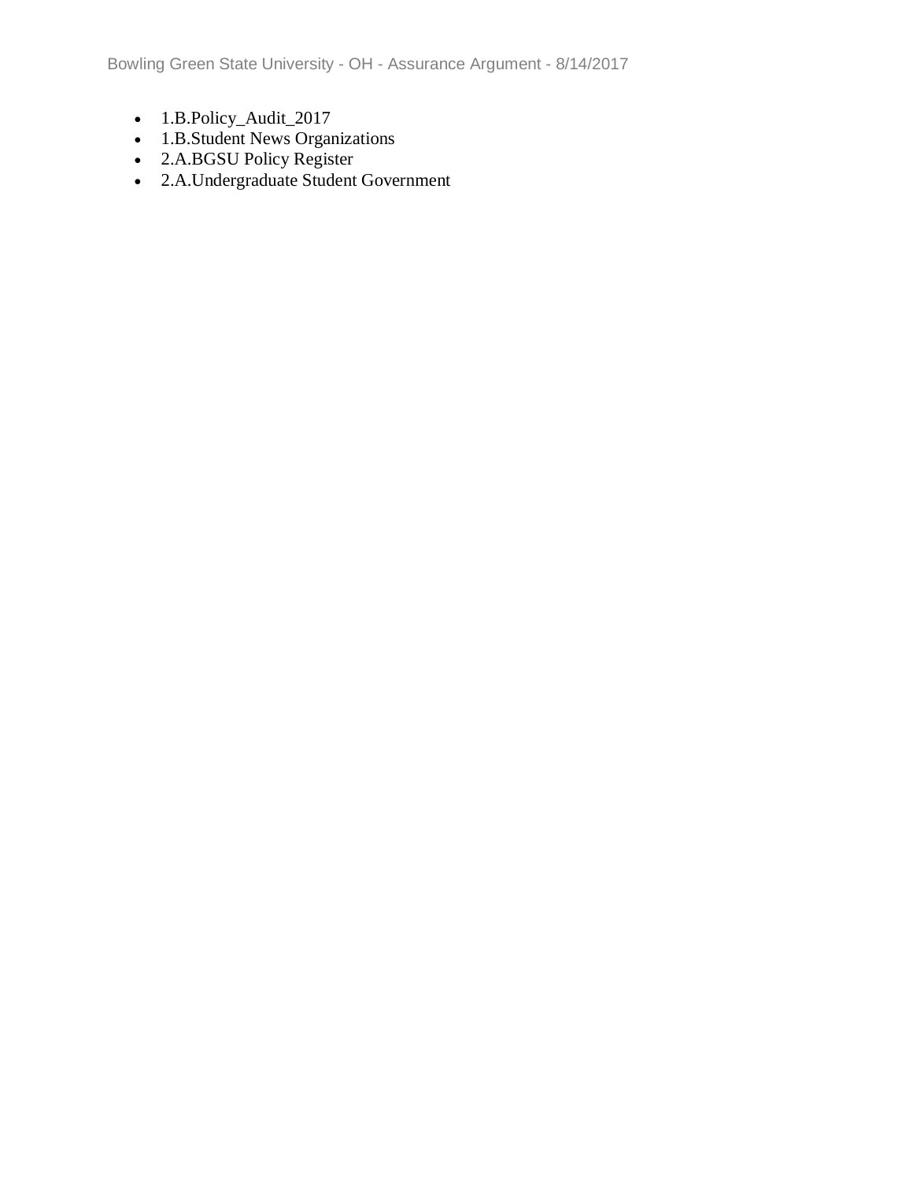- 1.B.Policy_Audit_2017
- 1.B.Student News Organizations
- 2.A.BGSU Policy Register
- 2.A.Undergraduate Student Government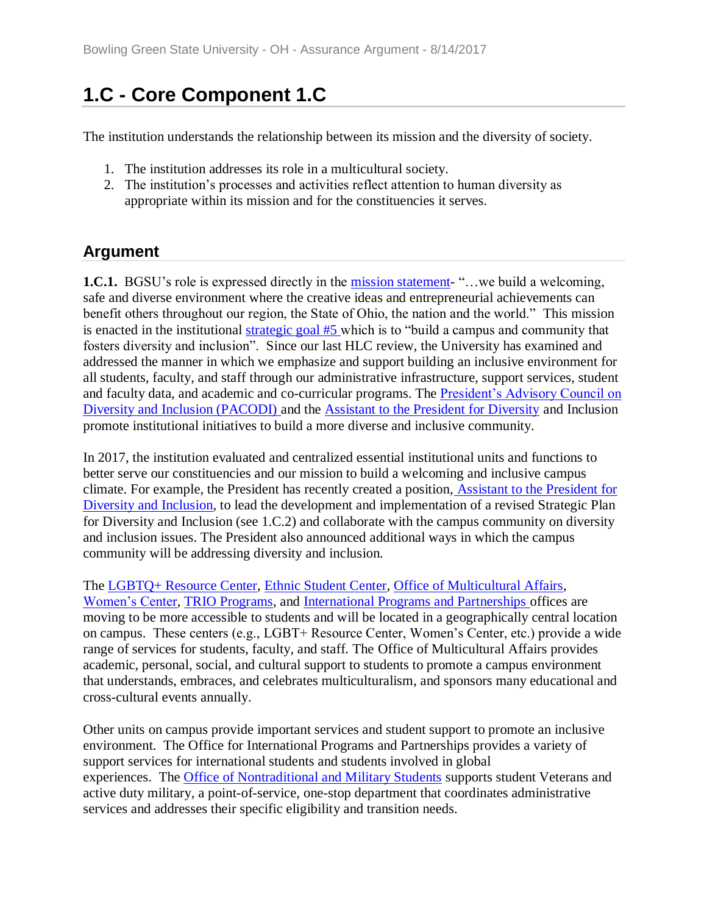# 1.C - Core Component 1.C

The institution understands the relationship between its mission and the diversity of society.

1. The institution addresses its role in a multicultural society.
2. The institution's processes and activities reflect attention to human diversity as appropriate within its mission and for the constituencies it serves.

## Argument

**1.C.1.** BGSU's role is expressed directly in the mission statement- "…we build a welcoming, safe and diverse environment where the creative ideas and entrepreneurial achievements can benefit others throughout our region, the State of Ohio, the nation and the world." This mission is enacted in the institutional strategic goal #5 which is to "build a campus and community that fosters diversity and inclusion". Since our last HLC review, the University has examined and addressed the manner in which we emphasize and support building an inclusive environment for all students, faculty, and staff through our administrative infrastructure, support services, student and faculty data, and academic and co-curricular programs. The President's Advisory Council on Diversity and Inclusion (PACODI) and the Assistant to the President for Diversity and Inclusion promote institutional initiatives to build a more diverse and inclusive community.

In 2017, the institution evaluated and centralized essential institutional units and functions to better serve our constituencies and our mission to build a welcoming and inclusive campus climate. For example, the President has recently created a position, Assistant to the President for Diversity and Inclusion, to lead the development and implementation of a revised Strategic Plan for Diversity and Inclusion (see 1.C.2) and collaborate with the campus community on diversity and inclusion issues. The President also announced additional ways in which the campus community will be addressing diversity and inclusion.

The LGBTQ+ Resource Center, Ethnic Student Center, Office of Multicultural Affairs, Women's Center, TRIO Programs, and International Programs and Partnerships offices are moving to be more accessible to students and will be located in a geographically central location on campus. These centers (e.g., LGBT+ Resource Center, Women's Center, etc.) provide a wide range of services for students, faculty, and staff. The Office of Multicultural Affairs provides academic, personal, social, and cultural support to students to promote a campus environment that understands, embraces, and celebrates multiculturalism, and sponsors many educational and cross-cultural events annually.

Other units on campus provide important services and student support to promote an inclusive environment. The Office for International Programs and Partnerships provides a variety of support services for international students and students involved in global experiences. The Office of Nontraditional and Military Students supports student Veterans and active duty military, a point-of-service, one-stop department that coordinates administrative services and addresses their specific eligibility and transition needs.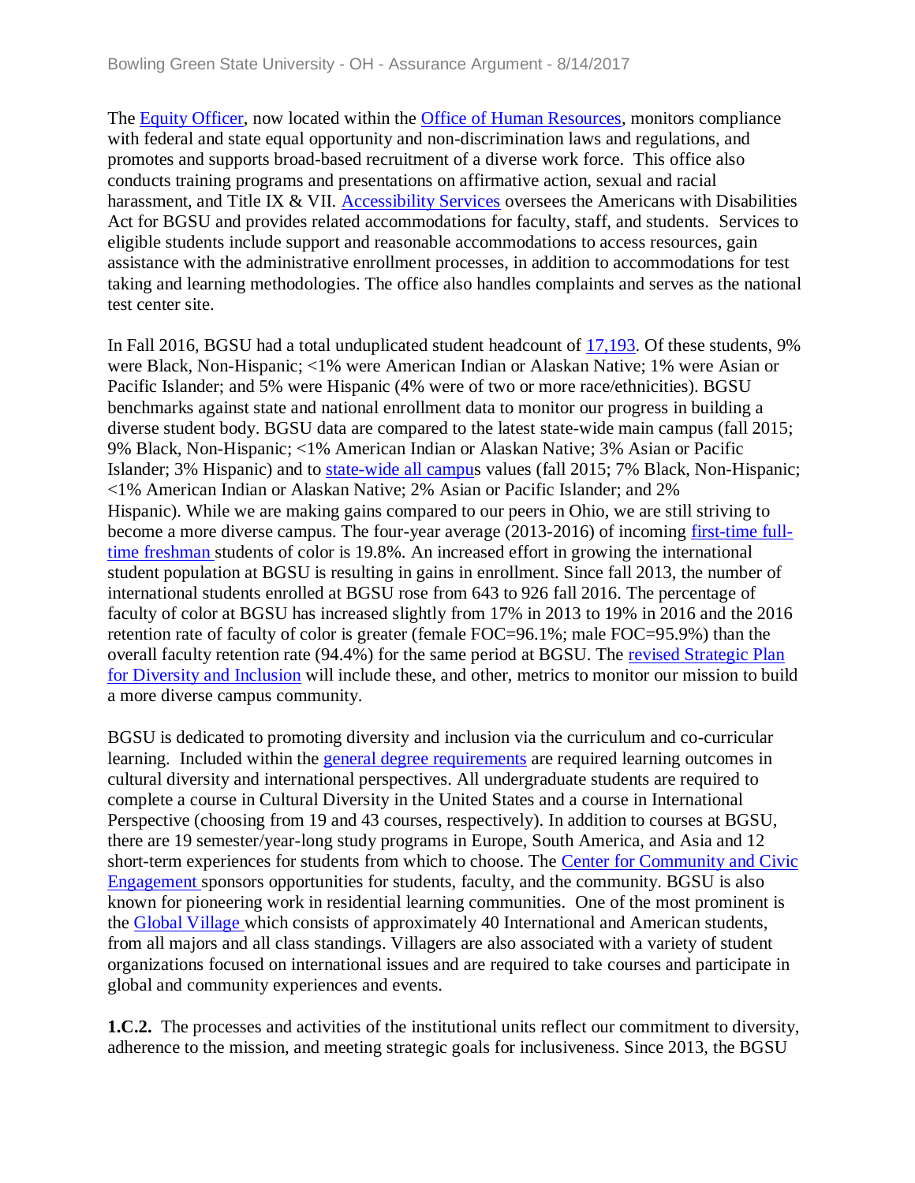The Equity Officer, now located within the Office of Human Resources, monitors compliance with federal and state equal opportunity and non-discrimination laws and regulations, and promotes and supports broad-based recruitment of a diverse work force. This office also conducts training programs and presentations on affirmative action, sexual and racial harassment, and Title IX & VII. Accessibility Services oversees the Americans with Disabilities Act for BGSU and provides related accommodations for faculty, staff, and students. Services to eligible students include support and reasonable accommodations to access resources, gain assistance with the administrative enrollment processes, in addition to accommodations for test taking and learning methodologies. The office also handles complaints and serves as the national test center site.

In Fall 2016, BGSU had a total unduplicated student headcount of 17,193. Of these students, 9% were Black, Non-Hispanic; <1% were American Indian or Alaskan Native; 1% were Asian or Pacific Islander; and 5% were Hispanic (4% were of two or more race/ethnicities). BGSU benchmarks against state and national enrollment data to monitor our progress in building a diverse student body. BGSU data are compared to the latest state-wide main campus (fall 2015; 9% Black, Non-Hispanic; <1% American Indian or Alaskan Native; 3% Asian or Pacific Islander; 3% Hispanic) and to state-wide all campus values (fall 2015; 7% Black, Non-Hispanic; <1% American Indian or Alaskan Native; 2% Asian or Pacific Islander; and 2% Hispanic). While we are making gains compared to our peers in Ohio, we are still striving to become a more diverse campus. The four-year average (2013-2016) of incoming first-time full-time freshman students of color is 19.8%. An increased effort in growing the international student population at BGSU is resulting in gains in enrollment. Since fall 2013, the number of international students enrolled at BGSU rose from 643 to 926 fall 2016. The percentage of faculty of color at BGSU has increased slightly from 17% in 2013 to 19% in 2016 and the 2016 retention rate of faculty of color is greater (female FOC=96.1%; male FOC=95.9%) than the overall faculty retention rate (94.4%) for the same period at BGSU. The revised Strategic Plan for Diversity and Inclusion will include these, and other, metrics to monitor our mission to build a more diverse campus community.

BGSU is dedicated to promoting diversity and inclusion via the curriculum and co-curricular learning. Included within the general degree requirements are required learning outcomes in cultural diversity and international perspectives. All undergraduate students are required to complete a course in Cultural Diversity in the United States and a course in International Perspective (choosing from 19 and 43 courses, respectively). In addition to courses at BGSU, there are 19 semester/year-long study programs in Europe, South America, and Asia and 12 short-term experiences for students from which to choose. The Center for Community and Civic Engagement sponsors opportunities for students, faculty, and the community. BGSU is also known for pioneering work in residential learning communities. One of the most prominent is the Global Village which consists of approximately 40 International and American students, from all majors and all class standings. Villagers are also associated with a variety of student organizations focused on international issues and are required to take courses and participate in global and community experiences and events.

**1.C.2.** The processes and activities of the institutional units reflect our commitment to diversity, adherence to the mission, and meeting strategic goals for inclusiveness. Since 2013, the BGSU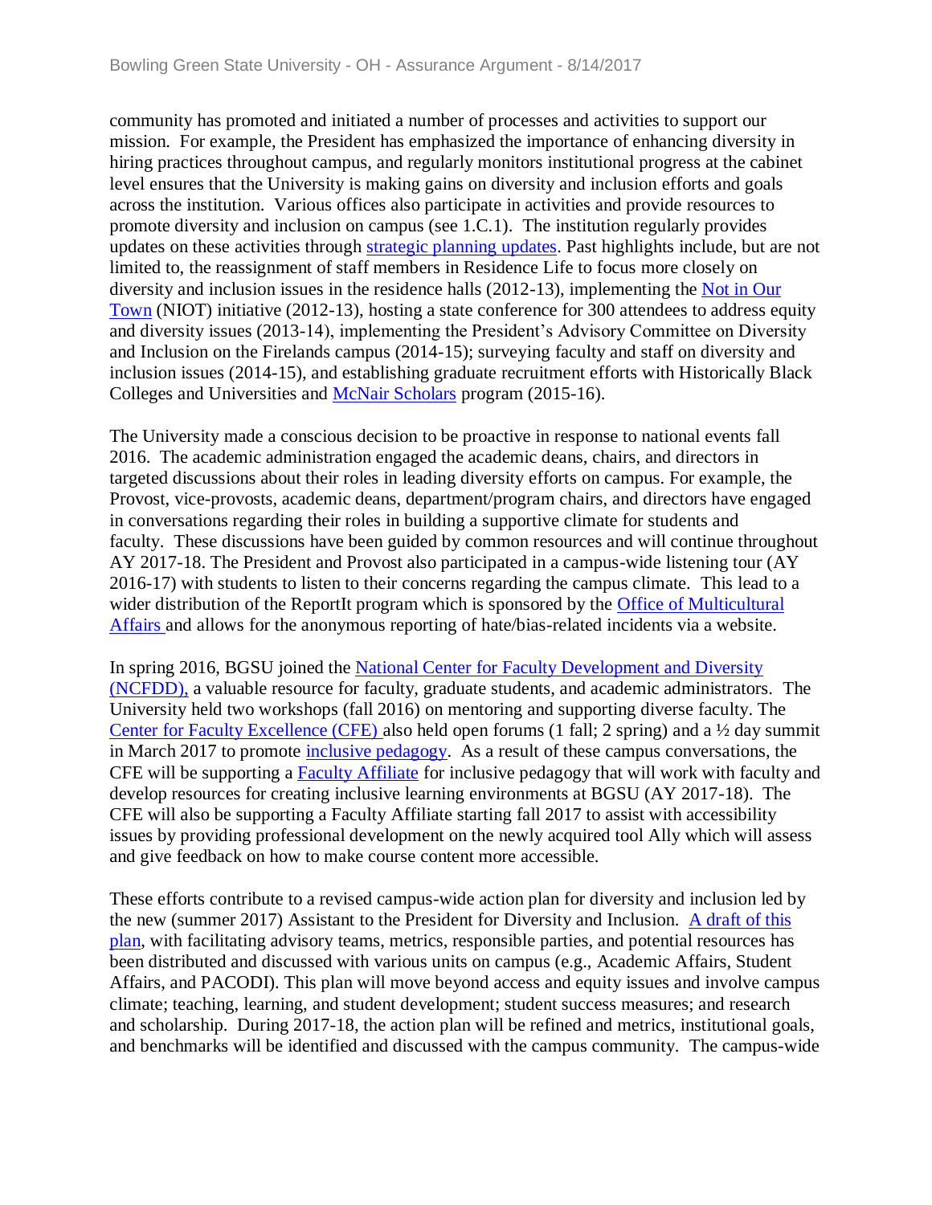community has promoted and initiated a number of processes and activities to support our mission. For example, the President has emphasized the importance of enhancing diversity in hiring practices throughout campus, and regularly monitors institutional progress at the cabinet level ensures that the University is making gains on diversity and inclusion efforts and goals across the institution. Various offices also participate in activities and provide resources to promote diversity and inclusion on campus (see 1.C.1). The institution regularly provides updates on these activities through strategic planning updates. Past highlights include, but are not limited to, the reassignment of staff members in Residence Life to focus more closely on diversity and inclusion issues in the residence halls (2012-13), implementing the Not in Our Town (NIOT) initiative (2012-13), hosting a state conference for 300 attendees to address equity and diversity issues (2013-14), implementing the President's Advisory Committee on Diversity and Inclusion on the Firelands campus (2014-15); surveying faculty and staff on diversity and inclusion issues (2014-15), and establishing graduate recruitment efforts with Historically Black Colleges and Universities and McNair Scholars program (2015-16).

The University made a conscious decision to be proactive in response to national events fall 2016. The academic administration engaged the academic deans, chairs, and directors in targeted discussions about their roles in leading diversity efforts on campus. For example, the Provost, vice-provosts, academic deans, department/program chairs, and directors have engaged in conversations regarding their roles in building a supportive climate for students and faculty. These discussions have been guided by common resources and will continue throughout AY 2017-18. The President and Provost also participated in a campus-wide listening tour (AY 2016-17) with students to listen to their concerns regarding the campus climate. This lead to a wider distribution of the ReportIt program which is sponsored by the Office of Multicultural Affairs and allows for the anonymous reporting of hate/bias-related incidents via a website.

In spring 2016, BGSU joined the National Center for Faculty Development and Diversity (NCFDD), a valuable resource for faculty, graduate students, and academic administrators. The University held two workshops (fall 2016) on mentoring and supporting diverse faculty. The Center for Faculty Excellence (CFE) also held open forums (1 fall; 2 spring) and a ½ day summit in March 2017 to promote inclusive pedagogy. As a result of these campus conversations, the CFE will be supporting a Faculty Affiliate for inclusive pedagogy that will work with faculty and develop resources for creating inclusive learning environments at BGSU (AY 2017-18). The CFE will also be supporting a Faculty Affiliate starting fall 2017 to assist with accessibility issues by providing professional development on the newly acquired tool Ally which will assess and give feedback on how to make course content more accessible.

These efforts contribute to a revised campus-wide action plan for diversity and inclusion led by the new (summer 2017) Assistant to the President for Diversity and Inclusion. A draft of this plan, with facilitating advisory teams, metrics, responsible parties, and potential resources has been distributed and discussed with various units on campus (e.g., Academic Affairs, Student Affairs, and PACODI). This plan will move beyond access and equity issues and involve campus climate; teaching, learning, and student development; student success measures; and research and scholarship. During 2017-18, the action plan will be refined and metrics, institutional goals, and benchmarks will be identified and discussed with the campus community. The campus-wide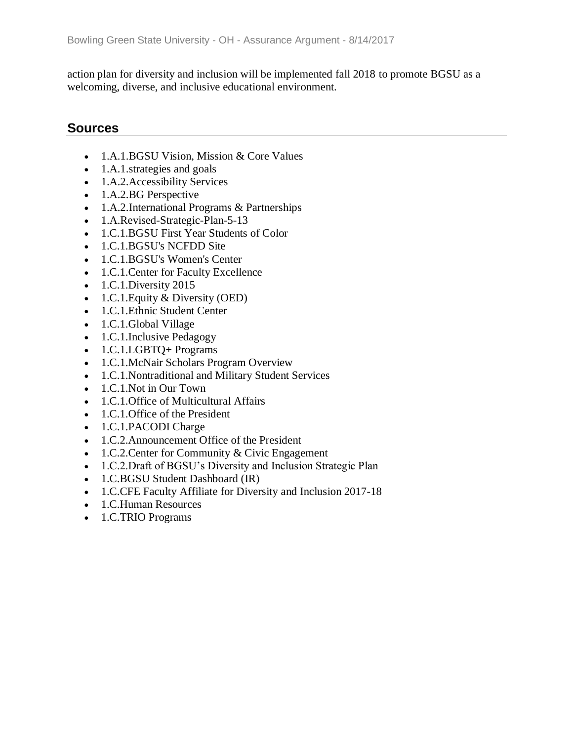action plan for diversity and inclusion will be implemented fall 2018 to promote BGSU as a welcoming, diverse, and inclusive educational environment.

## Sources

- 1.A.1.BGSU Vision, Mission & Core Values
- 1.A.1.strategies and goals
- 1.A.2.Accessibility Services
- 1.A.2.BG Perspective
- 1.A.2.International Programs & Partnerships
- 1.A.Revised-Strategic-Plan-5-13
- 1.C.1.BGSU First Year Students of Color
- 1.C.1.BGSU's NCFDD Site
- 1.C.1.BGSU's Women's Center
- 1.C.1.Center for Faculty Excellence
- 1.C.1.Diversity 2015
- 1.C.1.Equity & Diversity (OED)
- 1.C.1.Ethnic Student Center
- 1.C.1.Global Village
- 1.C.1.Inclusive Pedagogy
- 1.C.1.LGBTQ+ Programs
- 1.C.1.McNair Scholars Program Overview
- 1.C.1.Nontraditional and Military Student Services
- 1.C.1.Not in Our Town
- 1.C.1.Office of Multicultural Affairs
- 1.C.1.Office of the President
- 1.C.1.PACODI Charge
- 1.C.2.Announcement Office of the President
- 1.C.2.Center for Community & Civic Engagement
- 1.C.2.Draft of BGSU's Diversity and Inclusion Strategic Plan
- 1.C.BGSU Student Dashboard (IR)
- 1.C.CFE Faculty Affiliate for Diversity and Inclusion 2017-18
- 1.C.Human Resources
- 1.C.TRIO Programs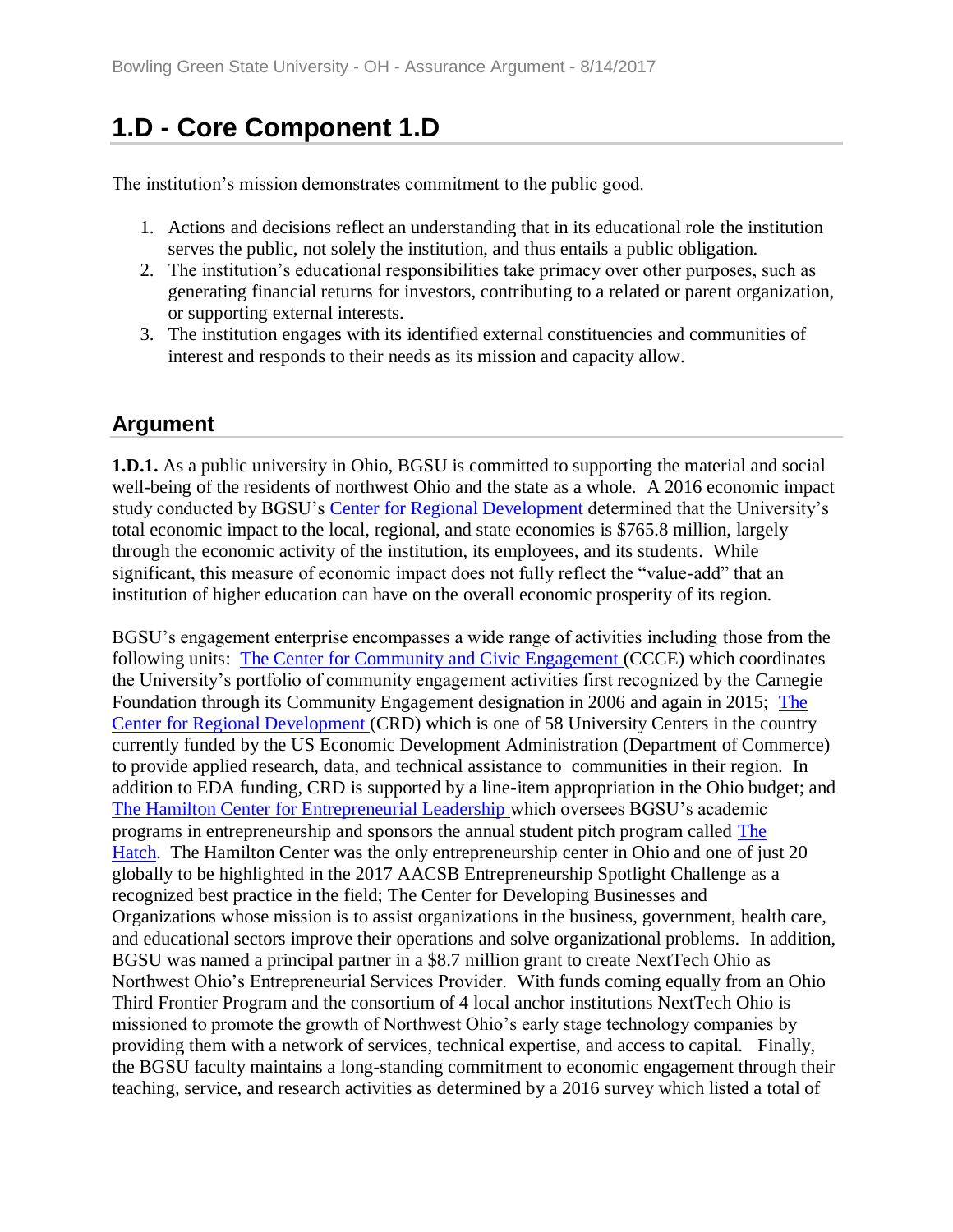# 1.D - Core Component 1.D

The institution's mission demonstrates commitment to the public good.

1. Actions and decisions reflect an understanding that in its educational role the institution serves the public, not solely the institution, and thus entails a public obligation.
2. The institution's educational responsibilities take primacy over other purposes, such as generating financial returns for investors, contributing to a related or parent organization, or supporting external interests.
3. The institution engages with its identified external constituencies and communities of interest and responds to their needs as its mission and capacity allow.

## Argument

**1.D.1.** As a public university in Ohio, BGSU is committed to supporting the material and social well-being of the residents of northwest Ohio and the state as a whole. A 2016 economic impact study conducted by BGSU's Center for Regional Development determined that the University's total economic impact to the local, regional, and state economies is $765.8 million, largely through the economic activity of the institution, its employees, and its students. While significant, this measure of economic impact does not fully reflect the "value-add" that an institution of higher education can have on the overall economic prosperity of its region.

BGSU's engagement enterprise encompasses a wide range of activities including those from the following units: The Center for Community and Civic Engagement (CCCE) which coordinates the University's portfolio of community engagement activities first recognized by the Carnegie Foundation through its Community Engagement designation in 2006 and again in 2015; The Center for Regional Development (CRD) which is one of 58 University Centers in the country currently funded by the US Economic Development Administration (Department of Commerce) to provide applied research, data, and technical assistance to communities in their region. In addition to EDA funding, CRD is supported by a line-item appropriation in the Ohio budget; and The Hamilton Center for Entrepreneurial Leadership which oversees BGSU's academic programs in entrepreneurship and sponsors the annual student pitch program called The Hatch. The Hamilton Center was the only entrepreneurship center in Ohio and one of just 20 globally to be highlighted in the 2017 AACSB Entrepreneurship Spotlight Challenge as a recognized best practice in the field; The Center for Developing Businesses and Organizations whose mission is to assist organizations in the business, government, health care, and educational sectors improve their operations and solve organizational problems. In addition, BGSU was named a principal partner in a $8.7 million grant to create NextTech Ohio as Northwest Ohio's Entrepreneurial Services Provider. With funds coming equally from an Ohio Third Frontier Program and the consortium of 4 local anchor institutions NextTech Ohio is missioned to promote the growth of Northwest Ohio's early stage technology companies by providing them with a network of services, technical expertise, and access to capital. Finally, the BGSU faculty maintains a long-standing commitment to economic engagement through their teaching, service, and research activities as determined by a 2016 survey which listed a total of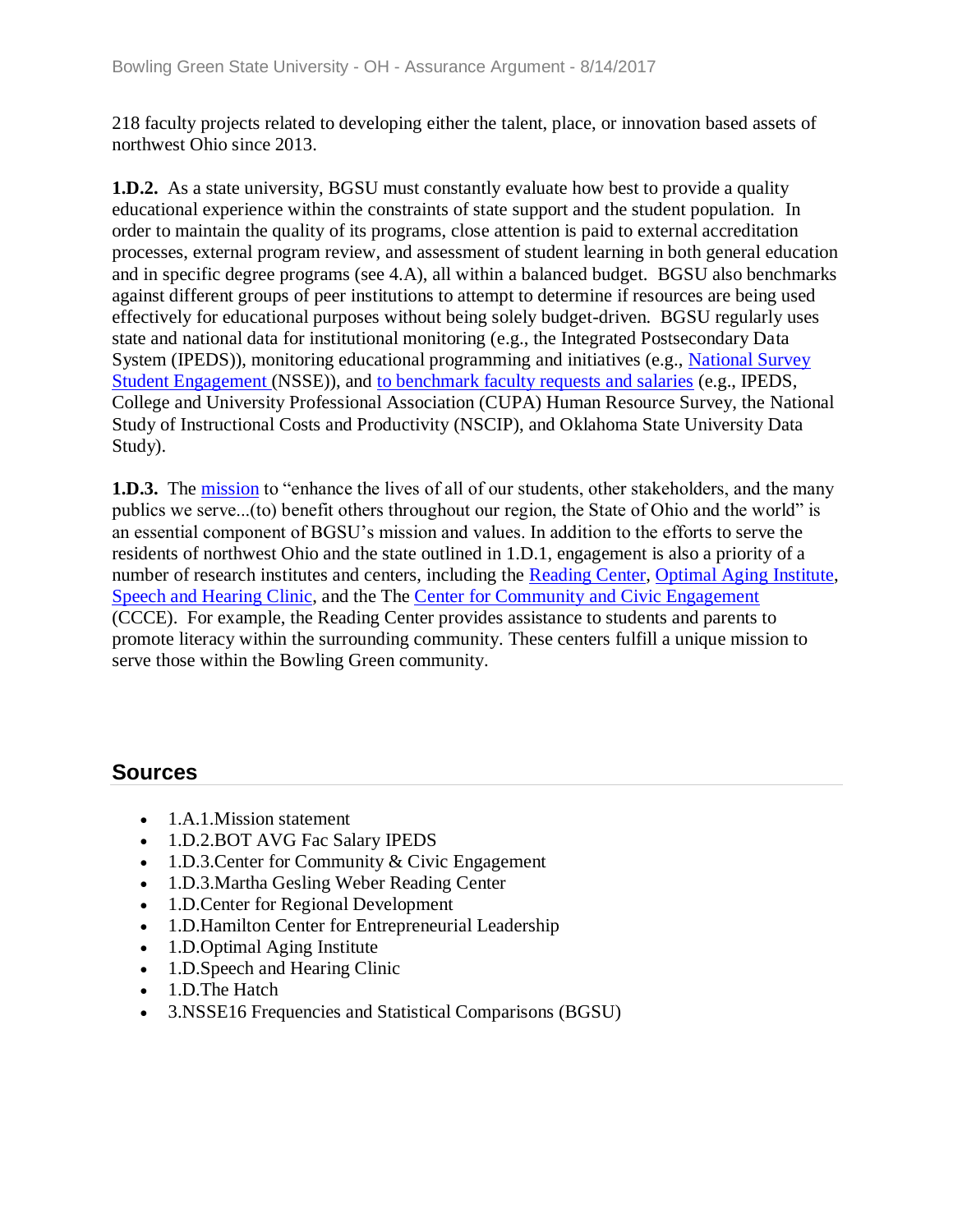218 faculty projects related to developing either the talent, place, or innovation based assets of northwest Ohio since 2013.

**1.D.2.** As a state university, BGSU must constantly evaluate how best to provide a quality educational experience within the constraints of state support and the student population. In order to maintain the quality of its programs, close attention is paid to external accreditation processes, external program review, and assessment of student learning in both general education and in specific degree programs (see 4.A), all within a balanced budget. BGSU also benchmarks against different groups of peer institutions to attempt to determine if resources are being used effectively for educational purposes without being solely budget-driven. BGSU regularly uses state and national data for institutional monitoring (e.g., the Integrated Postsecondary Data System (IPEDS)), monitoring educational programming and initiatives (e.g., National Survey Student Engagement (NSSE)), and to benchmark faculty requests and salaries (e.g., IPEDS, College and University Professional Association (CUPA) Human Resource Survey, the National Study of Instructional Costs and Productivity (NSCIP), and Oklahoma State University Data Study).

**1.D.3.** The mission to "enhance the lives of all of our students, other stakeholders, and the many publics we serve...(to) benefit others throughout our region, the State of Ohio and the world" is an essential component of BGSU's mission and values. In addition to the efforts to serve the residents of northwest Ohio and the state outlined in 1.D.1, engagement is also a priority of a number of research institutes and centers, including the Reading Center, Optimal Aging Institute, Speech and Hearing Clinic, and the The Center for Community and Civic Engagement (CCCE). For example, the Reading Center provides assistance to students and parents to promote literacy within the surrounding community. These centers fulfill a unique mission to serve those within the Bowling Green community.

## Sources

- 1.A.1.Mission statement
- 1.D.2.BOT AVG Fac Salary IPEDS
- 1.D.3.Center for Community & Civic Engagement
- 1.D.3.Martha Gesling Weber Reading Center
- 1.D.Center for Regional Development
- 1.D.Hamilton Center for Entrepreneurial Leadership
- 1.D.Optimal Aging Institute
- 1.D.Speech and Hearing Clinic
- 1.D.The Hatch
- 3.NSSE16 Frequencies and Statistical Comparisons (BGSU)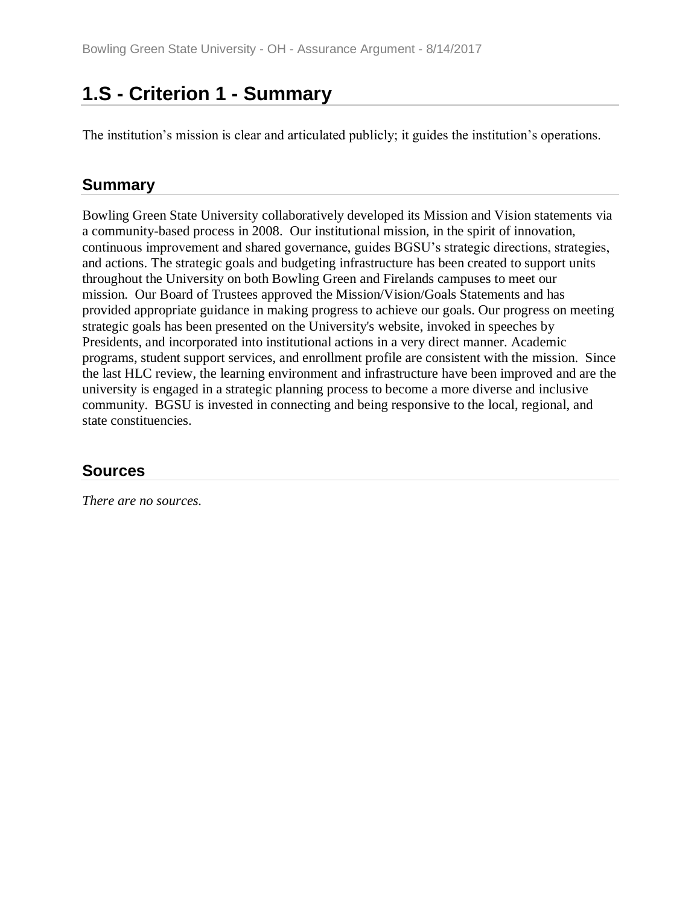## 1.S - Criterion 1 - Summary

The institution's mission is clear and articulated publicly; it guides the institution's operations.

### Summary

Bowling Green State University collaboratively developed its Mission and Vision statements via a community-based process in 2008. Our institutional mission, in the spirit of innovation, continuous improvement and shared governance, guides BGSU's strategic directions, strategies, and actions. The strategic goals and budgeting infrastructure has been created to support units throughout the University on both Bowling Green and Firelands campuses to meet our mission. Our Board of Trustees approved the Mission/Vision/Goals Statements and has provided appropriate guidance in making progress to achieve our goals. Our progress on meeting strategic goals has been presented on the University's website, invoked in speeches by Presidents, and incorporated into institutional actions in a very direct manner. Academic programs, student support services, and enrollment profile are consistent with the mission. Since the last HLC review, the learning environment and infrastructure have been improved and are the university is engaged in a strategic planning process to become a more diverse and inclusive community. BGSU is invested in connecting and being responsive to the local, regional, and state constituencies.

### Sources

*There are no sources.*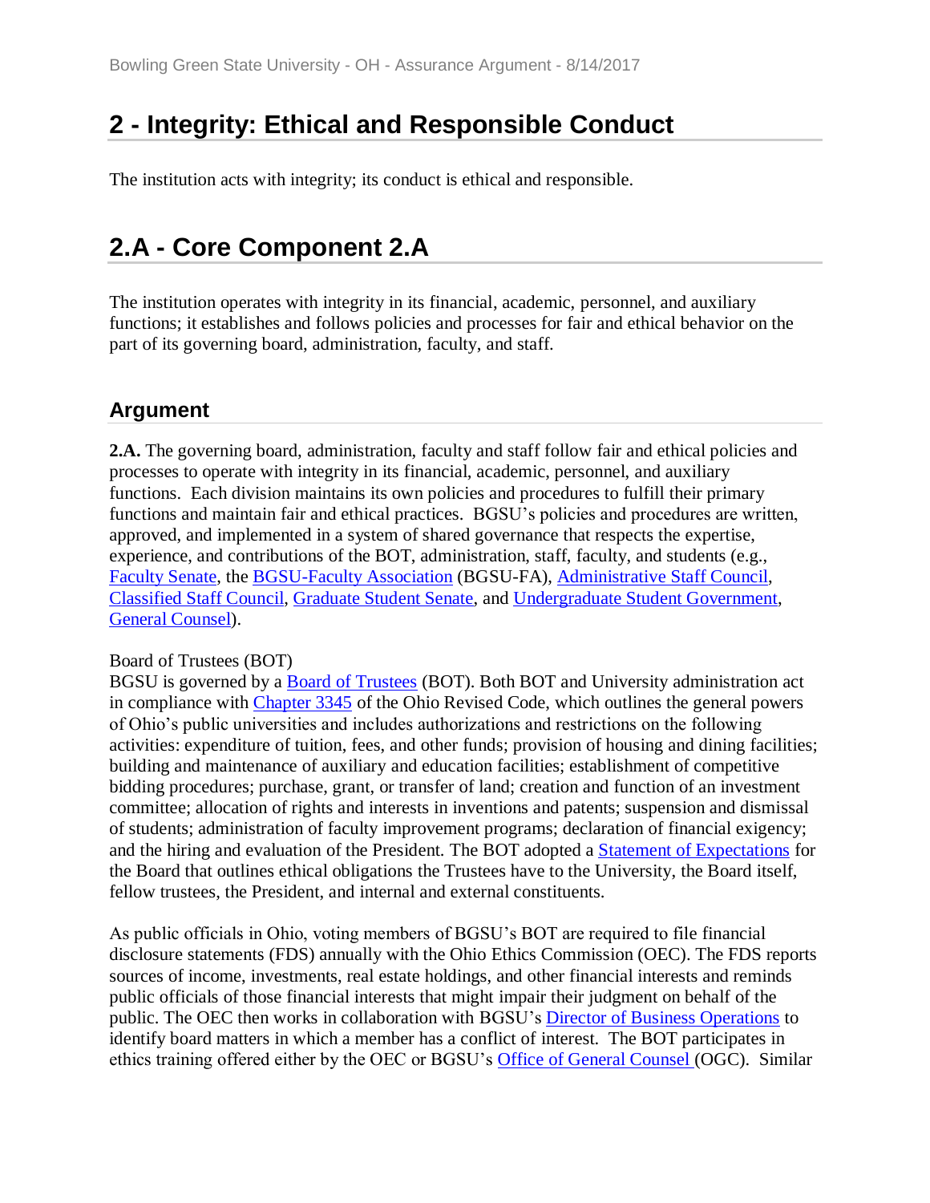# 2 - Integrity: Ethical and Responsible Conduct

The institution acts with integrity; its conduct is ethical and responsible.

# 2.A - Core Component 2.A

The institution operates with integrity in its financial, academic, personnel, and auxiliary functions; it establishes and follows policies and processes for fair and ethical behavior on the part of its governing board, administration, faculty, and staff.

## Argument

**2.A.** The governing board, administration, faculty and staff follow fair and ethical policies and processes to operate with integrity in its financial, academic, personnel, and auxiliary functions. Each division maintains its own policies and procedures to fulfill their primary functions and maintain fair and ethical practices. BGSU's policies and procedures are written, approved, and implemented in a system of shared governance that respects the expertise, experience, and contributions of the BOT, administration, staff, faculty, and students (e.g., Faculty Senate, the BGSU-Faculty Association (BGSU-FA), Administrative Staff Council, Classified Staff Council, Graduate Student Senate, and Undergraduate Student Government, General Counsel).

Board of Trustees (BOT)
BGSU is governed by a Board of Trustees (BOT). Both BOT and University administration act in compliance with Chapter 3345 of the Ohio Revised Code, which outlines the general powers of Ohio's public universities and includes authorizations and restrictions on the following activities: expenditure of tuition, fees, and other funds; provision of housing and dining facilities; building and maintenance of auxiliary and education facilities; establishment of competitive bidding procedures; purchase, grant, or transfer of land; creation and function of an investment committee; allocation of rights and interests in inventions and patents; suspension and dismissal of students; administration of faculty improvement programs; declaration of financial exigency; and the hiring and evaluation of the President. The BOT adopted a Statement of Expectations for the Board that outlines ethical obligations the Trustees have to the University, the Board itself, fellow trustees, the President, and internal and external constituents.

As public officials in Ohio, voting members of BGSU's BOT are required to file financial disclosure statements (FDS) annually with the Ohio Ethics Commission (OEC). The FDS reports sources of income, investments, real estate holdings, and other financial interests and reminds public officials of those financial interests that might impair their judgment on behalf of the public. The OEC then works in collaboration with BGSU's Director of Business Operations to identify board matters in which a member has a conflict of interest. The BOT participates in ethics training offered either by the OEC or BGSU's Office of General Counsel (OGC). Similar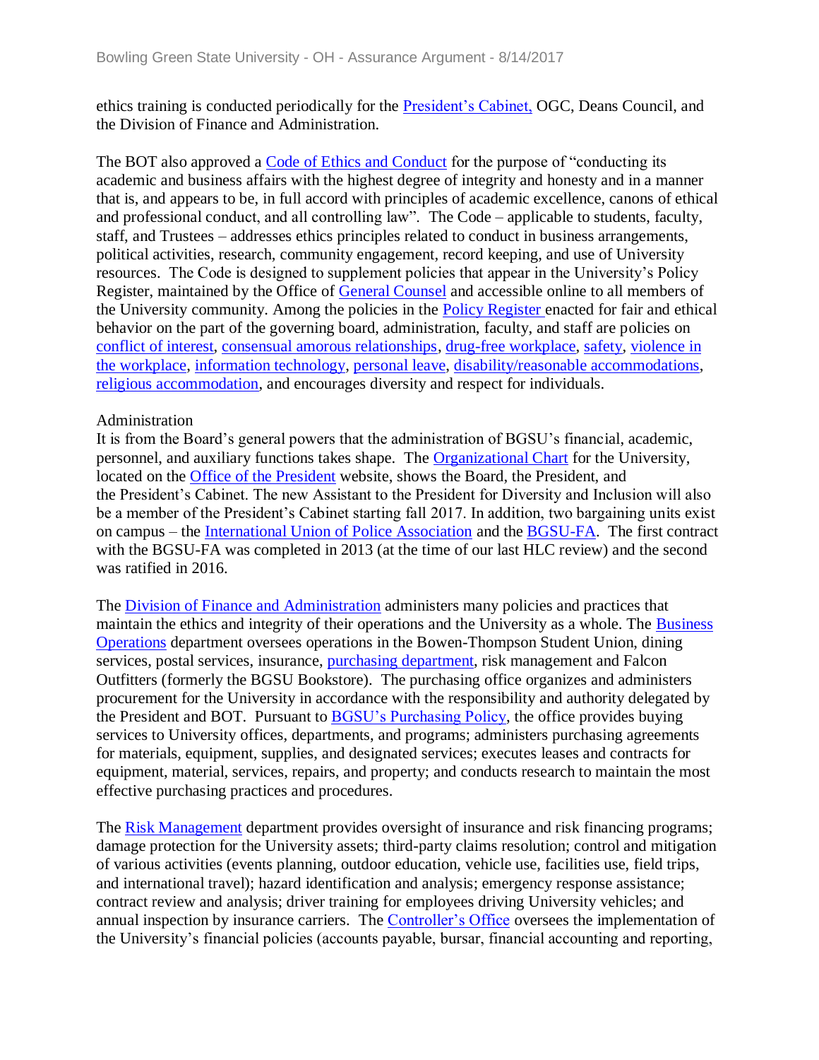ethics training is conducted periodically for the President's Cabinet, OGC, Deans Council, and the Division of Finance and Administration.

The BOT also approved a Code of Ethics and Conduct for the purpose of "conducting its academic and business affairs with the highest degree of integrity and honesty and in a manner that is, and appears to be, in full accord with principles of academic excellence, canons of ethical and professional conduct, and all controlling law". The Code – applicable to students, faculty, staff, and Trustees – addresses ethics principles related to conduct in business arrangements, political activities, research, community engagement, record keeping, and use of University resources. The Code is designed to supplement policies that appear in the University's Policy Register, maintained by the Office of General Counsel and accessible online to all members of the University community. Among the policies in the Policy Register enacted for fair and ethical behavior on the part of the governing board, administration, faculty, and staff are policies on conflict of interest, consensual amorous relationships, drug-free workplace, safety, violence in the workplace, information technology, personal leave, disability/reasonable accommodations, religious accommodation, and encourages diversity and respect for individuals.

Administration

It is from the Board's general powers that the administration of BGSU's financial, academic, personnel, and auxiliary functions takes shape. The Organizational Chart for the University, located on the Office of the President website, shows the Board, the President, and the President's Cabinet. The new Assistant to the President for Diversity and Inclusion will also be a member of the President's Cabinet starting fall 2017. In addition, two bargaining units exist on campus – the International Union of Police Association and the BGSU-FA. The first contract with the BGSU-FA was completed in 2013 (at the time of our last HLC review) and the second was ratified in 2016.

The Division of Finance and Administration administers many policies and practices that maintain the ethics and integrity of their operations and the University as a whole. The Business Operations department oversees operations in the Bowen-Thompson Student Union, dining services, postal services, insurance, purchasing department, risk management and Falcon Outfitters (formerly the BGSU Bookstore). The purchasing office organizes and administers procurement for the University in accordance with the responsibility and authority delegated by the President and BOT. Pursuant to BGSU's Purchasing Policy, the office provides buying services to University offices, departments, and programs; administers purchasing agreements for materials, equipment, supplies, and designated services; executes leases and contracts for equipment, material, services, repairs, and property; and conducts research to maintain the most effective purchasing practices and procedures.

The Risk Management department provides oversight of insurance and risk financing programs; damage protection for the University assets; third-party claims resolution; control and mitigation of various activities (events planning, outdoor education, vehicle use, facilities use, field trips, and international travel); hazard identification and analysis; emergency response assistance; contract review and analysis; driver training for employees driving University vehicles; and annual inspection by insurance carriers. The Controller's Office oversees the implementation of the University's financial policies (accounts payable, bursar, financial accounting and reporting,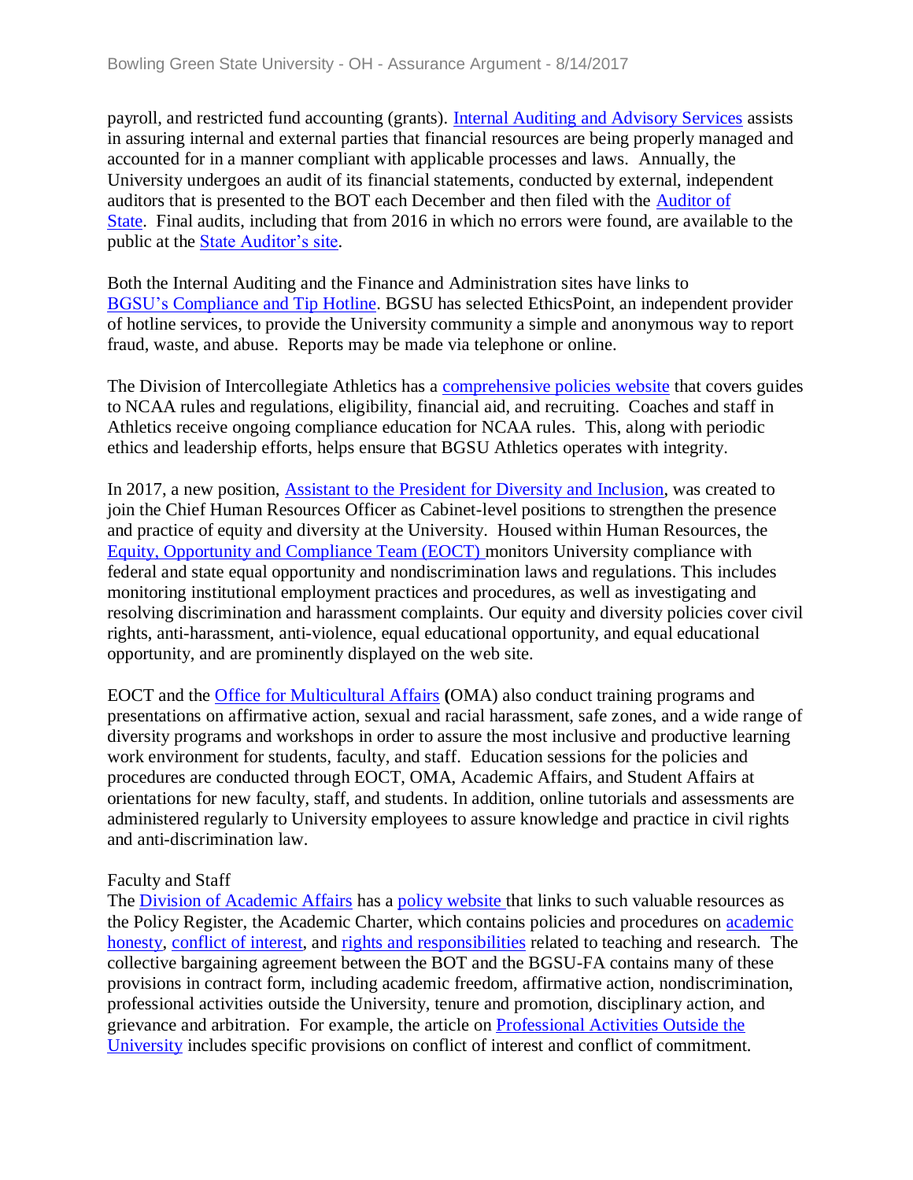payroll, and restricted fund accounting (grants). Internal Auditing and Advisory Services assists in assuring internal and external parties that financial resources are being properly managed and accounted for in a manner compliant with applicable processes and laws. Annually, the University undergoes an audit of its financial statements, conducted by external, independent auditors that is presented to the BOT each December and then filed with the Auditor of State. Final audits, including that from 2016 in which no errors were found, are available to the public at the State Auditor's site.

Both the Internal Auditing and the Finance and Administration sites have links to BGSU's Compliance and Tip Hotline. BGSU has selected EthicsPoint, an independent provider of hotline services, to provide the University community a simple and anonymous way to report fraud, waste, and abuse. Reports may be made via telephone or online.

The Division of Intercollegiate Athletics has a comprehensive policies website that covers guides to NCAA rules and regulations, eligibility, financial aid, and recruiting. Coaches and staff in Athletics receive ongoing compliance education for NCAA rules. This, along with periodic ethics and leadership efforts, helps ensure that BGSU Athletics operates with integrity.

In 2017, a new position, Assistant to the President for Diversity and Inclusion, was created to join the Chief Human Resources Officer as Cabinet-level positions to strengthen the presence and practice of equity and diversity at the University. Housed within Human Resources, the Equity, Opportunity and Compliance Team (EOCT) monitors University compliance with federal and state equal opportunity and nondiscrimination laws and regulations. This includes monitoring institutional employment practices and procedures, as well as investigating and resolving discrimination and harassment complaints. Our equity and diversity policies cover civil rights, anti-harassment, anti-violence, equal educational opportunity, and equal educational opportunity, and are prominently displayed on the web site.

EOCT and the Office for Multicultural Affairs **(**OMA) also conduct training programs and presentations on affirmative action, sexual and racial harassment, safe zones, and a wide range of diversity programs and workshops in order to assure the most inclusive and productive learning work environment for students, faculty, and staff. Education sessions for the policies and procedures are conducted through EOCT, OMA, Academic Affairs, and Student Affairs at orientations for new faculty, staff, and students. In addition, online tutorials and assessments are administered regularly to University employees to assure knowledge and practice in civil rights and anti-discrimination law.

Faculty and Staff
The Division of Academic Affairs has a policy website that links to such valuable resources as the Policy Register, the Academic Charter, which contains policies and procedures on academic honesty, conflict of interest, and rights and responsibilities related to teaching and research. The collective bargaining agreement between the BOT and the BGSU-FA contains many of these provisions in contract form, including academic freedom, affirmative action, nondiscrimination, professional activities outside the University, tenure and promotion, disciplinary action, and grievance and arbitration. For example, the article on Professional Activities Outside the University includes specific provisions on conflict of interest and conflict of commitment.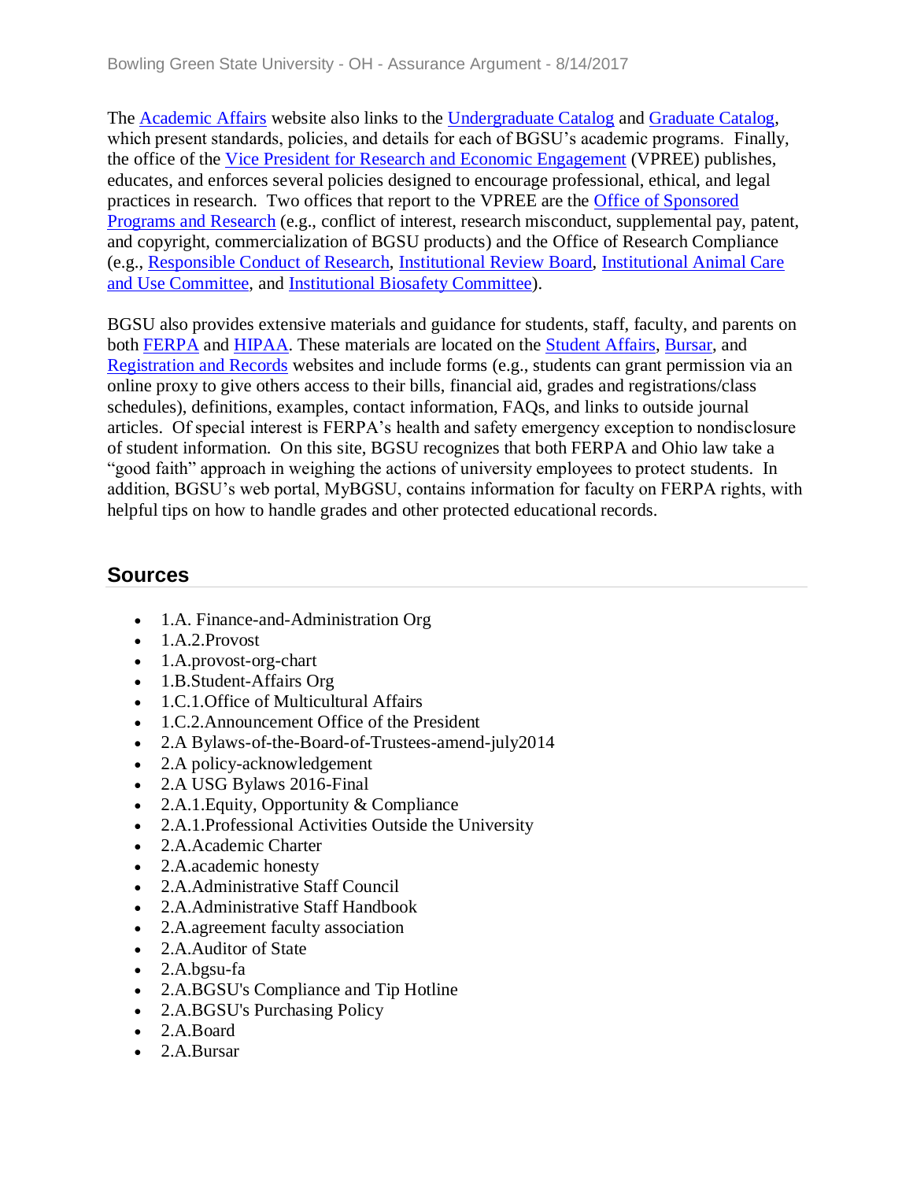The Academic Affairs website also links to the Undergraduate Catalog and Graduate Catalog, which present standards, policies, and details for each of BGSU's academic programs. Finally, the office of the Vice President for Research and Economic Engagement (VPREE) publishes, educates, and enforces several policies designed to encourage professional, ethical, and legal practices in research. Two offices that report to the VPREE are the Office of Sponsored Programs and Research (e.g., conflict of interest, research misconduct, supplemental pay, patent, and copyright, commercialization of BGSU products) and the Office of Research Compliance (e.g., Responsible Conduct of Research, Institutional Review Board, Institutional Animal Care and Use Committee, and Institutional Biosafety Committee).

BGSU also provides extensive materials and guidance for students, staff, faculty, and parents on both FERPA and HIPAA. These materials are located on the Student Affairs, Bursar, and Registration and Records websites and include forms (e.g., students can grant permission via an online proxy to give others access to their bills, financial aid, grades and registrations/class schedules), definitions, examples, contact information, FAQs, and links to outside journal articles. Of special interest is FERPA's health and safety emergency exception to nondisclosure of student information. On this site, BGSU recognizes that both FERPA and Ohio law take a "good faith" approach in weighing the actions of university employees to protect students. In addition, BGSU's web portal, MyBGSU, contains information for faculty on FERPA rights, with helpful tips on how to handle grades and other protected educational records.

## Sources

- 1.A. Finance-and-Administration Org
- 1.A.2.Provost
- 1.A.provost-org-chart
- 1.B.Student-Affairs Org
- 1.C.1.Office of Multicultural Affairs
- 1.C.2.Announcement Office of the President
- 2.A Bylaws-of-the-Board-of-Trustees-amend-july2014
- 2.A policy-acknowledgement
- 2.A USG Bylaws 2016-Final
- 2.A.1.Equity, Opportunity & Compliance
- 2.A.1.Professional Activities Outside the University
- 2.A.Academic Charter
- 2.A.academic honesty
- 2.A.Administrative Staff Council
- 2.A.Administrative Staff Handbook
- 2.A.agreement faculty association
- 2.A.Auditor of State
- 2.A.bgsu-fa
- 2.A.BGSU's Compliance and Tip Hotline
- 2.A.BGSU's Purchasing Policy
- 2.A.Board
- 2.A.Bursar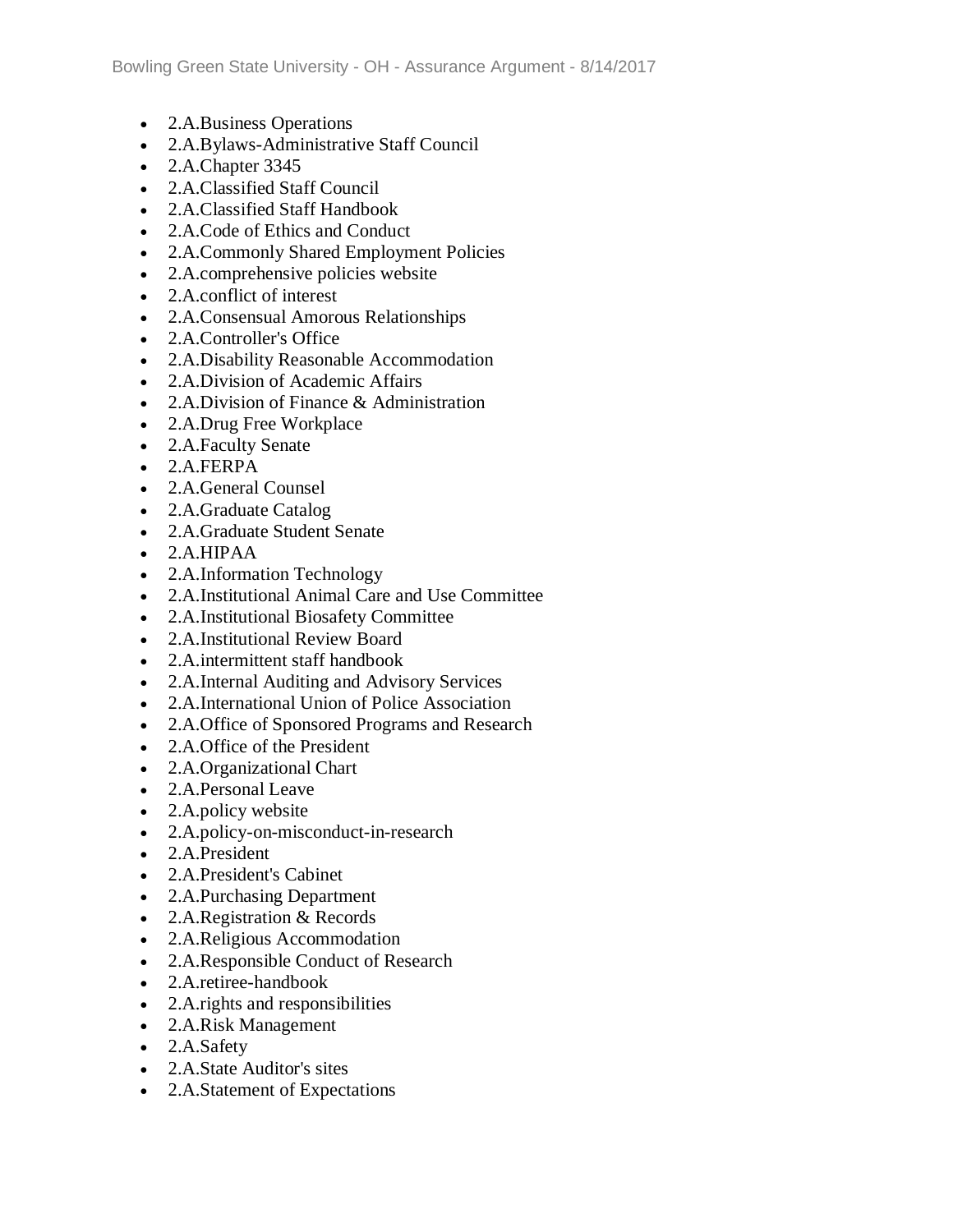- 2.A.Business Operations
- 2.A.Bylaws-Administrative Staff Council
- 2.A.Chapter 3345
- 2.A.Classified Staff Council
- 2.A.Classified Staff Handbook
- 2.A.Code of Ethics and Conduct
- 2.A.Commonly Shared Employment Policies
- 2.A.comprehensive policies website
- 2.A.conflict of interest
- 2.A.Consensual Amorous Relationships
- 2.A.Controller's Office
- 2.A.Disability Reasonable Accommodation
- 2.A.Division of Academic Affairs
- 2.A.Division of Finance & Administration
- 2.A.Drug Free Workplace
- 2.A.Faculty Senate
- 2.A.FERPA
- 2.A.General Counsel
- 2.A.Graduate Catalog
- 2.A.Graduate Student Senate
- 2.A.HIPAA
- 2.A.Information Technology
- 2.A.Institutional Animal Care and Use Committee
- 2.A.Institutional Biosafety Committee
- 2.A.Institutional Review Board
- 2.A.intermittent staff handbook
- 2.A.Internal Auditing and Advisory Services
- 2.A.International Union of Police Association
- 2.A.Office of Sponsored Programs and Research
- 2.A.Office of the President
- 2.A.Organizational Chart
- 2.A.Personal Leave
- 2.A.policy website
- 2.A.policy-on-misconduct-in-research
- 2.A.President
- 2.A.President's Cabinet
- 2.A.Purchasing Department
- 2.A.Registration & Records
- 2.A.Religious Accommodation
- 2.A.Responsible Conduct of Research
- 2.A.retiree-handbook
- 2.A.rights and responsibilities
- 2.A.Risk Management
- 2.A.Safety
- 2.A.State Auditor's sites
- 2.A.Statement of Expectations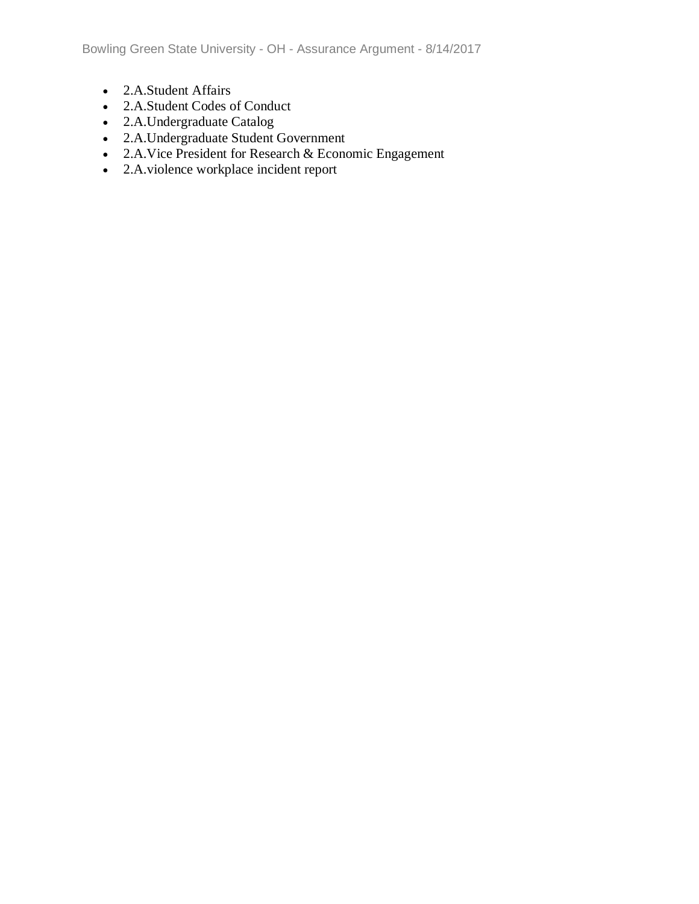- 2.A.Student Affairs
- 2.A.Student Codes of Conduct
- 2.A.Undergraduate Catalog
- 2.A.Undergraduate Student Government
- 2.A.Vice President for Research & Economic Engagement
- 2.A.violence workplace incident report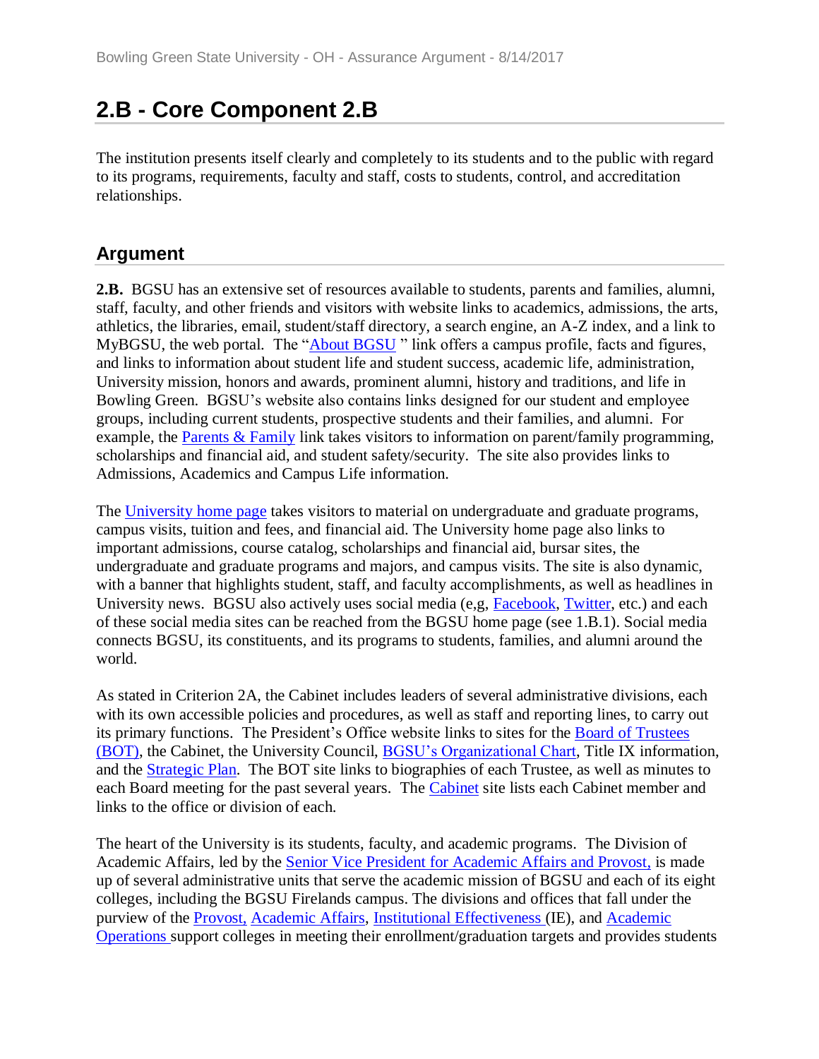## 2.B - Core Component 2.B

The institution presents itself clearly and completely to its students and to the public with regard to its programs, requirements, faculty and staff, costs to students, control, and accreditation relationships.

### Argument

**2.B.** BGSU has an extensive set of resources available to students, parents and families, alumni, staff, faculty, and other friends and visitors with website links to academics, admissions, the arts, athletics, the libraries, email, student/staff directory, a search engine, an A-Z index, and a link to MyBGSU, the web portal. The "About BGSU " link offers a campus profile, facts and figures, and links to information about student life and student success, academic life, administration, University mission, honors and awards, prominent alumni, history and traditions, and life in Bowling Green. BGSU's website also contains links designed for our student and employee groups, including current students, prospective students and their families, and alumni. For example, the Parents & Family link takes visitors to information on parent/family programming, scholarships and financial aid, and student safety/security. The site also provides links to Admissions, Academics and Campus Life information.

The University home page takes visitors to material on undergraduate and graduate programs, campus visits, tuition and fees, and financial aid. The University home page also links to important admissions, course catalog, scholarships and financial aid, bursar sites, the undergraduate and graduate programs and majors, and campus visits. The site is also dynamic, with a banner that highlights student, staff, and faculty accomplishments, as well as headlines in University news. BGSU also actively uses social media (e,g, Facebook, Twitter, etc.) and each of these social media sites can be reached from the BGSU home page (see 1.B.1). Social media connects BGSU, its constituents, and its programs to students, families, and alumni around the world.

As stated in Criterion 2A, the Cabinet includes leaders of several administrative divisions, each with its own accessible policies and procedures, as well as staff and reporting lines, to carry out its primary functions. The President's Office website links to sites for the Board of Trustees (BOT), the Cabinet, the University Council, BGSU's Organizational Chart, Title IX information, and the Strategic Plan. The BOT site links to biographies of each Trustee, as well as minutes to each Board meeting for the past several years. The Cabinet site lists each Cabinet member and links to the office or division of each.

The heart of the University is its students, faculty, and academic programs. The Division of Academic Affairs, led by the Senior Vice President for Academic Affairs and Provost, is made up of several administrative units that serve the academic mission of BGSU and each of its eight colleges, including the BGSU Firelands campus. The divisions and offices that fall under the purview of the Provost, Academic Affairs, Institutional Effectiveness (IE), and Academic Operations support colleges in meeting their enrollment/graduation targets and provides students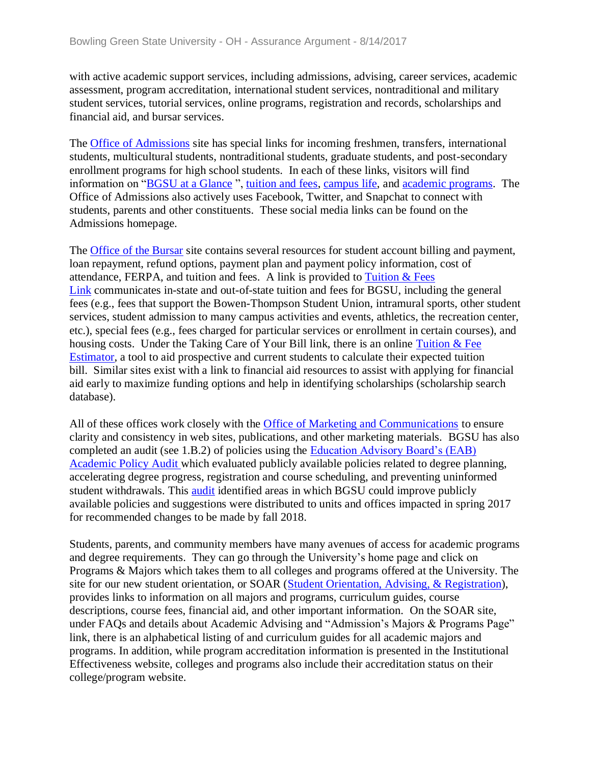with active academic support services, including admissions, advising, career services, academic assessment, program accreditation, international student services, nontraditional and military student services, tutorial services, online programs, registration and records, scholarships and financial aid, and bursar services.

The Office of Admissions site has special links for incoming freshmen, transfers, international students, multicultural students, nontraditional students, graduate students, and post-secondary enrollment programs for high school students. In each of these links, visitors will find information on "BGSU at a Glance ", tuition and fees, campus life, and academic programs. The Office of Admissions also actively uses Facebook, Twitter, and Snapchat to connect with students, parents and other constituents. These social media links can be found on the Admissions homepage.

The Office of the Bursar site contains several resources for student account billing and payment, loan repayment, refund options, payment plan and payment policy information, cost of attendance, FERPA, and tuition and fees. A link is provided to Tuition & Fees Link communicates in-state and out-of-state tuition and fees for BGSU, including the general fees (e.g., fees that support the Bowen-Thompson Student Union, intramural sports, other student services, student admission to many campus activities and events, athletics, the recreation center, etc.), special fees (e.g., fees charged for particular services or enrollment in certain courses), and housing costs. Under the Taking Care of Your Bill link, there is an online Tuition & Fee Estimator, a tool to aid prospective and current students to calculate their expected tuition bill. Similar sites exist with a link to financial aid resources to assist with applying for financial aid early to maximize funding options and help in identifying scholarships (scholarship search database).

All of these offices work closely with the Office of Marketing and Communications to ensure clarity and consistency in web sites, publications, and other marketing materials. BGSU has also completed an audit (see 1.B.2) of policies using the Education Advisory Board's (EAB) Academic Policy Audit which evaluated publicly available policies related to degree planning, accelerating degree progress, registration and course scheduling, and preventing uninformed student withdrawals. This audit identified areas in which BGSU could improve publicly available policies and suggestions were distributed to units and offices impacted in spring 2017 for recommended changes to be made by fall 2018.

Students, parents, and community members have many avenues of access for academic programs and degree requirements. They can go through the University's home page and click on Programs & Majors which takes them to all colleges and programs offered at the University. The site for our new student orientation, or SOAR (Student Orientation, Advising, & Registration), provides links to information on all majors and programs, curriculum guides, course descriptions, course fees, financial aid, and other important information. On the SOAR site, under FAQs and details about Academic Advising and "Admission's Majors & Programs Page" link, there is an alphabetical listing of and curriculum guides for all academic majors and programs. In addition, while program accreditation information is presented in the Institutional Effectiveness website, colleges and programs also include their accreditation status on their college/program website.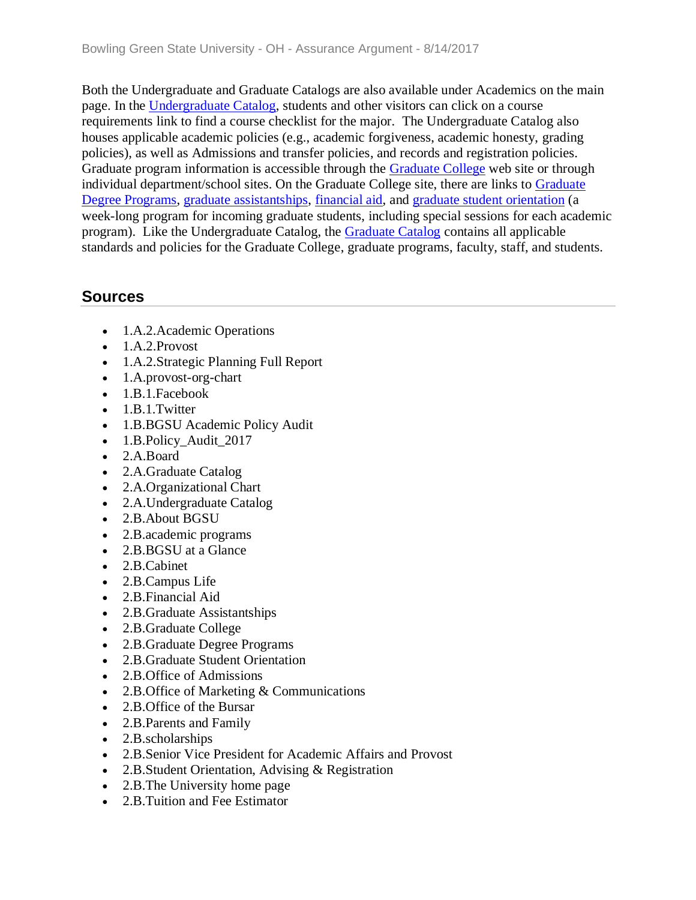Both the Undergraduate and Graduate Catalogs are also available under Academics on the main page. In the Undergraduate Catalog, students and other visitors can click on a course requirements link to find a course checklist for the major. The Undergraduate Catalog also houses applicable academic policies (e.g., academic forgiveness, academic honesty, grading policies), as well as Admissions and transfer policies, and records and registration policies. Graduate program information is accessible through the Graduate College web site or through individual department/school sites. On the Graduate College site, there are links to Graduate Degree Programs, graduate assistantships, financial aid, and graduate student orientation (a week-long program for incoming graduate students, including special sessions for each academic program). Like the Undergraduate Catalog, the Graduate Catalog contains all applicable standards and policies for the Graduate College, graduate programs, faculty, staff, and students.

## Sources

- 1.A.2.Academic Operations
- 1.A.2.Provost
- 1.A.2.Strategic Planning Full Report
- 1.A.provost-org-chart
- 1.B.1.Facebook
- 1.B.1.Twitter
- 1.B.BGSU Academic Policy Audit
- 1.B.Policy_Audit_2017
- 2.A.Board
- 2.A.Graduate Catalog
- 2.A.Organizational Chart
- 2.A.Undergraduate Catalog
- 2.B.About BGSU
- 2.B.academic programs
- 2.B.BGSU at a Glance
- 2.B.Cabinet
- 2.B.Campus Life
- 2.B.Financial Aid
- 2.B.Graduate Assistantships
- 2.B.Graduate College
- 2.B.Graduate Degree Programs
- 2.B.Graduate Student Orientation
- 2.B.Office of Admissions
- 2.B.Office of Marketing & Communications
- 2.B.Office of the Bursar
- 2.B.Parents and Family
- 2.B.scholarships
- 2.B.Senior Vice President for Academic Affairs and Provost
- 2.B.Student Orientation, Advising & Registration
- 2.B.The University home page
- 2.B.Tuition and Fee Estimator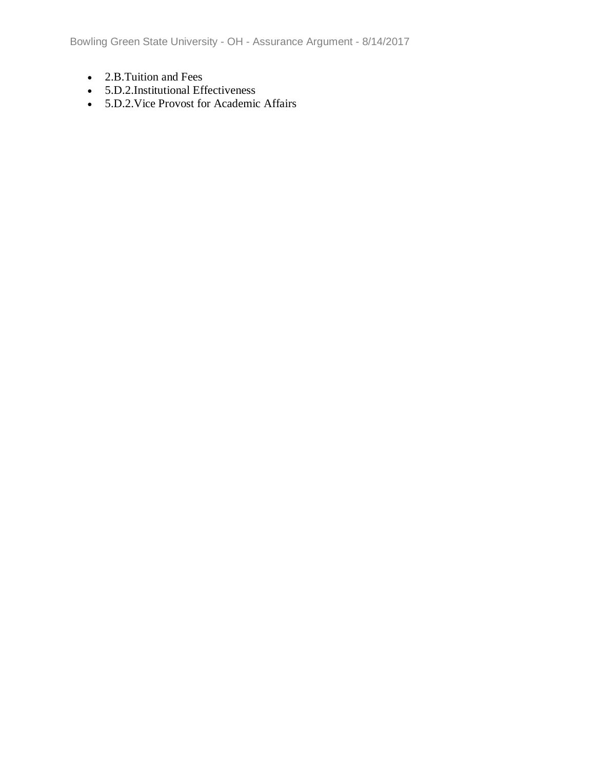- 2.B.Tuition and Fees
- 5.D.2.Institutional Effectiveness
- 5.D.2.Vice Provost for Academic Affairs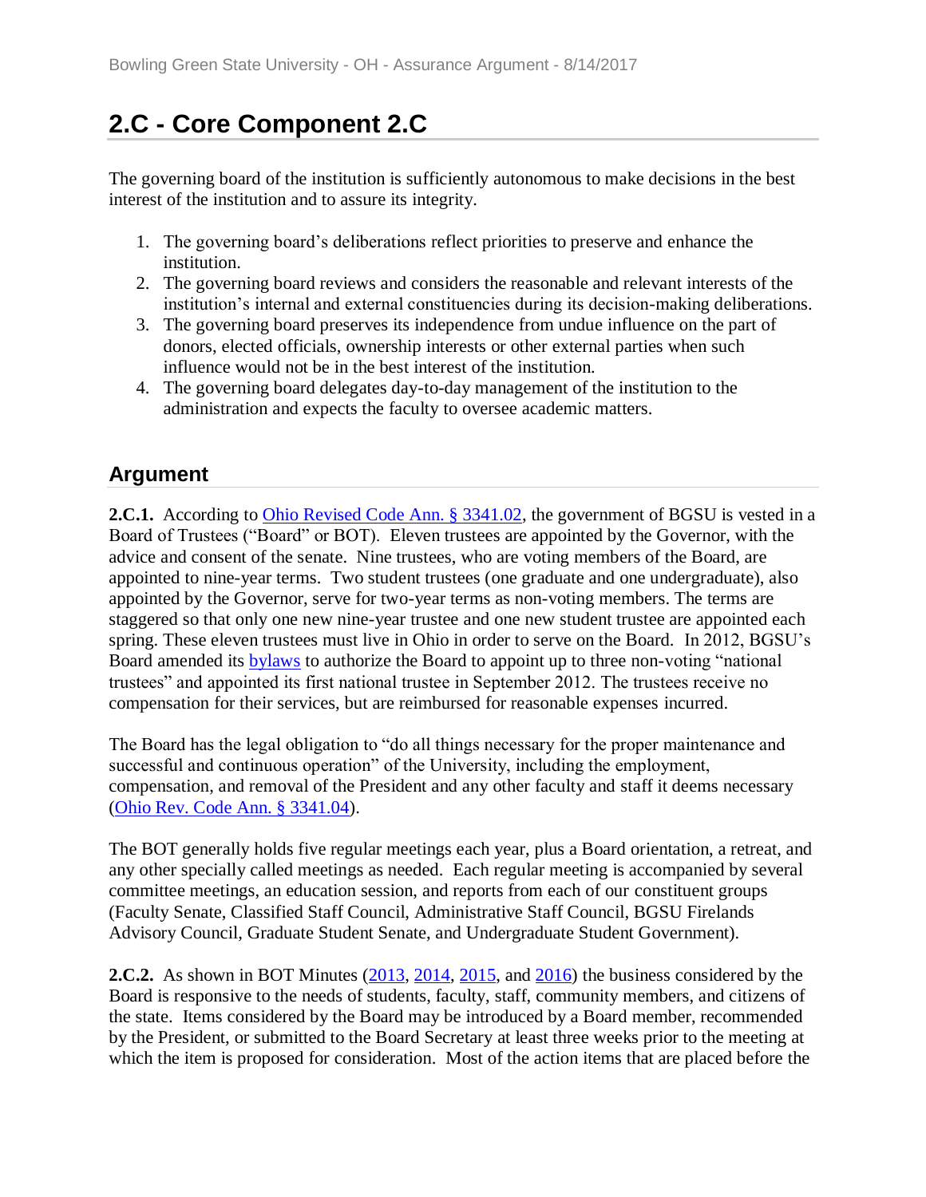## 2.C - Core Component 2.C

The governing board of the institution is sufficiently autonomous to make decisions in the best interest of the institution and to assure its integrity.

1. The governing board's deliberations reflect priorities to preserve and enhance the institution.
2. The governing board reviews and considers the reasonable and relevant interests of the institution's internal and external constituencies during its decision-making deliberations.
3. The governing board preserves its independence from undue influence on the part of donors, elected officials, ownership interests or other external parties when such influence would not be in the best interest of the institution.
4. The governing board delegates day-to-day management of the institution to the administration and expects the faculty to oversee academic matters.

### Argument

**2.C.1.** According to Ohio Revised Code Ann. § 3341.02, the government of BGSU is vested in a Board of Trustees ("Board" or BOT). Eleven trustees are appointed by the Governor, with the advice and consent of the senate. Nine trustees, who are voting members of the Board, are appointed to nine-year terms. Two student trustees (one graduate and one undergraduate), also appointed by the Governor, serve for two-year terms as non-voting members. The terms are staggered so that only one new nine-year trustee and one new student trustee are appointed each spring. These eleven trustees must live in Ohio in order to serve on the Board. In 2012, BGSU's Board amended its bylaws to authorize the Board to appoint up to three non-voting "national trustees" and appointed its first national trustee in September 2012. The trustees receive no compensation for their services, but are reimbursed for reasonable expenses incurred.

The Board has the legal obligation to "do all things necessary for the proper maintenance and successful and continuous operation" of the University, including the employment, compensation, and removal of the President and any other faculty and staff it deems necessary (Ohio Rev. Code Ann. § 3341.04).

The BOT generally holds five regular meetings each year, plus a Board orientation, a retreat, and any other specially called meetings as needed. Each regular meeting is accompanied by several committee meetings, an education session, and reports from each of our constituent groups (Faculty Senate, Classified Staff Council, Administrative Staff Council, BGSU Firelands Advisory Council, Graduate Student Senate, and Undergraduate Student Government).

**2.C.2.** As shown in BOT Minutes (2013, 2014, 2015, and 2016) the business considered by the Board is responsive to the needs of students, faculty, staff, community members, and citizens of the state. Items considered by the Board may be introduced by a Board member, recommended by the President, or submitted to the Board Secretary at least three weeks prior to the meeting at which the item is proposed for consideration. Most of the action items that are placed before the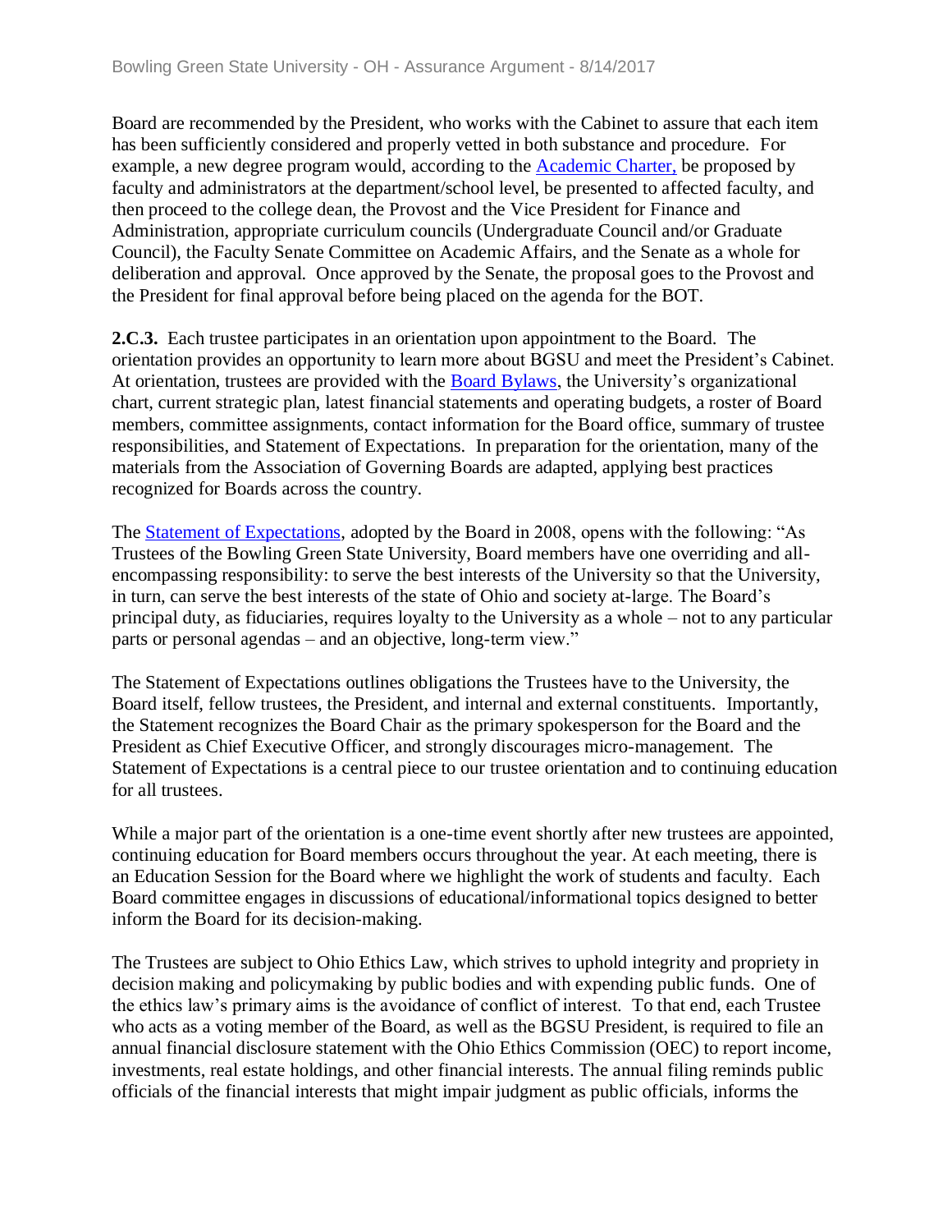Board are recommended by the President, who works with the Cabinet to assure that each item has been sufficiently considered and properly vetted in both substance and procedure. For example, a new degree program would, according to the Academic Charter, be proposed by faculty and administrators at the department/school level, be presented to affected faculty, and then proceed to the college dean, the Provost and the Vice President for Finance and Administration, appropriate curriculum councils (Undergraduate Council and/or Graduate Council), the Faculty Senate Committee on Academic Affairs, and the Senate as a whole for deliberation and approval. Once approved by the Senate, the proposal goes to the Provost and the President for final approval before being placed on the agenda for the BOT.

**2.C.3.** Each trustee participates in an orientation upon appointment to the Board. The orientation provides an opportunity to learn more about BGSU and meet the President's Cabinet. At orientation, trustees are provided with the Board Bylaws, the University's organizational chart, current strategic plan, latest financial statements and operating budgets, a roster of Board members, committee assignments, contact information for the Board office, summary of trustee responsibilities, and Statement of Expectations. In preparation for the orientation, many of the materials from the Association of Governing Boards are adapted, applying best practices recognized for Boards across the country.

The Statement of Expectations, adopted by the Board in 2008, opens with the following: "As Trustees of the Bowling Green State University, Board members have one overriding and all-encompassing responsibility: to serve the best interests of the University so that the University, in turn, can serve the best interests of the state of Ohio and society at-large. The Board's principal duty, as fiduciaries, requires loyalty to the University as a whole – not to any particular parts or personal agendas – and an objective, long-term view."

The Statement of Expectations outlines obligations the Trustees have to the University, the Board itself, fellow trustees, the President, and internal and external constituents. Importantly, the Statement recognizes the Board Chair as the primary spokesperson for the Board and the President as Chief Executive Officer, and strongly discourages micro-management. The Statement of Expectations is a central piece to our trustee orientation and to continuing education for all trustees.

While a major part of the orientation is a one-time event shortly after new trustees are appointed, continuing education for Board members occurs throughout the year. At each meeting, there is an Education Session for the Board where we highlight the work of students and faculty. Each Board committee engages in discussions of educational/informational topics designed to better inform the Board for its decision-making.

The Trustees are subject to Ohio Ethics Law, which strives to uphold integrity and propriety in decision making and policymaking by public bodies and with expending public funds. One of the ethics law's primary aims is the avoidance of conflict of interest. To that end, each Trustee who acts as a voting member of the Board, as well as the BGSU President, is required to file an annual financial disclosure statement with the Ohio Ethics Commission (OEC) to report income, investments, real estate holdings, and other financial interests. The annual filing reminds public officials of the financial interests that might impair judgment as public officials, informs the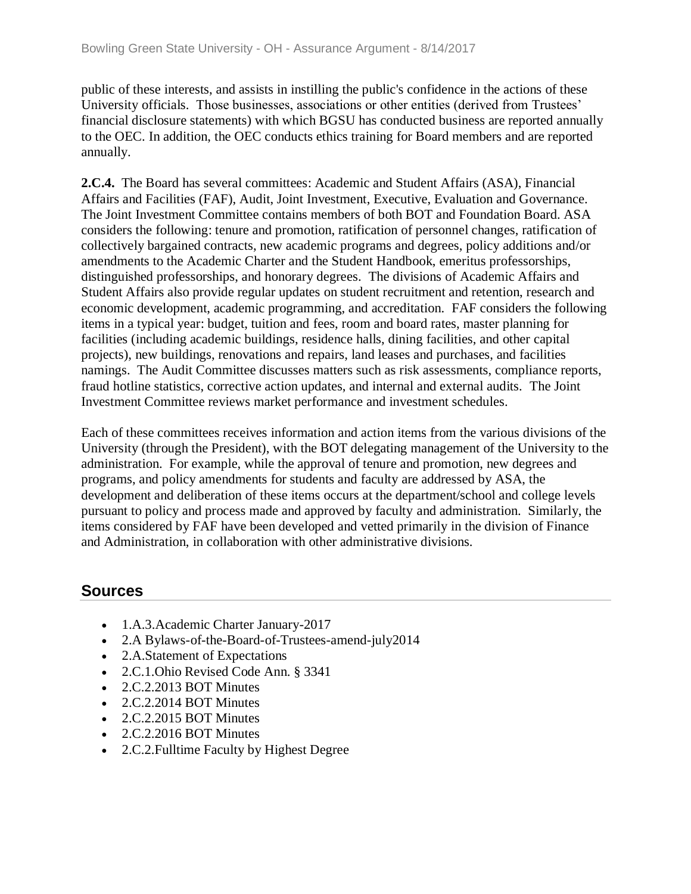public of these interests, and assists in instilling the public's confidence in the actions of these University officials. Those businesses, associations or other entities (derived from Trustees' financial disclosure statements) with which BGSU has conducted business are reported annually to the OEC. In addition, the OEC conducts ethics training for Board members and are reported annually.

**2.C.4.** The Board has several committees: Academic and Student Affairs (ASA), Financial Affairs and Facilities (FAF), Audit, Joint Investment, Executive, Evaluation and Governance. The Joint Investment Committee contains members of both BOT and Foundation Board. ASA considers the following: tenure and promotion, ratification of personnel changes, ratification of collectively bargained contracts, new academic programs and degrees, policy additions and/or amendments to the Academic Charter and the Student Handbook, emeritus professorships, distinguished professorships, and honorary degrees. The divisions of Academic Affairs and Student Affairs also provide regular updates on student recruitment and retention, research and economic development, academic programming, and accreditation. FAF considers the following items in a typical year: budget, tuition and fees, room and board rates, master planning for facilities (including academic buildings, residence halls, dining facilities, and other capital projects), new buildings, renovations and repairs, land leases and purchases, and facilities namings. The Audit Committee discusses matters such as risk assessments, compliance reports, fraud hotline statistics, corrective action updates, and internal and external audits. The Joint Investment Committee reviews market performance and investment schedules.

Each of these committees receives information and action items from the various divisions of the University (through the President), with the BOT delegating management of the University to the administration. For example, while the approval of tenure and promotion, new degrees and programs, and policy amendments for students and faculty are addressed by ASA, the development and deliberation of these items occurs at the department/school and college levels pursuant to policy and process made and approved by faculty and administration. Similarly, the items considered by FAF have been developed and vetted primarily in the division of Finance and Administration, in collaboration with other administrative divisions.

## Sources

- 1.A.3.Academic Charter January-2017
- 2.A Bylaws-of-the-Board-of-Trustees-amend-july2014
- 2.A.Statement of Expectations
- 2.C.1.Ohio Revised Code Ann. § 3341
- 2.C.2.2013 BOT Minutes
- 2.C.2.2014 BOT Minutes
- 2.C.2.2015 BOT Minutes
- 2.C.2.2016 BOT Minutes
- 2.C.2.Fulltime Faculty by Highest Degree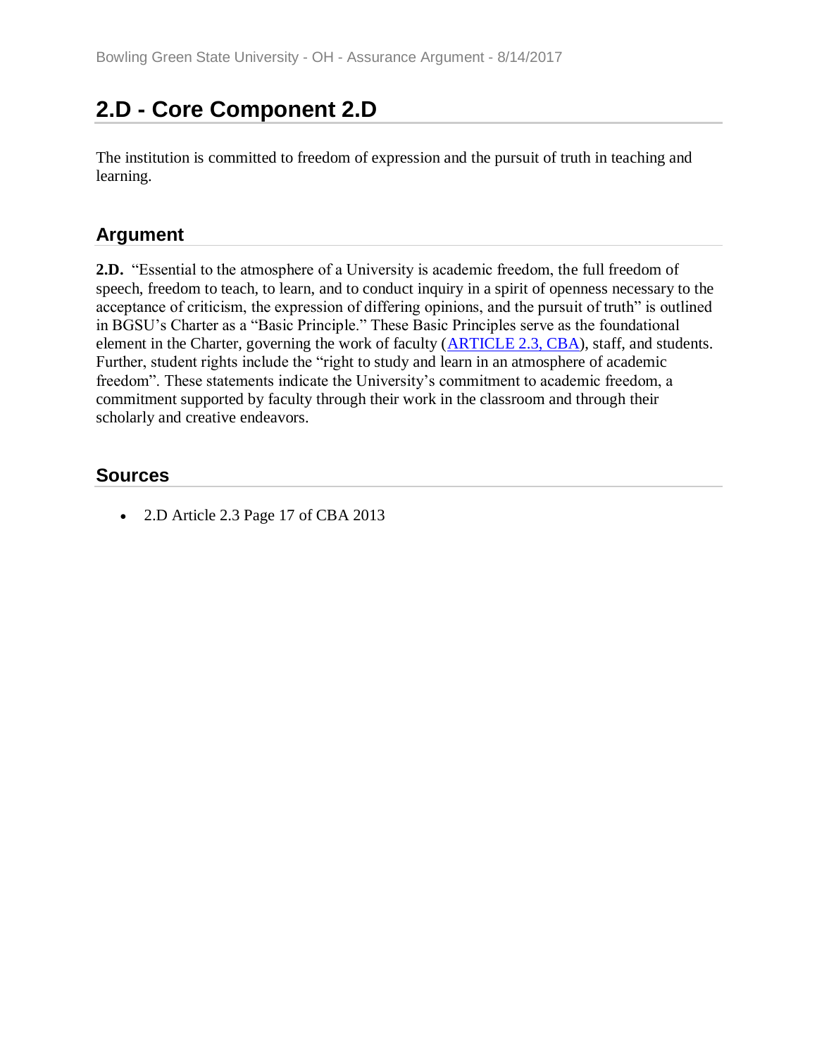# 2.D - Core Component 2.D

The institution is committed to freedom of expression and the pursuit of truth in teaching and learning.

## Argument

**2.D.** "Essential to the atmosphere of a University is academic freedom, the full freedom of speech, freedom to teach, to learn, and to conduct inquiry in a spirit of openness necessary to the acceptance of criticism, the expression of differing opinions, and the pursuit of truth" is outlined in BGSU's Charter as a "Basic Principle." These Basic Principles serve as the foundational element in the Charter, governing the work of faculty (ARTICLE 2.3, CBA), staff, and students. Further, student rights include the "right to study and learn in an atmosphere of academic freedom". These statements indicate the University's commitment to academic freedom, a commitment supported by faculty through their work in the classroom and through their scholarly and creative endeavors.

## Sources

- 2.D Article 2.3 Page 17 of CBA 2013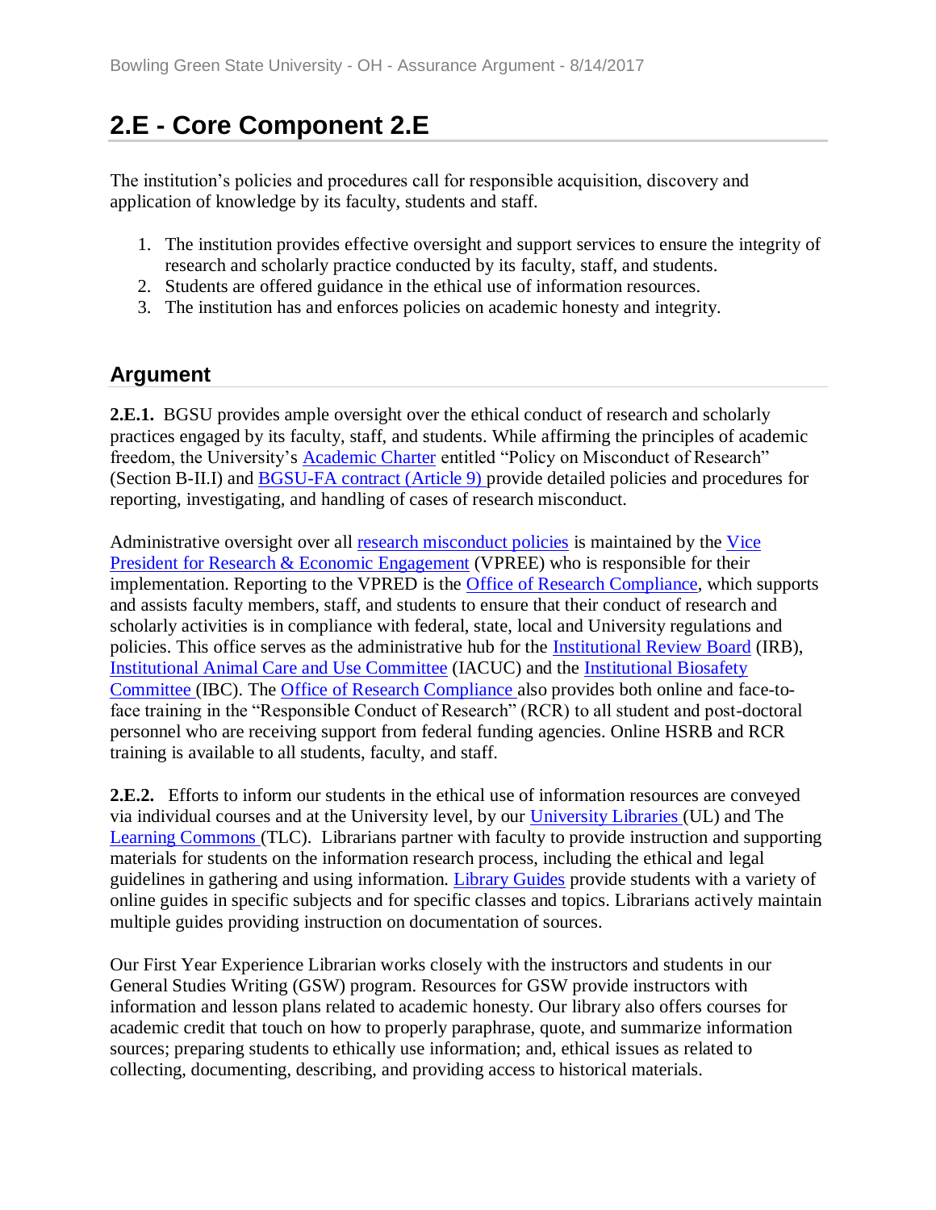# 2.E - Core Component 2.E

The institution's policies and procedures call for responsible acquisition, discovery and application of knowledge by its faculty, students and staff.

1. The institution provides effective oversight and support services to ensure the integrity of research and scholarly practice conducted by its faculty, staff, and students.
2. Students are offered guidance in the ethical use of information resources.
3. The institution has and enforces policies on academic honesty and integrity.

## Argument

**2.E.1.** BGSU provides ample oversight over the ethical conduct of research and scholarly practices engaged by its faculty, staff, and students. While affirming the principles of academic freedom, the University's Academic Charter entitled "Policy on Misconduct of Research" (Section B-II.I) and BGSU-FA contract (Article 9) provide detailed policies and procedures for reporting, investigating, and handling of cases of research misconduct.

Administrative oversight over all research misconduct policies is maintained by the Vice President for Research & Economic Engagement (VPREE) who is responsible for their implementation. Reporting to the VPRED is the Office of Research Compliance, which supports and assists faculty members, staff, and students to ensure that their conduct of research and scholarly activities is in compliance with federal, state, local and University regulations and policies. This office serves as the administrative hub for the Institutional Review Board (IRB), Institutional Animal Care and Use Committee (IACUC) and the Institutional Biosafety Committee (IBC). The Office of Research Compliance also provides both online and face-to-face training in the "Responsible Conduct of Research" (RCR) to all student and post-doctoral personnel who are receiving support from federal funding agencies. Online HSRB and RCR training is available to all students, faculty, and staff.

**2.E.2.** Efforts to inform our students in the ethical use of information resources are conveyed via individual courses and at the University level, by our University Libraries (UL) and The Learning Commons (TLC). Librarians partner with faculty to provide instruction and supporting materials for students on the information research process, including the ethical and legal guidelines in gathering and using information. Library Guides provide students with a variety of online guides in specific subjects and for specific classes and topics. Librarians actively maintain multiple guides providing instruction on documentation of sources.

Our First Year Experience Librarian works closely with the instructors and students in our General Studies Writing (GSW) program. Resources for GSW provide instructors with information and lesson plans related to academic honesty. Our library also offers courses for academic credit that touch on how to properly paraphrase, quote, and summarize information sources; preparing students to ethically use information; and, ethical issues as related to collecting, documenting, describing, and providing access to historical materials.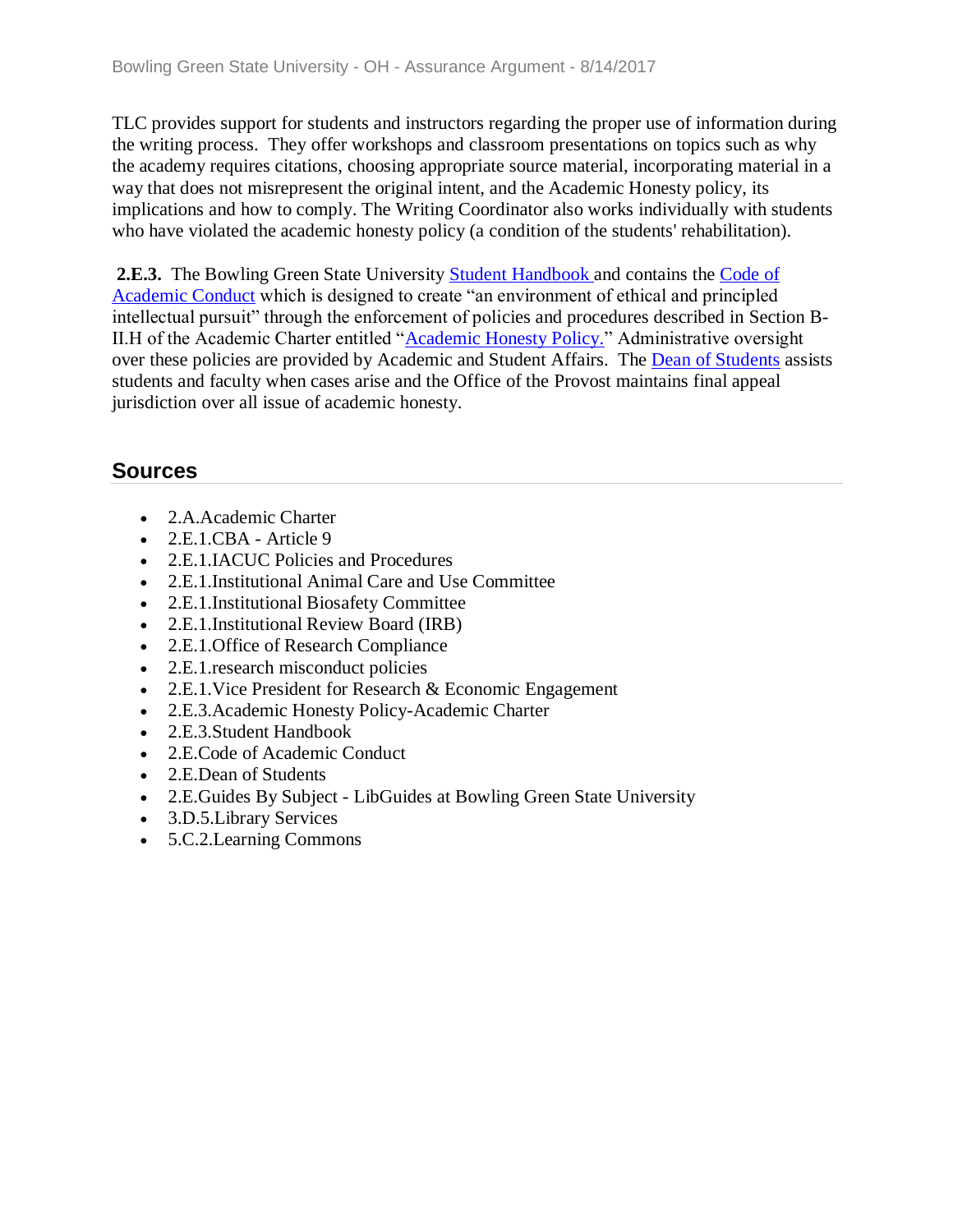TLC provides support for students and instructors regarding the proper use of information during the writing process. They offer workshops and classroom presentations on topics such as why the academy requires citations, choosing appropriate source material, incorporating material in a way that does not misrepresent the original intent, and the Academic Honesty policy, its implications and how to comply. The Writing Coordinator also works individually with students who have violated the academic honesty policy (a condition of the students' rehabilitation).

**2.E.3.** The Bowling Green State University Student Handbook and contains the Code of Academic Conduct which is designed to create "an environment of ethical and principled intellectual pursuit" through the enforcement of policies and procedures described in Section B-II.H of the Academic Charter entitled "Academic Honesty Policy." Administrative oversight over these policies are provided by Academic and Student Affairs. The Dean of Students assists students and faculty when cases arise and the Office of the Provost maintains final appeal jurisdiction over all issue of academic honesty.

## Sources

- 2.A.Academic Charter
- 2.E.1.CBA - Article 9
- 2.E.1.IACUC Policies and Procedures
- 2.E.1.Institutional Animal Care and Use Committee
- 2.E.1.Institutional Biosafety Committee
- 2.E.1.Institutional Review Board (IRB)
- 2.E.1.Office of Research Compliance
- 2.E.1.research misconduct policies
- 2.E.1.Vice President for Research & Economic Engagement
- 2.E.3.Academic Honesty Policy-Academic Charter
- 2.E.3.Student Handbook
- 2.E.Code of Academic Conduct
- 2.E.Dean of Students
- 2.E.Guides By Subject - LibGuides at Bowling Green State University
- 3.D.5.Library Services
- 5.C.2.Learning Commons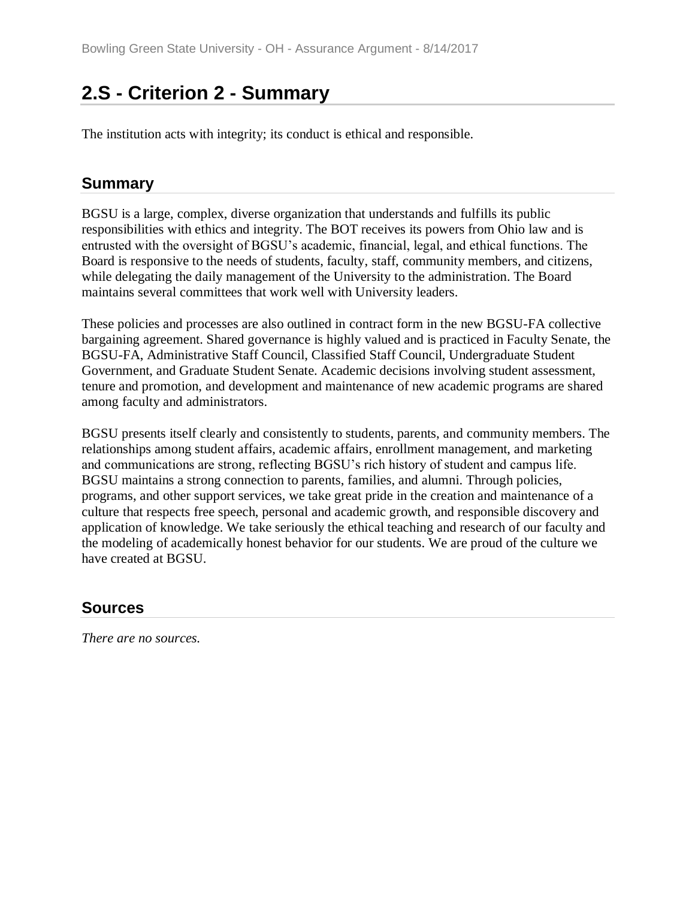## 2.S - Criterion 2 - Summary

The institution acts with integrity; its conduct is ethical and responsible.

### Summary

BGSU is a large, complex, diverse organization that understands and fulfills its public responsibilities with ethics and integrity. The BOT receives its powers from Ohio law and is entrusted with the oversight of BGSU's academic, financial, legal, and ethical functions. The Board is responsive to the needs of students, faculty, staff, community members, and citizens, while delegating the daily management of the University to the administration. The Board maintains several committees that work well with University leaders.

These policies and processes are also outlined in contract form in the new BGSU-FA collective bargaining agreement. Shared governance is highly valued and is practiced in Faculty Senate, the BGSU-FA, Administrative Staff Council, Classified Staff Council, Undergraduate Student Government, and Graduate Student Senate. Academic decisions involving student assessment, tenure and promotion, and development and maintenance of new academic programs are shared among faculty and administrators.

BGSU presents itself clearly and consistently to students, parents, and community members. The relationships among student affairs, academic affairs, enrollment management, and marketing and communications are strong, reflecting BGSU's rich history of student and campus life. BGSU maintains a strong connection to parents, families, and alumni. Through policies, programs, and other support services, we take great pride in the creation and maintenance of a culture that respects free speech, personal and academic growth, and responsible discovery and application of knowledge. We take seriously the ethical teaching and research of our faculty and the modeling of academically honest behavior for our students. We are proud of the culture we have created at BGSU.

### Sources

*There are no sources.*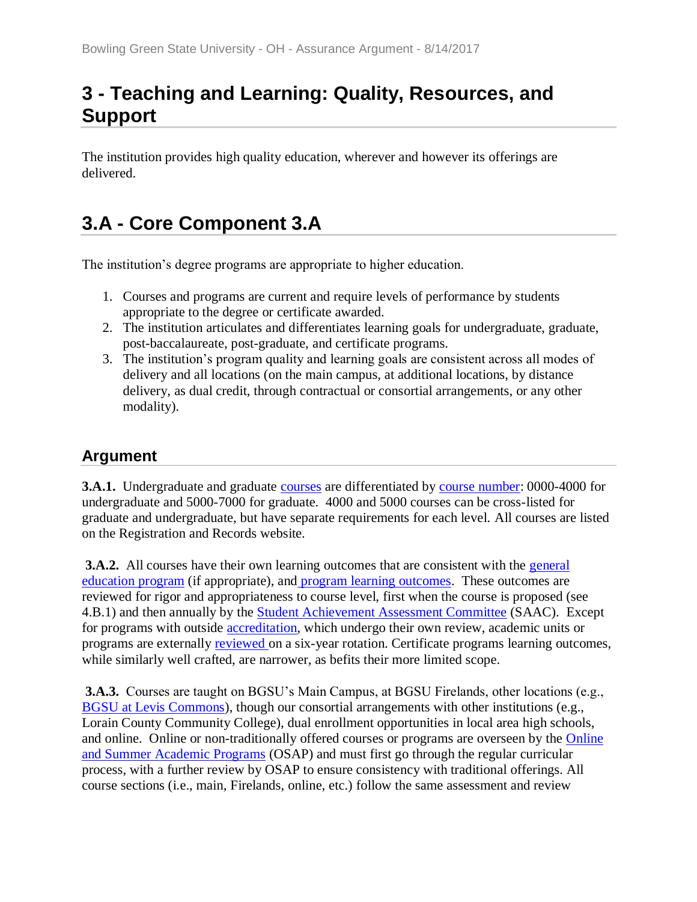# 3 - Teaching and Learning: Quality, Resources, and Support

The institution provides high quality education, wherever and however its offerings are delivered.

# 3.A - Core Component 3.A

The institution's degree programs are appropriate to higher education.

1. Courses and programs are current and require levels of performance by students appropriate to the degree or certificate awarded.
2. The institution articulates and differentiates learning goals for undergraduate, graduate, post-baccalaureate, post-graduate, and certificate programs.
3. The institution's program quality and learning goals are consistent across all modes of delivery and all locations (on the main campus, at additional locations, by distance delivery, as dual credit, through contractual or consortial arrangements, or any other modality).

## Argument

**3.A.1.** Undergraduate and graduate courses are differentiated by course number: 0000-4000 for undergraduate and 5000-7000 for graduate. 4000 and 5000 courses can be cross-listed for graduate and undergraduate, but have separate requirements for each level. All courses are listed on the Registration and Records website.

**3.A.2.** All courses have their own learning outcomes that are consistent with the general education program (if appropriate), and program learning outcomes. These outcomes are reviewed for rigor and appropriateness to course level, first when the course is proposed (see 4.B.1) and then annually by the Student Achievement Assessment Committee (SAAC). Except for programs with outside accreditation, which undergo their own review, academic units or programs are externally reviewed on a six-year rotation. Certificate programs learning outcomes, while similarly well crafted, are narrower, as befits their more limited scope.

**3.A.3.** Courses are taught on BGSU's Main Campus, at BGSU Firelands, other locations (e.g., BGSU at Levis Commons), though our consortial arrangements with other institutions (e.g., Lorain County Community College), dual enrollment opportunities in local area high schools, and online. Online or non-traditionally offered courses or programs are overseen by the Online and Summer Academic Programs (OSAP) and must first go through the regular curricular process, with a further review by OSAP to ensure consistency with traditional offerings. All course sections (i.e., main, Firelands, online, etc.) follow the same assessment and review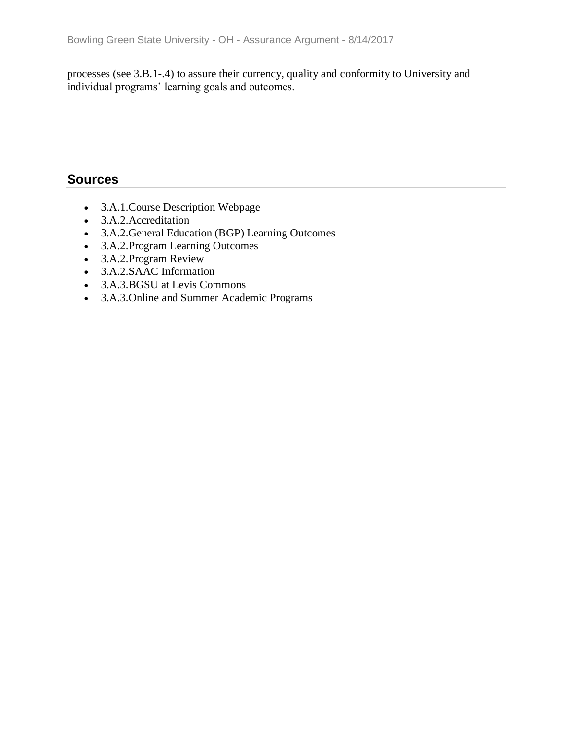processes (see 3.B.1-.4) to assure their currency, quality and conformity to University and individual programs' learning goals and outcomes.

## Sources

- 3.A.1.Course Description Webpage
- 3.A.2.Accreditation
- 3.A.2.General Education (BGP) Learning Outcomes
- 3.A.2.Program Learning Outcomes
- 3.A.2.Program Review
- 3.A.2.SAAC Information
- 3.A.3.BGSU at Levis Commons
- 3.A.3.Online and Summer Academic Programs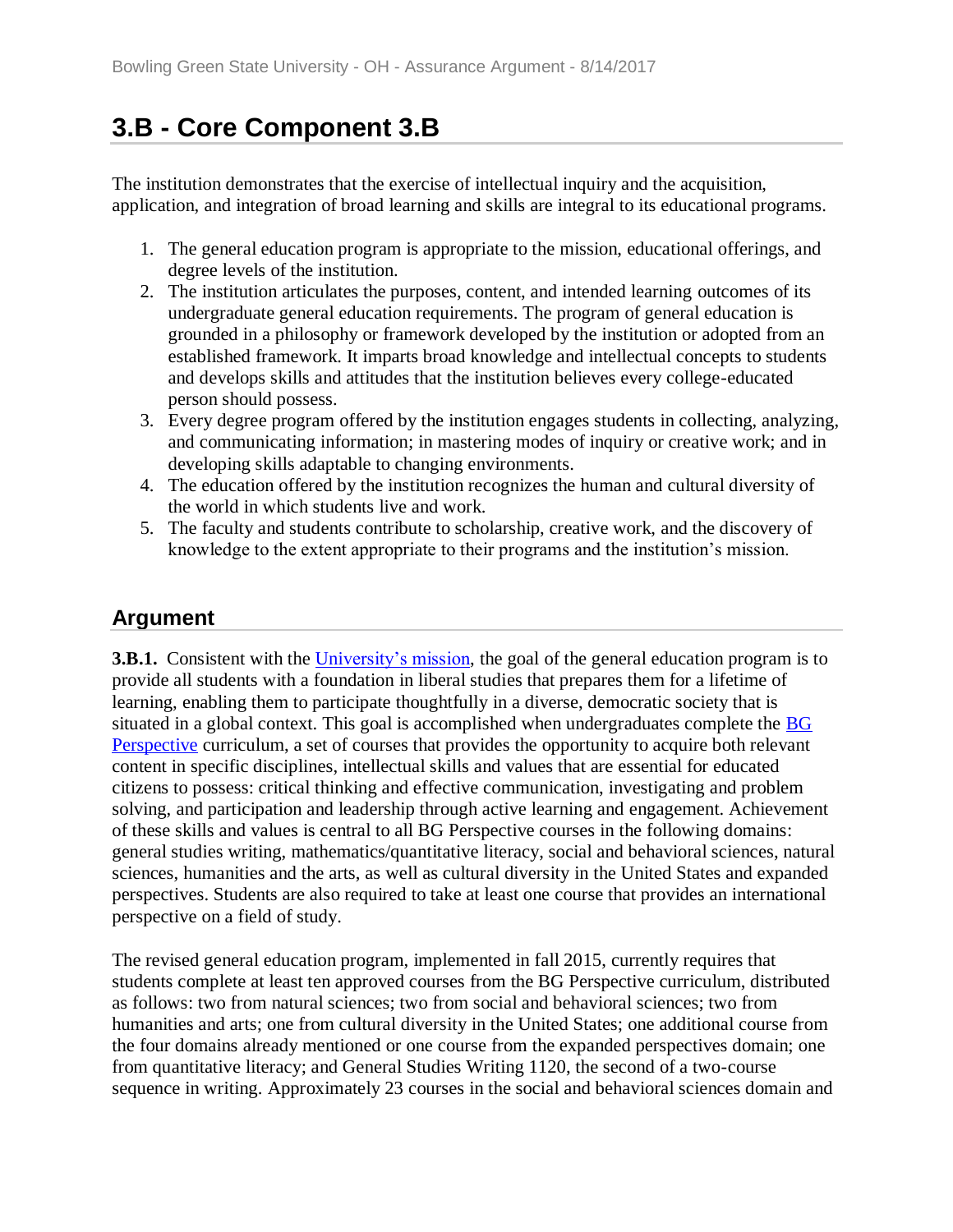# 3.B - Core Component 3.B

The institution demonstrates that the exercise of intellectual inquiry and the acquisition, application, and integration of broad learning and skills are integral to its educational programs.

1. The general education program is appropriate to the mission, educational offerings, and degree levels of the institution.
2. The institution articulates the purposes, content, and intended learning outcomes of its undergraduate general education requirements. The program of general education is grounded in a philosophy or framework developed by the institution or adopted from an established framework. It imparts broad knowledge and intellectual concepts to students and develops skills and attitudes that the institution believes every college-educated person should possess.
3. Every degree program offered by the institution engages students in collecting, analyzing, and communicating information; in mastering modes of inquiry or creative work; and in developing skills adaptable to changing environments.
4. The education offered by the institution recognizes the human and cultural diversity of the world in which students live and work.
5. The faculty and students contribute to scholarship, creative work, and the discovery of knowledge to the extent appropriate to their programs and the institution's mission.

## Argument

**3.B.1.** Consistent with the University's mission, the goal of the general education program is to provide all students with a foundation in liberal studies that prepares them for a lifetime of learning, enabling them to participate thoughtfully in a diverse, democratic society that is situated in a global context. This goal is accomplished when undergraduates complete the BG Perspective curriculum, a set of courses that provides the opportunity to acquire both relevant content in specific disciplines, intellectual skills and values that are essential for educated citizens to possess: critical thinking and effective communication, investigating and problem solving, and participation and leadership through active learning and engagement. Achievement of these skills and values is central to all BG Perspective courses in the following domains: general studies writing, mathematics/quantitative literacy, social and behavioral sciences, natural sciences, humanities and the arts, as well as cultural diversity in the United States and expanded perspectives. Students are also required to take at least one course that provides an international perspective on a field of study.

The revised general education program, implemented in fall 2015, currently requires that students complete at least ten approved courses from the BG Perspective curriculum, distributed as follows: two from natural sciences; two from social and behavioral sciences; two from humanities and arts; one from cultural diversity in the United States; one additional course from the four domains already mentioned or one course from the expanded perspectives domain; one from quantitative literacy; and General Studies Writing 1120, the second of a two-course sequence in writing. Approximately 23 courses in the social and behavioral sciences domain and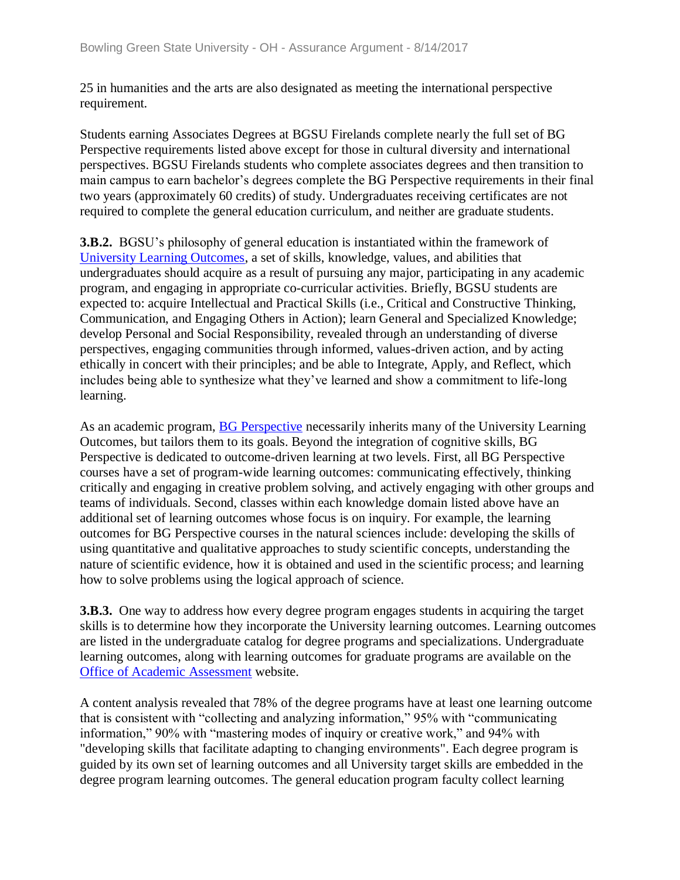25 in humanities and the arts are also designated as meeting the international perspective requirement.

Students earning Associates Degrees at BGSU Firelands complete nearly the full set of BG Perspective requirements listed above except for those in cultural diversity and international perspectives. BGSU Firelands students who complete associates degrees and then transition to main campus to earn bachelor's degrees complete the BG Perspective requirements in their final two years (approximately 60 credits) of study. Undergraduates receiving certificates are not required to complete the general education curriculum, and neither are graduate students.

**3.B.2.** BGSU's philosophy of general education is instantiated within the framework of University Learning Outcomes, a set of skills, knowledge, values, and abilities that undergraduates should acquire as a result of pursuing any major, participating in any academic program, and engaging in appropriate co-curricular activities. Briefly, BGSU students are expected to: acquire Intellectual and Practical Skills (i.e., Critical and Constructive Thinking, Communication, and Engaging Others in Action); learn General and Specialized Knowledge; develop Personal and Social Responsibility, revealed through an understanding of diverse perspectives, engaging communities through informed, values-driven action, and by acting ethically in concert with their principles; and be able to Integrate, Apply, and Reflect, which includes being able to synthesize what they've learned and show a commitment to life-long learning.

As an academic program, BG Perspective necessarily inherits many of the University Learning Outcomes, but tailors them to its goals. Beyond the integration of cognitive skills, BG Perspective is dedicated to outcome-driven learning at two levels. First, all BG Perspective courses have a set of program-wide learning outcomes: communicating effectively, thinking critically and engaging in creative problem solving, and actively engaging with other groups and teams of individuals. Second, classes within each knowledge domain listed above have an additional set of learning outcomes whose focus is on inquiry. For example, the learning outcomes for BG Perspective courses in the natural sciences include: developing the skills of using quantitative and qualitative approaches to study scientific concepts, understanding the nature of scientific evidence, how it is obtained and used in the scientific process; and learning how to solve problems using the logical approach of science.

**3.B.3.** One way to address how every degree program engages students in acquiring the target skills is to determine how they incorporate the University learning outcomes. Learning outcomes are listed in the undergraduate catalog for degree programs and specializations. Undergraduate learning outcomes, along with learning outcomes for graduate programs are available on the Office of Academic Assessment website.

A content analysis revealed that 78% of the degree programs have at least one learning outcome that is consistent with "collecting and analyzing information," 95% with "communicating information," 90% with "mastering modes of inquiry or creative work," and 94% with "developing skills that facilitate adapting to changing environments". Each degree program is guided by its own set of learning outcomes and all University target skills are embedded in the degree program learning outcomes. The general education program faculty collect learning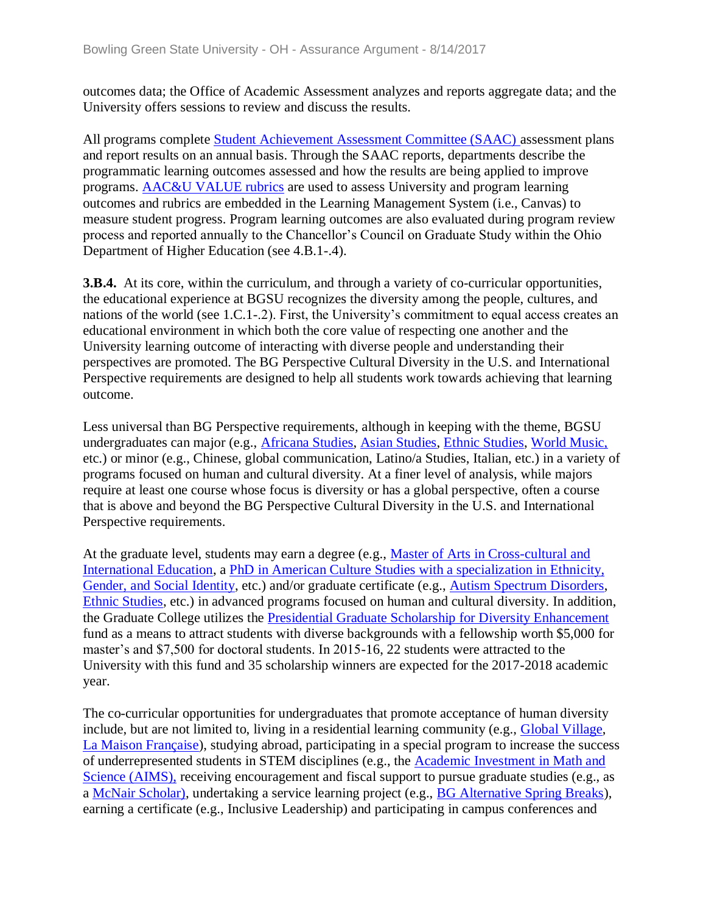outcomes data; the Office of Academic Assessment analyzes and reports aggregate data; and the University offers sessions to review and discuss the results.

All programs complete Student Achievement Assessment Committee (SAAC) assessment plans and report results on an annual basis. Through the SAAC reports, departments describe the programmatic learning outcomes assessed and how the results are being applied to improve programs. AAC&U VALUE rubrics are used to assess University and program learning outcomes and rubrics are embedded in the Learning Management System (i.e., Canvas) to measure student progress. Program learning outcomes are also evaluated during program review process and reported annually to the Chancellor's Council on Graduate Study within the Ohio Department of Higher Education (see 4.B.1-.4).

**3.B.4.** At its core, within the curriculum, and through a variety of co-curricular opportunities, the educational experience at BGSU recognizes the diversity among the people, cultures, and nations of the world (see 1.C.1-.2). First, the University's commitment to equal access creates an educational environment in which both the core value of respecting one another and the University learning outcome of interacting with diverse people and understanding their perspectives are promoted. The BG Perspective Cultural Diversity in the U.S. and International Perspective requirements are designed to help all students work towards achieving that learning outcome.

Less universal than BG Perspective requirements, although in keeping with the theme, BGSU undergraduates can major (e.g., Africana Studies, Asian Studies, Ethnic Studies, World Music, etc.) or minor (e.g., Chinese, global communication, Latino/a Studies, Italian, etc.) in a variety of programs focused on human and cultural diversity. At a finer level of analysis, while majors require at least one course whose focus is diversity or has a global perspective, often a course that is above and beyond the BG Perspective Cultural Diversity in the U.S. and International Perspective requirements.

At the graduate level, students may earn a degree (e.g., Master of Arts in Cross-cultural and International Education, a PhD in American Culture Studies with a specialization in Ethnicity, Gender, and Social Identity, etc.) and/or graduate certificate (e.g., Autism Spectrum Disorders, Ethnic Studies, etc.) in advanced programs focused on human and cultural diversity. In addition, the Graduate College utilizes the Presidential Graduate Scholarship for Diversity Enhancement fund as a means to attract students with diverse backgrounds with a fellowship worth $5,000 for master's and $7,500 for doctoral students. In 2015-16, 22 students were attracted to the University with this fund and 35 scholarship winners are expected for the 2017-2018 academic year.

The co-curricular opportunities for undergraduates that promote acceptance of human diversity include, but are not limited to, living in a residential learning community (e.g., Global Village, La Maison Française), studying abroad, participating in a special program to increase the success of underrepresented students in STEM disciplines (e.g., the Academic Investment in Math and Science (AIMS), receiving encouragement and fiscal support to pursue graduate studies (e.g., as a McNair Scholar), undertaking a service learning project (e.g., BG Alternative Spring Breaks), earning a certificate (e.g., Inclusive Leadership) and participating in campus conferences and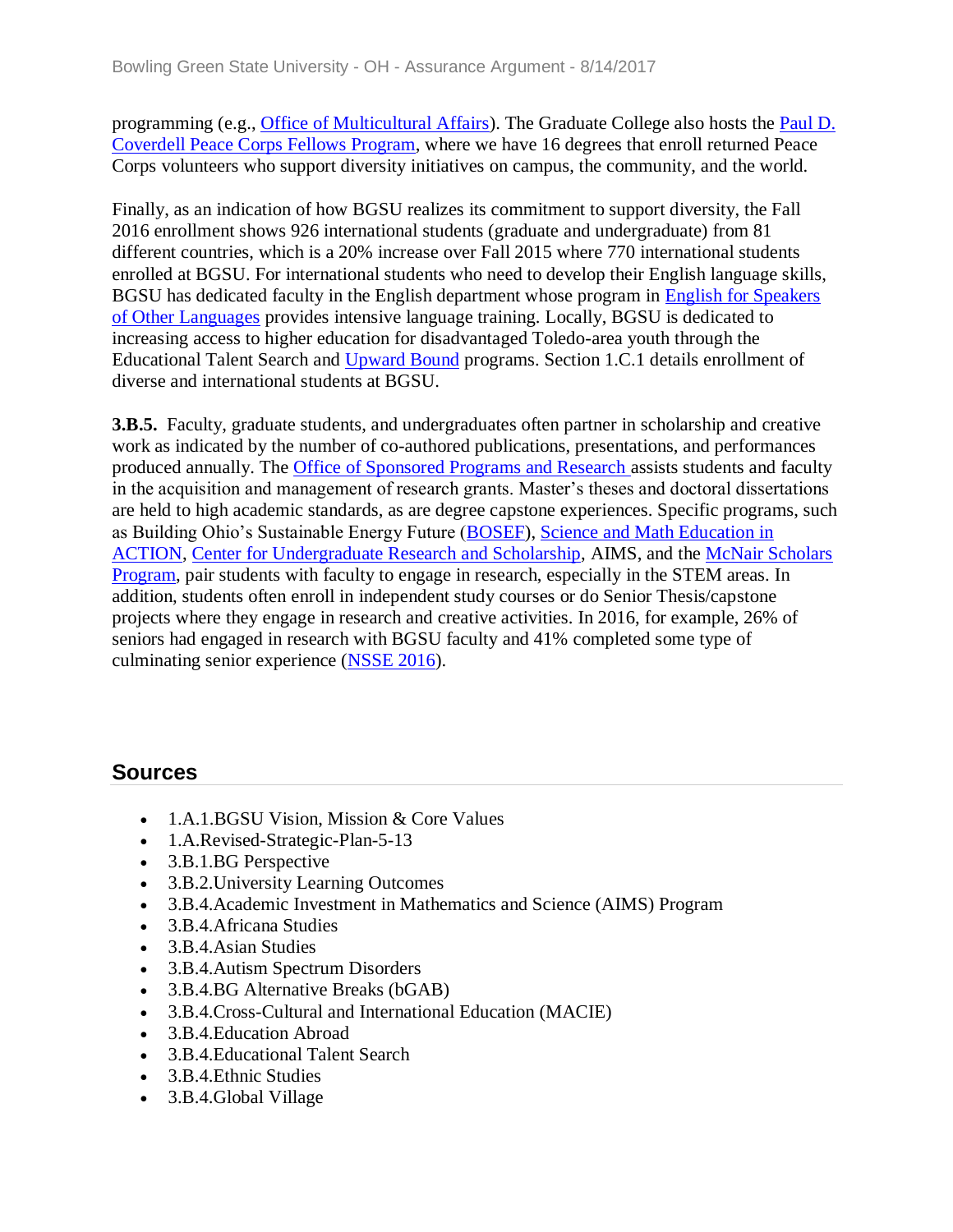programming (e.g., Office of Multicultural Affairs). The Graduate College also hosts the Paul D. Coverdell Peace Corps Fellows Program, where we have 16 degrees that enroll returned Peace Corps volunteers who support diversity initiatives on campus, the community, and the world.

Finally, as an indication of how BGSU realizes its commitment to support diversity, the Fall 2016 enrollment shows 926 international students (graduate and undergraduate) from 81 different countries, which is a 20% increase over Fall 2015 where 770 international students enrolled at BGSU. For international students who need to develop their English language skills, BGSU has dedicated faculty in the English department whose program in English for Speakers of Other Languages provides intensive language training. Locally, BGSU is dedicated to increasing access to higher education for disadvantaged Toledo-area youth through the Educational Talent Search and Upward Bound programs. Section 1.C.1 details enrollment of diverse and international students at BGSU.

**3.B.5.** Faculty, graduate students, and undergraduates often partner in scholarship and creative work as indicated by the number of co-authored publications, presentations, and performances produced annually. The Office of Sponsored Programs and Research assists students and faculty in the acquisition and management of research grants. Master's theses and doctoral dissertations are held to high academic standards, as are degree capstone experiences. Specific programs, such as Building Ohio's Sustainable Energy Future (BOSEF), Science and Math Education in ACTION, Center for Undergraduate Research and Scholarship, AIMS, and the McNair Scholars Program, pair students with faculty to engage in research, especially in the STEM areas. In addition, students often enroll in independent study courses or do Senior Thesis/capstone projects where they engage in research and creative activities. In 2016, for example, 26% of seniors had engaged in research with BGSU faculty and 41% completed some type of culminating senior experience (NSSE 2016).

## Sources

- 1.A.1.BGSU Vision, Mission & Core Values
- 1.A.Revised-Strategic-Plan-5-13
- 3.B.1.BG Perspective
- 3.B.2.University Learning Outcomes
- 3.B.4.Academic Investment in Mathematics and Science (AIMS) Program
- 3.B.4.Africana Studies
- 3.B.4.Asian Studies
- 3.B.4.Autism Spectrum Disorders
- 3.B.4.BG Alternative Breaks (bGAB)
- 3.B.4.Cross-Cultural and International Education (MACIE)
- 3.B.4.Education Abroad
- 3.B.4.Educational Talent Search
- 3.B.4.Ethnic Studies
- 3.B.4.Global Village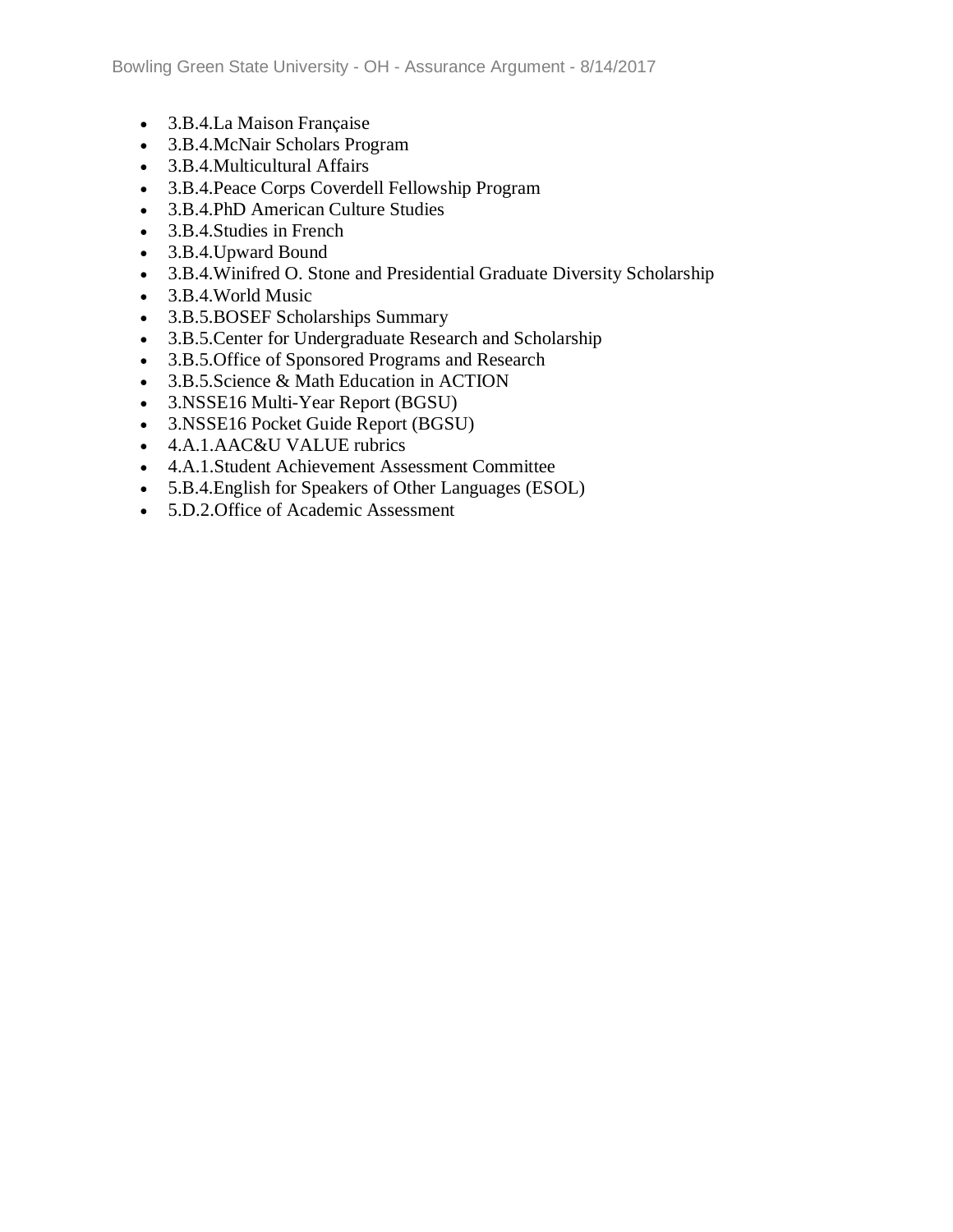- 3.B.4.La Maison Française
- 3.B.4.McNair Scholars Program
- 3.B.4.Multicultural Affairs
- 3.B.4.Peace Corps Coverdell Fellowship Program
- 3.B.4.PhD American Culture Studies
- 3.B.4.Studies in French
- 3.B.4.Upward Bound
- 3.B.4.Winifred O. Stone and Presidential Graduate Diversity Scholarship
- 3.B.4.World Music
- 3.B.5.BOSEF Scholarships Summary
- 3.B.5.Center for Undergraduate Research and Scholarship
- 3.B.5.Office of Sponsored Programs and Research
- 3.B.5.Science & Math Education in ACTION
- 3.NSSE16 Multi-Year Report (BGSU)
- 3.NSSE16 Pocket Guide Report (BGSU)
- 4.A.1.AAC&U VALUE rubrics
- 4.A.1.Student Achievement Assessment Committee
- 5.B.4.English for Speakers of Other Languages (ESOL)
- 5.D.2.Office of Academic Assessment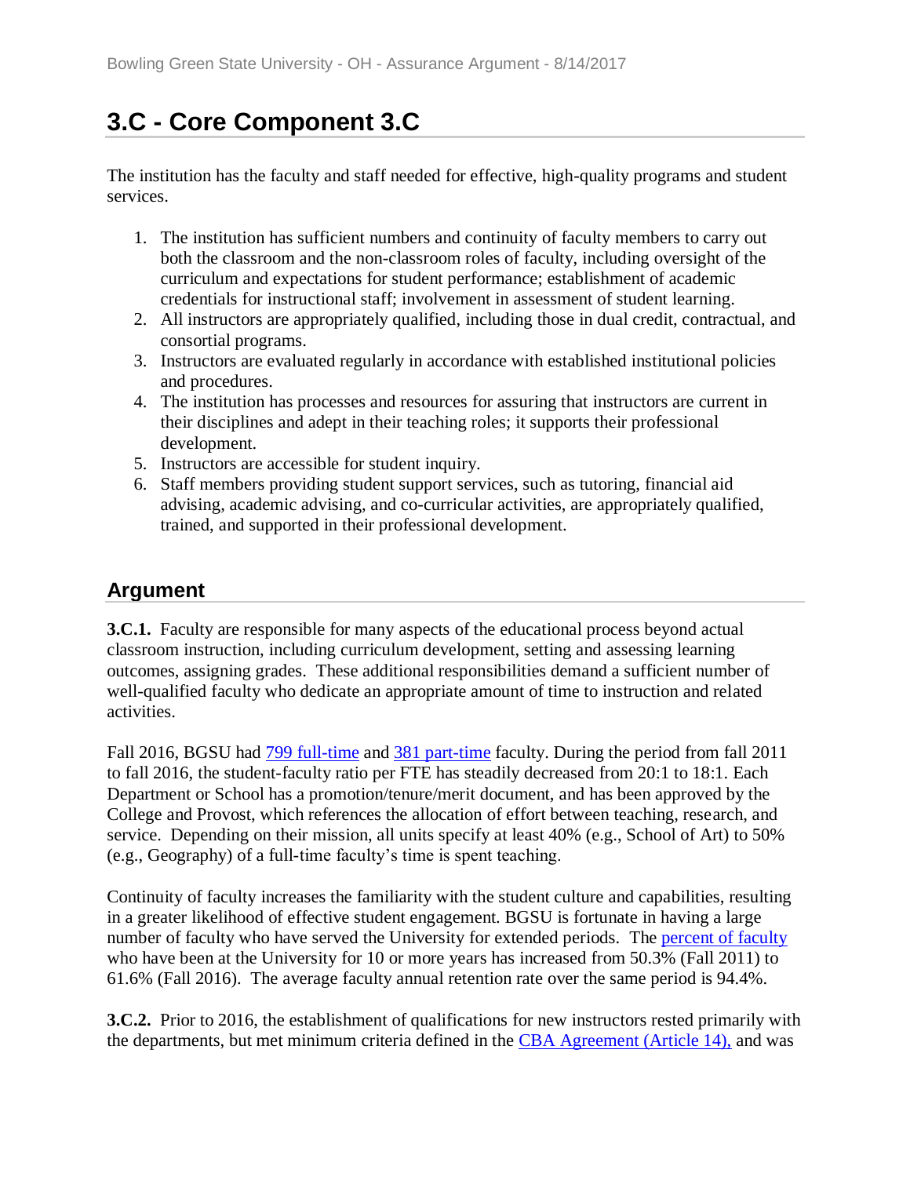## 3.C - Core Component 3.C

The institution has the faculty and staff needed for effective, high-quality programs and student services.

1. The institution has sufficient numbers and continuity of faculty members to carry out both the classroom and the non-classroom roles of faculty, including oversight of the curriculum and expectations for student performance; establishment of academic credentials for instructional staff; involvement in assessment of student learning.
2. All instructors are appropriately qualified, including those in dual credit, contractual, and consortial programs.
3. Instructors are evaluated regularly in accordance with established institutional policies and procedures.
4. The institution has processes and resources for assuring that instructors are current in their disciplines and adept in their teaching roles; it supports their professional development.
5. Instructors are accessible for student inquiry.
6. Staff members providing student support services, such as tutoring, financial aid advising, academic advising, and co-curricular activities, are appropriately qualified, trained, and supported in their professional development.

### Argument

**3.C.1.** Faculty are responsible for many aspects of the educational process beyond actual classroom instruction, including curriculum development, setting and assessing learning outcomes, assigning grades. These additional responsibilities demand a sufficient number of well-qualified faculty who dedicate an appropriate amount of time to instruction and related activities.

Fall 2016, BGSU had 799 full-time and 381 part-time faculty. During the period from fall 2011 to fall 2016, the student-faculty ratio per FTE has steadily decreased from 20:1 to 18:1. Each Department or School has a promotion/tenure/merit document, and has been approved by the College and Provost, which references the allocation of effort between teaching, research, and service. Depending on their mission, all units specify at least 40% (e.g., School of Art) to 50% (e.g., Geography) of a full-time faculty's time is spent teaching.

Continuity of faculty increases the familiarity with the student culture and capabilities, resulting in a greater likelihood of effective student engagement. BGSU is fortunate in having a large number of faculty who have served the University for extended periods. The percent of faculty who have been at the University for 10 or more years has increased from 50.3% (Fall 2011) to 61.6% (Fall 2016). The average faculty annual retention rate over the same period is 94.4%.

**3.C.2.** Prior to 2016, the establishment of qualifications for new instructors rested primarily with the departments, but met minimum criteria defined in the CBA Agreement (Article 14), and was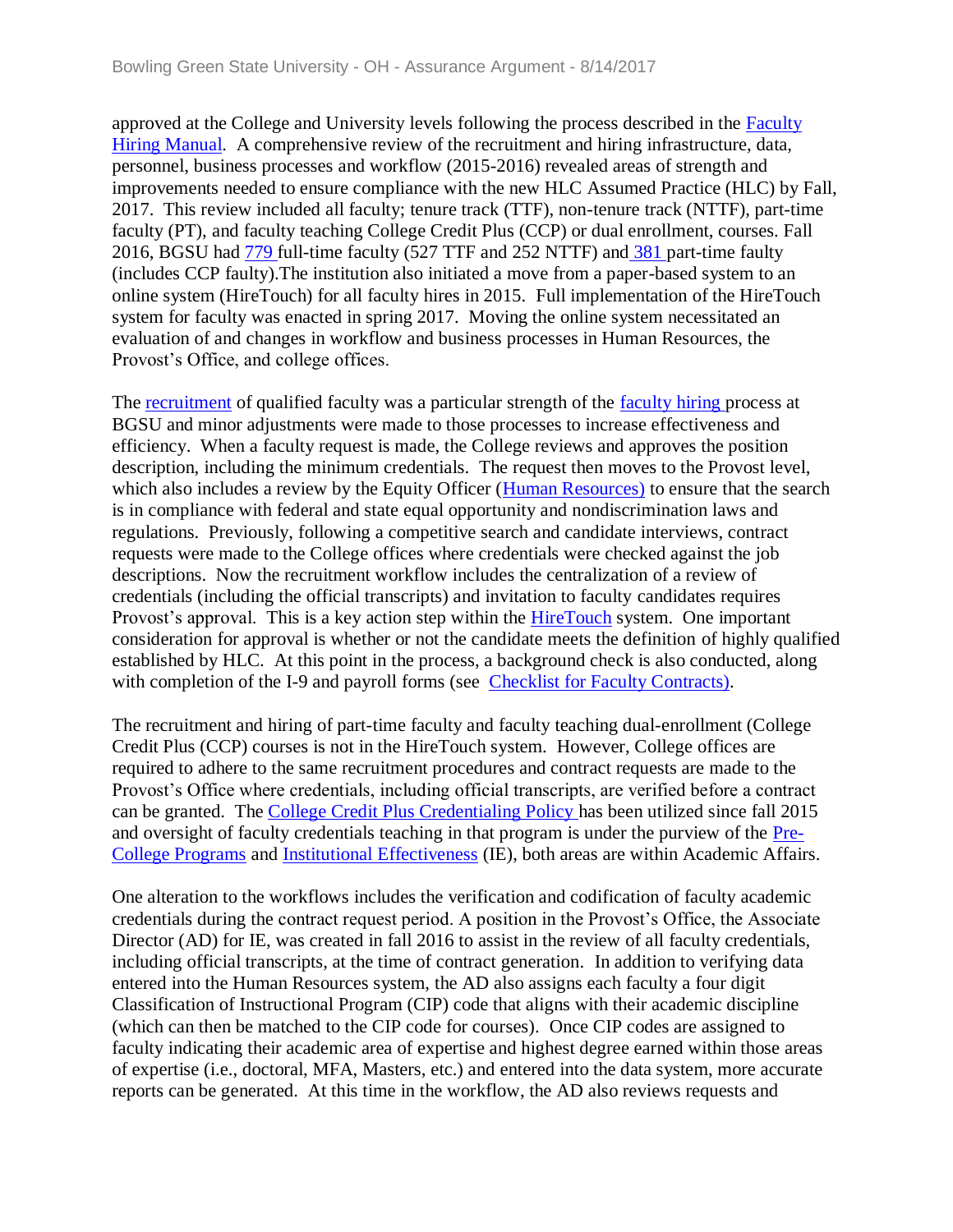approved at the College and University levels following the process described in the Faculty Hiring Manual. A comprehensive review of the recruitment and hiring infrastructure, data, personnel, business processes and workflow (2015-2016) revealed areas of strength and improvements needed to ensure compliance with the new HLC Assumed Practice (HLC) by Fall, 2017. This review included all faculty; tenure track (TTF), non-tenure track (NTTF), part-time faculty (PT), and faculty teaching College Credit Plus (CCP) or dual enrollment, courses. Fall 2016, BGSU had 779 full-time faculty (527 TTF and 252 NTTF) and 381 part-time faulty (includes CCP faulty).The institution also initiated a move from a paper-based system to an online system (HireTouch) for all faculty hires in 2015. Full implementation of the HireTouch system for faculty was enacted in spring 2017. Moving the online system necessitated an evaluation of and changes in workflow and business processes in Human Resources, the Provost's Office, and college offices.

The recruitment of qualified faculty was a particular strength of the faculty hiring process at BGSU and minor adjustments were made to those processes to increase effectiveness and efficiency. When a faculty request is made, the College reviews and approves the position description, including the minimum credentials. The request then moves to the Provost level, which also includes a review by the Equity Officer (Human Resources) to ensure that the search is in compliance with federal and state equal opportunity and nondiscrimination laws and regulations. Previously, following a competitive search and candidate interviews, contract requests were made to the College offices where credentials were checked against the job descriptions. Now the recruitment workflow includes the centralization of a review of credentials (including the official transcripts) and invitation to faculty candidates requires Provost's approval. This is a key action step within the HireTouch system. One important consideration for approval is whether or not the candidate meets the definition of highly qualified established by HLC. At this point in the process, a background check is also conducted, along with completion of the I-9 and payroll forms (see Checklist for Faculty Contracts).

The recruitment and hiring of part-time faculty and faculty teaching dual-enrollment (College Credit Plus (CCP) courses is not in the HireTouch system. However, College offices are required to adhere to the same recruitment procedures and contract requests are made to the Provost's Office where credentials, including official transcripts, are verified before a contract can be granted. The College Credit Plus Credentialing Policy has been utilized since fall 2015 and oversight of faculty credentials teaching in that program is under the purview of the Pre-College Programs and Institutional Effectiveness (IE), both areas are within Academic Affairs.

One alteration to the workflows includes the verification and codification of faculty academic credentials during the contract request period. A position in the Provost's Office, the Associate Director (AD) for IE, was created in fall 2016 to assist in the review of all faculty credentials, including official transcripts, at the time of contract generation. In addition to verifying data entered into the Human Resources system, the AD also assigns each faculty a four digit Classification of Instructional Program (CIP) code that aligns with their academic discipline (which can then be matched to the CIP code for courses). Once CIP codes are assigned to faculty indicating their academic area of expertise and highest degree earned within those areas of expertise (i.e., doctoral, MFA, Masters, etc.) and entered into the data system, more accurate reports can be generated. At this time in the workflow, the AD also reviews requests and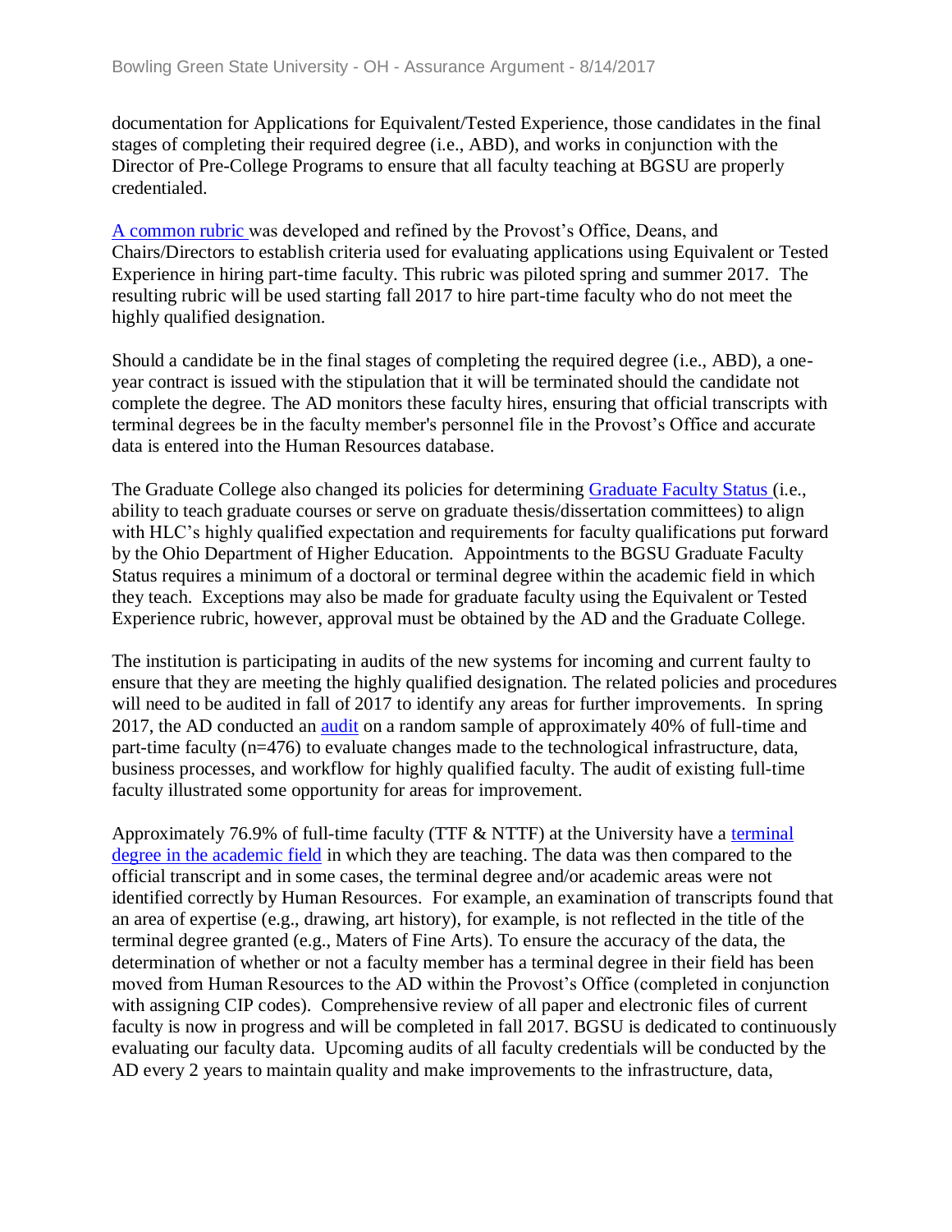documentation for Applications for Equivalent/Tested Experience, those candidates in the final stages of completing their required degree (i.e., ABD), and works in conjunction with the Director of Pre-College Programs to ensure that all faculty teaching at BGSU are properly credentialed.

A common rubric was developed and refined by the Provost's Office, Deans, and Chairs/Directors to establish criteria used for evaluating applications using Equivalent or Tested Experience in hiring part-time faculty. This rubric was piloted spring and summer 2017. The resulting rubric will be used starting fall 2017 to hire part-time faculty who do not meet the highly qualified designation.

Should a candidate be in the final stages of completing the required degree (i.e., ABD), a one-year contract is issued with the stipulation that it will be terminated should the candidate not complete the degree. The AD monitors these faculty hires, ensuring that official transcripts with terminal degrees be in the faculty member's personnel file in the Provost's Office and accurate data is entered into the Human Resources database.

The Graduate College also changed its policies for determining Graduate Faculty Status (i.e., ability to teach graduate courses or serve on graduate thesis/dissertation committees) to align with HLC's highly qualified expectation and requirements for faculty qualifications put forward by the Ohio Department of Higher Education. Appointments to the BGSU Graduate Faculty Status requires a minimum of a doctoral or terminal degree within the academic field in which they teach. Exceptions may also be made for graduate faculty using the Equivalent or Tested Experience rubric, however, approval must be obtained by the AD and the Graduate College.

The institution is participating in audits of the new systems for incoming and current faulty to ensure that they are meeting the highly qualified designation. The related policies and procedures will need to be audited in fall of 2017 to identify any areas for further improvements. In spring 2017, the AD conducted an audit on a random sample of approximately 40% of full-time and part-time faculty (n=476) to evaluate changes made to the technological infrastructure, data, business processes, and workflow for highly qualified faculty. The audit of existing full-time faculty illustrated some opportunity for areas for improvement.

Approximately 76.9% of full-time faculty (TTF & NTTF) at the University have a terminal degree in the academic field in which they are teaching. The data was then compared to the official transcript and in some cases, the terminal degree and/or academic areas were not identified correctly by Human Resources. For example, an examination of transcripts found that an area of expertise (e.g., drawing, art history), for example, is not reflected in the title of the terminal degree granted (e.g., Maters of Fine Arts). To ensure the accuracy of the data, the determination of whether or not a faculty member has a terminal degree in their field has been moved from Human Resources to the AD within the Provost's Office (completed in conjunction with assigning CIP codes). Comprehensive review of all paper and electronic files of current faculty is now in progress and will be completed in fall 2017. BGSU is dedicated to continuously evaluating our faculty data. Upcoming audits of all faculty credentials will be conducted by the AD every 2 years to maintain quality and make improvements to the infrastructure, data,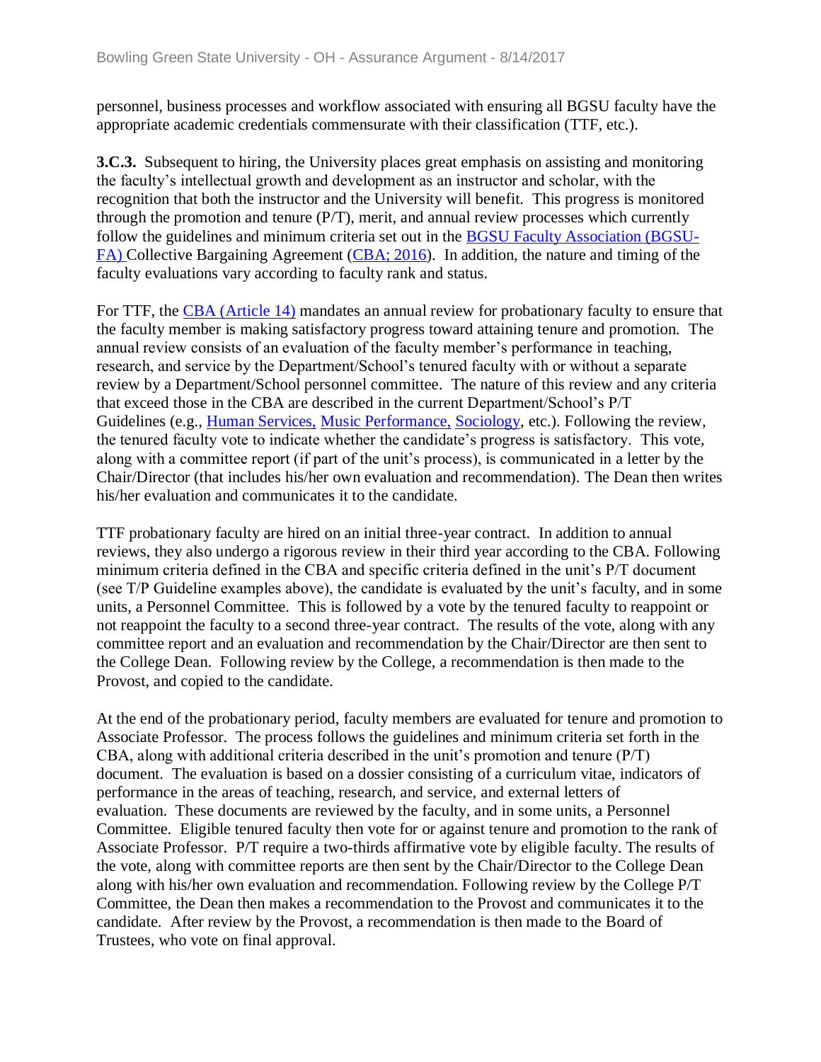personnel, business processes and workflow associated with ensuring all BGSU faculty have the appropriate academic credentials commensurate with their classification (TTF, etc.).

**3.C.3.** Subsequent to hiring, the University places great emphasis on assisting and monitoring the faculty's intellectual growth and development as an instructor and scholar, with the recognition that both the instructor and the University will benefit. This progress is monitored through the promotion and tenure (P/T), merit, and annual review processes which currently follow the guidelines and minimum criteria set out in the BGSU Faculty Association (BGSU-FA) Collective Bargaining Agreement (CBA; 2016). In addition, the nature and timing of the faculty evaluations vary according to faculty rank and status.

For TTF, the CBA (Article 14) mandates an annual review for probationary faculty to ensure that the faculty member is making satisfactory progress toward attaining tenure and promotion. The annual review consists of an evaluation of the faculty member's performance in teaching, research, and service by the Department/School's tenured faculty with or without a separate review by a Department/School personnel committee. The nature of this review and any criteria that exceed those in the CBA are described in the current Department/School's P/T Guidelines (e.g., Human Services, Music Performance, Sociology, etc.). Following the review, the tenured faculty vote to indicate whether the candidate's progress is satisfactory. This vote, along with a committee report (if part of the unit's process), is communicated in a letter by the Chair/Director (that includes his/her own evaluation and recommendation). The Dean then writes his/her evaluation and communicates it to the candidate.

TTF probationary faculty are hired on an initial three-year contract. In addition to annual reviews, they also undergo a rigorous review in their third year according to the CBA. Following minimum criteria defined in the CBA and specific criteria defined in the unit's P/T document (see T/P Guideline examples above), the candidate is evaluated by the unit's faculty, and in some units, a Personnel Committee. This is followed by a vote by the tenured faculty to reappoint or not reappoint the faculty to a second three-year contract. The results of the vote, along with any committee report and an evaluation and recommendation by the Chair/Director are then sent to the College Dean. Following review by the College, a recommendation is then made to the Provost, and copied to the candidate.

At the end of the probationary period, faculty members are evaluated for tenure and promotion to Associate Professor. The process follows the guidelines and minimum criteria set forth in the CBA, along with additional criteria described in the unit's promotion and tenure (P/T) document. The evaluation is based on a dossier consisting of a curriculum vitae, indicators of performance in the areas of teaching, research, and service, and external letters of evaluation. These documents are reviewed by the faculty, and in some units, a Personnel Committee. Eligible tenured faculty then vote for or against tenure and promotion to the rank of Associate Professor. P/T require a two-thirds affirmative vote by eligible faculty. The results of the vote, along with committee reports are then sent by the Chair/Director to the College Dean along with his/her own evaluation and recommendation. Following review by the College P/T Committee, the Dean then makes a recommendation to the Provost and communicates it to the candidate. After review by the Provost, a recommendation is then made to the Board of Trustees, who vote on final approval.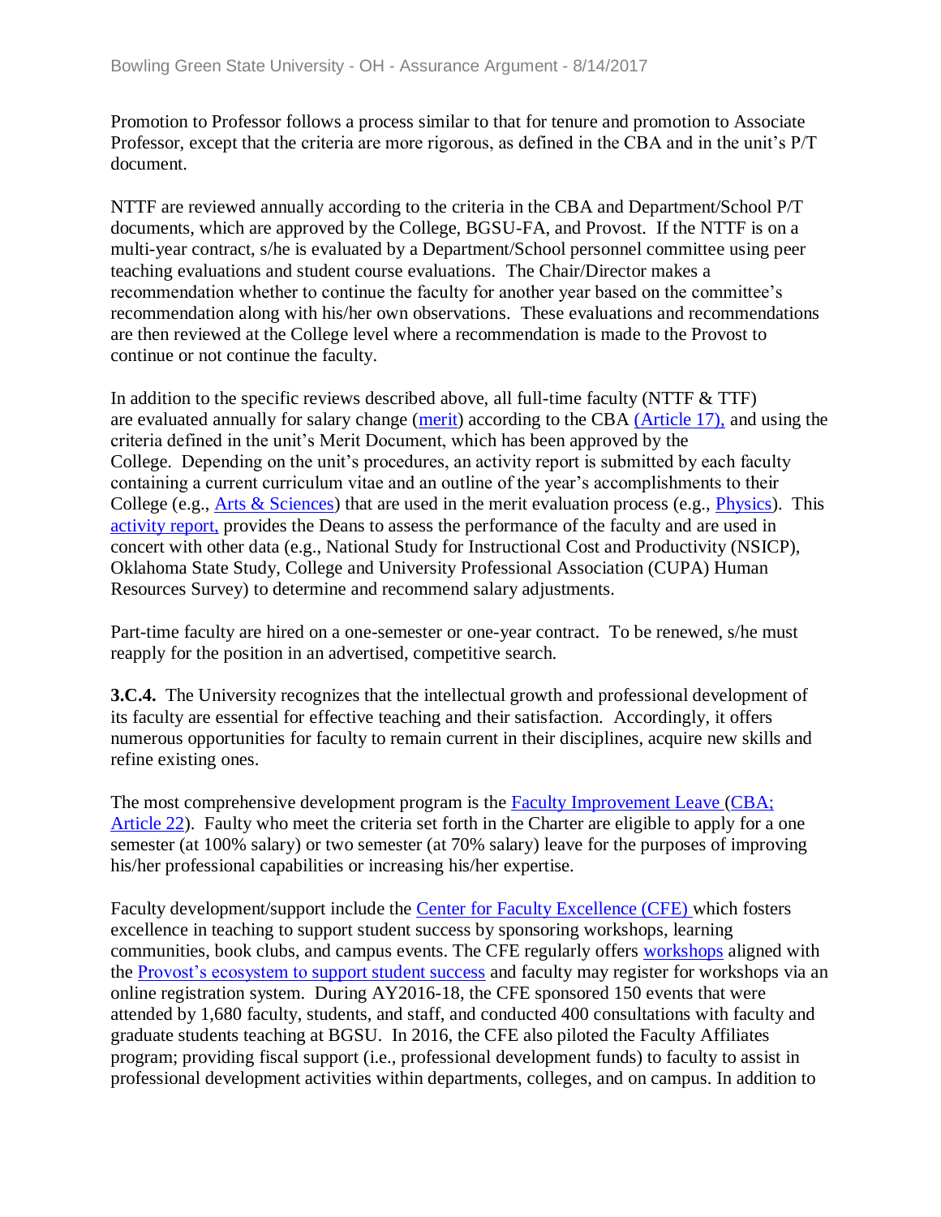Promotion to Professor follows a process similar to that for tenure and promotion to Associate Professor, except that the criteria are more rigorous, as defined in the CBA and in the unit's P/T document.

NTTF are reviewed annually according to the criteria in the CBA and Department/School P/T documents, which are approved by the College, BGSU-FA, and Provost. If the NTTF is on a multi-year contract, s/he is evaluated by a Department/School personnel committee using peer teaching evaluations and student course evaluations. The Chair/Director makes a recommendation whether to continue the faculty for another year based on the committee's recommendation along with his/her own observations. These evaluations and recommendations are then reviewed at the College level where a recommendation is made to the Provost to continue or not continue the faculty.

In addition to the specific reviews described above, all full-time faculty (NTTF & TTF) are evaluated annually for salary change (merit) according to the CBA (Article 17), and using the criteria defined in the unit's Merit Document, which has been approved by the College. Depending on the unit's procedures, an activity report is submitted by each faculty containing a current curriculum vitae and an outline of the year's accomplishments to their College (e.g., Arts & Sciences) that are used in the merit evaluation process (e.g., Physics). This activity report, provides the Deans to assess the performance of the faculty and are used in concert with other data (e.g., National Study for Instructional Cost and Productivity (NSICP), Oklahoma State Study, College and University Professional Association (CUPA) Human Resources Survey) to determine and recommend salary adjustments.

Part-time faculty are hired on a one-semester or one-year contract. To be renewed, s/he must reapply for the position in an advertised, competitive search.

**3.C.4.** The University recognizes that the intellectual growth and professional development of its faculty are essential for effective teaching and their satisfaction. Accordingly, it offers numerous opportunities for faculty to remain current in their disciplines, acquire new skills and refine existing ones.

The most comprehensive development program is the Faculty Improvement Leave (CBA; Article 22). Faulty who meet the criteria set forth in the Charter are eligible to apply for a one semester (at 100% salary) or two semester (at 70% salary) leave for the purposes of improving his/her professional capabilities or increasing his/her expertise.

Faculty development/support include the Center for Faculty Excellence (CFE) which fosters excellence in teaching to support student success by sponsoring workshops, learning communities, book clubs, and campus events. The CFE regularly offers workshops aligned with the Provost's ecosystem to support student success and faculty may register for workshops via an online registration system. During AY2016-18, the CFE sponsored 150 events that were attended by 1,680 faculty, students, and staff, and conducted 400 consultations with faculty and graduate students teaching at BGSU. In 2016, the CFE also piloted the Faculty Affiliates program; providing fiscal support (i.e., professional development funds) to faculty to assist in professional development activities within departments, colleges, and on campus. In addition to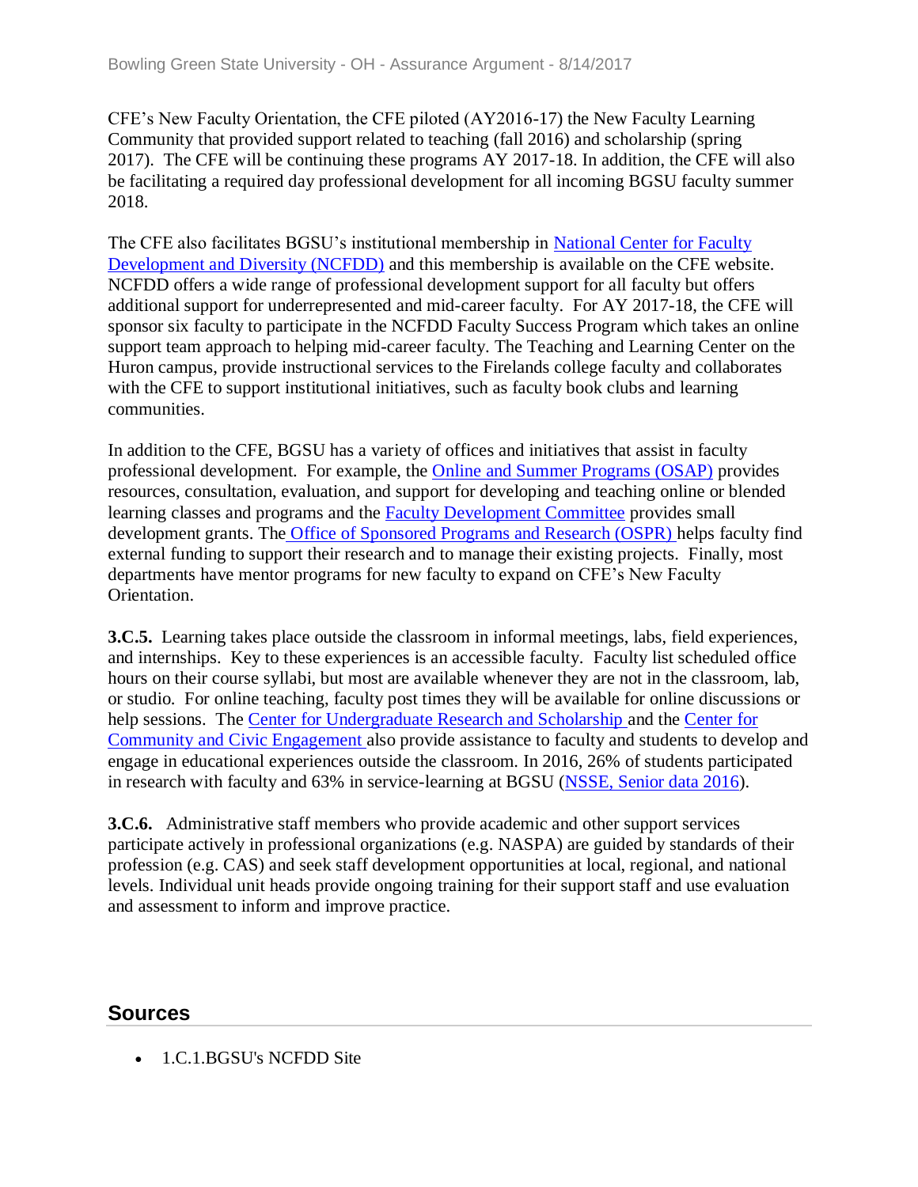CFE's New Faculty Orientation, the CFE piloted (AY2016-17) the New Faculty Learning Community that provided support related to teaching (fall 2016) and scholarship (spring 2017). The CFE will be continuing these programs AY 2017-18. In addition, the CFE will also be facilitating a required day professional development for all incoming BGSU faculty summer 2018.

The CFE also facilitates BGSU's institutional membership in National Center for Faculty Development and Diversity (NCFDD) and this membership is available on the CFE website. NCFDD offers a wide range of professional development support for all faculty but offers additional support for underrepresented and mid-career faculty. For AY 2017-18, the CFE will sponsor six faculty to participate in the NCFDD Faculty Success Program which takes an online support team approach to helping mid-career faculty. The Teaching and Learning Center on the Huron campus, provide instructional services to the Firelands college faculty and collaborates with the CFE to support institutional initiatives, such as faculty book clubs and learning communities.

In addition to the CFE, BGSU has a variety of offices and initiatives that assist in faculty professional development. For example, the Online and Summer Programs (OSAP) provides resources, consultation, evaluation, and support for developing and teaching online or blended learning classes and programs and the Faculty Development Committee provides small development grants. The Office of Sponsored Programs and Research (OSPR) helps faculty find external funding to support their research and to manage their existing projects. Finally, most departments have mentor programs for new faculty to expand on CFE's New Faculty Orientation.

**3.C.5.** Learning takes place outside the classroom in informal meetings, labs, field experiences, and internships. Key to these experiences is an accessible faculty. Faculty list scheduled office hours on their course syllabi, but most are available whenever they are not in the classroom, lab, or studio. For online teaching, faculty post times they will be available for online discussions or help sessions. The Center for Undergraduate Research and Scholarship and the Center for Community and Civic Engagement also provide assistance to faculty and students to develop and engage in educational experiences outside the classroom. In 2016, 26% of students participated in research with faculty and 63% in service-learning at BGSU (NSSE, Senior data 2016).

**3.C.6.** Administrative staff members who provide academic and other support services participate actively in professional organizations (e.g. NASPA) are guided by standards of their profession (e.g. CAS) and seek staff development opportunities at local, regional, and national levels. Individual unit heads provide ongoing training for their support staff and use evaluation and assessment to inform and improve practice.

## Sources

- 1.C.1.BGSU's NCFDD Site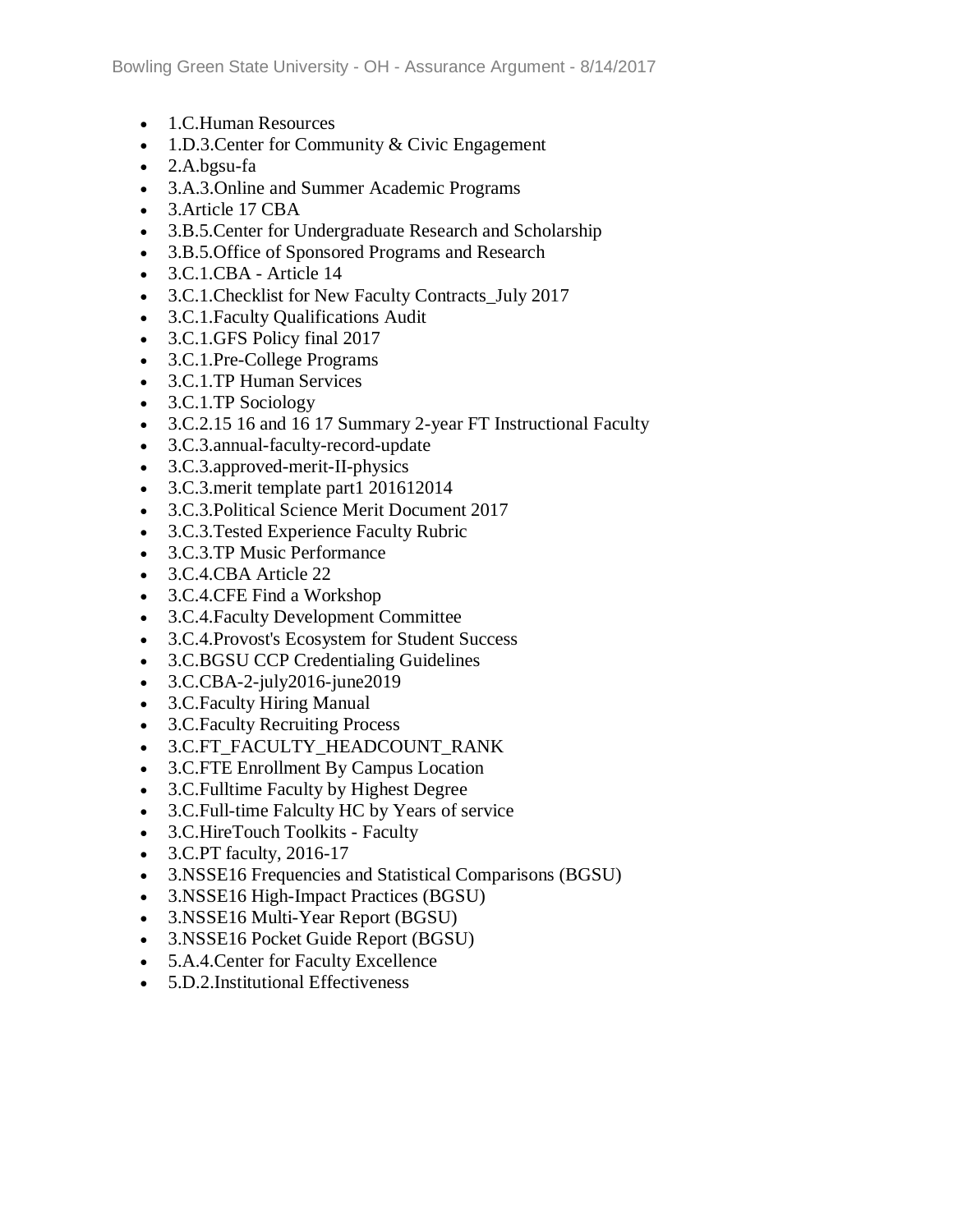- 1.C.Human Resources
- 1.D.3.Center for Community & Civic Engagement
- 2.A.bgsu-fa
- 3.A.3.Online and Summer Academic Programs
- 3.Article 17 CBA
- 3.B.5.Center for Undergraduate Research and Scholarship
- 3.B.5.Office of Sponsored Programs and Research
- 3.C.1.CBA - Article 14
- 3.C.1.Checklist for New Faculty Contracts_July 2017
- 3.C.1.Faculty Qualifications Audit
- 3.C.1.GFS Policy final 2017
- 3.C.1.Pre-College Programs
- 3.C.1.TP Human Services
- 3.C.1.TP Sociology
- 3.C.2.15 16 and 16 17 Summary 2-year FT Instructional Faculty
- 3.C.3.annual-faculty-record-update
- 3.C.3.approved-merit-II-physics
- 3.C.3.merit template part1 201612014
- 3.C.3.Political Science Merit Document 2017
- 3.C.3.Tested Experience Faculty Rubric
- 3.C.3.TP Music Performance
- 3.C.4.CBA Article 22
- 3.C.4.CFE Find a Workshop
- 3.C.4.Faculty Development Committee
- 3.C.4.Provost's Ecosystem for Student Success
- 3.C.BGSU CCP Credentialing Guidelines
- 3.C.CBA-2-july2016-june2019
- 3.C.Faculty Hiring Manual
- 3.C.Faculty Recruiting Process
- 3.C.FT_FACULTY_HEADCOUNT_RANK
- 3.C.FTE Enrollment By Campus Location
- 3.C.Fulltime Faculty by Highest Degree
- 3.C.Full-time Falculty HC by Years of service
- 3.C.HireTouch Toolkits - Faculty
- 3.C.PT faculty, 2016-17
- 3.NSSE16 Frequencies and Statistical Comparisons (BGSU)
- 3.NSSE16 High-Impact Practices (BGSU)
- 3.NSSE16 Multi-Year Report (BGSU)
- 3.NSSE16 Pocket Guide Report (BGSU)
- 5.A.4.Center for Faculty Excellence
- 5.D.2.Institutional Effectiveness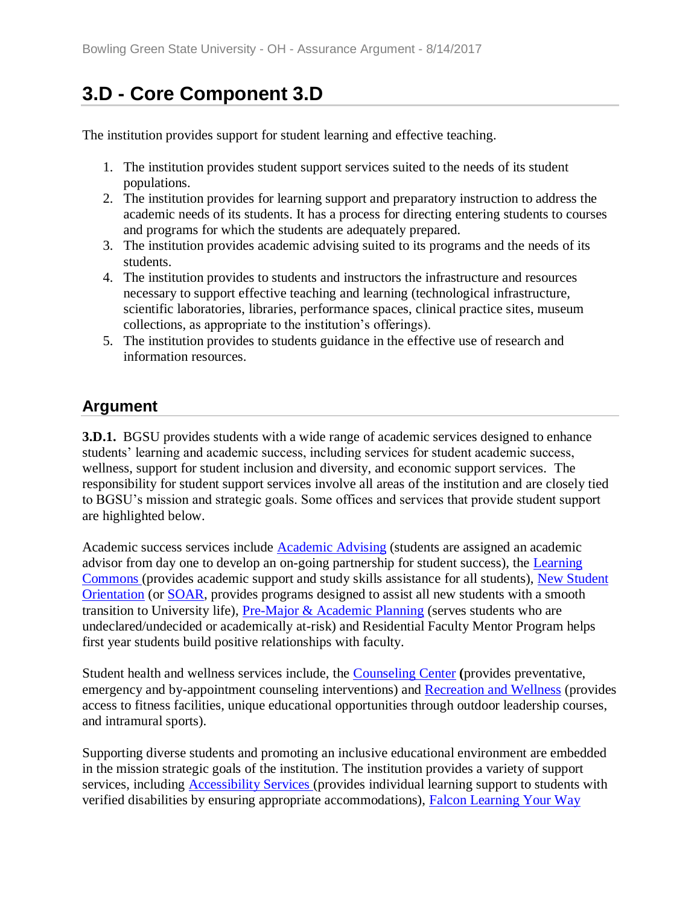## 3.D - Core Component 3.D

The institution provides support for student learning and effective teaching.

1. The institution provides student support services suited to the needs of its student populations.
2. The institution provides for learning support and preparatory instruction to address the academic needs of its students. It has a process for directing entering students to courses and programs for which the students are adequately prepared.
3. The institution provides academic advising suited to its programs and the needs of its students.
4. The institution provides to students and instructors the infrastructure and resources necessary to support effective teaching and learning (technological infrastructure, scientific laboratories, libraries, performance spaces, clinical practice sites, museum collections, as appropriate to the institution's offerings).
5. The institution provides to students guidance in the effective use of research and information resources.

### Argument

**3.D.1.** BGSU provides students with a wide range of academic services designed to enhance students' learning and academic success, including services for student academic success, wellness, support for student inclusion and diversity, and economic support services. The responsibility for student support services involve all areas of the institution and are closely tied to BGSU's mission and strategic goals. Some offices and services that provide student support are highlighted below.

Academic success services include Academic Advising (students are assigned an academic advisor from day one to develop an on-going partnership for student success), the Learning Commons (provides academic support and study skills assistance for all students), New Student Orientation (or SOAR, provides programs designed to assist all new students with a smooth transition to University life), Pre-Major & Academic Planning (serves students who are undeclared/undecided or academically at-risk) and Residential Faculty Mentor Program helps first year students build positive relationships with faculty.

Student health and wellness services include, the Counseling Center **(**provides preventative, emergency and by-appointment counseling interventions) and Recreation and Wellness (provides access to fitness facilities, unique educational opportunities through outdoor leadership courses, and intramural sports).

Supporting diverse students and promoting an inclusive educational environment are embedded in the mission strategic goals of the institution. The institution provides a variety of support services, including Accessibility Services (provides individual learning support to students with verified disabilities by ensuring appropriate accommodations), Falcon Learning Your Way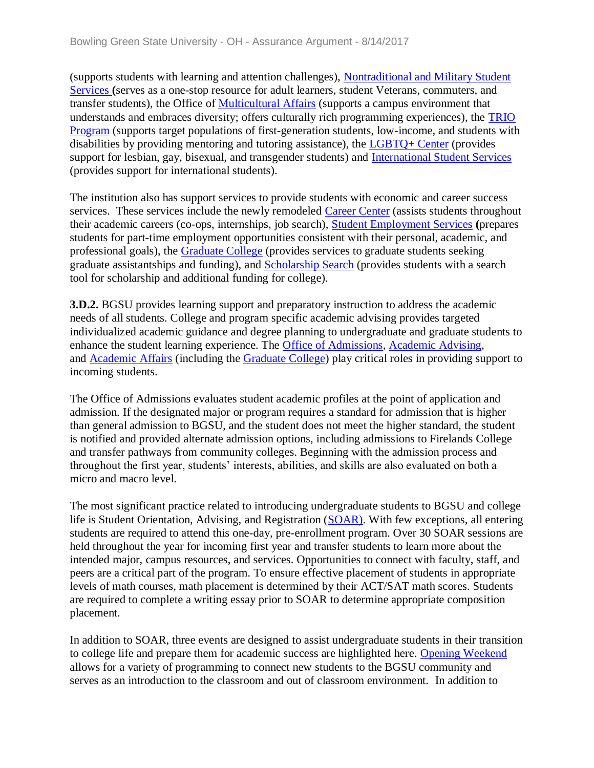(supports students with learning and attention challenges), Nontraditional and Military Student Services **(**serves as a one-stop resource for adult learners, student Veterans, commuters, and transfer students), the Office of Multicultural Affairs (supports a campus environment that understands and embraces diversity; offers culturally rich programming experiences), the TRIO Program (supports target populations of first-generation students, low-income, and students with disabilities by providing mentoring and tutoring assistance), the LGBTQ+ Center (provides support for lesbian, gay, bisexual, and transgender students) and International Student Services (provides support for international students).

The institution also has support services to provide students with economic and career success services. These services include the newly remodeled Career Center (assists students throughout their academic careers (co-ops, internships, job search), Student Employment Services **(**prepares students for part-time employment opportunities consistent with their personal, academic, and professional goals), the Graduate College (provides services to graduate students seeking graduate assistantships and funding), and Scholarship Search (provides students with a search tool for scholarship and additional funding for college).

**3.D.2.** BGSU provides learning support and preparatory instruction to address the academic needs of all students. College and program specific academic advising provides targeted individualized academic guidance and degree planning to undergraduate and graduate students to enhance the student learning experience. The Office of Admissions, Academic Advising, and Academic Affairs (including the Graduate College) play critical roles in providing support to incoming students.

The Office of Admissions evaluates student academic profiles at the point of application and admission. If the designated major or program requires a standard for admission that is higher than general admission to BGSU, and the student does not meet the higher standard, the student is notified and provided alternate admission options, including admissions to Firelands College and transfer pathways from community colleges. Beginning with the admission process and throughout the first year, students' interests, abilities, and skills are also evaluated on both a micro and macro level.

The most significant practice related to introducing undergraduate students to BGSU and college life is Student Orientation, Advising, and Registration (SOAR). With few exceptions, all entering students are required to attend this one-day, pre-enrollment program. Over 30 SOAR sessions are held throughout the year for incoming first year and transfer students to learn more about the intended major, campus resources, and services. Opportunities to connect with faculty, staff, and peers are a critical part of the program. To ensure effective placement of students in appropriate levels of math courses, math placement is determined by their ACT/SAT math scores. Students are required to complete a writing essay prior to SOAR to determine appropriate composition placement.

In addition to SOAR, three events are designed to assist undergraduate students in their transition to college life and prepare them for academic success are highlighted here. Opening Weekend allows for a variety of programming to connect new students to the BGSU community and serves as an introduction to the classroom and out of classroom environment. In addition to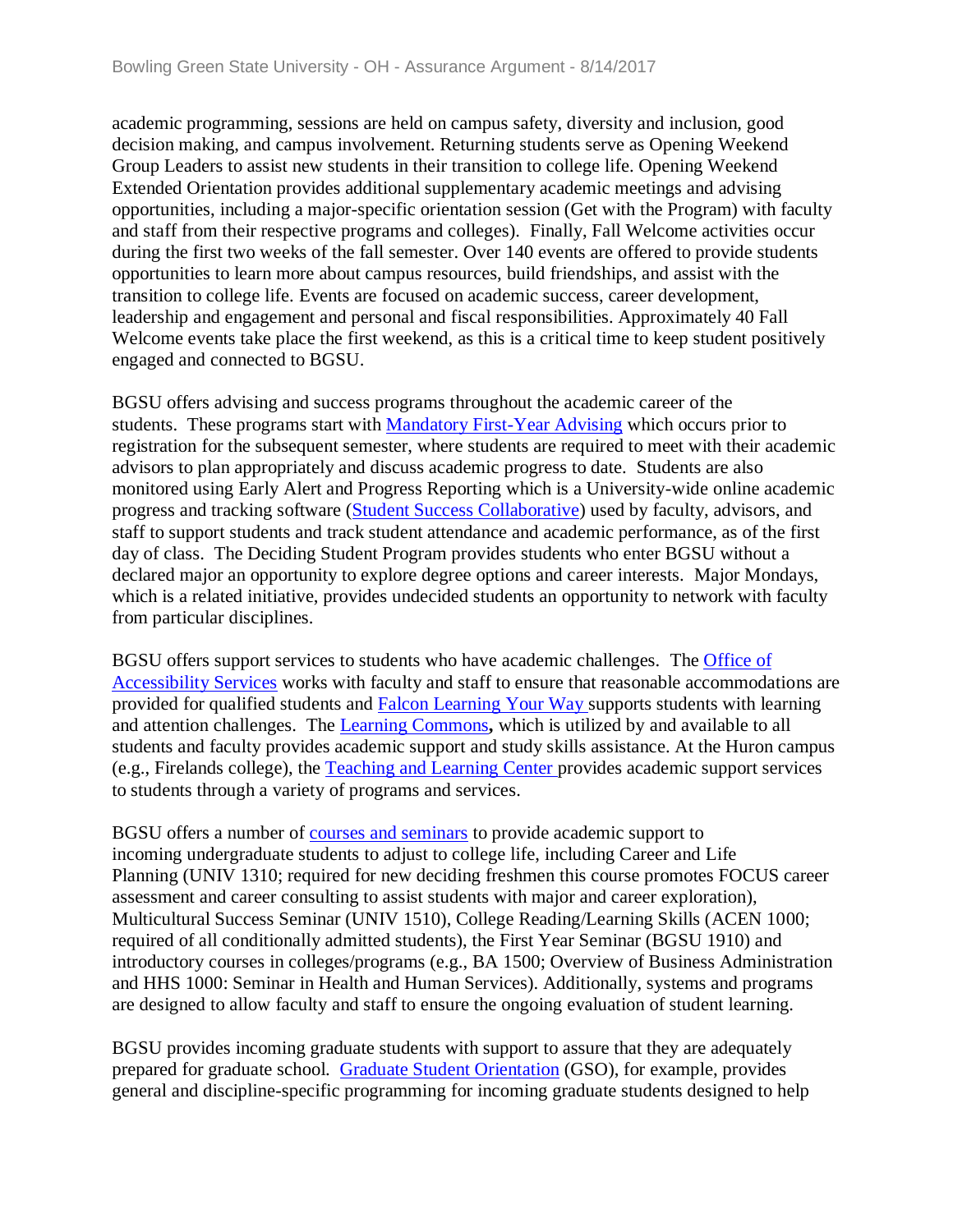academic programming, sessions are held on campus safety, diversity and inclusion, good decision making, and campus involvement. Returning students serve as Opening Weekend Group Leaders to assist new students in their transition to college life. Opening Weekend Extended Orientation provides additional supplementary academic meetings and advising opportunities, including a major-specific orientation session (Get with the Program) with faculty and staff from their respective programs and colleges). Finally, Fall Welcome activities occur during the first two weeks of the fall semester. Over 140 events are offered to provide students opportunities to learn more about campus resources, build friendships, and assist with the transition to college life. Events are focused on academic success, career development, leadership and engagement and personal and fiscal responsibilities. Approximately 40 Fall Welcome events take place the first weekend, as this is a critical time to keep student positively engaged and connected to BGSU.

BGSU offers advising and success programs throughout the academic career of the students. These programs start with Mandatory First-Year Advising which occurs prior to registration for the subsequent semester, where students are required to meet with their academic advisors to plan appropriately and discuss academic progress to date. Students are also monitored using Early Alert and Progress Reporting which is a University-wide online academic progress and tracking software (Student Success Collaborative) used by faculty, advisors, and staff to support students and track student attendance and academic performance, as of the first day of class. The Deciding Student Program provides students who enter BGSU without a declared major an opportunity to explore degree options and career interests. Major Mondays, which is a related initiative, provides undecided students an opportunity to network with faculty from particular disciplines.

BGSU offers support services to students who have academic challenges. The Office of Accessibility Services works with faculty and staff to ensure that reasonable accommodations are provided for qualified students and Falcon Learning Your Way supports students with learning and attention challenges. The Learning Commons**,** which is utilized by and available to all students and faculty provides academic support and study skills assistance. At the Huron campus (e.g., Firelands college), the Teaching and Learning Center provides academic support services to students through a variety of programs and services.

BGSU offers a number of courses and seminars to provide academic support to incoming undergraduate students to adjust to college life, including Career and Life Planning (UNIV 1310; required for new deciding freshmen this course promotes FOCUS career assessment and career consulting to assist students with major and career exploration), Multicultural Success Seminar (UNIV 1510), College Reading/Learning Skills (ACEN 1000; required of all conditionally admitted students), the First Year Seminar (BGSU 1910) and introductory courses in colleges/programs (e.g., BA 1500; Overview of Business Administration and HHS 1000: Seminar in Health and Human Services). Additionally, systems and programs are designed to allow faculty and staff to ensure the ongoing evaluation of student learning.

BGSU provides incoming graduate students with support to assure that they are adequately prepared for graduate school. Graduate Student Orientation (GSO), for example, provides general and discipline-specific programming for incoming graduate students designed to help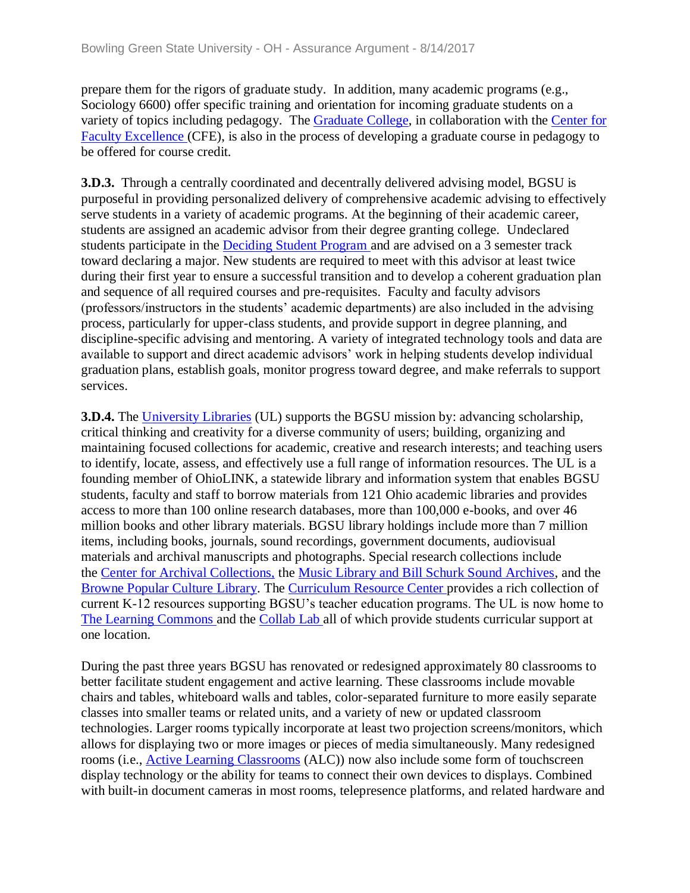prepare them for the rigors of graduate study. In addition, many academic programs (e.g., Sociology 6600) offer specific training and orientation for incoming graduate students on a variety of topics including pedagogy. The Graduate College, in collaboration with the Center for Faculty Excellence (CFE), is also in the process of developing a graduate course in pedagogy to be offered for course credit.

**3.D.3.** Through a centrally coordinated and decentrally delivered advising model, BGSU is purposeful in providing personalized delivery of comprehensive academic advising to effectively serve students in a variety of academic programs. At the beginning of their academic career, students are assigned an academic advisor from their degree granting college. Undeclared students participate in the Deciding Student Program and are advised on a 3 semester track toward declaring a major. New students are required to meet with this advisor at least twice during their first year to ensure a successful transition and to develop a coherent graduation plan and sequence of all required courses and pre-requisites. Faculty and faculty advisors (professors/instructors in the students' academic departments) are also included in the advising process, particularly for upper-class students, and provide support in degree planning, and discipline-specific advising and mentoring. A variety of integrated technology tools and data are available to support and direct academic advisors' work in helping students develop individual graduation plans, establish goals, monitor progress toward degree, and make referrals to support services.

**3.D.4.** The University Libraries (UL) supports the BGSU mission by: advancing scholarship, critical thinking and creativity for a diverse community of users; building, organizing and maintaining focused collections for academic, creative and research interests; and teaching users to identify, locate, assess, and effectively use a full range of information resources. The UL is a founding member of OhioLINK, a statewide library and information system that enables BGSU students, faculty and staff to borrow materials from 121 Ohio academic libraries and provides access to more than 100 online research databases, more than 100,000 e-books, and over 46 million books and other library materials. BGSU library holdings include more than 7 million items, including books, journals, sound recordings, government documents, audiovisual materials and archival manuscripts and photographs. Special research collections include the Center for Archival Collections, the Music Library and Bill Schurk Sound Archives, and the Browne Popular Culture Library. The Curriculum Resource Center provides a rich collection of current K-12 resources supporting BGSU's teacher education programs. The UL is now home to The Learning Commons and the Collab Lab all of which provide students curricular support at one location.

During the past three years BGSU has renovated or redesigned approximately 80 classrooms to better facilitate student engagement and active learning. These classrooms include movable chairs and tables, whiteboard walls and tables, color-separated furniture to more easily separate classes into smaller teams or related units, and a variety of new or updated classroom technologies. Larger rooms typically incorporate at least two projection screens/monitors, which allows for displaying two or more images or pieces of media simultaneously. Many redesigned rooms (i.e., Active Learning Classrooms (ALC)) now also include some form of touchscreen display technology or the ability for teams to connect their own devices to displays. Combined with built-in document cameras in most rooms, telepresence platforms, and related hardware and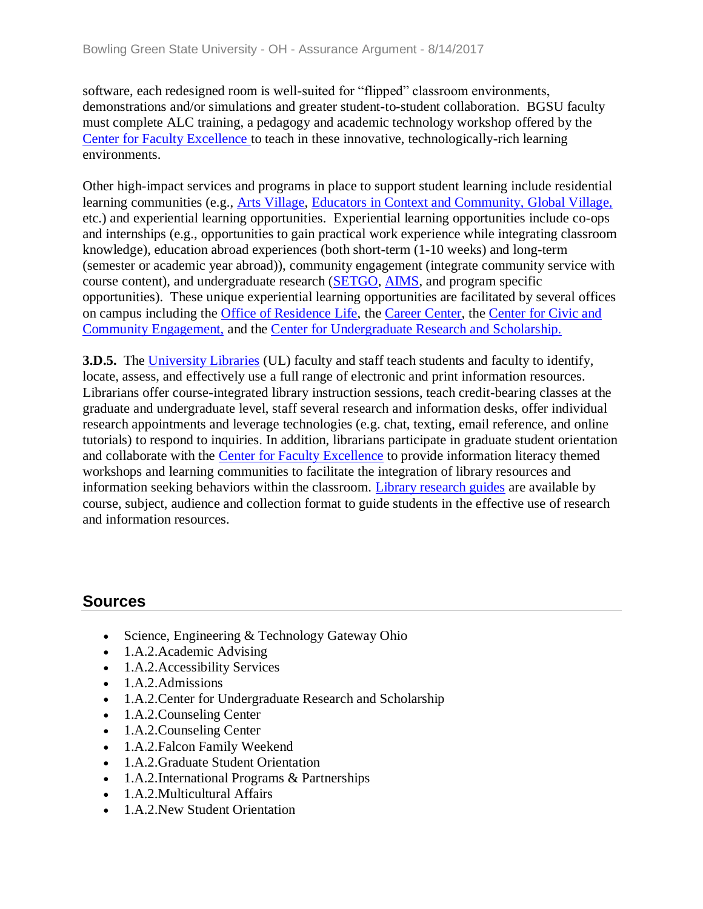software, each redesigned room is well-suited for "flipped" classroom environments, demonstrations and/or simulations and greater student-to-student collaboration. BGSU faculty must complete ALC training, a pedagogy and academic technology workshop offered by the Center for Faculty Excellence to teach in these innovative, technologically-rich learning environments.

Other high-impact services and programs in place to support student learning include residential learning communities (e.g., Arts Village, Educators in Context and Community, Global Village, etc.) and experiential learning opportunities. Experiential learning opportunities include co-ops and internships (e.g., opportunities to gain practical work experience while integrating classroom knowledge), education abroad experiences (both short-term (1-10 weeks) and long-term (semester or academic year abroad)), community engagement (integrate community service with course content), and undergraduate research (SETGO, AIMS, and program specific opportunities). These unique experiential learning opportunities are facilitated by several offices on campus including the Office of Residence Life, the Career Center, the Center for Civic and Community Engagement, and the Center for Undergraduate Research and Scholarship.

**3.D.5.** The University Libraries (UL) faculty and staff teach students and faculty to identify, locate, assess, and effectively use a full range of electronic and print information resources. Librarians offer course-integrated library instruction sessions, teach credit-bearing classes at the graduate and undergraduate level, staff several research and information desks, offer individual research appointments and leverage technologies (e.g. chat, texting, email reference, and online tutorials) to respond to inquiries. In addition, librarians participate in graduate student orientation and collaborate with the Center for Faculty Excellence to provide information literacy themed workshops and learning communities to facilitate the integration of library resources and information seeking behaviors within the classroom. Library research guides are available by course, subject, audience and collection format to guide students in the effective use of research and information resources.

## Sources

- Science, Engineering & Technology Gateway Ohio
- 1.A.2.Academic Advising
- 1.A.2.Accessibility Services
- 1.A.2.Admissions
- 1.A.2.Center for Undergraduate Research and Scholarship
- 1.A.2.Counseling Center
- 1.A.2.Counseling Center
- 1.A.2.Falcon Family Weekend
- 1.A.2.Graduate Student Orientation
- 1.A.2.International Programs & Partnerships
- 1.A.2.Multicultural Affairs
- 1.A.2.New Student Orientation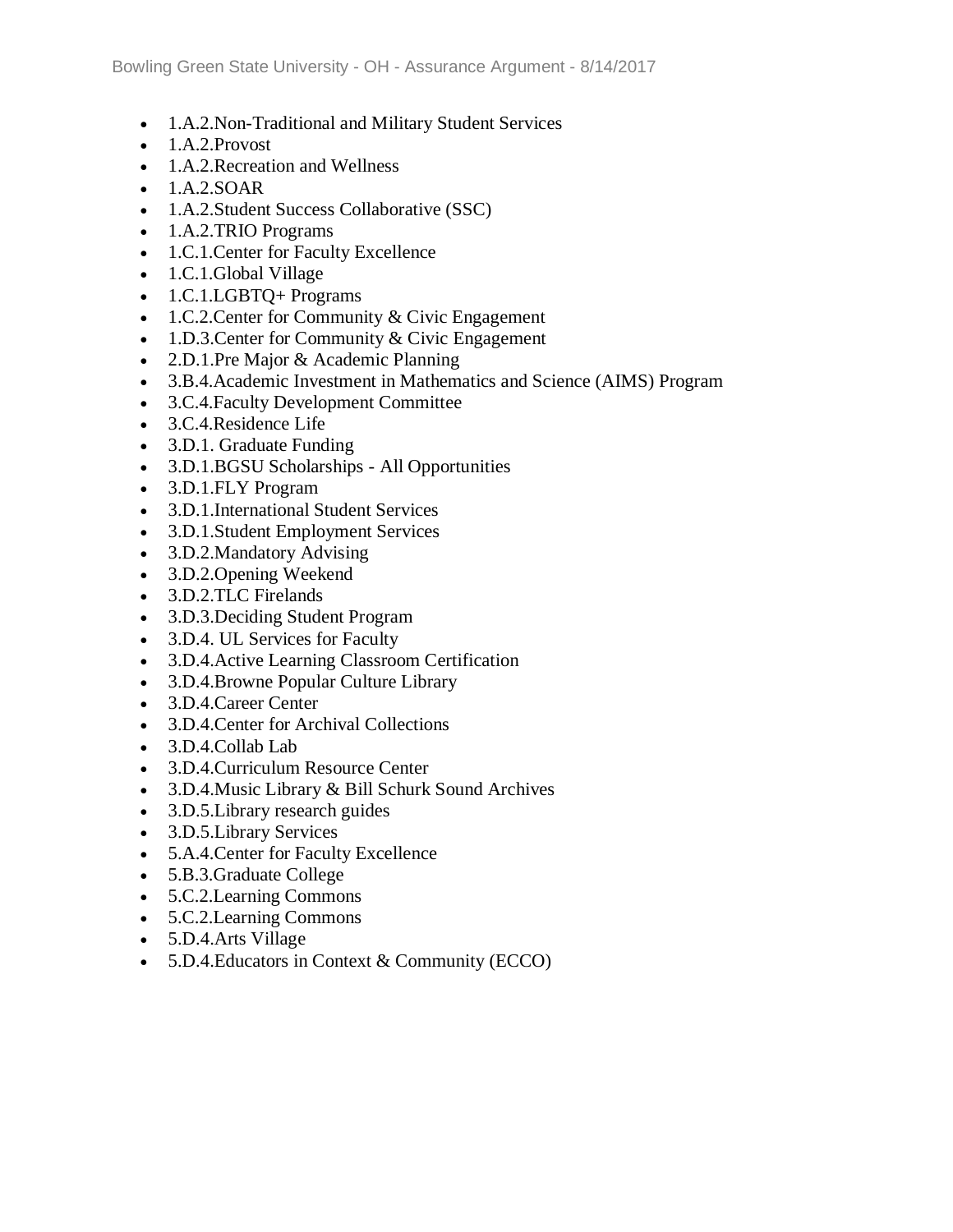- 1.A.2.Non-Traditional and Military Student Services
- 1.A.2.Provost
- 1.A.2.Recreation and Wellness
- 1.A.2.SOAR
- 1.A.2.Student Success Collaborative (SSC)
- 1.A.2.TRIO Programs
- 1.C.1.Center for Faculty Excellence
- 1.C.1.Global Village
- 1.C.1.LGBTQ+ Programs
- 1.C.2.Center for Community & Civic Engagement
- 1.D.3.Center for Community & Civic Engagement
- 2.D.1.Pre Major & Academic Planning
- 3.B.4.Academic Investment in Mathematics and Science (AIMS) Program
- 3.C.4.Faculty Development Committee
- 3.C.4.Residence Life
- 3.D.1. Graduate Funding
- 3.D.1.BGSU Scholarships - All Opportunities
- 3.D.1.FLY Program
- 3.D.1.International Student Services
- 3.D.1.Student Employment Services
- 3.D.2.Mandatory Advising
- 3.D.2.Opening Weekend
- 3.D.2.TLC Firelands
- 3.D.3.Deciding Student Program
- 3.D.4. UL Services for Faculty
- 3.D.4.Active Learning Classroom Certification
- 3.D.4.Browne Popular Culture Library
- 3.D.4.Career Center
- 3.D.4.Center for Archival Collections
- 3.D.4.Collab Lab
- 3.D.4.Curriculum Resource Center
- 3.D.4.Music Library & Bill Schurk Sound Archives
- 3.D.5.Library research guides
- 3.D.5.Library Services
- 5.A.4.Center for Faculty Excellence
- 5.B.3.Graduate College
- 5.C.2.Learning Commons
- 5.C.2.Learning Commons
- 5.D.4.Arts Village
- 5.D.4.Educators in Context & Community (ECCO)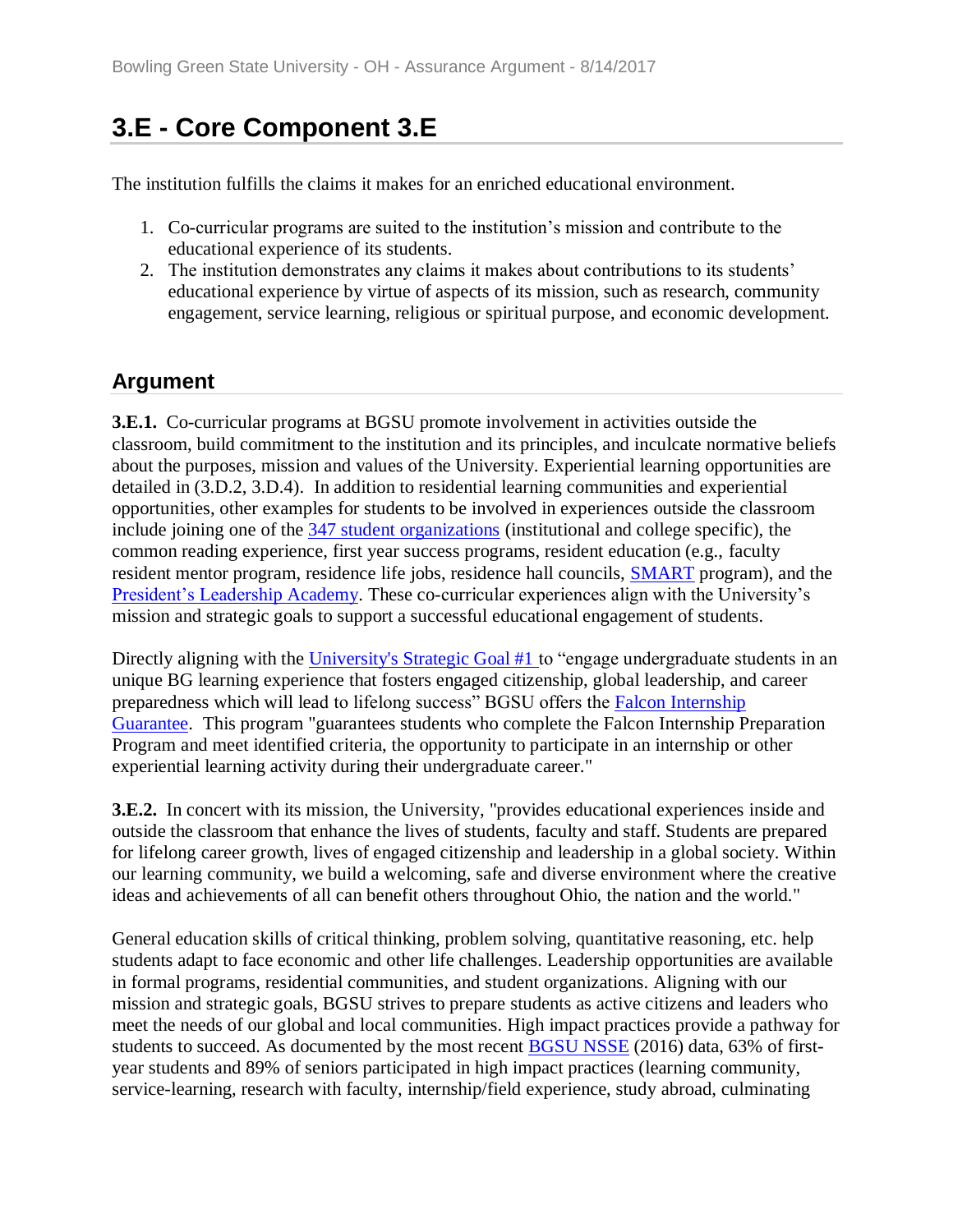# 3.E - Core Component 3.E

The institution fulfills the claims it makes for an enriched educational environment.

1. Co-curricular programs are suited to the institution's mission and contribute to the educational experience of its students.
2. The institution demonstrates any claims it makes about contributions to its students' educational experience by virtue of aspects of its mission, such as research, community engagement, service learning, religious or spiritual purpose, and economic development.

## Argument

**3.E.1.** Co-curricular programs at BGSU promote involvement in activities outside the classroom, build commitment to the institution and its principles, and inculcate normative beliefs about the purposes, mission and values of the University. Experiential learning opportunities are detailed in (3.D.2, 3.D.4). In addition to residential learning communities and experiential opportunities, other examples for students to be involved in experiences outside the classroom include joining one of the 347 student organizations (institutional and college specific), the common reading experience, first year success programs, resident education (e.g., faculty resident mentor program, residence life jobs, residence hall councils, SMART program), and the President's Leadership Academy. These co-curricular experiences align with the University's mission and strategic goals to support a successful educational engagement of students.

Directly aligning with the University's Strategic Goal #1 to "engage undergraduate students in an unique BG learning experience that fosters engaged citizenship, global leadership, and career preparedness which will lead to lifelong success" BGSU offers the Falcon Internship Guarantee. This program "guarantees students who complete the Falcon Internship Preparation Program and meet identified criteria, the opportunity to participate in an internship or other experiential learning activity during their undergraduate career."

**3.E.2.** In concert with its mission, the University, "provides educational experiences inside and outside the classroom that enhance the lives of students, faculty and staff. Students are prepared for lifelong career growth, lives of engaged citizenship and leadership in a global society. Within our learning community, we build a welcoming, safe and diverse environment where the creative ideas and achievements of all can benefit others throughout Ohio, the nation and the world."

General education skills of critical thinking, problem solving, quantitative reasoning, etc. help students adapt to face economic and other life challenges. Leadership opportunities are available in formal programs, residential communities, and student organizations. Aligning with our mission and strategic goals, BGSU strives to prepare students as active citizens and leaders who meet the needs of our global and local communities. High impact practices provide a pathway for students to succeed. As documented by the most recent BGSU NSSE (2016) data, 63% of first-year students and 89% of seniors participated in high impact practices (learning community, service-learning, research with faculty, internship/field experience, study abroad, culminating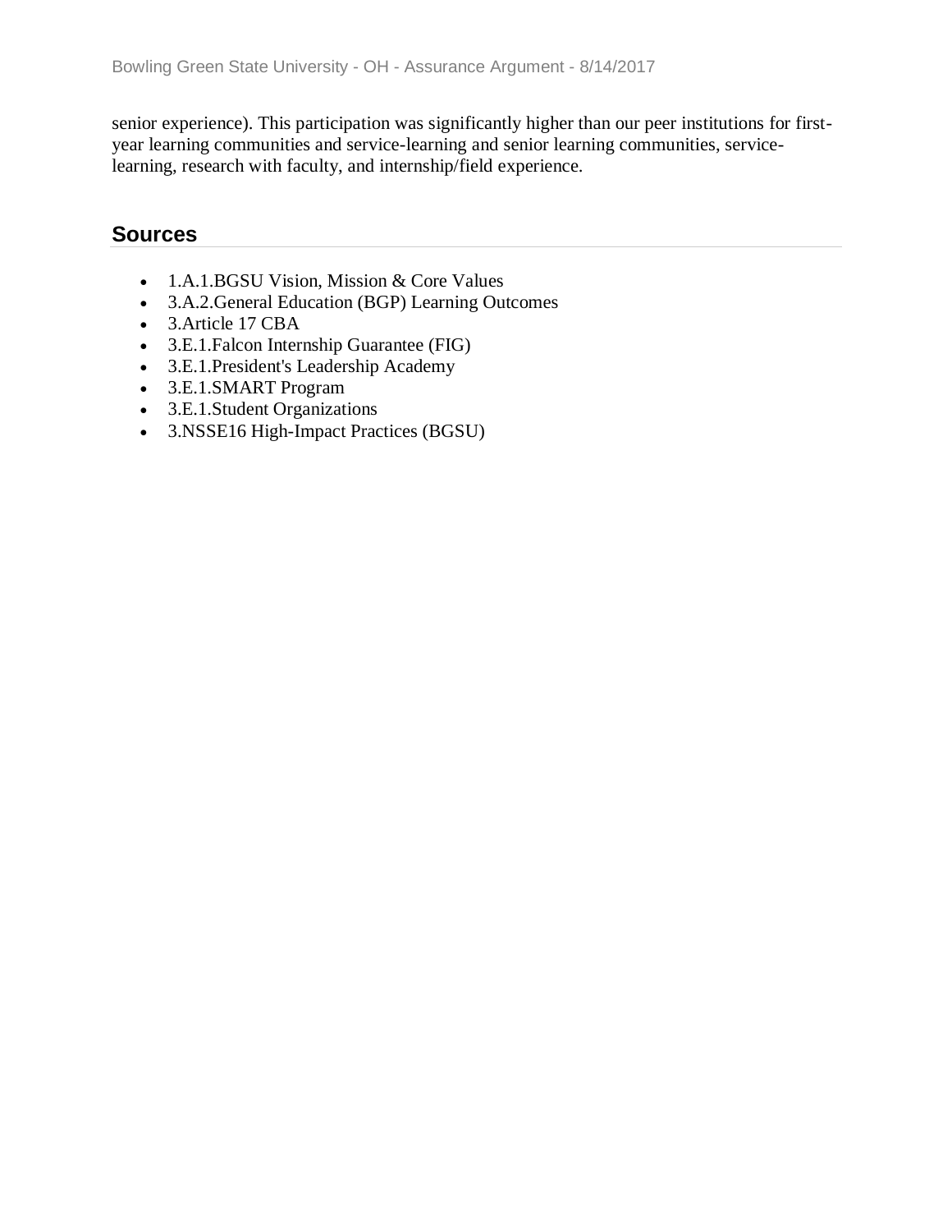senior experience). This participation was significantly higher than our peer institutions for first-year learning communities and service-learning and senior learning communities, service-learning, research with faculty, and internship/field experience.

## Sources

- 1.A.1.BGSU Vision, Mission & Core Values
- 3.A.2.General Education (BGP) Learning Outcomes
- 3.Article 17 CBA
- 3.E.1.Falcon Internship Guarantee (FIG)
- 3.E.1.President's Leadership Academy
- 3.E.1.SMART Program
- 3.E.1.Student Organizations
- 3.NSSE16 High-Impact Practices (BGSU)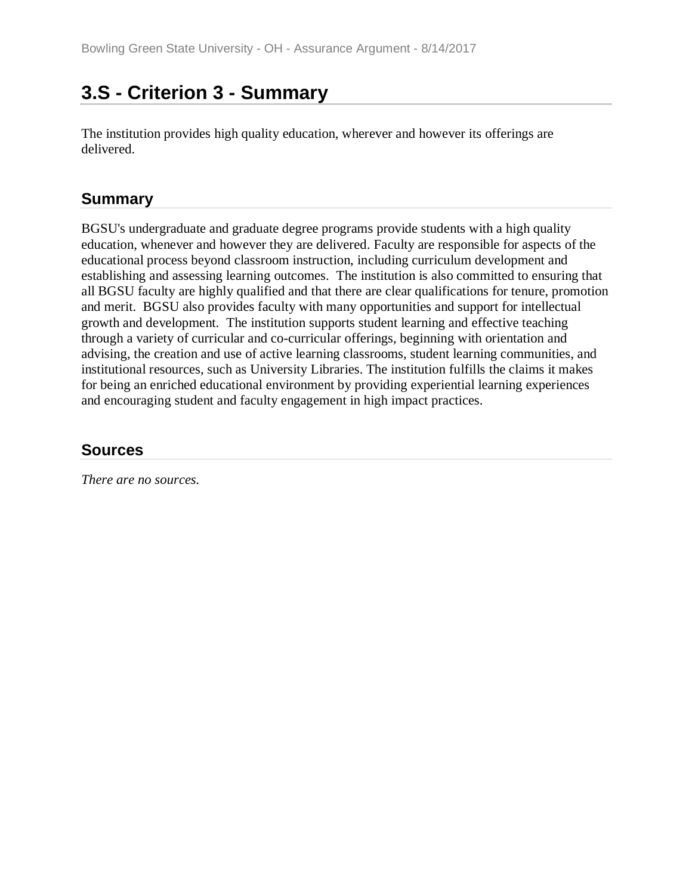## 3.S - Criterion 3 - Summary

The institution provides high quality education, wherever and however its offerings are delivered.

### Summary

BGSU's undergraduate and graduate degree programs provide students with a high quality education, whenever and however they are delivered. Faculty are responsible for aspects of the educational process beyond classroom instruction, including curriculum development and establishing and assessing learning outcomes. The institution is also committed to ensuring that all BGSU faculty are highly qualified and that there are clear qualifications for tenure, promotion and merit. BGSU also provides faculty with many opportunities and support for intellectual growth and development. The institution supports student learning and effective teaching through a variety of curricular and co-curricular offerings, beginning with orientation and advising, the creation and use of active learning classrooms, student learning communities, and institutional resources, such as University Libraries. The institution fulfills the claims it makes for being an enriched educational environment by providing experiential learning experiences and encouraging student and faculty engagement in high impact practices.

### Sources

*There are no sources.*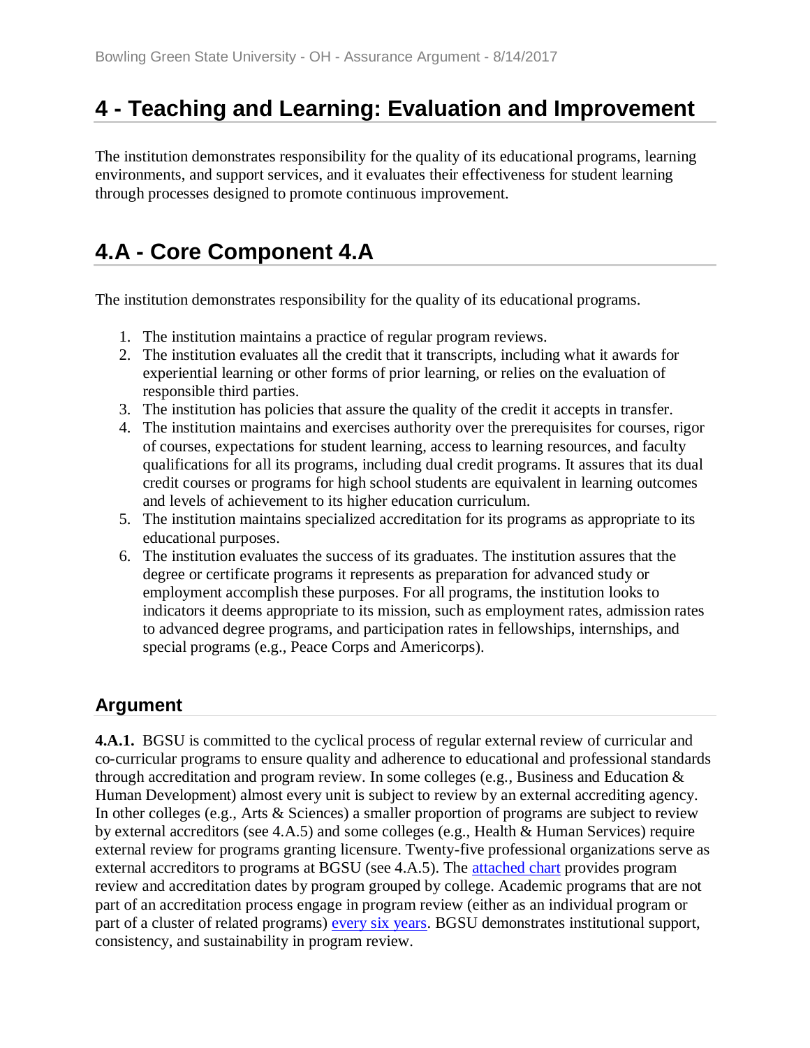# 4 - Teaching and Learning: Evaluation and Improvement

The institution demonstrates responsibility for the quality of its educational programs, learning environments, and support services, and it evaluates their effectiveness for student learning through processes designed to promote continuous improvement.

# 4.A - Core Component 4.A

The institution demonstrates responsibility for the quality of its educational programs.

1. The institution maintains a practice of regular program reviews.
2. The institution evaluates all the credit that it transcripts, including what it awards for experiential learning or other forms of prior learning, or relies on the evaluation of responsible third parties.
3. The institution has policies that assure the quality of the credit it accepts in transfer.
4. The institution maintains and exercises authority over the prerequisites for courses, rigor of courses, expectations for student learning, access to learning resources, and faculty qualifications for all its programs, including dual credit programs. It assures that its dual credit courses or programs for high school students are equivalent in learning outcomes and levels of achievement to its higher education curriculum.
5. The institution maintains specialized accreditation for its programs as appropriate to its educational purposes.
6. The institution evaluates the success of its graduates. The institution assures that the degree or certificate programs it represents as preparation for advanced study or employment accomplish these purposes. For all programs, the institution looks to indicators it deems appropriate to its mission, such as employment rates, admission rates to advanced degree programs, and participation rates in fellowships, internships, and special programs (e.g., Peace Corps and Americorps).

## Argument

**4.A.1.** BGSU is committed to the cyclical process of regular external review of curricular and co-curricular programs to ensure quality and adherence to educational and professional standards through accreditation and program review. In some colleges (e.g., Business and Education & Human Development) almost every unit is subject to review by an external accrediting agency. In other colleges (e.g., Arts & Sciences) a smaller proportion of programs are subject to review by external accreditors (see 4.A.5) and some colleges (e.g., Health & Human Services) require external review for programs granting licensure. Twenty-five professional organizations serve as external accreditors to programs at BGSU (see 4.A.5). The attached chart provides program review and accreditation dates by program grouped by college. Academic programs that are not part of an accreditation process engage in program review (either as an individual program or part of a cluster of related programs) every six years. BGSU demonstrates institutional support, consistency, and sustainability in program review.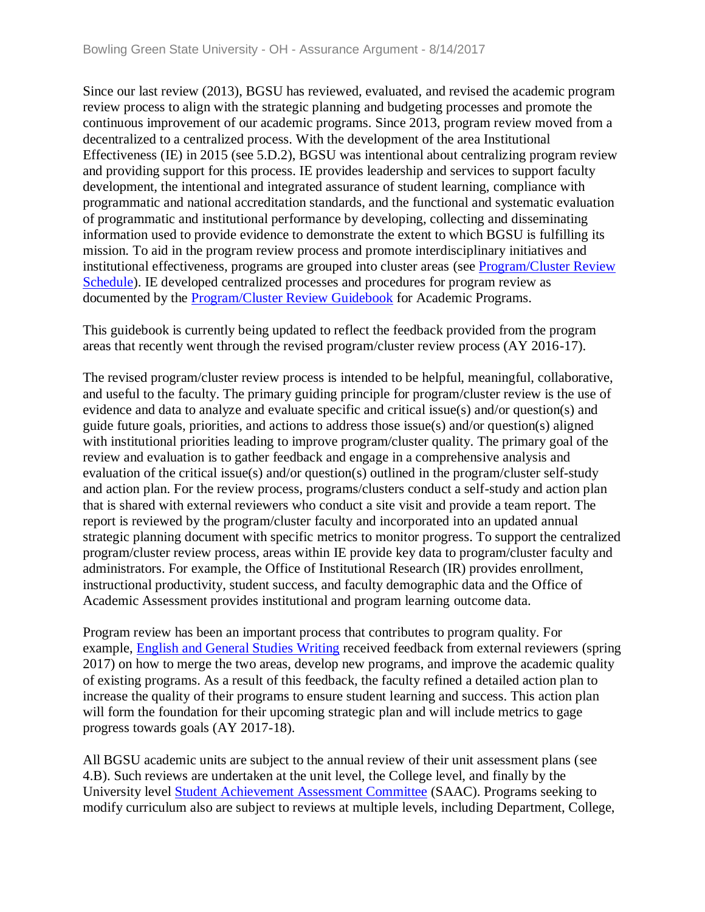Since our last review (2013), BGSU has reviewed, evaluated, and revised the academic program review process to align with the strategic planning and budgeting processes and promote the continuous improvement of our academic programs. Since 2013, program review moved from a decentralized to a centralized process. With the development of the area Institutional Effectiveness (IE) in 2015 (see 5.D.2), BGSU was intentional about centralizing program review and providing support for this process. IE provides leadership and services to support faculty development, the intentional and integrated assurance of student learning, compliance with programmatic and national accreditation standards, and the functional and systematic evaluation of programmatic and institutional performance by developing, collecting and disseminating information used to provide evidence to demonstrate the extent to which BGSU is fulfilling its mission. To aid in the program review process and promote interdisciplinary initiatives and institutional effectiveness, programs are grouped into cluster areas (see Program/Cluster Review Schedule). IE developed centralized processes and procedures for program review as documented by the Program/Cluster Review Guidebook for Academic Programs.

This guidebook is currently being updated to reflect the feedback provided from the program areas that recently went through the revised program/cluster review process (AY 2016-17).

The revised program/cluster review process is intended to be helpful, meaningful, collaborative, and useful to the faculty. The primary guiding principle for program/cluster review is the use of evidence and data to analyze and evaluate specific and critical issue(s) and/or question(s) and guide future goals, priorities, and actions to address those issue(s) and/or question(s) aligned with institutional priorities leading to improve program/cluster quality. The primary goal of the review and evaluation is to gather feedback and engage in a comprehensive analysis and evaluation of the critical issue(s) and/or question(s) outlined in the program/cluster self-study and action plan. For the review process, programs/clusters conduct a self-study and action plan that is shared with external reviewers who conduct a site visit and provide a team report. The report is reviewed by the program/cluster faculty and incorporated into an updated annual strategic planning document with specific metrics to monitor progress. To support the centralized program/cluster review process, areas within IE provide key data to program/cluster faculty and administrators. For example, the Office of Institutional Research (IR) provides enrollment, instructional productivity, student success, and faculty demographic data and the Office of Academic Assessment provides institutional and program learning outcome data.

Program review has been an important process that contributes to program quality. For example, English and General Studies Writing received feedback from external reviewers (spring 2017) on how to merge the two areas, develop new programs, and improve the academic quality of existing programs. As a result of this feedback, the faculty refined a detailed action plan to increase the quality of their programs to ensure student learning and success. This action plan will form the foundation for their upcoming strategic plan and will include metrics to gage progress towards goals (AY 2017-18).

All BGSU academic units are subject to the annual review of their unit assessment plans (see 4.B). Such reviews are undertaken at the unit level, the College level, and finally by the University level Student Achievement Assessment Committee (SAAC). Programs seeking to modify curriculum also are subject to reviews at multiple levels, including Department, College,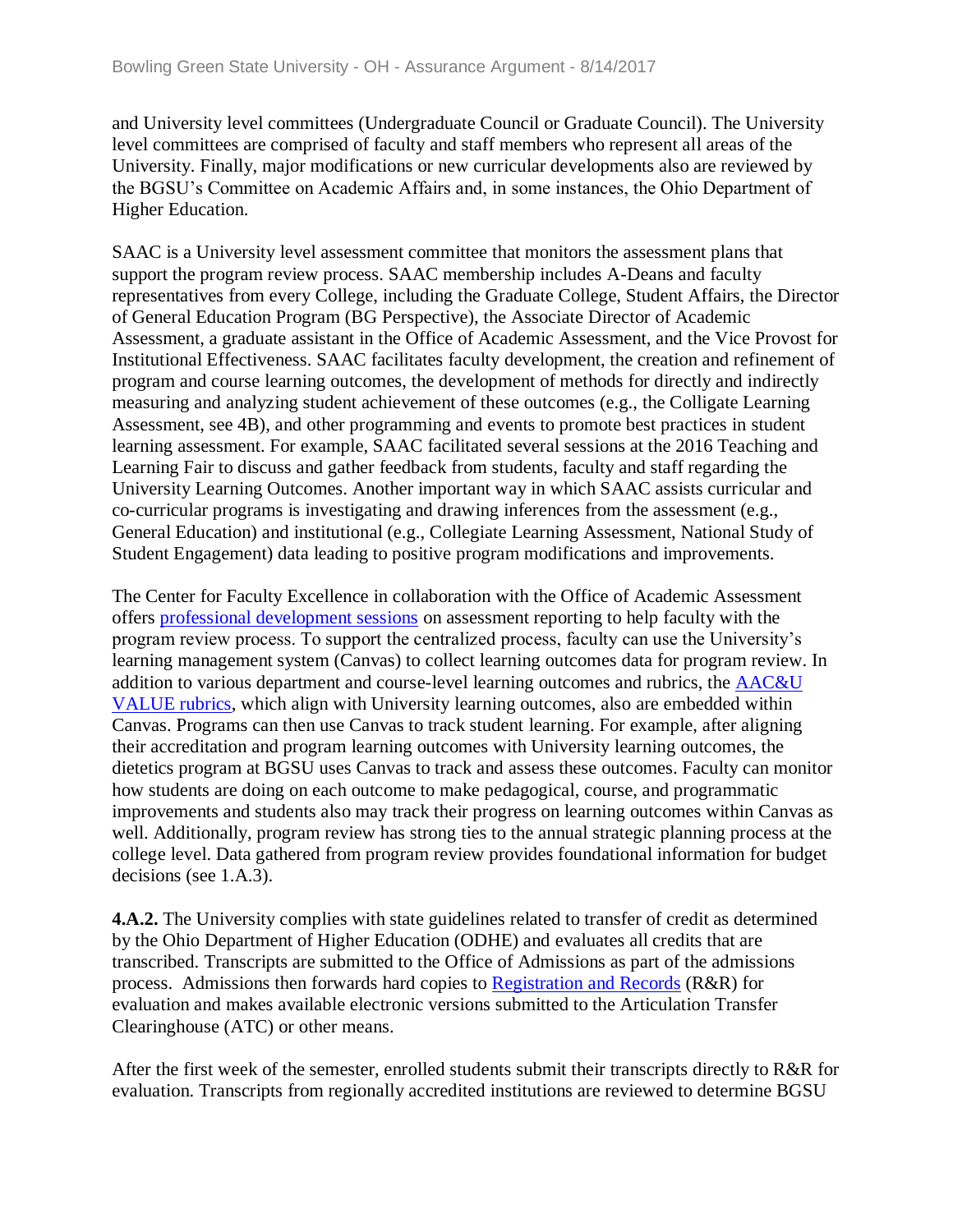and University level committees (Undergraduate Council or Graduate Council). The University level committees are comprised of faculty and staff members who represent all areas of the University. Finally, major modifications or new curricular developments also are reviewed by the BGSU's Committee on Academic Affairs and, in some instances, the Ohio Department of Higher Education.

SAAC is a University level assessment committee that monitors the assessment plans that support the program review process. SAAC membership includes A-Deans and faculty representatives from every College, including the Graduate College, Student Affairs, the Director of General Education Program (BG Perspective), the Associate Director of Academic Assessment, a graduate assistant in the Office of Academic Assessment, and the Vice Provost for Institutional Effectiveness. SAAC facilitates faculty development, the creation and refinement of program and course learning outcomes, the development of methods for directly and indirectly measuring and analyzing student achievement of these outcomes (e.g., the Colligate Learning Assessment, see 4B), and other programming and events to promote best practices in student learning assessment. For example, SAAC facilitated several sessions at the 2016 Teaching and Learning Fair to discuss and gather feedback from students, faculty and staff regarding the University Learning Outcomes. Another important way in which SAAC assists curricular and co-curricular programs is investigating and drawing inferences from the assessment (e.g., General Education) and institutional (e.g., Collegiate Learning Assessment, National Study of Student Engagement) data leading to positive program modifications and improvements.

The Center for Faculty Excellence in collaboration with the Office of Academic Assessment offers professional development sessions on assessment reporting to help faculty with the program review process. To support the centralized process, faculty can use the University's learning management system (Canvas) to collect learning outcomes data for program review. In addition to various department and course-level learning outcomes and rubrics, the AAC&U VALUE rubrics, which align with University learning outcomes, also are embedded within Canvas. Programs can then use Canvas to track student learning. For example, after aligning their accreditation and program learning outcomes with University learning outcomes, the dietetics program at BGSU uses Canvas to track and assess these outcomes. Faculty can monitor how students are doing on each outcome to make pedagogical, course, and programmatic improvements and students also may track their progress on learning outcomes within Canvas as well. Additionally, program review has strong ties to the annual strategic planning process at the college level. Data gathered from program review provides foundational information for budget decisions (see 1.A.3).

**4.A.2.** The University complies with state guidelines related to transfer of credit as determined by the Ohio Department of Higher Education (ODHE) and evaluates all credits that are transcribed. Transcripts are submitted to the Office of Admissions as part of the admissions process. Admissions then forwards hard copies to Registration and Records (R&R) for evaluation and makes available electronic versions submitted to the Articulation Transfer Clearinghouse (ATC) or other means.

After the first week of the semester, enrolled students submit their transcripts directly to R&R for evaluation. Transcripts from regionally accredited institutions are reviewed to determine BGSU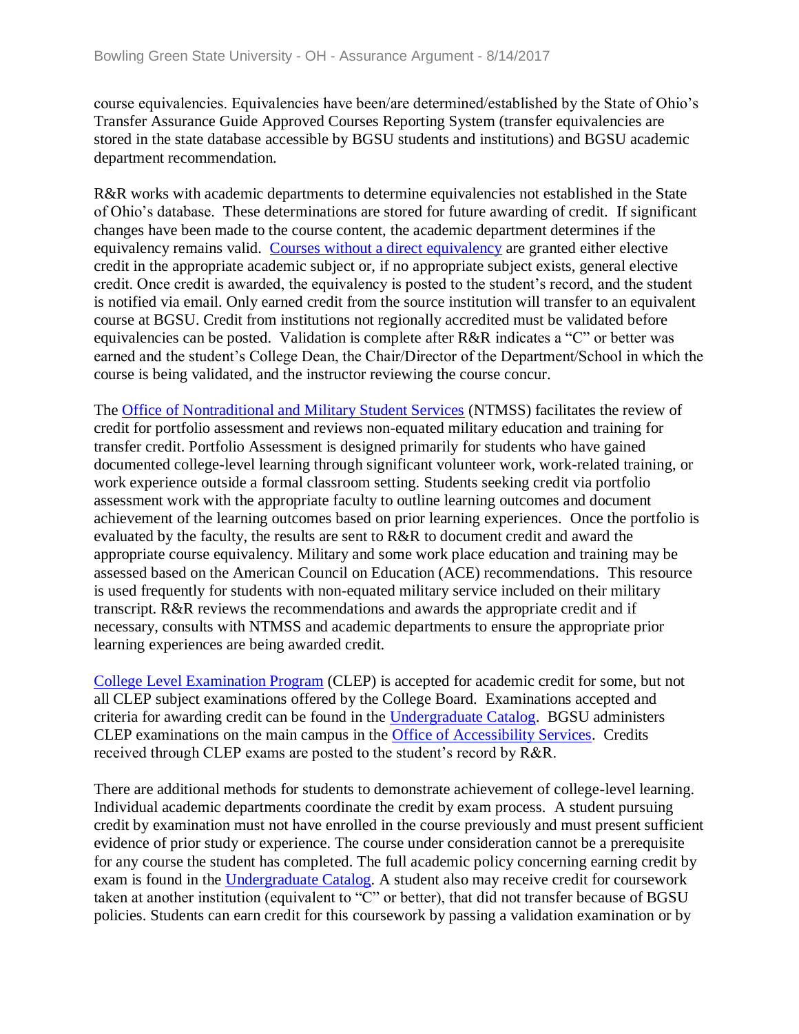course equivalencies. Equivalencies have been/are determined/established by the State of Ohio's Transfer Assurance Guide Approved Courses Reporting System (transfer equivalencies are stored in the state database accessible by BGSU students and institutions) and BGSU academic department recommendation.

R&R works with academic departments to determine equivalencies not established in the State of Ohio's database. These determinations are stored for future awarding of credit. If significant changes have been made to the course content, the academic department determines if the equivalency remains valid. Courses without a direct equivalency are granted either elective credit in the appropriate academic subject or, if no appropriate subject exists, general elective credit. Once credit is awarded, the equivalency is posted to the student's record, and the student is notified via email. Only earned credit from the source institution will transfer to an equivalent course at BGSU. Credit from institutions not regionally accredited must be validated before equivalencies can be posted. Validation is complete after R&R indicates a "C" or better was earned and the student's College Dean, the Chair/Director of the Department/School in which the course is being validated, and the instructor reviewing the course concur.

The Office of Nontraditional and Military Student Services (NTMSS) facilitates the review of credit for portfolio assessment and reviews non-equated military education and training for transfer credit. Portfolio Assessment is designed primarily for students who have gained documented college-level learning through significant volunteer work, work-related training, or work experience outside a formal classroom setting. Students seeking credit via portfolio assessment work with the appropriate faculty to outline learning outcomes and document achievement of the learning outcomes based on prior learning experiences. Once the portfolio is evaluated by the faculty, the results are sent to R&R to document credit and award the appropriate course equivalency. Military and some work place education and training may be assessed based on the American Council on Education (ACE) recommendations. This resource is used frequently for students with non-equated military service included on their military transcript. R&R reviews the recommendations and awards the appropriate credit and if necessary, consults with NTMSS and academic departments to ensure the appropriate prior learning experiences are being awarded credit.

College Level Examination Program (CLEP) is accepted for academic credit for some, but not all CLEP subject examinations offered by the College Board. Examinations accepted and criteria for awarding credit can be found in the Undergraduate Catalog. BGSU administers CLEP examinations on the main campus in the Office of Accessibility Services. Credits received through CLEP exams are posted to the student's record by R&R.

There are additional methods for students to demonstrate achievement of college-level learning. Individual academic departments coordinate the credit by exam process. A student pursuing credit by examination must not have enrolled in the course previously and must present sufficient evidence of prior study or experience. The course under consideration cannot be a prerequisite for any course the student has completed. The full academic policy concerning earning credit by exam is found in the Undergraduate Catalog. A student also may receive credit for coursework taken at another institution (equivalent to "C" or better), that did not transfer because of BGSU policies. Students can earn credit for this coursework by passing a validation examination or by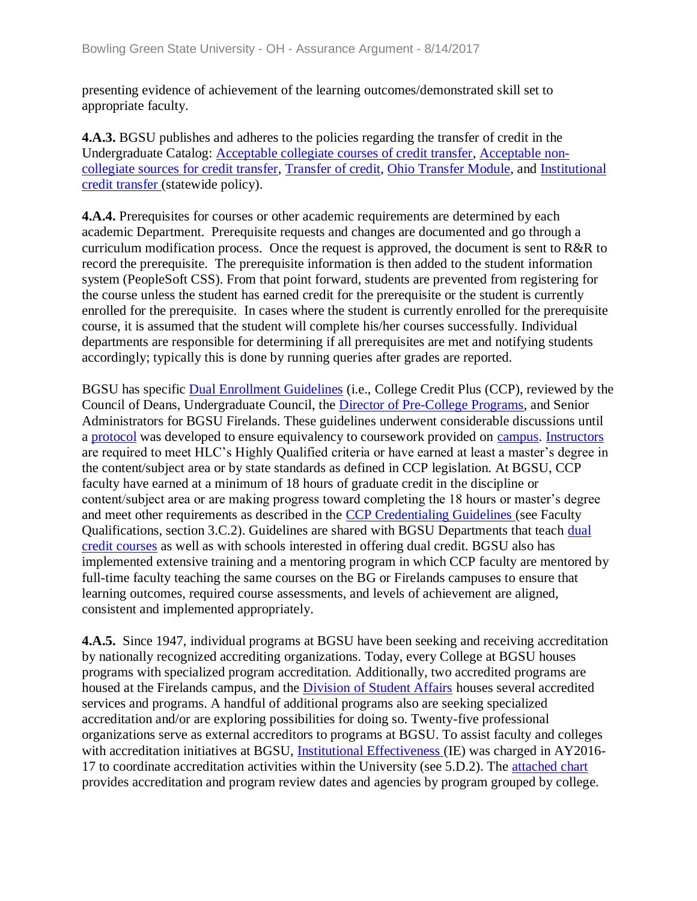presenting evidence of achievement of the learning outcomes/demonstrated skill set to appropriate faculty.

**4.A.3.** BGSU publishes and adheres to the policies regarding the transfer of credit in the Undergraduate Catalog: Acceptable collegiate courses of credit transfer, Acceptable non-collegiate sources for credit transfer, Transfer of credit, Ohio Transfer Module, and Institutional credit transfer (statewide policy).

**4.A.4.** Prerequisites for courses or other academic requirements are determined by each academic Department. Prerequisite requests and changes are documented and go through a curriculum modification process. Once the request is approved, the document is sent to R&R to record the prerequisite. The prerequisite information is then added to the student information system (PeopleSoft CSS). From that point forward, students are prevented from registering for the course unless the student has earned credit for the prerequisite or the student is currently enrolled for the prerequisite. In cases where the student is currently enrolled for the prerequisite course, it is assumed that the student will complete his/her courses successfully. Individual departments are responsible for determining if all prerequisites are met and notifying students accordingly; typically this is done by running queries after grades are reported.

BGSU has specific Dual Enrollment Guidelines (i.e., College Credit Plus (CCP), reviewed by the Council of Deans, Undergraduate Council, the Director of Pre-College Programs, and Senior Administrators for BGSU Firelands. These guidelines underwent considerable discussions until a protocol was developed to ensure equivalency to coursework provided on campus. Instructors are required to meet HLC's Highly Qualified criteria or have earned at least a master's degree in the content/subject area or by state standards as defined in CCP legislation. At BGSU, CCP faculty have earned at a minimum of 18 hours of graduate credit in the discipline or content/subject area or are making progress toward completing the 18 hours or master's degree and meet other requirements as described in the CCP Credentialing Guidelines (see Faculty Qualifications, section 3.C.2). Guidelines are shared with BGSU Departments that teach dual credit courses as well as with schools interested in offering dual credit. BGSU also has implemented extensive training and a mentoring program in which CCP faculty are mentored by full-time faculty teaching the same courses on the BG or Firelands campuses to ensure that learning outcomes, required course assessments, and levels of achievement are aligned, consistent and implemented appropriately.

**4.A.5.** Since 1947, individual programs at BGSU have been seeking and receiving accreditation by nationally recognized accrediting organizations. Today, every College at BGSU houses programs with specialized program accreditation. Additionally, two accredited programs are housed at the Firelands campus, and the Division of Student Affairs houses several accredited services and programs. A handful of additional programs also are seeking specialized accreditation and/or are exploring possibilities for doing so. Twenty-five professional organizations serve as external accreditors to programs at BGSU. To assist faculty and colleges with accreditation initiatives at BGSU, Institutional Effectiveness (IE) was charged in AY2016-17 to coordinate accreditation activities within the University (see 5.D.2). The attached chart provides accreditation and program review dates and agencies by program grouped by college.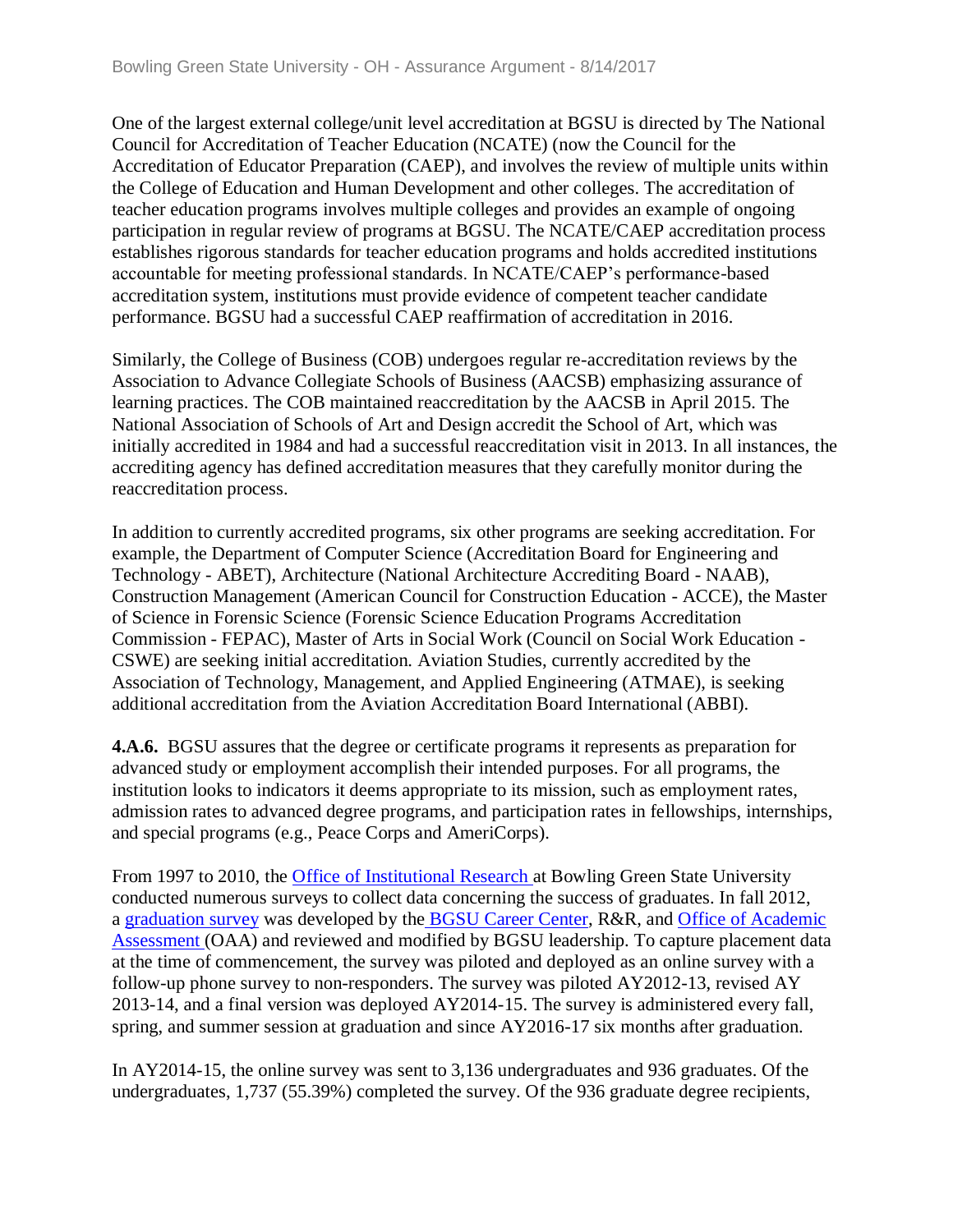One of the largest external college/unit level accreditation at BGSU is directed by The National Council for Accreditation of Teacher Education (NCATE) (now the Council for the Accreditation of Educator Preparation (CAEP), and involves the review of multiple units within the College of Education and Human Development and other colleges. The accreditation of teacher education programs involves multiple colleges and provides an example of ongoing participation in regular review of programs at BGSU. The NCATE/CAEP accreditation process establishes rigorous standards for teacher education programs and holds accredited institutions accountable for meeting professional standards. In NCATE/CAEP's performance-based accreditation system, institutions must provide evidence of competent teacher candidate performance. BGSU had a successful CAEP reaffirmation of accreditation in 2016.

Similarly, the College of Business (COB) undergoes regular re-accreditation reviews by the Association to Advance Collegiate Schools of Business (AACSB) emphasizing assurance of learning practices. The COB maintained reaccreditation by the AACSB in April 2015. The National Association of Schools of Art and Design accredit the School of Art, which was initially accredited in 1984 and had a successful reaccreditation visit in 2013. In all instances, the accrediting agency has defined accreditation measures that they carefully monitor during the reaccreditation process.

In addition to currently accredited programs, six other programs are seeking accreditation. For example, the Department of Computer Science (Accreditation Board for Engineering and Technology - ABET), Architecture (National Architecture Accrediting Board - NAAB), Construction Management (American Council for Construction Education - ACCE), the Master of Science in Forensic Science (Forensic Science Education Programs Accreditation Commission - FEPAC), Master of Arts in Social Work (Council on Social Work Education - CSWE) are seeking initial accreditation. Aviation Studies, currently accredited by the Association of Technology, Management, and Applied Engineering (ATMAE), is seeking additional accreditation from the Aviation Accreditation Board International (ABBI).

**4.A.6.** BGSU assures that the degree or certificate programs it represents as preparation for advanced study or employment accomplish their intended purposes. For all programs, the institution looks to indicators it deems appropriate to its mission, such as employment rates, admission rates to advanced degree programs, and participation rates in fellowships, internships, and special programs (e.g., Peace Corps and AmeriCorps).

From 1997 to 2010, the Office of Institutional Research at Bowling Green State University conducted numerous surveys to collect data concerning the success of graduates. In fall 2012, a graduation survey was developed by the BGSU Career Center, R&R, and Office of Academic Assessment (OAA) and reviewed and modified by BGSU leadership. To capture placement data at the time of commencement, the survey was piloted and deployed as an online survey with a follow-up phone survey to non-responders. The survey was piloted AY2012-13, revised AY 2013-14, and a final version was deployed AY2014-15. The survey is administered every fall, spring, and summer session at graduation and since AY2016-17 six months after graduation.

In AY2014-15, the online survey was sent to 3,136 undergraduates and 936 graduates. Of the undergraduates, 1,737 (55.39%) completed the survey. Of the 936 graduate degree recipients,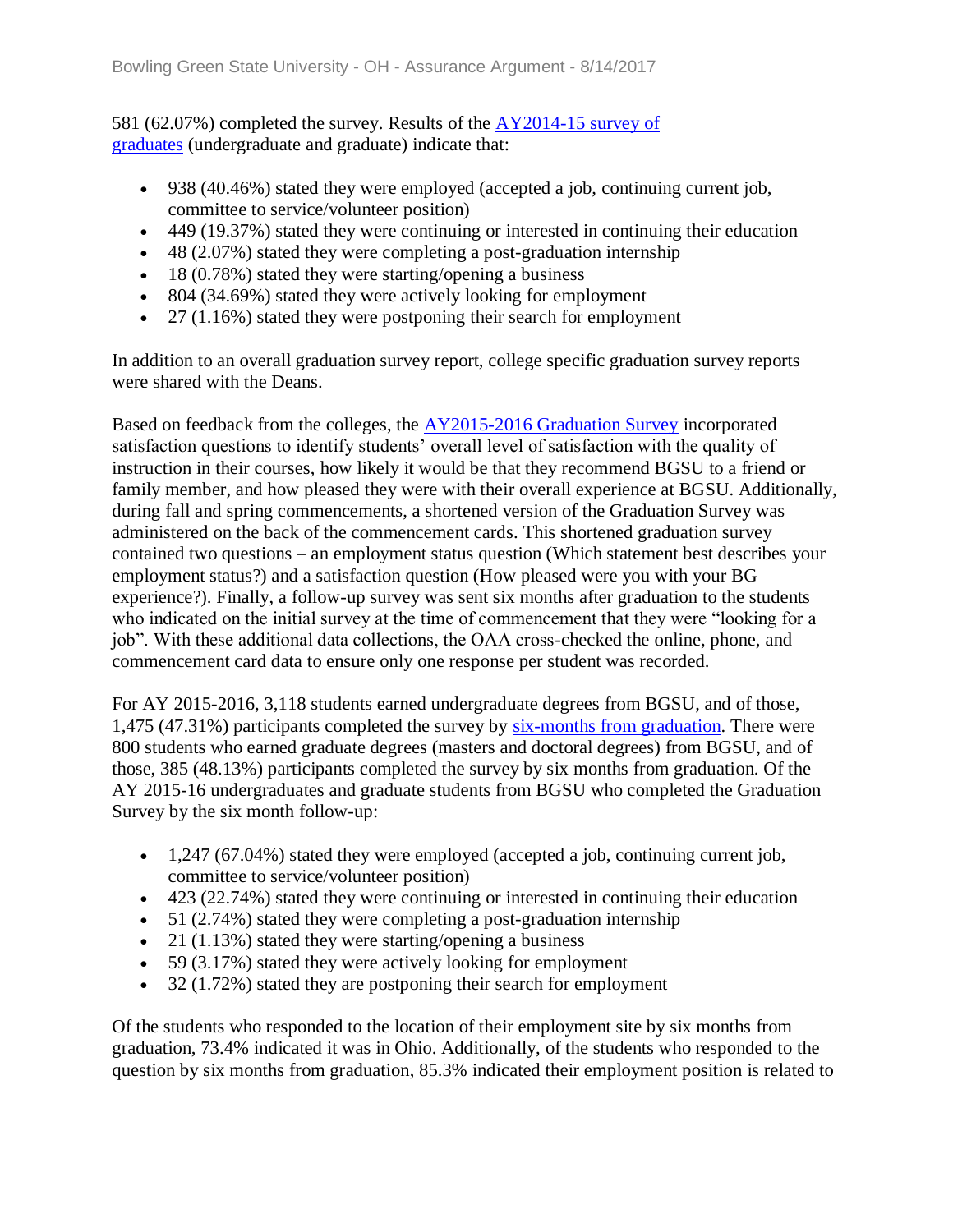581 (62.07%) completed the survey. Results of the AY2014-15 survey of graduates (undergraduate and graduate) indicate that:

- 938 (40.46%) stated they were employed (accepted a job, continuing current job, committee to service/volunteer position)
- 449 (19.37%) stated they were continuing or interested in continuing their education
- 48 (2.07%) stated they were completing a post-graduation internship
- 18 (0.78%) stated they were starting/opening a business
- 804 (34.69%) stated they were actively looking for employment
- 27 (1.16%) stated they were postponing their search for employment

In addition to an overall graduation survey report, college specific graduation survey reports were shared with the Deans.

Based on feedback from the colleges, the AY2015-2016 Graduation Survey incorporated satisfaction questions to identify students' overall level of satisfaction with the quality of instruction in their courses, how likely it would be that they recommend BGSU to a friend or family member, and how pleased they were with their overall experience at BGSU. Additionally, during fall and spring commencements, a shortened version of the Graduation Survey was administered on the back of the commencement cards. This shortened graduation survey contained two questions – an employment status question (Which statement best describes your employment status?) and a satisfaction question (How pleased were you with your BG experience?). Finally, a follow-up survey was sent six months after graduation to the students who indicated on the initial survey at the time of commencement that they were "looking for a job". With these additional data collections, the OAA cross-checked the online, phone, and commencement card data to ensure only one response per student was recorded.

For AY 2015-2016, 3,118 students earned undergraduate degrees from BGSU, and of those, 1,475 (47.31%) participants completed the survey by six-months from graduation. There were 800 students who earned graduate degrees (masters and doctoral degrees) from BGSU, and of those, 385 (48.13%) participants completed the survey by six months from graduation. Of the AY 2015-16 undergraduates and graduate students from BGSU who completed the Graduation Survey by the six month follow-up:

- 1,247 (67.04%) stated they were employed (accepted a job, continuing current job, committee to service/volunteer position)
- 423 (22.74%) stated they were continuing or interested in continuing their education
- 51 (2.74%) stated they were completing a post-graduation internship
- 21 (1.13%) stated they were starting/opening a business
- 59 (3.17%) stated they were actively looking for employment
- 32 (1.72%) stated they are postponing their search for employment

Of the students who responded to the location of their employment site by six months from graduation, 73.4% indicated it was in Ohio. Additionally, of the students who responded to the question by six months from graduation, 85.3% indicated their employment position is related to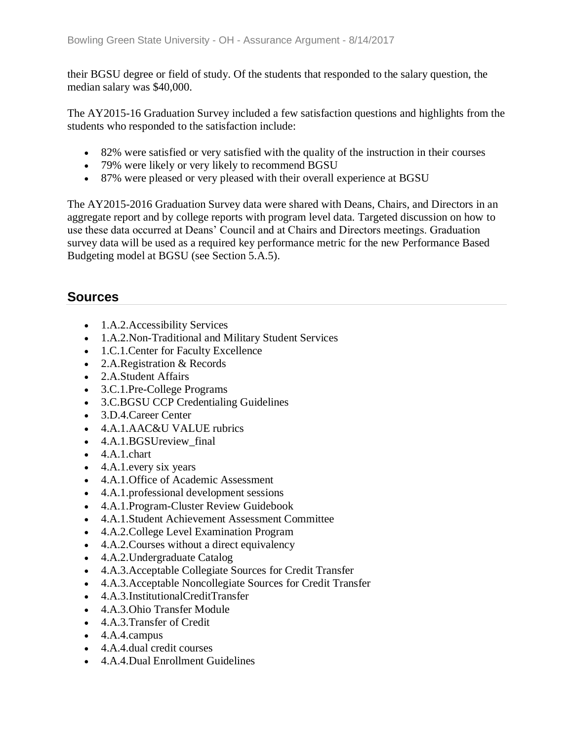their BGSU degree or field of study. Of the students that responded to the salary question, the median salary was $40,000.

The AY2015-16 Graduation Survey included a few satisfaction questions and highlights from the students who responded to the satisfaction include:

- 82% were satisfied or very satisfied with the quality of the instruction in their courses
- 79% were likely or very likely to recommend BGSU
- 87% were pleased or very pleased with their overall experience at BGSU

The AY2015-2016 Graduation Survey data were shared with Deans, Chairs, and Directors in an aggregate report and by college reports with program level data. Targeted discussion on how to use these data occurred at Deans' Council and at Chairs and Directors meetings. Graduation survey data will be used as a required key performance metric for the new Performance Based Budgeting model at BGSU (see Section 5.A.5).

## Sources

- 1.A.2.Accessibility Services
- 1.A.2.Non-Traditional and Military Student Services
- 1.C.1.Center for Faculty Excellence
- 2.A.Registration & Records
- 2.A.Student Affairs
- 3.C.1.Pre-College Programs
- 3.C.BGSU CCP Credentialing Guidelines
- 3.D.4.Career Center
- 4.A.1.AAC&U VALUE rubrics
- 4.A.1.BGSUreview_final
- 4.A.1.chart
- 4.A.1.every six years
- 4.A.1.Office of Academic Assessment
- 4.A.1.professional development sessions
- 4.A.1.Program-Cluster Review Guidebook
- 4.A.1.Student Achievement Assessment Committee
- 4.A.2.College Level Examination Program
- 4.A.2.Courses without a direct equivalency
- 4.A.2.Undergraduate Catalog
- 4.A.3.Acceptable Collegiate Sources for Credit Transfer
- 4.A.3.Acceptable Noncollegiate Sources for Credit Transfer
- 4.A.3.InstitutionalCreditTransfer
- 4.A.3.Ohio Transfer Module
- 4.A.3.Transfer of Credit
- 4.A.4.campus
- 4.A.4.dual credit courses
- 4.A.4.Dual Enrollment Guidelines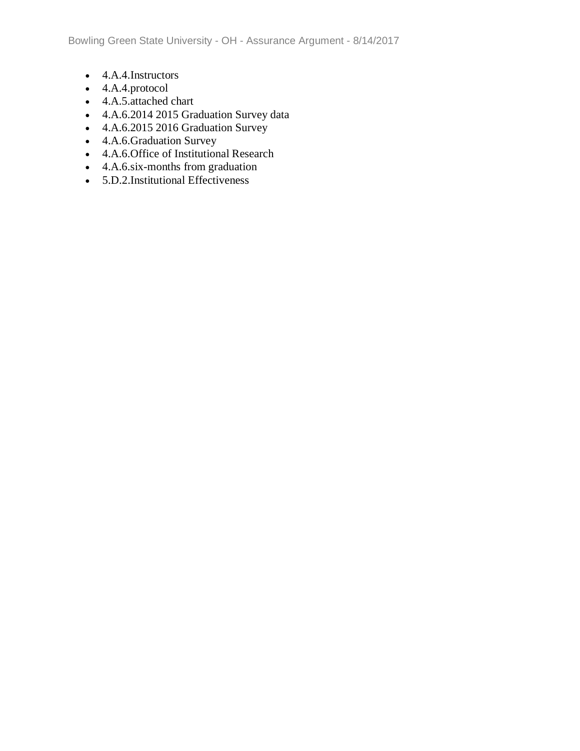- 4.A.4.Instructors
- 4.A.4.protocol
- 4.A.5.attached chart
- 4.A.6.2014 2015 Graduation Survey data
- 4.A.6.2015 2016 Graduation Survey
- 4.A.6.Graduation Survey
- 4.A.6.Office of Institutional Research
- 4.A.6.six-months from graduation
- 5.D.2.Institutional Effectiveness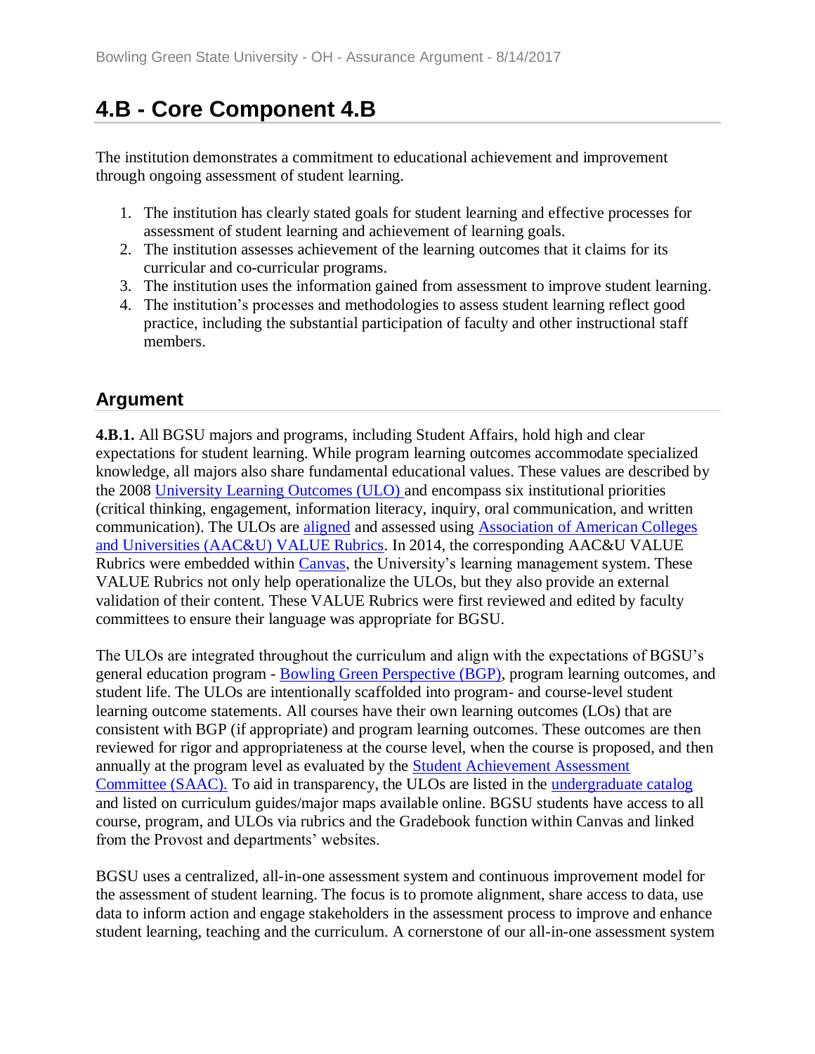## 4.B - Core Component 4.B

The institution demonstrates a commitment to educational achievement and improvement through ongoing assessment of student learning.

1. The institution has clearly stated goals for student learning and effective processes for assessment of student learning and achievement of learning goals.
2. The institution assesses achievement of the learning outcomes that it claims for its curricular and co-curricular programs.
3. The institution uses the information gained from assessment to improve student learning.
4. The institution's processes and methodologies to assess student learning reflect good practice, including the substantial participation of faculty and other instructional staff members.

### Argument

**4.B.1.** All BGSU majors and programs, including Student Affairs, hold high and clear expectations for student learning. While program learning outcomes accommodate specialized knowledge, all majors also share fundamental educational values. These values are described by the 2008 University Learning Outcomes (ULO) and encompass six institutional priorities (critical thinking, engagement, information literacy, inquiry, oral communication, and written communication). The ULOs are aligned and assessed using Association of American Colleges and Universities (AAC&U) VALUE Rubrics. In 2014, the corresponding AAC&U VALUE Rubrics were embedded within Canvas, the University's learning management system. These VALUE Rubrics not only help operationalize the ULOs, but they also provide an external validation of their content. These VALUE Rubrics were first reviewed and edited by faculty committees to ensure their language was appropriate for BGSU.

The ULOs are integrated throughout the curriculum and align with the expectations of BGSU's general education program - Bowling Green Perspective (BGP), program learning outcomes, and student life. The ULOs are intentionally scaffolded into program- and course-level student learning outcome statements. All courses have their own learning outcomes (LOs) that are consistent with BGP (if appropriate) and program learning outcomes. These outcomes are then reviewed for rigor and appropriateness at the course level, when the course is proposed, and then annually at the program level as evaluated by the Student Achievement Assessment Committee (SAAC). To aid in transparency, the ULOs are listed in the undergraduate catalog and listed on curriculum guides/major maps available online. BGSU students have access to all course, program, and ULOs via rubrics and the Gradebook function within Canvas and linked from the Provost and departments' websites.

BGSU uses a centralized, all-in-one assessment system and continuous improvement model for the assessment of student learning. The focus is to promote alignment, share access to data, use data to inform action and engage stakeholders in the assessment process to improve and enhance student learning, teaching and the curriculum. A cornerstone of our all-in-one assessment system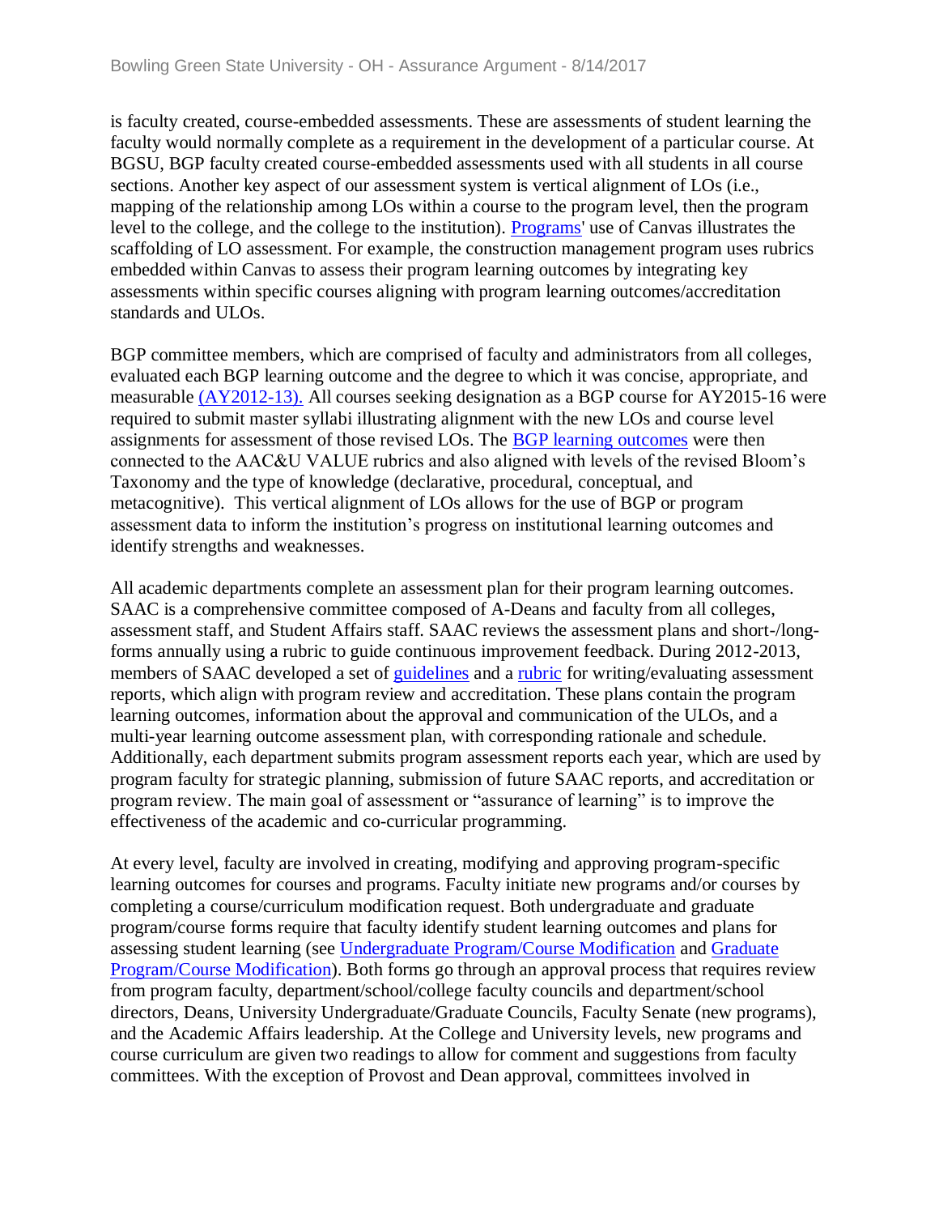is faculty created, course-embedded assessments. These are assessments of student learning the faculty would normally complete as a requirement in the development of a particular course. At BGSU, BGP faculty created course-embedded assessments used with all students in all course sections. Another key aspect of our assessment system is vertical alignment of LOs (i.e., mapping of the relationship among LOs within a course to the program level, then the program level to the college, and the college to the institution). Programs' use of Canvas illustrates the scaffolding of LO assessment. For example, the construction management program uses rubrics embedded within Canvas to assess their program learning outcomes by integrating key assessments within specific courses aligning with program learning outcomes/accreditation standards and ULOs.

BGP committee members, which are comprised of faculty and administrators from all colleges, evaluated each BGP learning outcome and the degree to which it was concise, appropriate, and measurable (AY2012-13). All courses seeking designation as a BGP course for AY2015-16 were required to submit master syllabi illustrating alignment with the new LOs and course level assignments for assessment of those revised LOs. The BGP learning outcomes were then connected to the AAC&U VALUE rubrics and also aligned with levels of the revised Bloom's Taxonomy and the type of knowledge (declarative, procedural, conceptual, and metacognitive). This vertical alignment of LOs allows for the use of BGP or program assessment data to inform the institution's progress on institutional learning outcomes and identify strengths and weaknesses.

All academic departments complete an assessment plan for their program learning outcomes. SAAC is a comprehensive committee composed of A-Deans and faculty from all colleges, assessment staff, and Student Affairs staff. SAAC reviews the assessment plans and short-/long-forms annually using a rubric to guide continuous improvement feedback. During 2012-2013, members of SAAC developed a set of guidelines and a rubric for writing/evaluating assessment reports, which align with program review and accreditation. These plans contain the program learning outcomes, information about the approval and communication of the ULOs, and a multi-year learning outcome assessment plan, with corresponding rationale and schedule. Additionally, each department submits program assessment reports each year, which are used by program faculty for strategic planning, submission of future SAAC reports, and accreditation or program review. The main goal of assessment or "assurance of learning" is to improve the effectiveness of the academic and co-curricular programming.

At every level, faculty are involved in creating, modifying and approving program-specific learning outcomes for courses and programs. Faculty initiate new programs and/or courses by completing a course/curriculum modification request. Both undergraduate and graduate program/course forms require that faculty identify student learning outcomes and plans for assessing student learning (see Undergraduate Program/Course Modification and Graduate Program/Course Modification). Both forms go through an approval process that requires review from program faculty, department/school/college faculty councils and department/school directors, Deans, University Undergraduate/Graduate Councils, Faculty Senate (new programs), and the Academic Affairs leadership. At the College and University levels, new programs and course curriculum are given two readings to allow for comment and suggestions from faculty committees. With the exception of Provost and Dean approval, committees involved in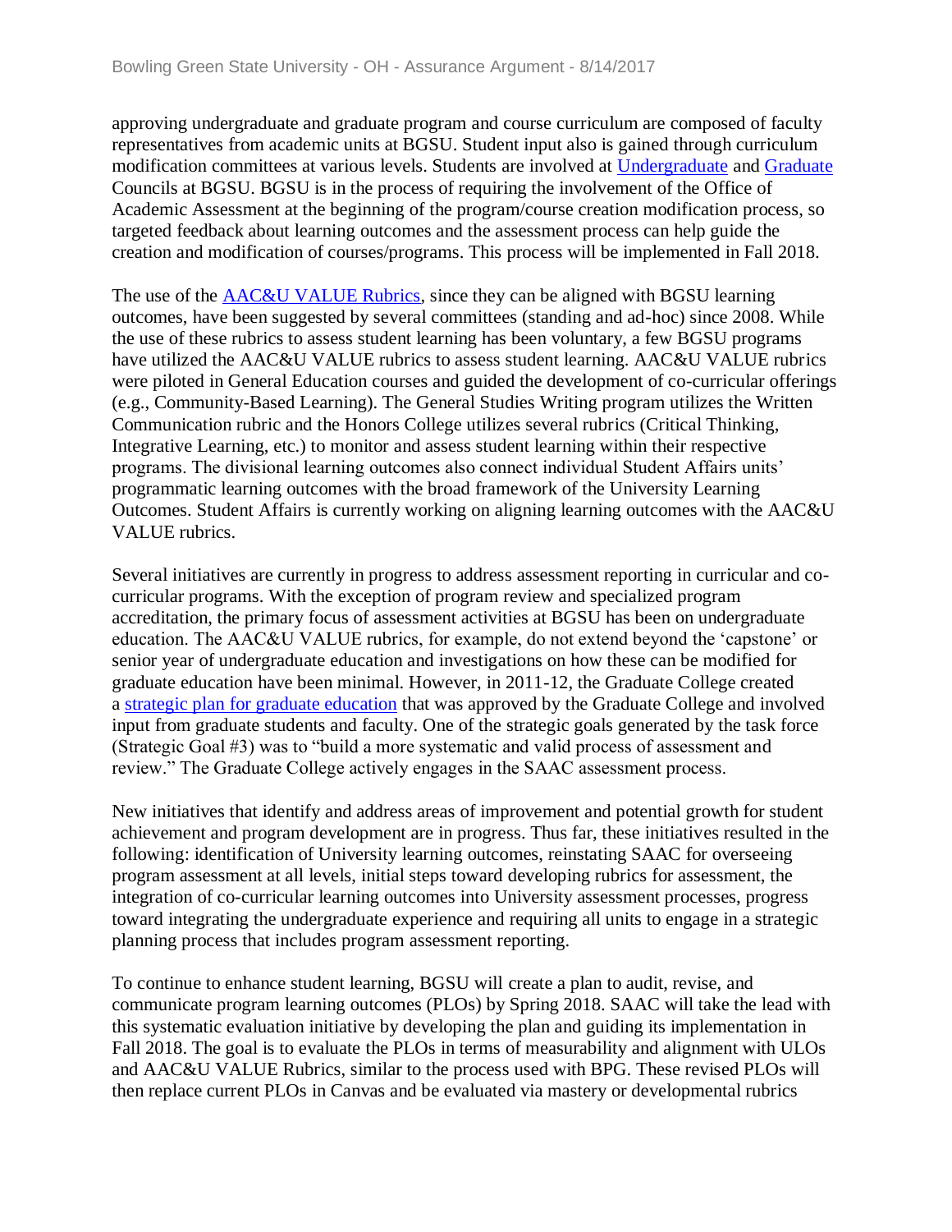approving undergraduate and graduate program and course curriculum are composed of faculty representatives from academic units at BGSU. Student input also is gained through curriculum modification committees at various levels. Students are involved at Undergraduate and Graduate Councils at BGSU. BGSU is in the process of requiring the involvement of the Office of Academic Assessment at the beginning of the program/course creation modification process, so targeted feedback about learning outcomes and the assessment process can help guide the creation and modification of courses/programs. This process will be implemented in Fall 2018.

The use of the AAC&U VALUE Rubrics, since they can be aligned with BGSU learning outcomes, have been suggested by several committees (standing and ad-hoc) since 2008. While the use of these rubrics to assess student learning has been voluntary, a few BGSU programs have utilized the AAC&U VALUE rubrics to assess student learning. AAC&U VALUE rubrics were piloted in General Education courses and guided the development of co-curricular offerings (e.g., Community-Based Learning). The General Studies Writing program utilizes the Written Communication rubric and the Honors College utilizes several rubrics (Critical Thinking, Integrative Learning, etc.) to monitor and assess student learning within their respective programs. The divisional learning outcomes also connect individual Student Affairs units' programmatic learning outcomes with the broad framework of the University Learning Outcomes. Student Affairs is currently working on aligning learning outcomes with the AAC&U VALUE rubrics.

Several initiatives are currently in progress to address assessment reporting in curricular and co-curricular programs. With the exception of program review and specialized program accreditation, the primary focus of assessment activities at BGSU has been on undergraduate education. The AAC&U VALUE rubrics, for example, do not extend beyond the 'capstone' or senior year of undergraduate education and investigations on how these can be modified for graduate education have been minimal. However, in 2011-12, the Graduate College created a strategic plan for graduate education that was approved by the Graduate College and involved input from graduate students and faculty. One of the strategic goals generated by the task force (Strategic Goal #3) was to "build a more systematic and valid process of assessment and review." The Graduate College actively engages in the SAAC assessment process.

New initiatives that identify and address areas of improvement and potential growth for student achievement and program development are in progress. Thus far, these initiatives resulted in the following: identification of University learning outcomes, reinstating SAAC for overseeing program assessment at all levels, initial steps toward developing rubrics for assessment, the integration of co-curricular learning outcomes into University assessment processes, progress toward integrating the undergraduate experience and requiring all units to engage in a strategic planning process that includes program assessment reporting.

To continue to enhance student learning, BGSU will create a plan to audit, revise, and communicate program learning outcomes (PLOs) by Spring 2018. SAAC will take the lead with this systematic evaluation initiative by developing the plan and guiding its implementation in Fall 2018. The goal is to evaluate the PLOs in terms of measurability and alignment with ULOs and AAC&U VALUE Rubrics, similar to the process used with BPG. These revised PLOs will then replace current PLOs in Canvas and be evaluated via mastery or developmental rubrics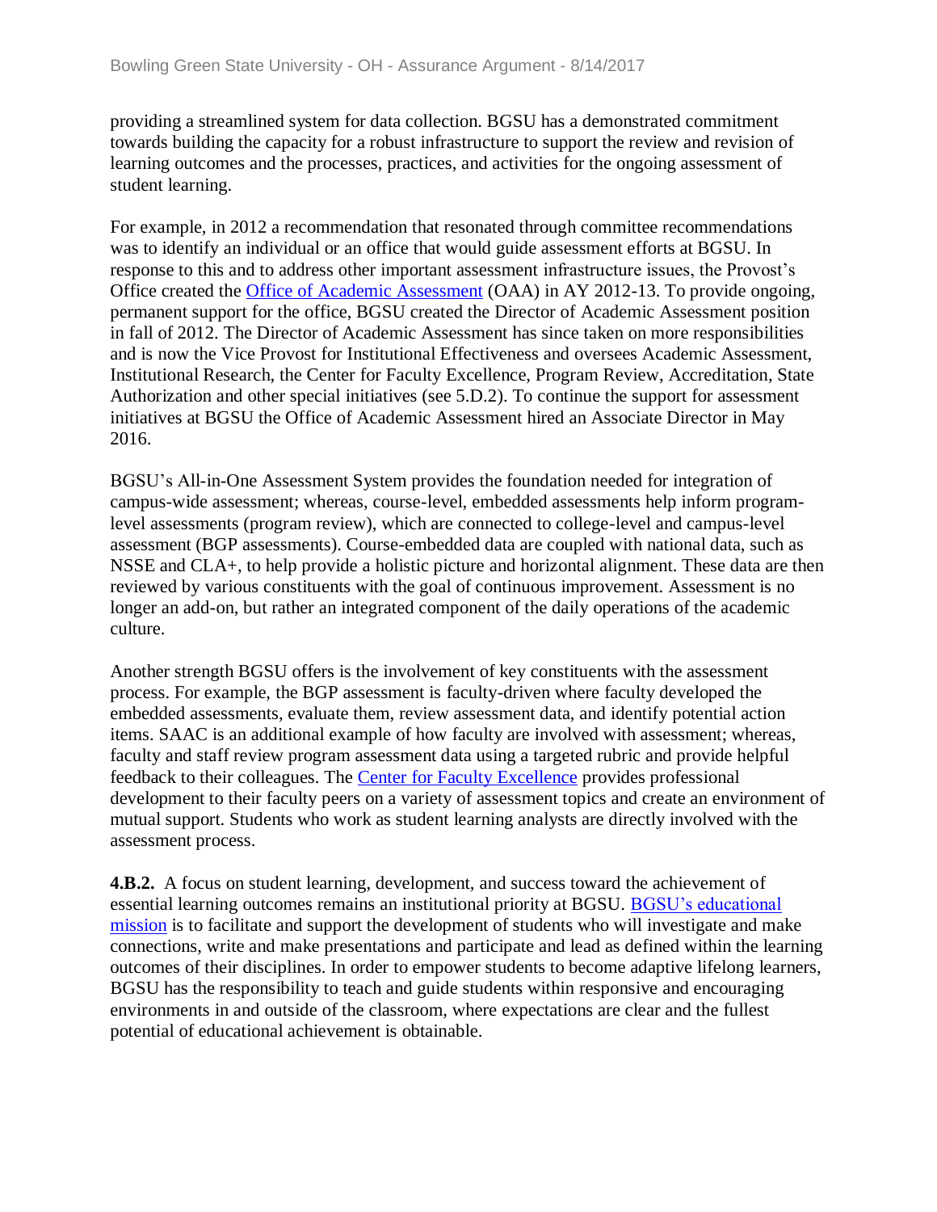providing a streamlined system for data collection. BGSU has a demonstrated commitment towards building the capacity for a robust infrastructure to support the review and revision of learning outcomes and the processes, practices, and activities for the ongoing assessment of student learning.

For example, in 2012 a recommendation that resonated through committee recommendations was to identify an individual or an office that would guide assessment efforts at BGSU. In response to this and to address other important assessment infrastructure issues, the Provost's Office created the [Office of Academic Assessment]() (OAA) in AY 2012-13. To provide ongoing, permanent support for the office, BGSU created the Director of Academic Assessment position in fall of 2012. The Director of Academic Assessment has since taken on more responsibilities and is now the Vice Provost for Institutional Effectiveness and oversees Academic Assessment, Institutional Research, the Center for Faculty Excellence, Program Review, Accreditation, State Authorization and other special initiatives (see 5.D.2). To continue the support for assessment initiatives at BGSU the Office of Academic Assessment hired an Associate Director in May 2016.

BGSU's All-in-One Assessment System provides the foundation needed for integration of campus-wide assessment; whereas, course-level, embedded assessments help inform program-level assessments (program review), which are connected to college-level and campus-level assessment (BGP assessments). Course-embedded data are coupled with national data, such as NSSE and CLA+, to help provide a holistic picture and horizontal alignment. These data are then reviewed by various constituents with the goal of continuous improvement. Assessment is no longer an add-on, but rather an integrated component of the daily operations of the academic culture.

Another strength BGSU offers is the involvement of key constituents with the assessment process. For example, the BGP assessment is faculty-driven where faculty developed the embedded assessments, evaluate them, review assessment data, and identify potential action items. SAAC is an additional example of how faculty are involved with assessment; whereas, faculty and staff review program assessment data using a targeted rubric and provide helpful feedback to their colleagues. The [Center for Faculty Excellence]() provides professional development to their faculty peers on a variety of assessment topics and create an environment of mutual support. Students who work as student learning analysts are directly involved with the assessment process.

**4.B.2.** A focus on student learning, development, and success toward the achievement of essential learning outcomes remains an institutional priority at BGSU. [BGSU's educational mission]() is to facilitate and support the development of students who will investigate and make connections, write and make presentations and participate and lead as defined within the learning outcomes of their disciplines. In order to empower students to become adaptive lifelong learners, BGSU has the responsibility to teach and guide students within responsive and encouraging environments in and outside of the classroom, where expectations are clear and the fullest potential of educational achievement is obtainable.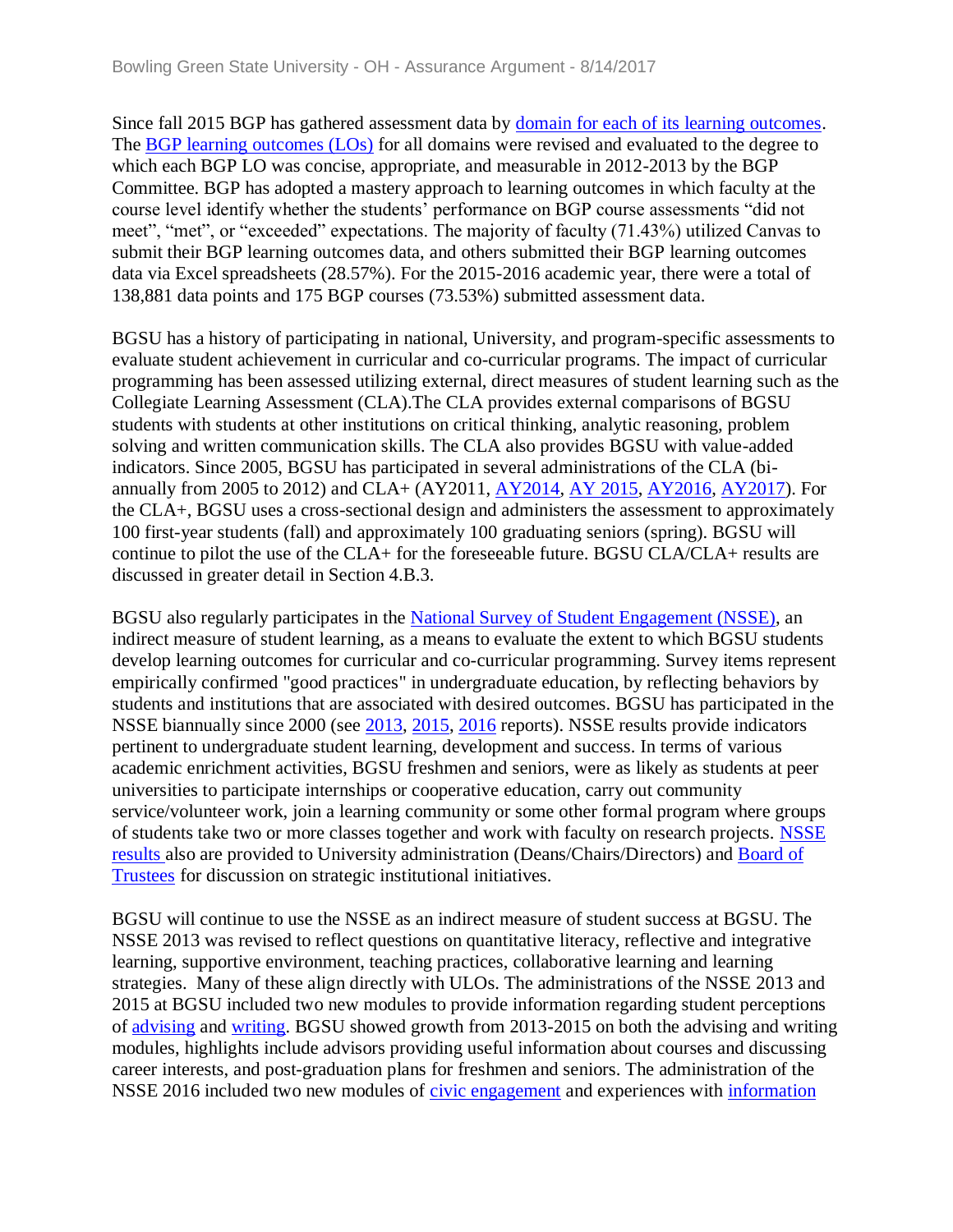Since fall 2015 BGP has gathered assessment data by domain for each of its learning outcomes. The BGP learning outcomes (LOs) for all domains were revised and evaluated to the degree to which each BGP LO was concise, appropriate, and measurable in 2012-2013 by the BGP Committee. BGP has adopted a mastery approach to learning outcomes in which faculty at the course level identify whether the students' performance on BGP course assessments "did not meet", "met", or "exceeded" expectations. The majority of faculty (71.43%) utilized Canvas to submit their BGP learning outcomes data, and others submitted their BGP learning outcomes data via Excel spreadsheets (28.57%). For the 2015-2016 academic year, there were a total of 138,881 data points and 175 BGP courses (73.53%) submitted assessment data.

BGSU has a history of participating in national, University, and program-specific assessments to evaluate student achievement in curricular and co-curricular programs. The impact of curricular programming has been assessed utilizing external, direct measures of student learning such as the Collegiate Learning Assessment (CLA).The CLA provides external comparisons of BGSU students with students at other institutions on critical thinking, analytic reasoning, problem solving and written communication skills. The CLA also provides BGSU with value-added indicators. Since 2005, BGSU has participated in several administrations of the CLA (bi-annually from 2005 to 2012) and CLA+ (AY2011, AY2014, AY 2015, AY2016, AY2017). For the CLA+, BGSU uses a cross-sectional design and administers the assessment to approximately 100 first-year students (fall) and approximately 100 graduating seniors (spring). BGSU will continue to pilot the use of the CLA+ for the foreseeable future. BGSU CLA/CLA+ results are discussed in greater detail in Section 4.B.3.

BGSU also regularly participates in the National Survey of Student Engagement (NSSE), an indirect measure of student learning, as a means to evaluate the extent to which BGSU students develop learning outcomes for curricular and co-curricular programming. Survey items represent empirically confirmed "good practices" in undergraduate education, by reflecting behaviors by students and institutions that are associated with desired outcomes. BGSU has participated in the NSSE biannually since 2000 (see 2013, 2015, 2016 reports). NSSE results provide indicators pertinent to undergraduate student learning, development and success. In terms of various academic enrichment activities, BGSU freshmen and seniors, were as likely as students at peer universities to participate internships or cooperative education, carry out community service/volunteer work, join a learning community or some other formal program where groups of students take two or more classes together and work with faculty on research projects. NSSE results also are provided to University administration (Deans/Chairs/Directors) and Board of Trustees for discussion on strategic institutional initiatives.

BGSU will continue to use the NSSE as an indirect measure of student success at BGSU. The NSSE 2013 was revised to reflect questions on quantitative literacy, reflective and integrative learning, supportive environment, teaching practices, collaborative learning and learning strategies. Many of these align directly with ULOs. The administrations of the NSSE 2013 and 2015 at BGSU included two new modules to provide information regarding student perceptions of advising and writing. BGSU showed growth from 2013-2015 on both the advising and writing modules, highlights include advisors providing useful information about courses and discussing career interests, and post-graduation plans for freshmen and seniors. The administration of the NSSE 2016 included two new modules of civic engagement and experiences with information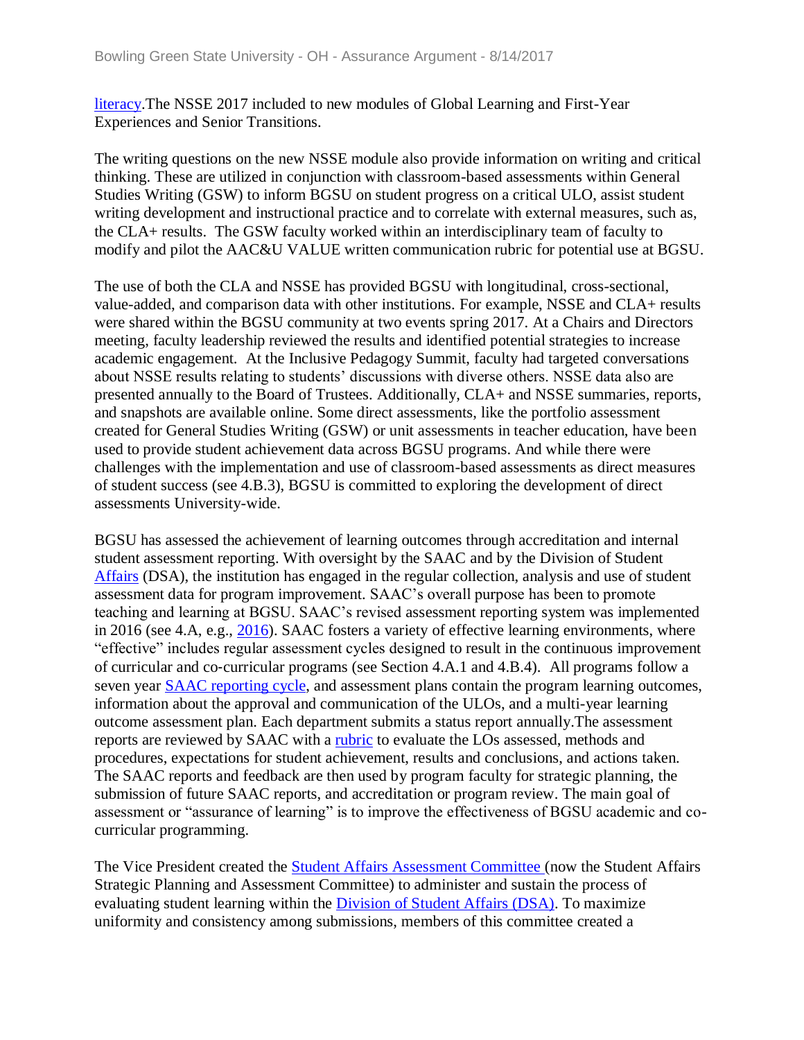literacy.The NSSE 2017 included to new modules of Global Learning and First-Year Experiences and Senior Transitions.

The writing questions on the new NSSE module also provide information on writing and critical thinking. These are utilized in conjunction with classroom-based assessments within General Studies Writing (GSW) to inform BGSU on student progress on a critical ULO, assist student writing development and instructional practice and to correlate with external measures, such as, the CLA+ results. The GSW faculty worked within an interdisciplinary team of faculty to modify and pilot the AAC&U VALUE written communication rubric for potential use at BGSU.

The use of both the CLA and NSSE has provided BGSU with longitudinal, cross-sectional, value-added, and comparison data with other institutions. For example, NSSE and CLA+ results were shared within the BGSU community at two events spring 2017. At a Chairs and Directors meeting, faculty leadership reviewed the results and identified potential strategies to increase academic engagement. At the Inclusive Pedagogy Summit, faculty had targeted conversations about NSSE results relating to students' discussions with diverse others. NSSE data also are presented annually to the Board of Trustees. Additionally, CLA+ and NSSE summaries, reports, and snapshots are available online. Some direct assessments, like the portfolio assessment created for General Studies Writing (GSW) or unit assessments in teacher education, have been used to provide student achievement data across BGSU programs. And while there were challenges with the implementation and use of classroom-based assessments as direct measures of student success (see 4.B.3), BGSU is committed to exploring the development of direct assessments University-wide.

BGSU has assessed the achievement of learning outcomes through accreditation and internal student assessment reporting. With oversight by the SAAC and by the Division of Student Affairs (DSA), the institution has engaged in the regular collection, analysis and use of student assessment data for program improvement. SAAC's overall purpose has been to promote teaching and learning at BGSU. SAAC's revised assessment reporting system was implemented in 2016 (see 4.A, e.g., 2016). SAAC fosters a variety of effective learning environments, where "effective" includes regular assessment cycles designed to result in the continuous improvement of curricular and co-curricular programs (see Section 4.A.1 and 4.B.4). All programs follow a seven year SAAC reporting cycle, and assessment plans contain the program learning outcomes, information about the approval and communication of the ULOs, and a multi-year learning outcome assessment plan. Each department submits a status report annually.The assessment reports are reviewed by SAAC with a rubric to evaluate the LOs assessed, methods and procedures, expectations for student achievement, results and conclusions, and actions taken. The SAAC reports and feedback are then used by program faculty for strategic planning, the submission of future SAAC reports, and accreditation or program review. The main goal of assessment or "assurance of learning" is to improve the effectiveness of BGSU academic and co-curricular programming.

The Vice President created the Student Affairs Assessment Committee (now the Student Affairs Strategic Planning and Assessment Committee) to administer and sustain the process of evaluating student learning within the Division of Student Affairs (DSA). To maximize uniformity and consistency among submissions, members of this committee created a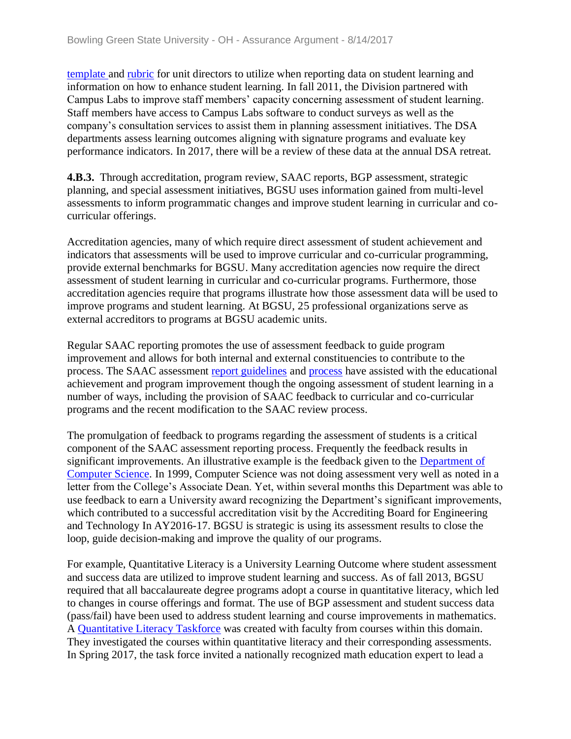template and rubric for unit directors to utilize when reporting data on student learning and information on how to enhance student learning. In fall 2011, the Division partnered with Campus Labs to improve staff members' capacity concerning assessment of student learning. Staff members have access to Campus Labs software to conduct surveys as well as the company's consultation services to assist them in planning assessment initiatives. The DSA departments assess learning outcomes aligning with signature programs and evaluate key performance indicators. In 2017, there will be a review of these data at the annual DSA retreat.

**4.B.3.** Through accreditation, program review, SAAC reports, BGP assessment, strategic planning, and special assessment initiatives, BGSU uses information gained from multi-level assessments to inform programmatic changes and improve student learning in curricular and co-curricular offerings.

Accreditation agencies, many of which require direct assessment of student achievement and indicators that assessments will be used to improve curricular and co-curricular programming, provide external benchmarks for BGSU. Many accreditation agencies now require the direct assessment of student learning in curricular and co-curricular programs. Furthermore, those accreditation agencies require that programs illustrate how those assessment data will be used to improve programs and student learning. At BGSU, 25 professional organizations serve as external accreditors to programs at BGSU academic units.

Regular SAAC reporting promotes the use of assessment feedback to guide program improvement and allows for both internal and external constituencies to contribute to the process. The SAAC assessment report guidelines and process have assisted with the educational achievement and program improvement though the ongoing assessment of student learning in a number of ways, including the provision of SAAC feedback to curricular and co-curricular programs and the recent modification to the SAAC review process.

The promulgation of feedback to programs regarding the assessment of students is a critical component of the SAAC assessment reporting process. Frequently the feedback results in significant improvements. An illustrative example is the feedback given to the Department of Computer Science. In 1999, Computer Science was not doing assessment very well as noted in a letter from the College's Associate Dean. Yet, within several months this Department was able to use feedback to earn a University award recognizing the Department's significant improvements, which contributed to a successful accreditation visit by the Accrediting Board for Engineering and Technology In AY2016-17. BGSU is strategic is using its assessment results to close the loop, guide decision-making and improve the quality of our programs.

For example, Quantitative Literacy is a University Learning Outcome where student assessment and success data are utilized to improve student learning and success. As of fall 2013, BGSU required that all baccalaureate degree programs adopt a course in quantitative literacy, which led to changes in course offerings and format. The use of BGP assessment and student success data (pass/fail) have been used to address student learning and course improvements in mathematics. A Quantitative Literacy Taskforce was created with faculty from courses within this domain. They investigated the courses within quantitative literacy and their corresponding assessments. In Spring 2017, the task force invited a nationally recognized math education expert to lead a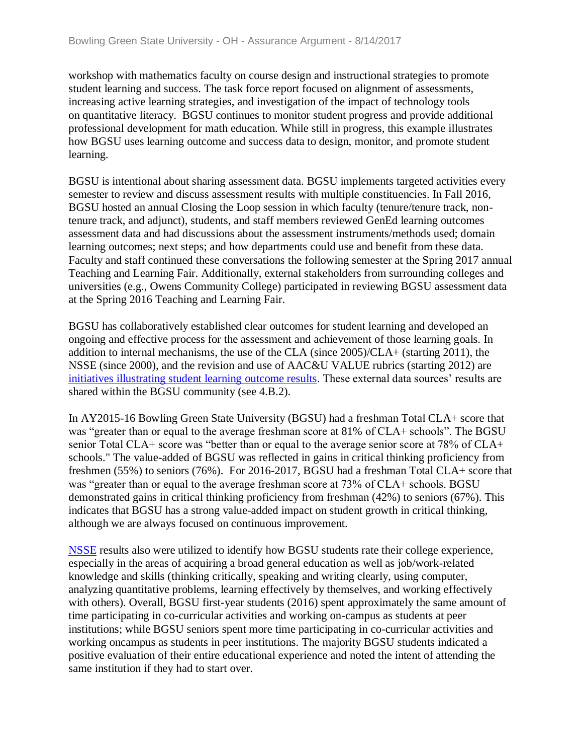workshop with mathematics faculty on course design and instructional strategies to promote student learning and success. The task force report focused on alignment of assessments, increasing active learning strategies, and investigation of the impact of technology tools on quantitative literacy.  BGSU continues to monitor student progress and provide additional professional development for math education. While still in progress, this example illustrates how BGSU uses learning outcome and success data to design, monitor, and promote student learning.

BGSU is intentional about sharing assessment data. BGSU implements targeted activities every semester to review and discuss assessment results with multiple constituencies. In Fall 2016, BGSU hosted an annual Closing the Loop session in which faculty (tenure/tenure track, non-tenure track, and adjunct), students, and staff members reviewed GenEd learning outcomes assessment data and had discussions about the assessment instruments/methods used; domain learning outcomes; next steps; and how departments could use and benefit from these data. Faculty and staff continued these conversations the following semester at the Spring 2017 annual Teaching and Learning Fair. Additionally, external stakeholders from surrounding colleges and universities (e.g., Owens Community College) participated in reviewing BGSU assessment data at the Spring 2016 Teaching and Learning Fair.

BGSU has collaboratively established clear outcomes for student learning and developed an ongoing and effective process for the assessment and achievement of those learning goals. In addition to internal mechanisms, the use of the CLA (since 2005)/CLA+ (starting 2011), the NSSE (since 2000), and the revision and use of AAC&U VALUE rubrics (starting 2012) are initiatives illustrating student learning outcome results. These external data sources' results are shared within the BGSU community (see 4.B.2).

In AY2015-16 Bowling Green State University (BGSU) had a freshman Total CLA+ score that was "greater than or equal to the average freshman score at 81% of CLA+ schools". The BGSU senior Total CLA+ score was "better than or equal to the average senior score at 78% of CLA+ schools." The value-added of BGSU was reflected in gains in critical thinking proficiency from freshmen (55%) to seniors (76%).  For 2016-2017, BGSU had a freshman Total CLA+ score that was "greater than or equal to the average freshman score at 73% of CLA+ schools. BGSU demonstrated gains in critical thinking proficiency from freshman (42%) to seniors (67%). This indicates that BGSU has a strong value-added impact on student growth in critical thinking, although we are always focused on continuous improvement.

NSSE results also were utilized to identify how BGSU students rate their college experience, especially in the areas of acquiring a broad general education as well as job/work-related knowledge and skills (thinking critically, speaking and writing clearly, using computer, analyzing quantitative problems, learning effectively by themselves, and working effectively with others). Overall, BGSU first-year students (2016) spent approximately the same amount of time participating in co-curricular activities and working on-campus as students at peer institutions; while BGSU seniors spent more time participating in co-curricular activities and working oncampus as students in peer institutions. The majority BGSU students indicated a positive evaluation of their entire educational experience and noted the intent of attending the same institution if they had to start over.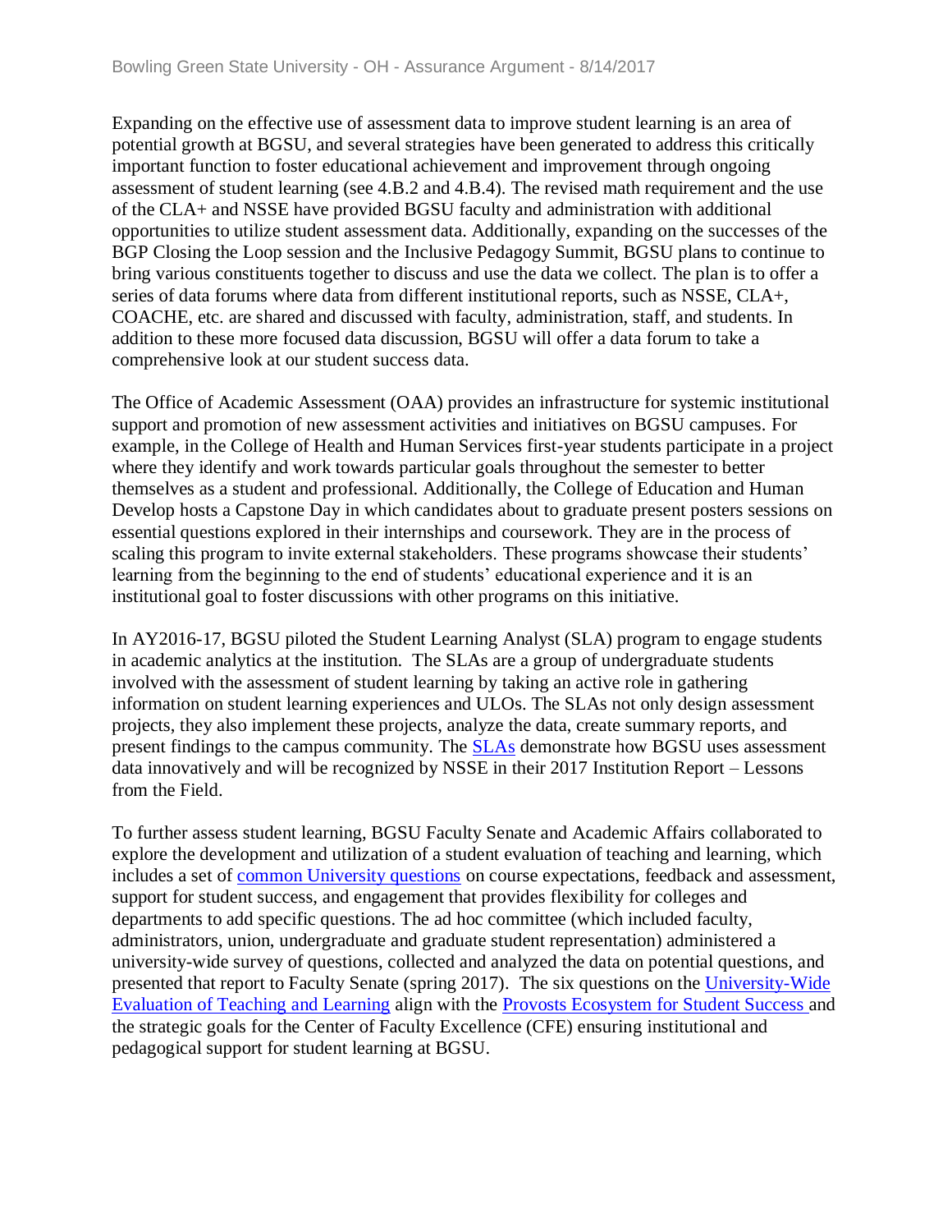Expanding on the effective use of assessment data to improve student learning is an area of potential growth at BGSU, and several strategies have been generated to address this critically important function to foster educational achievement and improvement through ongoing assessment of student learning (see 4.B.2 and 4.B.4). The revised math requirement and the use of the CLA+ and NSSE have provided BGSU faculty and administration with additional opportunities to utilize student assessment data. Additionally, expanding on the successes of the BGP Closing the Loop session and the Inclusive Pedagogy Summit, BGSU plans to continue to bring various constituents together to discuss and use the data we collect. The plan is to offer a series of data forums where data from different institutional reports, such as NSSE, CLA+, COACHE, etc. are shared and discussed with faculty, administration, staff, and students. In addition to these more focused data discussion, BGSU will offer a data forum to take a comprehensive look at our student success data.

The Office of Academic Assessment (OAA) provides an infrastructure for systemic institutional support and promotion of new assessment activities and initiatives on BGSU campuses. For example, in the College of Health and Human Services first-year students participate in a project where they identify and work towards particular goals throughout the semester to better themselves as a student and professional. Additionally, the College of Education and Human Develop hosts a Capstone Day in which candidates about to graduate present posters sessions on essential questions explored in their internships and coursework. They are in the process of scaling this program to invite external stakeholders. These programs showcase their students' learning from the beginning to the end of students' educational experience and it is an institutional goal to foster discussions with other programs on this initiative.

In AY2016-17, BGSU piloted the Student Learning Analyst (SLA) program to engage students in academic analytics at the institution. The SLAs are a group of undergraduate students involved with the assessment of student learning by taking an active role in gathering information on student learning experiences and ULOs. The SLAs not only design assessment projects, they also implement these projects, analyze the data, create summary reports, and present findings to the campus community. The SLAs demonstrate how BGSU uses assessment data innovatively and will be recognized by NSSE in their 2017 Institution Report – Lessons from the Field.

To further assess student learning, BGSU Faculty Senate and Academic Affairs collaborated to explore the development and utilization of a student evaluation of teaching and learning, which includes a set of common University questions on course expectations, feedback and assessment, support for student success, and engagement that provides flexibility for colleges and departments to add specific questions. The ad hoc committee (which included faculty, administrators, union, undergraduate and graduate student representation) administered a university-wide survey of questions, collected and analyzed the data on potential questions, and presented that report to Faculty Senate (spring 2017). The six questions on the University-Wide Evaluation of Teaching and Learning align with the Provosts Ecosystem for Student Success and the strategic goals for the Center of Faculty Excellence (CFE) ensuring institutional and pedagogical support for student learning at BGSU.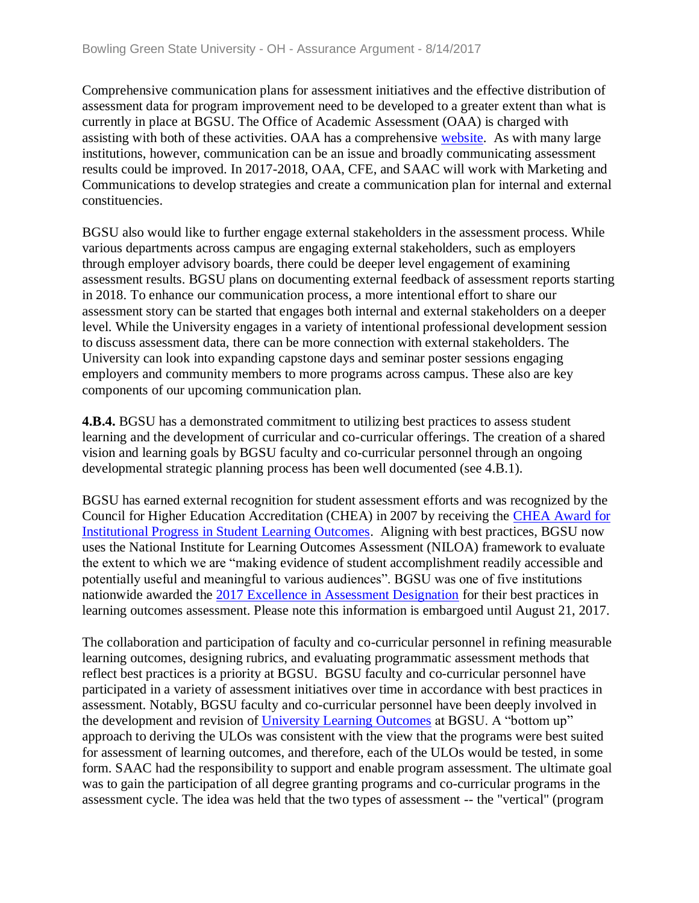Comprehensive communication plans for assessment initiatives and the effective distribution of assessment data for program improvement need to be developed to a greater extent than what is currently in place at BGSU. The Office of Academic Assessment (OAA) is charged with assisting with both of these activities. OAA has a comprehensive website. As with many large institutions, however, communication can be an issue and broadly communicating assessment results could be improved. In 2017-2018, OAA, CFE, and SAAC will work with Marketing and Communications to develop strategies and create a communication plan for internal and external constituencies.

BGSU also would like to further engage external stakeholders in the assessment process. While various departments across campus are engaging external stakeholders, such as employers through employer advisory boards, there could be deeper level engagement of examining assessment results. BGSU plans on documenting external feedback of assessment reports starting in 2018. To enhance our communication process, a more intentional effort to share our assessment story can be started that engages both internal and external stakeholders on a deeper level. While the University engages in a variety of intentional professional development session to discuss assessment data, there can be more connection with external stakeholders. The University can look into expanding capstone days and seminar poster sessions engaging employers and community members to more programs across campus. These also are key components of our upcoming communication plan.

**4.B.4.** BGSU has a demonstrated commitment to utilizing best practices to assess student learning and the development of curricular and co-curricular offerings. The creation of a shared vision and learning goals by BGSU faculty and co-curricular personnel through an ongoing developmental strategic planning process has been well documented (see 4.B.1).

BGSU has earned external recognition for student assessment efforts and was recognized by the Council for Higher Education Accreditation (CHEA) in 2007 by receiving the CHEA Award for Institutional Progress in Student Learning Outcomes. Aligning with best practices, BGSU now uses the National Institute for Learning Outcomes Assessment (NILOA) framework to evaluate the extent to which we are "making evidence of student accomplishment readily accessible and potentially useful and meaningful to various audiences". BGSU was one of five institutions nationwide awarded the 2017 Excellence in Assessment Designation for their best practices in learning outcomes assessment. Please note this information is embargoed until August 21, 2017.

The collaboration and participation of faculty and co-curricular personnel in refining measurable learning outcomes, designing rubrics, and evaluating programmatic assessment methods that reflect best practices is a priority at BGSU. BGSU faculty and co-curricular personnel have participated in a variety of assessment initiatives over time in accordance with best practices in assessment. Notably, BGSU faculty and co-curricular personnel have been deeply involved in the development and revision of University Learning Outcomes at BGSU. A "bottom up" approach to deriving the ULOs was consistent with the view that the programs were best suited for assessment of learning outcomes, and therefore, each of the ULOs would be tested, in some form. SAAC had the responsibility to support and enable program assessment. The ultimate goal was to gain the participation of all degree granting programs and co-curricular programs in the assessment cycle. The idea was held that the two types of assessment -- the "vertical" (program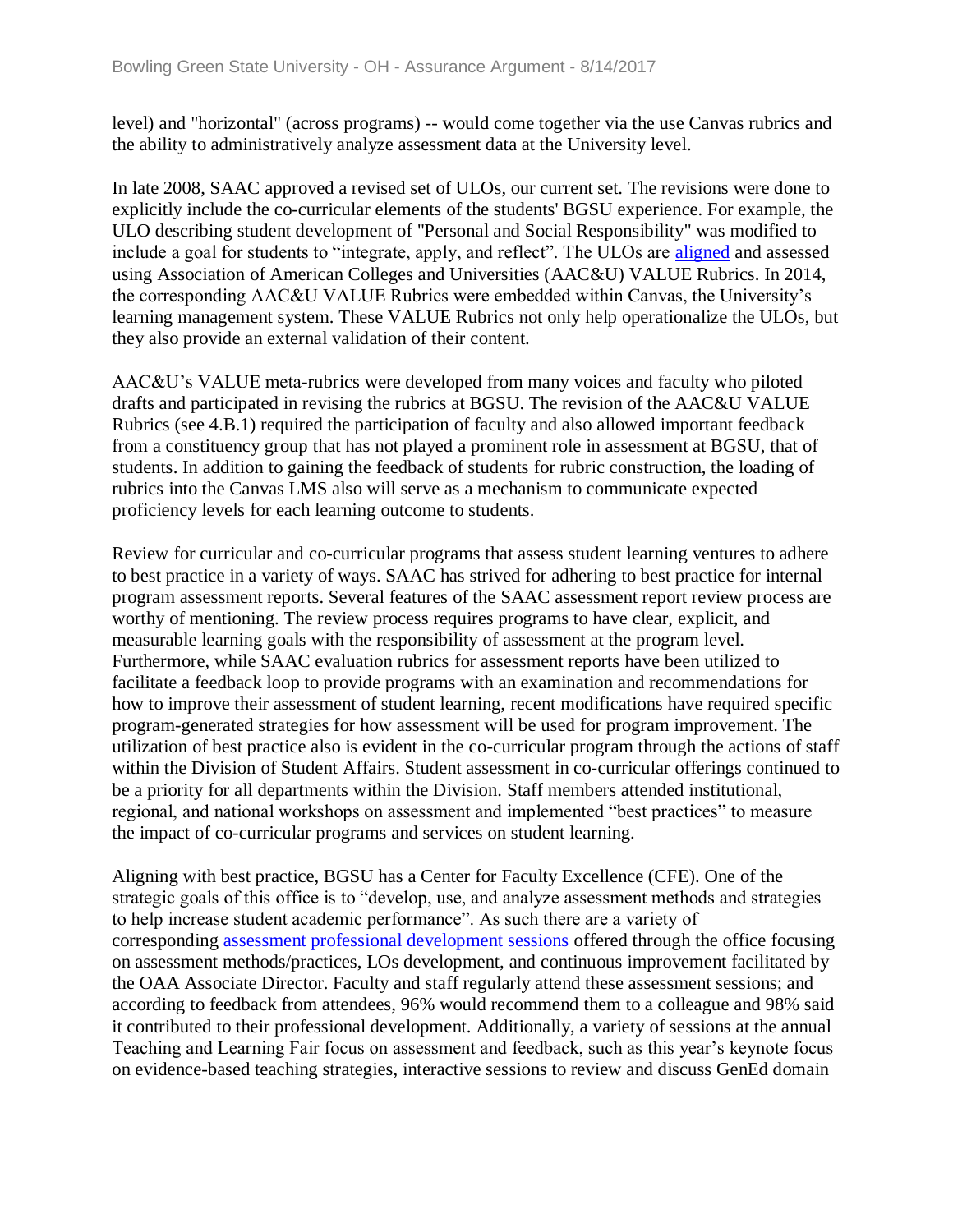level) and "horizontal" (across programs) -- would come together via the use Canvas rubrics and the ability to administratively analyze assessment data at the University level.

In late 2008, SAAC approved a revised set of ULOs, our current set. The revisions were done to explicitly include the co-curricular elements of the students' BGSU experience. For example, the ULO describing student development of "Personal and Social Responsibility" was modified to include a goal for students to "integrate, apply, and reflect". The ULOs are aligned and assessed using Association of American Colleges and Universities (AAC&U) VALUE Rubrics. In 2014, the corresponding AAC&U VALUE Rubrics were embedded within Canvas, the University's learning management system. These VALUE Rubrics not only help operationalize the ULOs, but they also provide an external validation of their content.

AAC&U's VALUE meta-rubrics were developed from many voices and faculty who piloted drafts and participated in revising the rubrics at BGSU. The revision of the AAC&U VALUE Rubrics (see 4.B.1) required the participation of faculty and also allowed important feedback from a constituency group that has not played a prominent role in assessment at BGSU, that of students. In addition to gaining the feedback of students for rubric construction, the loading of rubrics into the Canvas LMS also will serve as a mechanism to communicate expected proficiency levels for each learning outcome to students.

Review for curricular and co-curricular programs that assess student learning ventures to adhere to best practice in a variety of ways. SAAC has strived for adhering to best practice for internal program assessment reports. Several features of the SAAC assessment report review process are worthy of mentioning. The review process requires programs to have clear, explicit, and measurable learning goals with the responsibility of assessment at the program level. Furthermore, while SAAC evaluation rubrics for assessment reports have been utilized to facilitate a feedback loop to provide programs with an examination and recommendations for how to improve their assessment of student learning, recent modifications have required specific program-generated strategies for how assessment will be used for program improvement. The utilization of best practice also is evident in the co-curricular program through the actions of staff within the Division of Student Affairs. Student assessment in co-curricular offerings continued to be a priority for all departments within the Division. Staff members attended institutional, regional, and national workshops on assessment and implemented "best practices" to measure the impact of co-curricular programs and services on student learning.

Aligning with best practice, BGSU has a Center for Faculty Excellence (CFE). One of the strategic goals of this office is to "develop, use, and analyze assessment methods and strategies to help increase student academic performance". As such there are a variety of corresponding assessment professional development sessions offered through the office focusing on assessment methods/practices, LOs development, and continuous improvement facilitated by the OAA Associate Director. Faculty and staff regularly attend these assessment sessions; and according to feedback from attendees, 96% would recommend them to a colleague and 98% said it contributed to their professional development. Additionally, a variety of sessions at the annual Teaching and Learning Fair focus on assessment and feedback, such as this year's keynote focus on evidence-based teaching strategies, interactive sessions to review and discuss GenEd domain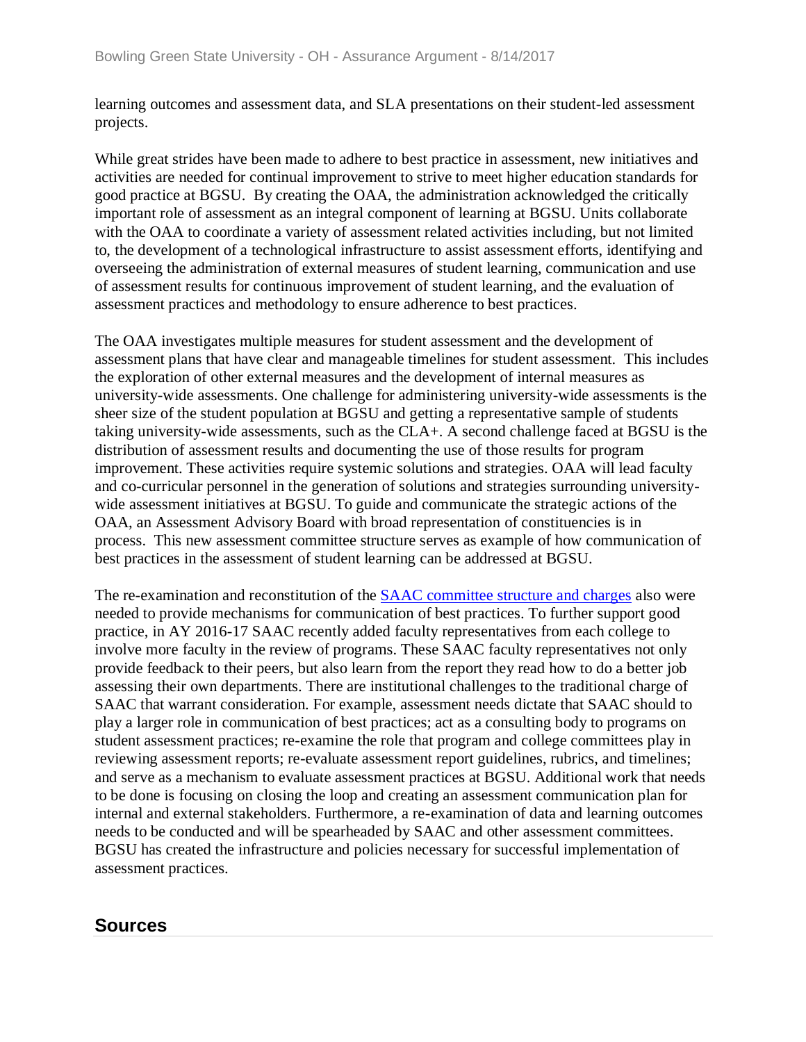learning outcomes and assessment data, and SLA presentations on their student-led assessment projects.

While great strides have been made to adhere to best practice in assessment, new initiatives and activities are needed for continual improvement to strive to meet higher education standards for good practice at BGSU. By creating the OAA, the administration acknowledged the critically important role of assessment as an integral component of learning at BGSU. Units collaborate with the OAA to coordinate a variety of assessment related activities including, but not limited to, the development of a technological infrastructure to assist assessment efforts, identifying and overseeing the administration of external measures of student learning, communication and use of assessment results for continuous improvement of student learning, and the evaluation of assessment practices and methodology to ensure adherence to best practices.

The OAA investigates multiple measures for student assessment and the development of assessment plans that have clear and manageable timelines for student assessment. This includes the exploration of other external measures and the development of internal measures as university-wide assessments. One challenge for administering university-wide assessments is the sheer size of the student population at BGSU and getting a representative sample of students taking university-wide assessments, such as the CLA+. A second challenge faced at BGSU is the distribution of assessment results and documenting the use of those results for program improvement. These activities require systemic solutions and strategies. OAA will lead faculty and co-curricular personnel in the generation of solutions and strategies surrounding university-wide assessment initiatives at BGSU. To guide and communicate the strategic actions of the OAA, an Assessment Advisory Board with broad representation of constituencies is in process. This new assessment committee structure serves as example of how communication of best practices in the assessment of student learning can be addressed at BGSU.

The re-examination and reconstitution of the SAAC committee structure and charges also were needed to provide mechanisms for communication of best practices. To further support good practice, in AY 2016-17 SAAC recently added faculty representatives from each college to involve more faculty in the review of programs. These SAAC faculty representatives not only provide feedback to their peers, but also learn from the report they read how to do a better job assessing their own departments. There are institutional challenges to the traditional charge of SAAC that warrant consideration. For example, assessment needs dictate that SAAC should to play a larger role in communication of best practices; act as a consulting body to programs on student assessment practices; re-examine the role that program and college committees play in reviewing assessment reports; re-evaluate assessment report guidelines, rubrics, and timelines; and serve as a mechanism to evaluate assessment practices at BGSU. Additional work that needs to be done is focusing on closing the loop and creating an assessment communication plan for internal and external stakeholders. Furthermore, a re-examination of data and learning outcomes needs to be conducted and will be spearheaded by SAAC and other assessment committees. BGSU has created the infrastructure and policies necessary for successful implementation of assessment practices.

## Sources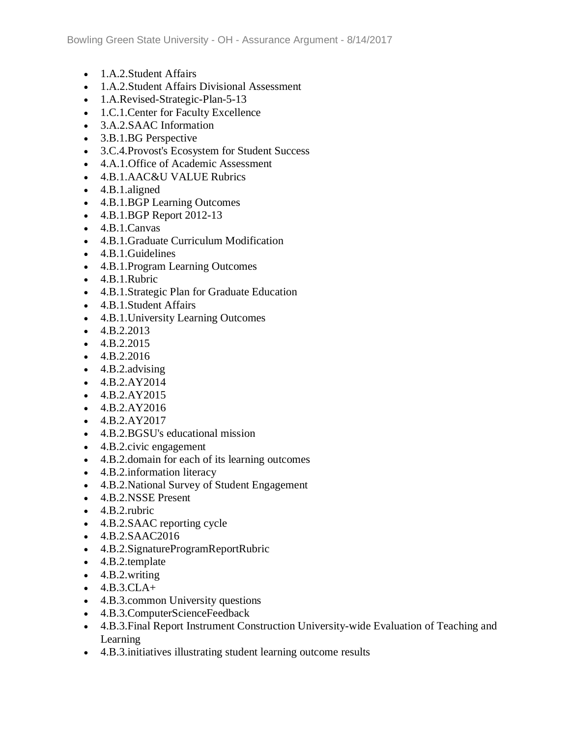- 1.A.2.Student Affairs
- 1.A.2.Student Affairs Divisional Assessment
- 1.A.Revised-Strategic-Plan-5-13
- 1.C.1.Center for Faculty Excellence
- 3.A.2.SAAC Information
- 3.B.1.BG Perspective
- 3.C.4.Provost's Ecosystem for Student Success
- 4.A.1.Office of Academic Assessment
- 4.B.1.AAC&U VALUE Rubrics
- 4.B.1.aligned
- 4.B.1.BGP Learning Outcomes
- 4.B.1.BGP Report 2012-13
- 4.B.1.Canvas
- 4.B.1.Graduate Curriculum Modification
- 4.B.1.Guidelines
- 4.B.1.Program Learning Outcomes
- 4.B.1.Rubric
- 4.B.1.Strategic Plan for Graduate Education
- 4.B.1.Student Affairs
- 4.B.1.University Learning Outcomes
- 4.B.2.2013
- 4.B.2.2015
- 4.B.2.2016
- 4.B.2.advising
- 4.B.2.AY2014
- 4.B.2.AY2015
- 4.B.2.AY2016
- 4.B.2.AY2017
- 4.B.2.BGSU's educational mission
- 4.B.2.civic engagement
- 4.B.2.domain for each of its learning outcomes
- 4.B.2.information literacy
- 4.B.2.National Survey of Student Engagement
- 4.B.2.NSSE Present
- 4.B.2.rubric
- 4.B.2.SAAC reporting cycle
- 4.B.2.SAAC2016
- 4.B.2.SignatureProgramReportRubric
- 4.B.2.template
- 4.B.2.writing
- 4.B.3.CLA+
- 4.B.3.common University questions
- 4.B.3.ComputerScienceFeedback
- 4.B.3.Final Report Instrument Construction University-wide Evaluation of Teaching and Learning
- 4.B.3.initiatives illustrating student learning outcome results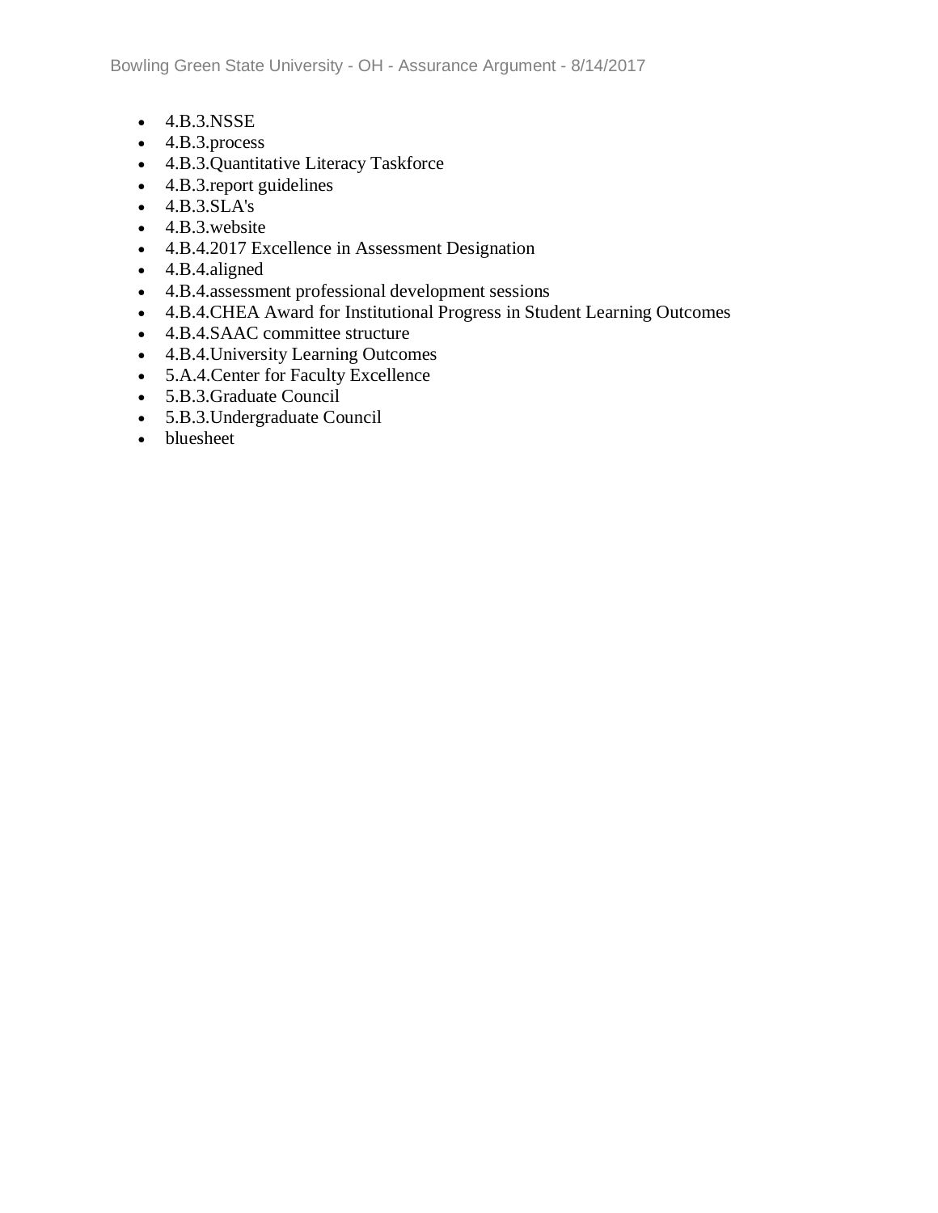- 4.B.3.NSSE
- 4.B.3.process
- 4.B.3.Quantitative Literacy Taskforce
- 4.B.3.report guidelines
- 4.B.3.SLA's
- 4.B.3.website
- 4.B.4.2017 Excellence in Assessment Designation
- 4.B.4.aligned
- 4.B.4.assessment professional development sessions
- 4.B.4.CHEA Award for Institutional Progress in Student Learning Outcomes
- 4.B.4.SAAC committee structure
- 4.B.4.University Learning Outcomes
- 5.A.4.Center for Faculty Excellence
- 5.B.3.Graduate Council
- 5.B.3.Undergraduate Council
- bluesheet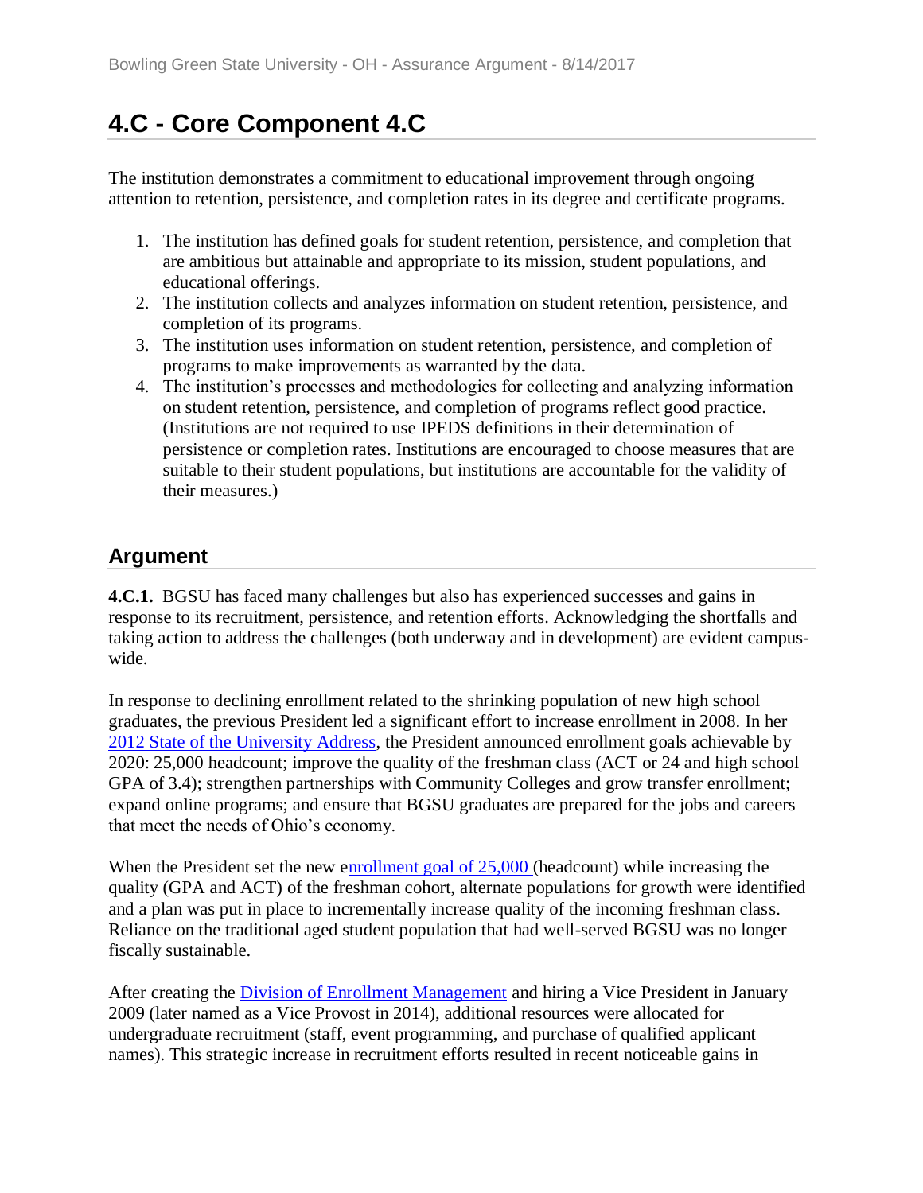# 4.C - Core Component 4.C

The institution demonstrates a commitment to educational improvement through ongoing attention to retention, persistence, and completion rates in its degree and certificate programs.

1. The institution has defined goals for student retention, persistence, and completion that are ambitious but attainable and appropriate to its mission, student populations, and educational offerings.
2. The institution collects and analyzes information on student retention, persistence, and completion of its programs.
3. The institution uses information on student retention, persistence, and completion of programs to make improvements as warranted by the data.
4. The institution's processes and methodologies for collecting and analyzing information on student retention, persistence, and completion of programs reflect good practice. (Institutions are not required to use IPEDS definitions in their determination of persistence or completion rates. Institutions are encouraged to choose measures that are suitable to their student populations, but institutions are accountable for the validity of their measures.)

## Argument

**4.C.1.** BGSU has faced many challenges but also has experienced successes and gains in response to its recruitment, persistence, and retention efforts. Acknowledging the shortfalls and taking action to address the challenges (both underway and in development) are evident campus-wide.

In response to declining enrollment related to the shrinking population of new high school graduates, the previous President led a significant effort to increase enrollment in 2008. In her 2012 State of the University Address, the President announced enrollment goals achievable by 2020: 25,000 headcount; improve the quality of the freshman class (ACT or 24 and high school GPA of 3.4); strengthen partnerships with Community Colleges and grow transfer enrollment; expand online programs; and ensure that BGSU graduates are prepared for the jobs and careers that meet the needs of Ohio's economy.

When the President set the new enrollment goal of 25,000 (headcount) while increasing the quality (GPA and ACT) of the freshman cohort, alternate populations for growth were identified and a plan was put in place to incrementally increase quality of the incoming freshman class. Reliance on the traditional aged student population that had well-served BGSU was no longer fiscally sustainable.

After creating the Division of Enrollment Management and hiring a Vice President in January 2009 (later named as a Vice Provost in 2014), additional resources were allocated for undergraduate recruitment (staff, event programming, and purchase of qualified applicant names). This strategic increase in recruitment efforts resulted in recent noticeable gains in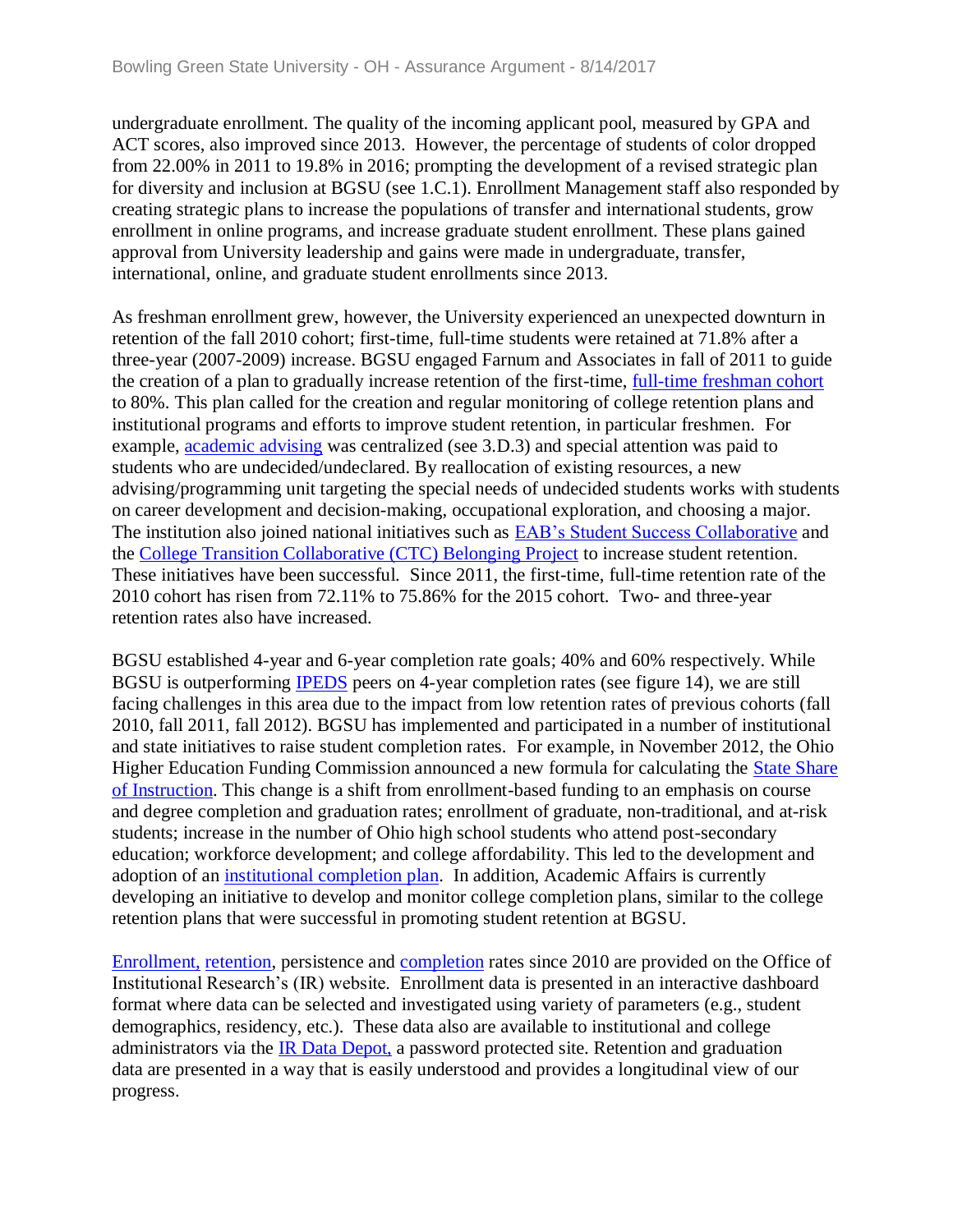undergraduate enrollment. The quality of the incoming applicant pool, measured by GPA and ACT scores, also improved since 2013. However, the percentage of students of color dropped from 22.00% in 2011 to 19.8% in 2016; prompting the development of a revised strategic plan for diversity and inclusion at BGSU (see 1.C.1). Enrollment Management staff also responded by creating strategic plans to increase the populations of transfer and international students, grow enrollment in online programs, and increase graduate student enrollment. These plans gained approval from University leadership and gains were made in undergraduate, transfer, international, online, and graduate student enrollments since 2013.

As freshman enrollment grew, however, the University experienced an unexpected downturn in retention of the fall 2010 cohort; first-time, full-time students were retained at 71.8% after a three-year (2007-2009) increase. BGSU engaged Farnum and Associates in fall of 2011 to guide the creation of a plan to gradually increase retention of the first-time, full-time freshman cohort to 80%. This plan called for the creation and regular monitoring of college retention plans and institutional programs and efforts to improve student retention, in particular freshmen. For example, academic advising was centralized (see 3.D.3) and special attention was paid to students who are undecided/undeclared. By reallocation of existing resources, a new advising/programming unit targeting the special needs of undecided students works with students on career development and decision-making, occupational exploration, and choosing a major. The institution also joined national initiatives such as EAB's Student Success Collaborative and the College Transition Collaborative (CTC) Belonging Project to increase student retention. These initiatives have been successful. Since 2011, the first-time, full-time retention rate of the 2010 cohort has risen from 72.11% to 75.86% for the 2015 cohort. Two- and three-year retention rates also have increased.

BGSU established 4-year and 6-year completion rate goals; 40% and 60% respectively. While BGSU is outperforming IPEDS peers on 4-year completion rates (see figure 14), we are still facing challenges in this area due to the impact from low retention rates of previous cohorts (fall 2010, fall 2011, fall 2012). BGSU has implemented and participated in a number of institutional and state initiatives to raise student completion rates. For example, in November 2012, the Ohio Higher Education Funding Commission announced a new formula for calculating the State Share of Instruction. This change is a shift from enrollment-based funding to an emphasis on course and degree completion and graduation rates; enrollment of graduate, non-traditional, and at-risk students; increase in the number of Ohio high school students who attend post-secondary education; workforce development; and college affordability. This led to the development and adoption of an institutional completion plan. In addition, Academic Affairs is currently developing an initiative to develop and monitor college completion plans, similar to the college retention plans that were successful in promoting student retention at BGSU.

Enrollment, retention, persistence and completion rates since 2010 are provided on the Office of Institutional Research's (IR) website. Enrollment data is presented in an interactive dashboard format where data can be selected and investigated using variety of parameters (e.g., student demographics, residency, etc.). These data also are available to institutional and college administrators via the IR Data Depot, a password protected site. Retention and graduation data are presented in a way that is easily understood and provides a longitudinal view of our progress.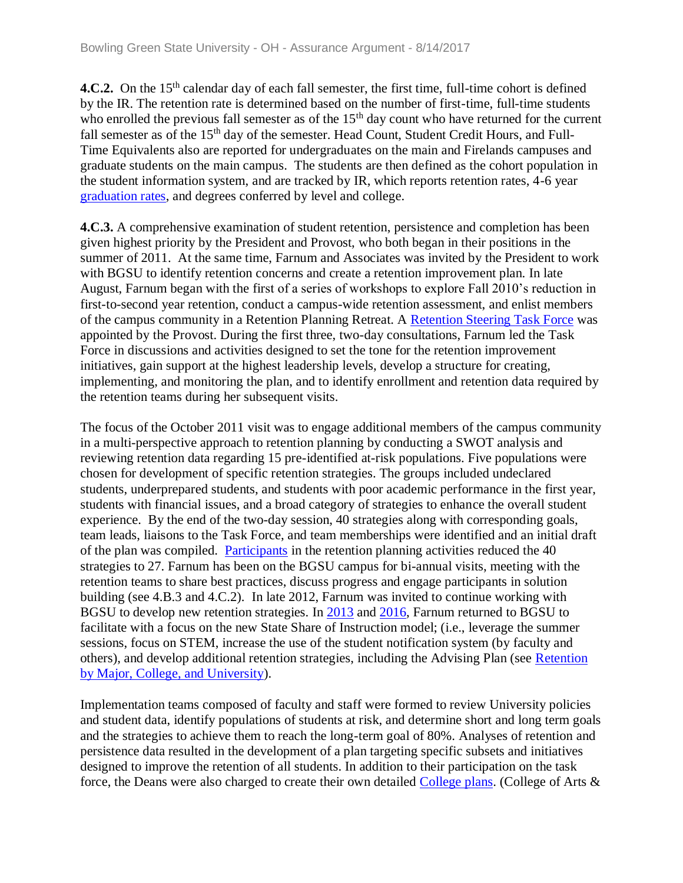**4.C.2.** On the 15th calendar day of each fall semester, the first time, full-time cohort is defined by the IR. The retention rate is determined based on the number of first-time, full-time students who enrolled the previous fall semester as of the 15th day count who have returned for the current fall semester as of the 15th day of the semester. Head Count, Student Credit Hours, and Full-Time Equivalents also are reported for undergraduates on the main and Firelands campuses and graduate students on the main campus. The students are then defined as the cohort population in the student information system, and are tracked by IR, which reports retention rates, 4-6 year graduation rates, and degrees conferred by level and college.

**4.C.3.** A comprehensive examination of student retention, persistence and completion has been given highest priority by the President and Provost, who both began in their positions in the summer of 2011. At the same time, Farnum and Associates was invited by the President to work with BGSU to identify retention concerns and create a retention improvement plan. In late August, Farnum began with the first of a series of workshops to explore Fall 2010's reduction in first-to-second year retention, conduct a campus-wide retention assessment, and enlist members of the campus community in a Retention Planning Retreat. A Retention Steering Task Force was appointed by the Provost. During the first three, two-day consultations, Farnum led the Task Force in discussions and activities designed to set the tone for the retention improvement initiatives, gain support at the highest leadership levels, develop a structure for creating, implementing, and monitoring the plan, and to identify enrollment and retention data required by the retention teams during her subsequent visits.

The focus of the October 2011 visit was to engage additional members of the campus community in a multi-perspective approach to retention planning by conducting a SWOT analysis and reviewing retention data regarding 15 pre-identified at-risk populations. Five populations were chosen for development of specific retention strategies. The groups included undeclared students, underprepared students, and students with poor academic performance in the first year, students with financial issues, and a broad category of strategies to enhance the overall student experience. By the end of the two-day session, 40 strategies along with corresponding goals, team leads, liaisons to the Task Force, and team memberships were identified and an initial draft of the plan was compiled. Participants in the retention planning activities reduced the 40 strategies to 27. Farnum has been on the BGSU campus for bi-annual visits, meeting with the retention teams to share best practices, discuss progress and engage participants in solution building (see 4.B.3 and 4.C.2). In late 2012, Farnum was invited to continue working with BGSU to develop new retention strategies. In 2013 and 2016, Farnum returned to BGSU to facilitate with a focus on the new State Share of Instruction model; (i.e., leverage the summer sessions, focus on STEM, increase the use of the student notification system (by faculty and others), and develop additional retention strategies, including the Advising Plan (see Retention by Major, College, and University).

Implementation teams composed of faculty and staff were formed to review University policies and student data, identify populations of students at risk, and determine short and long term goals and the strategies to achieve them to reach the long-term goal of 80%. Analyses of retention and persistence data resulted in the development of a plan targeting specific subsets and initiatives designed to improve the retention of all students. In addition to their participation on the task force, the Deans were also charged to create their own detailed College plans. (College of Arts &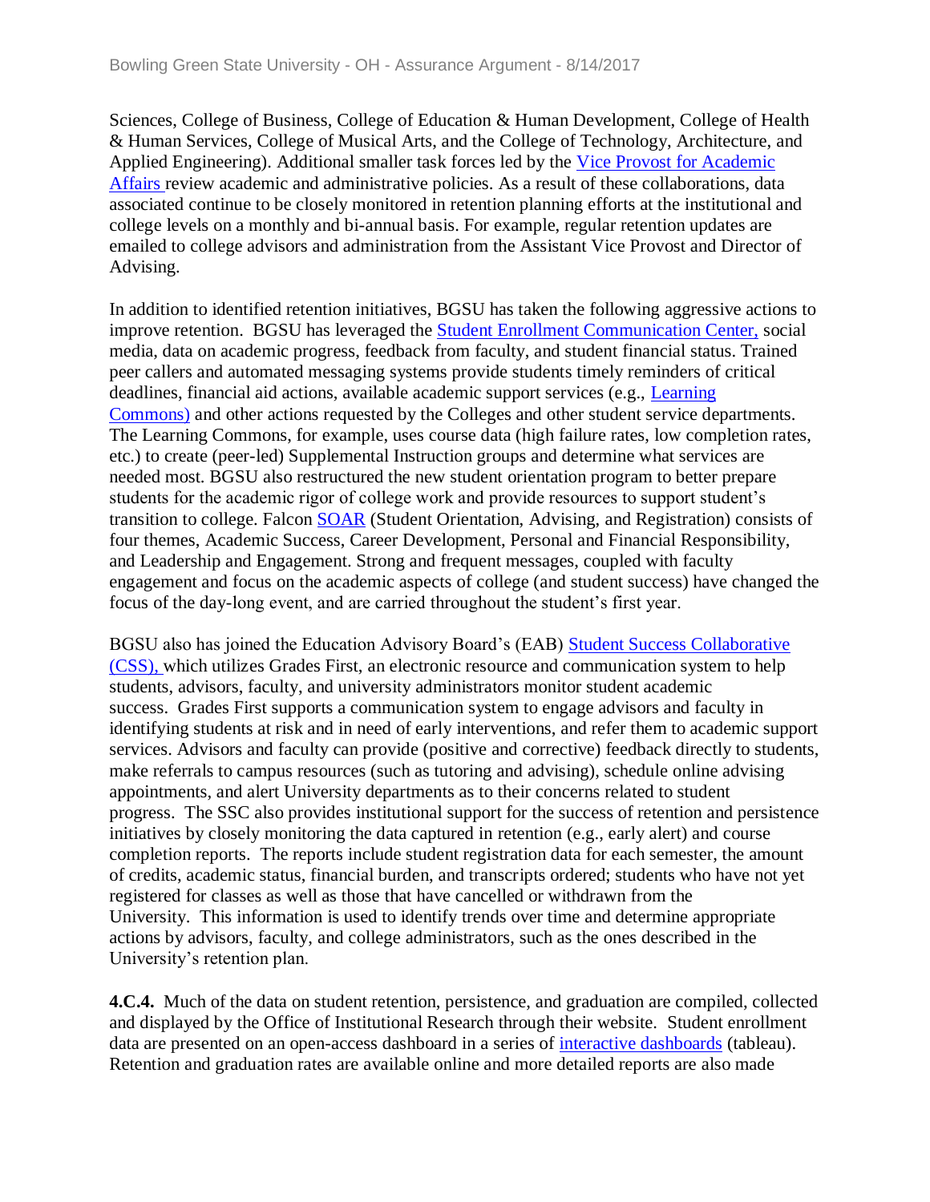Sciences, College of Business, College of Education & Human Development, College of Health & Human Services, College of Musical Arts, and the College of Technology, Architecture, and Applied Engineering). Additional smaller task forces led by the Vice Provost for Academic Affairs review academic and administrative policies. As a result of these collaborations, data associated continue to be closely monitored in retention planning efforts at the institutional and college levels on a monthly and bi-annual basis. For example, regular retention updates are emailed to college advisors and administration from the Assistant Vice Provost and Director of Advising.

In addition to identified retention initiatives, BGSU has taken the following aggressive actions to improve retention. BGSU has leveraged the Student Enrollment Communication Center, social media, data on academic progress, feedback from faculty, and student financial status. Trained peer callers and automated messaging systems provide students timely reminders of critical deadlines, financial aid actions, available academic support services (e.g., Learning Commons) and other actions requested by the Colleges and other student service departments. The Learning Commons, for example, uses course data (high failure rates, low completion rates, etc.) to create (peer-led) Supplemental Instruction groups and determine what services are needed most. BGSU also restructured the new student orientation program to better prepare students for the academic rigor of college work and provide resources to support student's transition to college. Falcon SOAR (Student Orientation, Advising, and Registration) consists of four themes, Academic Success, Career Development, Personal and Financial Responsibility, and Leadership and Engagement. Strong and frequent messages, coupled with faculty engagement and focus on the academic aspects of college (and student success) have changed the focus of the day-long event, and are carried throughout the student's first year.

BGSU also has joined the Education Advisory Board's (EAB) Student Success Collaborative (CSS), which utilizes Grades First, an electronic resource and communication system to help students, advisors, faculty, and university administrators monitor student academic success. Grades First supports a communication system to engage advisors and faculty in identifying students at risk and in need of early interventions, and refer them to academic support services. Advisors and faculty can provide (positive and corrective) feedback directly to students, make referrals to campus resources (such as tutoring and advising), schedule online advising appointments, and alert University departments as to their concerns related to student progress. The SSC also provides institutional support for the success of retention and persistence initiatives by closely monitoring the data captured in retention (e.g., early alert) and course completion reports. The reports include student registration data for each semester, the amount of credits, academic status, financial burden, and transcripts ordered; students who have not yet registered for classes as well as those that have cancelled or withdrawn from the University. This information is used to identify trends over time and determine appropriate actions by advisors, faculty, and college administrators, such as the ones described in the University's retention plan.

**4.C.4.** Much of the data on student retention, persistence, and graduation are compiled, collected and displayed by the Office of Institutional Research through their website. Student enrollment data are presented on an open-access dashboard in a series of interactive dashboards (tableau). Retention and graduation rates are available online and more detailed reports are also made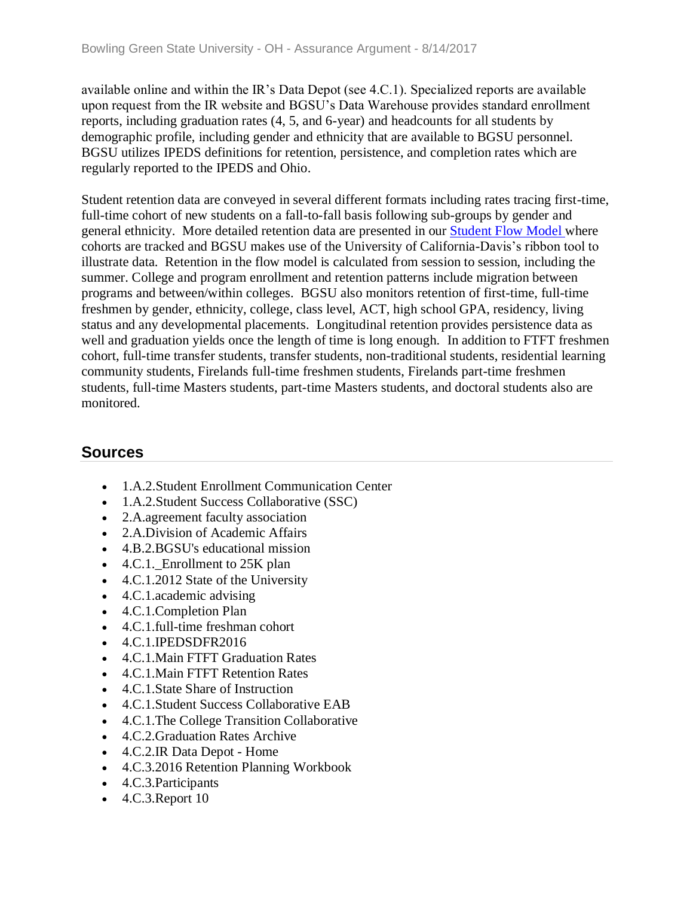available online and within the IR's Data Depot (see 4.C.1). Specialized reports are available upon request from the IR website and BGSU's Data Warehouse provides standard enrollment reports, including graduation rates (4, 5, and 6-year) and headcounts for all students by demographic profile, including gender and ethnicity that are available to BGSU personnel. BGSU utilizes IPEDS definitions for retention, persistence, and completion rates which are regularly reported to the IPEDS and Ohio.

Student retention data are conveyed in several different formats including rates tracing first-time, full-time cohort of new students on a fall-to-fall basis following sub-groups by gender and general ethnicity. More detailed retention data are presented in our Student Flow Model where cohorts are tracked and BGSU makes use of the University of California-Davis's ribbon tool to illustrate data. Retention in the flow model is calculated from session to session, including the summer. College and program enrollment and retention patterns include migration between programs and between/within colleges. BGSU also monitors retention of first-time, full-time freshmen by gender, ethnicity, college, class level, ACT, high school GPA, residency, living status and any developmental placements. Longitudinal retention provides persistence data as well and graduation yields once the length of time is long enough. In addition to FTFT freshmen cohort, full-time transfer students, transfer students, non-traditional students, residential learning community students, Firelands full-time freshmen students, Firelands part-time freshmen students, full-time Masters students, part-time Masters students, and doctoral students also are monitored.

## Sources

- 1.A.2.Student Enrollment Communication Center
- 1.A.2.Student Success Collaborative (SSC)
- 2.A.agreement faculty association
- 2.A.Division of Academic Affairs
- 4.B.2.BGSU's educational mission
- 4.C.1._Enrollment to 25K plan
- 4.C.1.2012 State of the University
- 4.C.1.academic advising
- 4.C.1.Completion Plan
- 4.C.1.full-time freshman cohort
- 4.C.1.IPEDSDFR2016
- 4.C.1.Main FTFT Graduation Rates
- 4.C.1.Main FTFT Retention Rates
- 4.C.1.State Share of Instruction
- 4.C.1.Student Success Collaborative EAB
- 4.C.1.The College Transition Collaborative
- 4.C.2.Graduation Rates Archive
- 4.C.2.IR Data Depot - Home
- 4.C.3.2016 Retention Planning Workbook
- 4.C.3.Participants
- 4.C.3.Report 10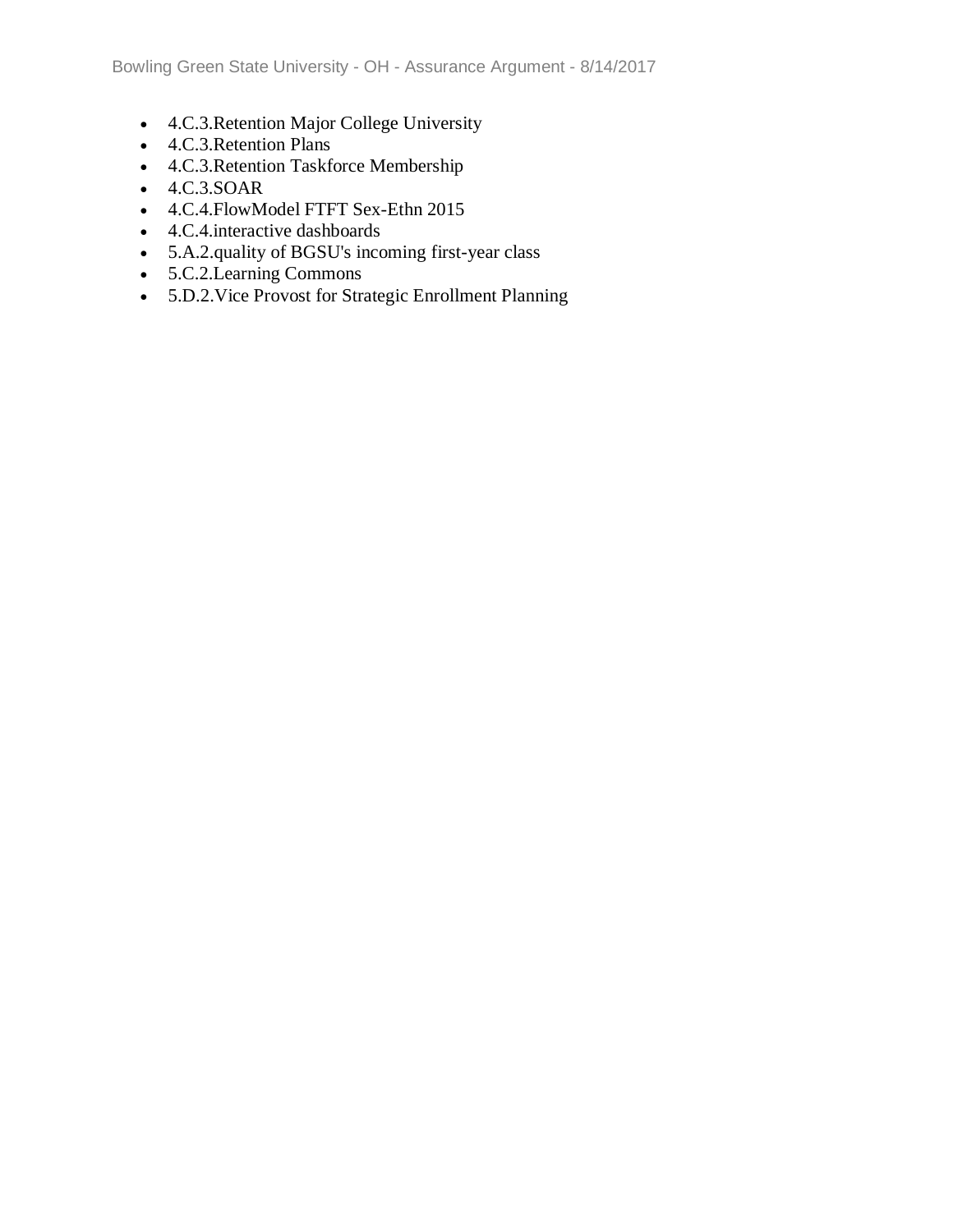- 4.C.3.Retention Major College University
- 4.C.3.Retention Plans
- 4.C.3.Retention Taskforce Membership
- 4.C.3.SOAR
- 4.C.4.FlowModel FTFT Sex-Ethn 2015
- 4.C.4.interactive dashboards
- 5.A.2.quality of BGSU's incoming first-year class
- 5.C.2.Learning Commons
- 5.D.2.Vice Provost for Strategic Enrollment Planning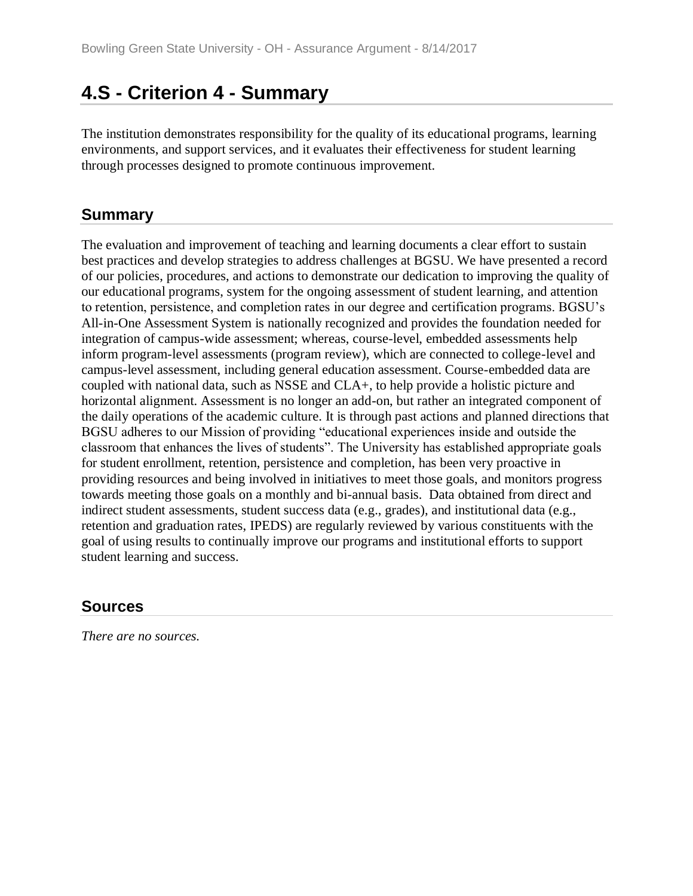# 4.S - Criterion 4 - Summary

The institution demonstrates responsibility for the quality of its educational programs, learning environments, and support services, and it evaluates their effectiveness for student learning through processes designed to promote continuous improvement.

## Summary

The evaluation and improvement of teaching and learning documents a clear effort to sustain best practices and develop strategies to address challenges at BGSU. We have presented a record of our policies, procedures, and actions to demonstrate our dedication to improving the quality of our educational programs, system for the ongoing assessment of student learning, and attention to retention, persistence, and completion rates in our degree and certification programs. BGSU's All-in-One Assessment System is nationally recognized and provides the foundation needed for integration of campus-wide assessment; whereas, course-level, embedded assessments help inform program-level assessments (program review), which are connected to college-level and campus-level assessment, including general education assessment. Course-embedded data are coupled with national data, such as NSSE and CLA+, to help provide a holistic picture and horizontal alignment. Assessment is no longer an add-on, but rather an integrated component of the daily operations of the academic culture. It is through past actions and planned directions that BGSU adheres to our Mission of providing "educational experiences inside and outside the classroom that enhances the lives of students". The University has established appropriate goals for student enrollment, retention, persistence and completion, has been very proactive in providing resources and being involved in initiatives to meet those goals, and monitors progress towards meeting those goals on a monthly and bi-annual basis. Data obtained from direct and indirect student assessments, student success data (e.g., grades), and institutional data (e.g., retention and graduation rates, IPEDS) are regularly reviewed by various constituents with the goal of using results to continually improve our programs and institutional efforts to support student learning and success.

## Sources

*There are no sources.*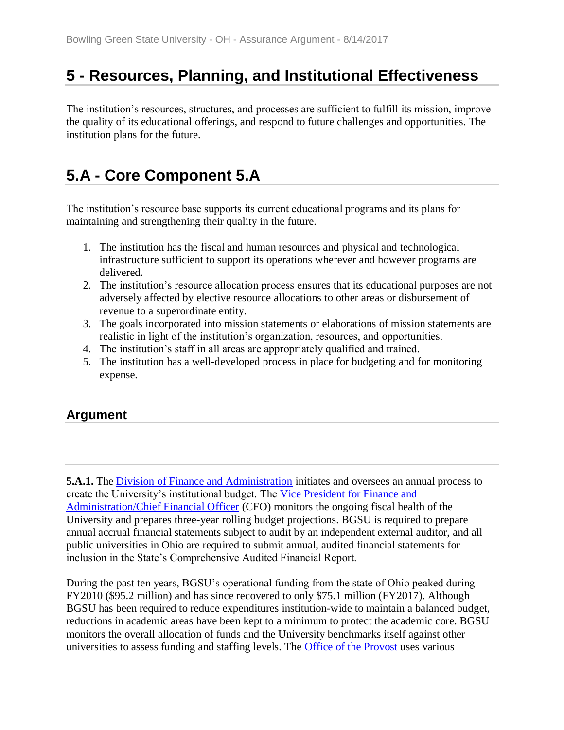# 5 - Resources, Planning, and Institutional Effectiveness

The institution's resources, structures, and processes are sufficient to fulfill its mission, improve the quality of its educational offerings, and respond to future challenges and opportunities. The institution plans for the future.

# 5.A - Core Component 5.A

The institution's resource base supports its current educational programs and its plans for maintaining and strengthening their quality in the future.

1. The institution has the fiscal and human resources and physical and technological infrastructure sufficient to support its operations wherever and however programs are delivered.
2. The institution's resource allocation process ensures that its educational purposes are not adversely affected by elective resource allocations to other areas or disbursement of revenue to a superordinate entity.
3. The goals incorporated into mission statements or elaborations of mission statements are realistic in light of the institution's organization, resources, and opportunities.
4. The institution's staff in all areas are appropriately qualified and trained.
5. The institution has a well-developed process in place for budgeting and for monitoring expense.

## Argument

---

**5.A.1.** The Division of Finance and Administration initiates and oversees an annual process to create the University's institutional budget. The Vice President for Finance and Administration/Chief Financial Officer (CFO) monitors the ongoing fiscal health of the University and prepares three-year rolling budget projections. BGSU is required to prepare annual accrual financial statements subject to audit by an independent external auditor, and all public universities in Ohio are required to submit annual, audited financial statements for inclusion in the State's Comprehensive Audited Financial Report.

During the past ten years, BGSU's operational funding from the state of Ohio peaked during FY2010 ($95.2 million) and has since recovered to only $75.1 million (FY2017). Although BGSU has been required to reduce expenditures institution-wide to maintain a balanced budget, reductions in academic areas have been kept to a minimum to protect the academic core. BGSU monitors the overall allocation of funds and the University benchmarks itself against other universities to assess funding and staffing levels. The Office of the Provost uses various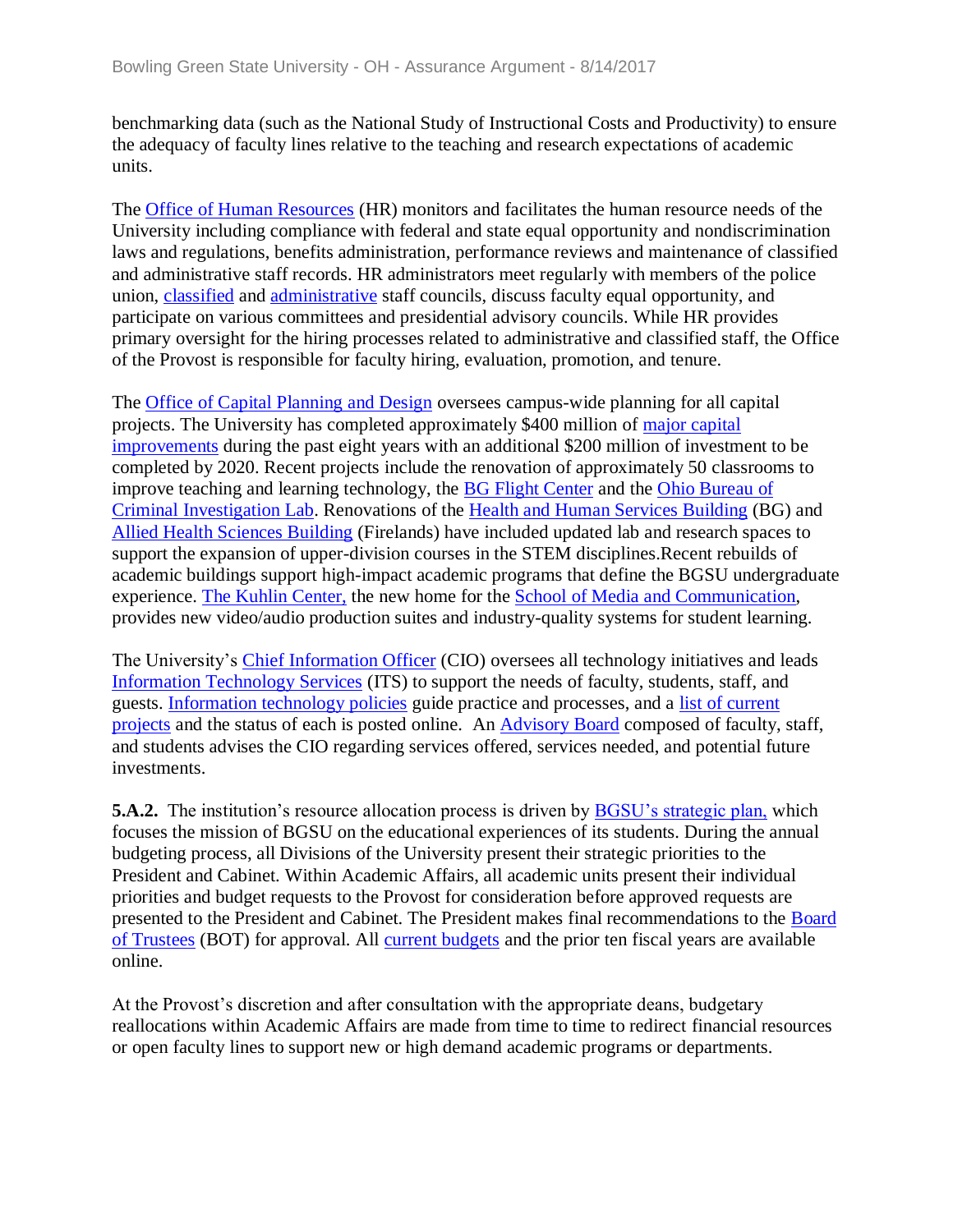benchmarking data (such as the National Study of Instructional Costs and Productivity) to ensure the adequacy of faculty lines relative to the teaching and research expectations of academic units.

The Office of Human Resources (HR) monitors and facilitates the human resource needs of the University including compliance with federal and state equal opportunity and nondiscrimination laws and regulations, benefits administration, performance reviews and maintenance of classified and administrative staff records. HR administrators meet regularly with members of the police union, classified and administrative staff councils, discuss faculty equal opportunity, and participate on various committees and presidential advisory councils. While HR provides primary oversight for the hiring processes related to administrative and classified staff, the Office of the Provost is responsible for faculty hiring, evaluation, promotion, and tenure.

The Office of Capital Planning and Design oversees campus-wide planning for all capital projects. The University has completed approximately $400 million of major capital improvements during the past eight years with an additional $200 million of investment to be completed by 2020. Recent projects include the renovation of approximately 50 classrooms to improve teaching and learning technology, the BG Flight Center and the Ohio Bureau of Criminal Investigation Lab. Renovations of the Health and Human Services Building (BG) and Allied Health Sciences Building (Firelands) have included updated lab and research spaces to support the expansion of upper-division courses in the STEM disciplines.Recent rebuilds of academic buildings support high-impact academic programs that define the BGSU undergraduate experience. The Kuhlin Center, the new home for the School of Media and Communication, provides new video/audio production suites and industry-quality systems for student learning.

The University's Chief Information Officer (CIO) oversees all technology initiatives and leads Information Technology Services (ITS) to support the needs of faculty, students, staff, and guests. Information technology policies guide practice and processes, and a list of current projects and the status of each is posted online. An Advisory Board composed of faculty, staff, and students advises the CIO regarding services offered, services needed, and potential future investments.

**5.A.2.** The institution's resource allocation process is driven by BGSU's strategic plan, which focuses the mission of BGSU on the educational experiences of its students. During the annual budgeting process, all Divisions of the University present their strategic priorities to the President and Cabinet. Within Academic Affairs, all academic units present their individual priorities and budget requests to the Provost for consideration before approved requests are presented to the President and Cabinet. The President makes final recommendations to the Board of Trustees (BOT) for approval. All current budgets and the prior ten fiscal years are available online.

At the Provost's discretion and after consultation with the appropriate deans, budgetary reallocations within Academic Affairs are made from time to time to redirect financial resources or open faculty lines to support new or high demand academic programs or departments.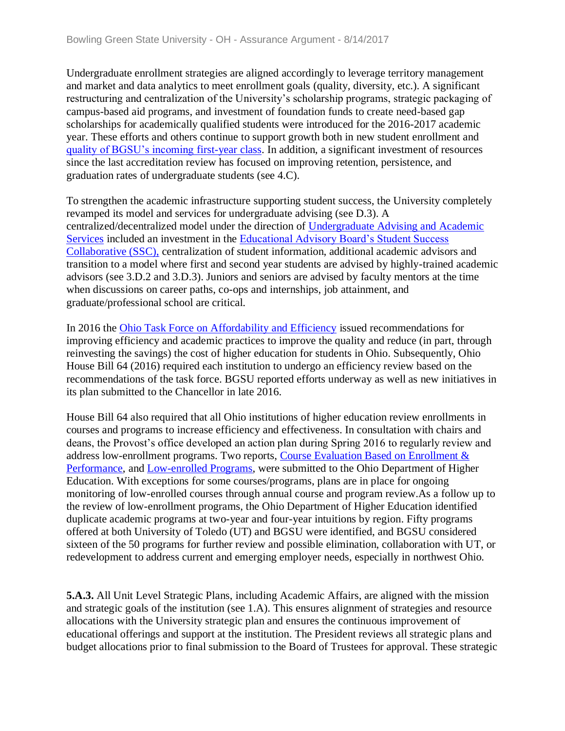Undergraduate enrollment strategies are aligned accordingly to leverage territory management and market and data analytics to meet enrollment goals (quality, diversity, etc.). A significant restructuring and centralization of the University's scholarship programs, strategic packaging of campus-based aid programs, and investment of foundation funds to create need-based gap scholarships for academically qualified students were introduced for the 2016-2017 academic year. These efforts and others continue to support growth both in new student enrollment and quality of BGSU's incoming first-year class. In addition, a significant investment of resources since the last accreditation review has focused on improving retention, persistence, and graduation rates of undergraduate students (see 4.C).

To strengthen the academic infrastructure supporting student success, the University completely revamped its model and services for undergraduate advising (see D.3). A centralized/decentralized model under the direction of Undergraduate Advising and Academic Services included an investment in the Educational Advisory Board's Student Success Collaborative (SSC), centralization of student information, additional academic advisors and transition to a model where first and second year students are advised by highly-trained academic advisors (see 3.D.2 and 3.D.3). Juniors and seniors are advised by faculty mentors at the time when discussions on career paths, co-ops and internships, job attainment, and graduate/professional school are critical.

In 2016 the Ohio Task Force on Affordability and Efficiency issued recommendations for improving efficiency and academic practices to improve the quality and reduce (in part, through reinvesting the savings) the cost of higher education for students in Ohio. Subsequently, Ohio House Bill 64 (2016) required each institution to undergo an efficiency review based on the recommendations of the task force. BGSU reported efforts underway as well as new initiatives in its plan submitted to the Chancellor in late 2016.

House Bill 64 also required that all Ohio institutions of higher education review enrollments in courses and programs to increase efficiency and effectiveness. In consultation with chairs and deans, the Provost's office developed an action plan during Spring 2016 to regularly review and address low-enrollment programs. Two reports, Course Evaluation Based on Enrollment & Performance, and Low-enrolled Programs, were submitted to the Ohio Department of Higher Education. With exceptions for some courses/programs, plans are in place for ongoing monitoring of low-enrolled courses through annual course and program review.As a follow up to the review of low-enrollment programs, the Ohio Department of Higher Education identified duplicate academic programs at two-year and four-year intuitions by region. Fifty programs offered at both University of Toledo (UT) and BGSU were identified, and BGSU considered sixteen of the 50 programs for further review and possible elimination, collaboration with UT, or redevelopment to address current and emerging employer needs, especially in northwest Ohio.

**5.A.3.** All Unit Level Strategic Plans, including Academic Affairs, are aligned with the mission and strategic goals of the institution (see 1.A). This ensures alignment of strategies and resource allocations with the University strategic plan and ensures the continuous improvement of educational offerings and support at the institution. The President reviews all strategic plans and budget allocations prior to final submission to the Board of Trustees for approval. These strategic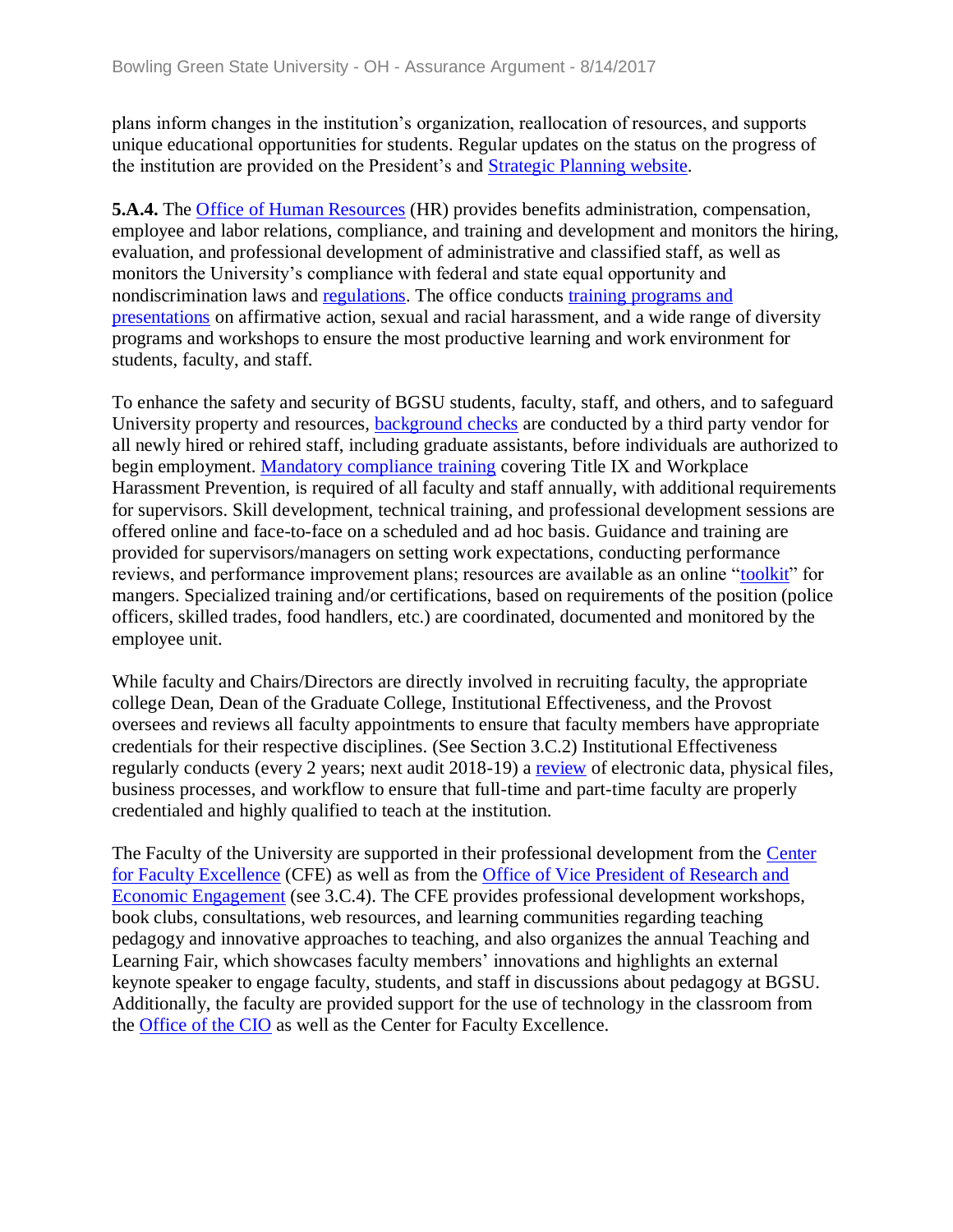plans inform changes in the institution's organization, reallocation of resources, and supports unique educational opportunities for students. Regular updates on the status on the progress of the institution are provided on the President's and Strategic Planning website.

**5.A.4.** The Office of Human Resources (HR) provides benefits administration, compensation, employee and labor relations, compliance, and training and development and monitors the hiring, evaluation, and professional development of administrative and classified staff, as well as monitors the University's compliance with federal and state equal opportunity and nondiscrimination laws and regulations. The office conducts training programs and presentations on affirmative action, sexual and racial harassment, and a wide range of diversity programs and workshops to ensure the most productive learning and work environment for students, faculty, and staff.

To enhance the safety and security of BGSU students, faculty, staff, and others, and to safeguard University property and resources, background checks are conducted by a third party vendor for all newly hired or rehired staff, including graduate assistants, before individuals are authorized to begin employment. Mandatory compliance training covering Title IX and Workplace Harassment Prevention, is required of all faculty and staff annually, with additional requirements for supervisors. Skill development, technical training, and professional development sessions are offered online and face-to-face on a scheduled and ad hoc basis. Guidance and training are provided for supervisors/managers on setting work expectations, conducting performance reviews, and performance improvement plans; resources are available as an online "toolkit" for mangers. Specialized training and/or certifications, based on requirements of the position (police officers, skilled trades, food handlers, etc.) are coordinated, documented and monitored by the employee unit.

While faculty and Chairs/Directors are directly involved in recruiting faculty, the appropriate college Dean, Dean of the Graduate College, Institutional Effectiveness, and the Provost oversees and reviews all faculty appointments to ensure that faculty members have appropriate credentials for their respective disciplines. (See Section 3.C.2) Institutional Effectiveness regularly conducts (every 2 years; next audit 2018-19) a review of electronic data, physical files, business processes, and workflow to ensure that full-time and part-time faculty are properly credentialed and highly qualified to teach at the institution.

The Faculty of the University are supported in their professional development from the Center for Faculty Excellence (CFE) as well as from the Office of Vice President of Research and Economic Engagement (see 3.C.4). The CFE provides professional development workshops, book clubs, consultations, web resources, and learning communities regarding teaching pedagogy and innovative approaches to teaching, and also organizes the annual Teaching and Learning Fair, which showcases faculty members' innovations and highlights an external keynote speaker to engage faculty, students, and staff in discussions about pedagogy at BGSU. Additionally, the faculty are provided support for the use of technology in the classroom from the Office of the CIO as well as the Center for Faculty Excellence.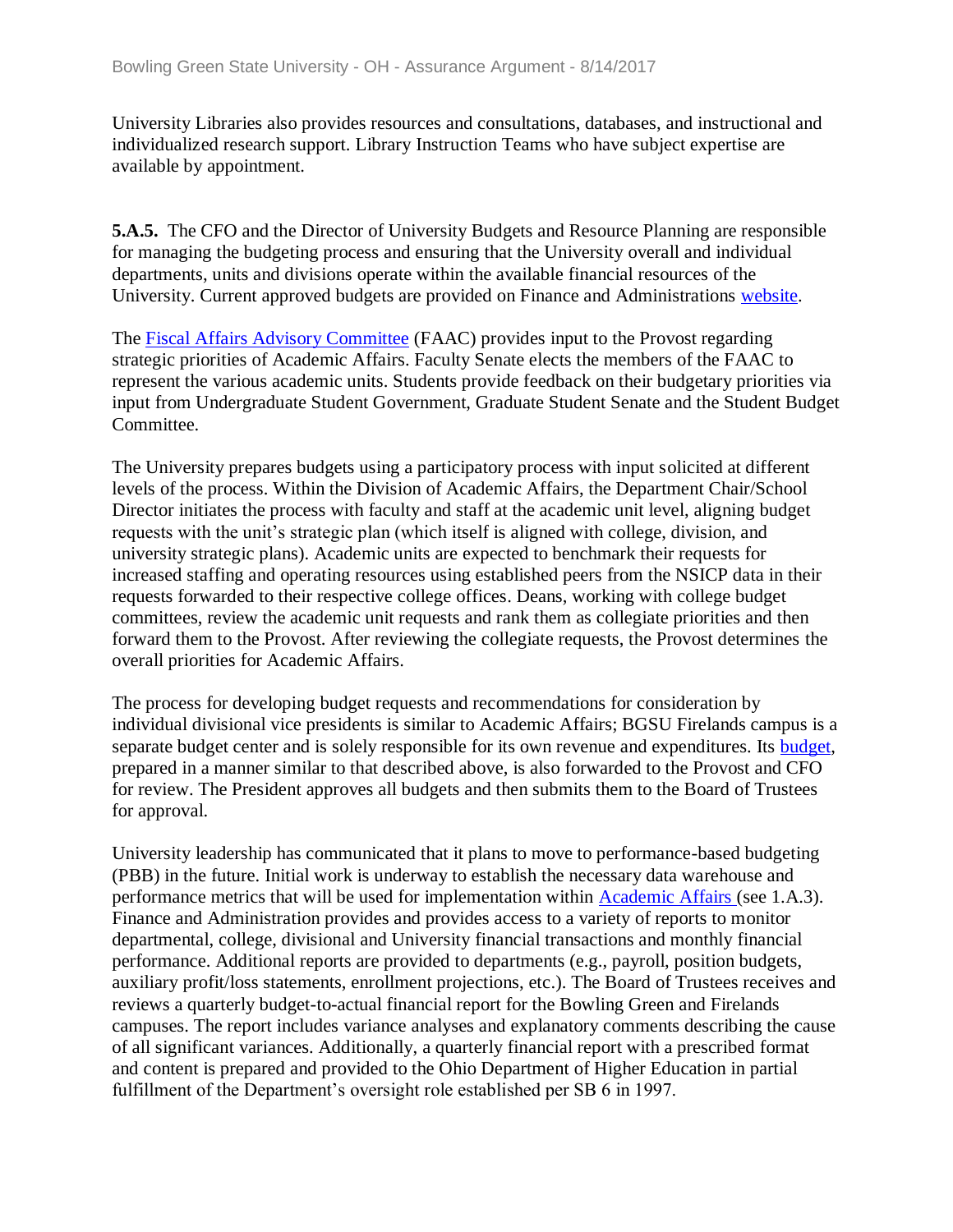University Libraries also provides resources and consultations, databases, and instructional and individualized research support. Library Instruction Teams who have subject expertise are available by appointment.

**5.A.5.** The CFO and the Director of University Budgets and Resource Planning are responsible for managing the budgeting process and ensuring that the University overall and individual departments, units and divisions operate within the available financial resources of the University. Current approved budgets are provided on Finance and Administrations website.

The Fiscal Affairs Advisory Committee (FAAC) provides input to the Provost regarding strategic priorities of Academic Affairs. Faculty Senate elects the members of the FAAC to represent the various academic units. Students provide feedback on their budgetary priorities via input from Undergraduate Student Government, Graduate Student Senate and the Student Budget Committee.

The University prepares budgets using a participatory process with input solicited at different levels of the process. Within the Division of Academic Affairs, the Department Chair/School Director initiates the process with faculty and staff at the academic unit level, aligning budget requests with the unit's strategic plan (which itself is aligned with college, division, and university strategic plans). Academic units are expected to benchmark their requests for increased staffing and operating resources using established peers from the NSICP data in their requests forwarded to their respective college offices. Deans, working with college budget committees, review the academic unit requests and rank them as collegiate priorities and then forward them to the Provost. After reviewing the collegiate requests, the Provost determines the overall priorities for Academic Affairs.

The process for developing budget requests and recommendations for consideration by individual divisional vice presidents is similar to Academic Affairs; BGSU Firelands campus is a separate budget center and is solely responsible for its own revenue and expenditures. Its budget, prepared in a manner similar to that described above, is also forwarded to the Provost and CFO for review. The President approves all budgets and then submits them to the Board of Trustees for approval.

University leadership has communicated that it plans to move to performance-based budgeting (PBB) in the future. Initial work is underway to establish the necessary data warehouse and performance metrics that will be used for implementation within Academic Affairs (see 1.A.3). Finance and Administration provides and provides access to a variety of reports to monitor departmental, college, divisional and University financial transactions and monthly financial performance. Additional reports are provided to departments (e.g., payroll, position budgets, auxiliary profit/loss statements, enrollment projections, etc.). The Board of Trustees receives and reviews a quarterly budget-to-actual financial report for the Bowling Green and Firelands campuses. The report includes variance analyses and explanatory comments describing the cause of all significant variances. Additionally, a quarterly financial report with a prescribed format and content is prepared and provided to the Ohio Department of Higher Education in partial fulfillment of the Department's oversight role established per SB 6 in 1997.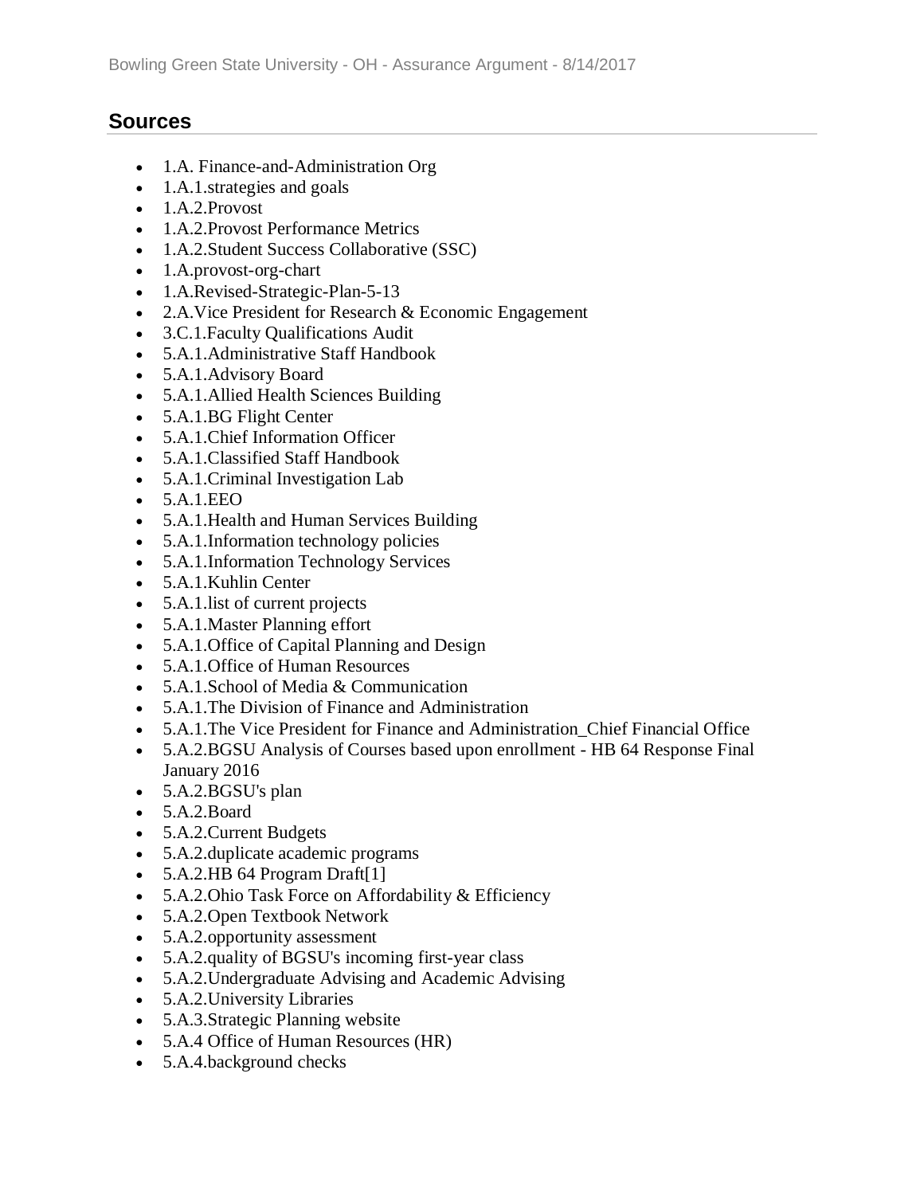## Sources

- 1.A. Finance-and-Administration Org
- 1.A.1.strategies and goals
- 1.A.2.Provost
- 1.A.2.Provost Performance Metrics
- 1.A.2.Student Success Collaborative (SSC)
- 1.A.provost-org-chart
- 1.A.Revised-Strategic-Plan-5-13
- 2.A.Vice President for Research & Economic Engagement
- 3.C.1.Faculty Qualifications Audit
- 5.A.1.Administrative Staff Handbook
- 5.A.1.Advisory Board
- 5.A.1.Allied Health Sciences Building
- 5.A.1.BG Flight Center
- 5.A.1.Chief Information Officer
- 5.A.1.Classified Staff Handbook
- 5.A.1.Criminal Investigation Lab
- 5.A.1.EEO
- 5.A.1.Health and Human Services Building
- 5.A.1.Information technology policies
- 5.A.1.Information Technology Services
- 5.A.1.Kuhlin Center
- 5.A.1.list of current projects
- 5.A.1.Master Planning effort
- 5.A.1.Office of Capital Planning and Design
- 5.A.1.Office of Human Resources
- 5.A.1.School of Media & Communication
- 5.A.1.The Division of Finance and Administration
- 5.A.1.The Vice President for Finance and Administration_Chief Financial Office
- 5.A.2.BGSU Analysis of Courses based upon enrollment - HB 64 Response Final January 2016
- 5.A.2.BGSU's plan
- 5.A.2.Board
- 5.A.2.Current Budgets
- 5.A.2.duplicate academic programs
- 5.A.2.HB 64 Program Draft[1]
- 5.A.2.Ohio Task Force on Affordability & Efficiency
- 5.A.2.Open Textbook Network
- 5.A.2.opportunity assessment
- 5.A.2.quality of BGSU's incoming first-year class
- 5.A.2.Undergraduate Advising and Academic Advising
- 5.A.2.University Libraries
- 5.A.3.Strategic Planning website
- 5.A.4 Office of Human Resources (HR)
- 5.A.4.background checks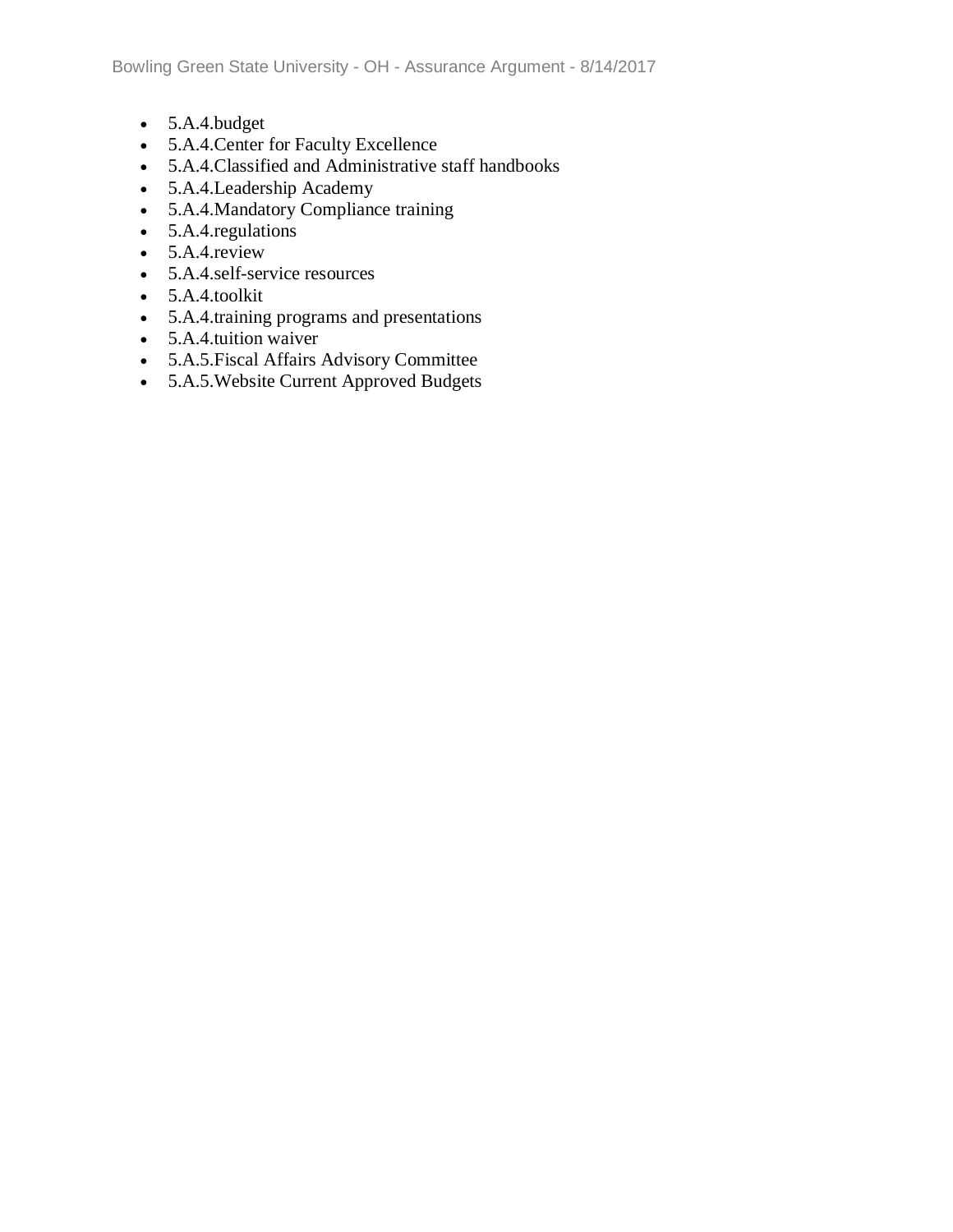- 5.A.4.budget
- 5.A.4.Center for Faculty Excellence
- 5.A.4.Classified and Administrative staff handbooks
- 5.A.4.Leadership Academy
- 5.A.4.Mandatory Compliance training
- 5.A.4.regulations
- 5.A.4.review
- 5.A.4.self-service resources
- 5.A.4.toolkit
- 5.A.4.training programs and presentations
- 5.A.4.tuition waiver
- 5.A.5.Fiscal Affairs Advisory Committee
- 5.A.5.Website Current Approved Budgets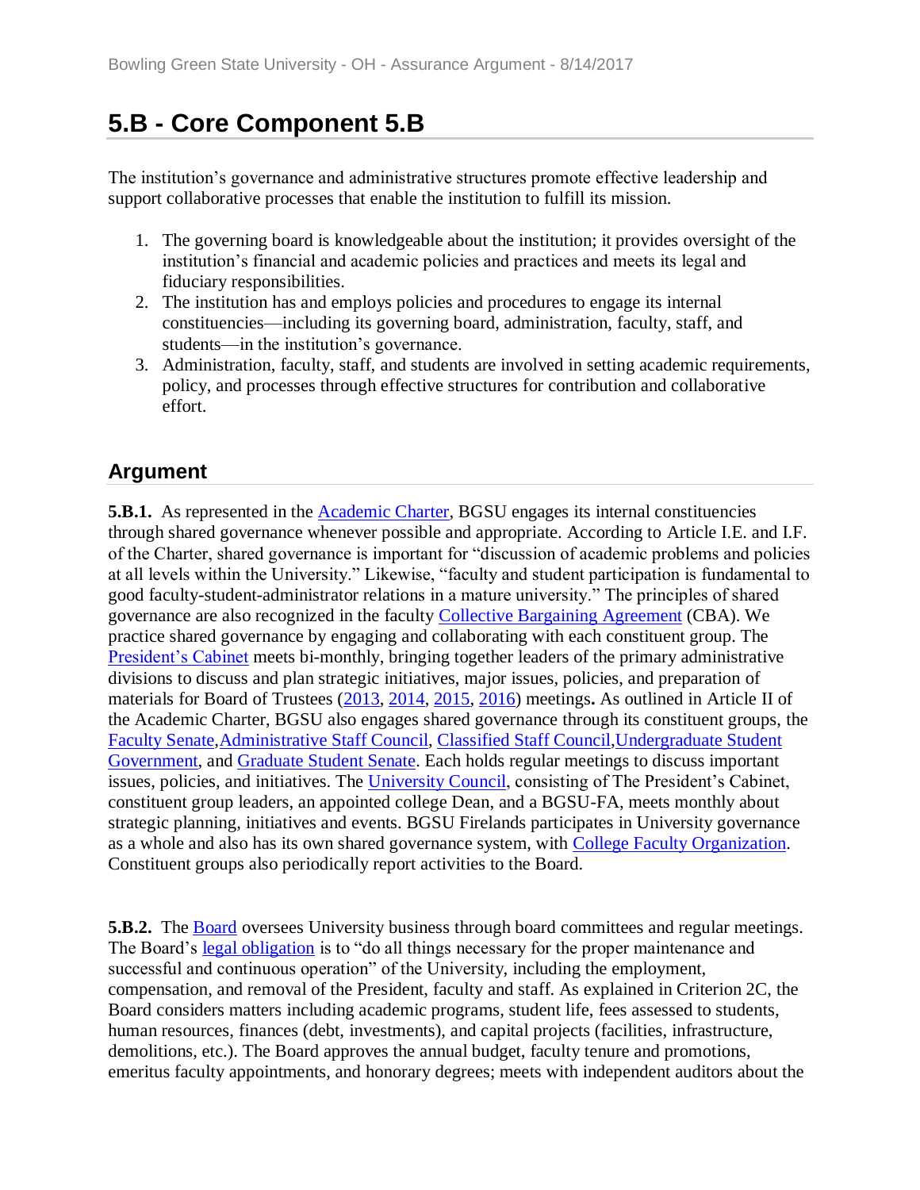## 5.B - Core Component 5.B

The institution's governance and administrative structures promote effective leadership and support collaborative processes that enable the institution to fulfill its mission.

1. The governing board is knowledgeable about the institution; it provides oversight of the institution's financial and academic policies and practices and meets its legal and fiduciary responsibilities.
2. The institution has and employs policies and procedures to engage its internal constituencies—including its governing board, administration, faculty, staff, and students—in the institution's governance.
3. Administration, faculty, staff, and students are involved in setting academic requirements, policy, and processes through effective structures for contribution and collaborative effort.

### Argument

**5.B.1.** As represented in the Academic Charter, BGSU engages its internal constituencies through shared governance whenever possible and appropriate. According to Article I.E. and I.F. of the Charter, shared governance is important for "discussion of academic problems and policies at all levels within the University." Likewise, "faculty and student participation is fundamental to good faculty-student-administrator relations in a mature university." The principles of shared governance are also recognized in the faculty Collective Bargaining Agreement (CBA). We practice shared governance by engaging and collaborating with each constituent group. The President's Cabinet meets bi-monthly, bringing together leaders of the primary administrative divisions to discuss and plan strategic initiatives, major issues, policies, and preparation of materials for Board of Trustees (2013, 2014, 2015, 2016) meetings**.** As outlined in Article II of the Academic Charter, BGSU also engages shared governance through its constituent groups, the Faculty Senate, Administrative Staff Council, Classified Staff Council, Undergraduate Student Government, and Graduate Student Senate. Each holds regular meetings to discuss important issues, policies, and initiatives. The University Council, consisting of The President's Cabinet, constituent group leaders, an appointed college Dean, and a BGSU-FA, meets monthly about strategic planning, initiatives and events. BGSU Firelands participates in University governance as a whole and also has its own shared governance system, with College Faculty Organization. Constituent groups also periodically report activities to the Board.

**5.B.2.** The Board oversees University business through board committees and regular meetings. The Board's legal obligation is to "do all things necessary for the proper maintenance and successful and continuous operation" of the University, including the employment, compensation, and removal of the President, faculty and staff. As explained in Criterion 2C, the Board considers matters including academic programs, student life, fees assessed to students, human resources, finances (debt, investments), and capital projects (facilities, infrastructure, demolitions, etc.). The Board approves the annual budget, faculty tenure and promotions, emeritus faculty appointments, and honorary degrees; meets with independent auditors about the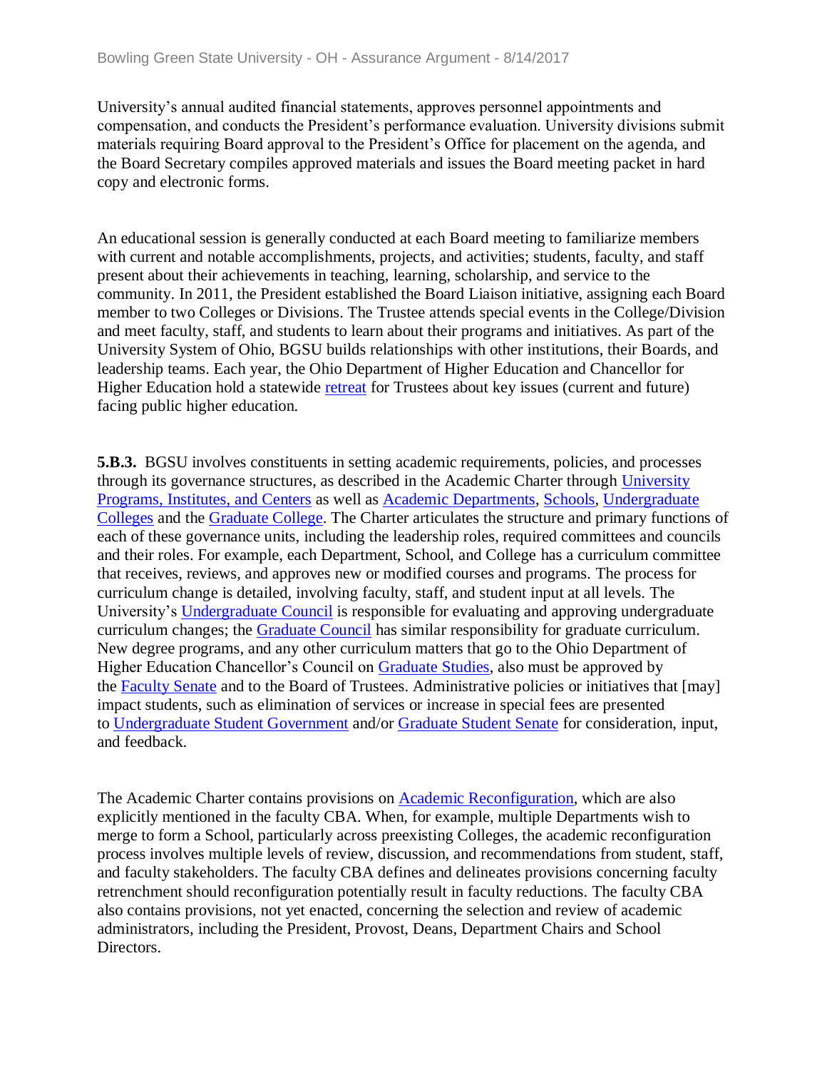University's annual audited financial statements, approves personnel appointments and compensation, and conducts the President's performance evaluation. University divisions submit materials requiring Board approval to the President's Office for placement on the agenda, and the Board Secretary compiles approved materials and issues the Board meeting packet in hard copy and electronic forms.

An educational session is generally conducted at each Board meeting to familiarize members with current and notable accomplishments, projects, and activities; students, faculty, and staff present about their achievements in teaching, learning, scholarship, and service to the community. In 2011, the President established the Board Liaison initiative, assigning each Board member to two Colleges or Divisions. The Trustee attends special events in the College/Division and meet faculty, staff, and students to learn about their programs and initiatives. As part of the University System of Ohio, BGSU builds relationships with other institutions, their Boards, and leadership teams. Each year, the Ohio Department of Higher Education and Chancellor for Higher Education hold a statewide retreat for Trustees about key issues (current and future) facing public higher education.

**5.B.3.** BGSU involves constituents in setting academic requirements, policies, and processes through its governance structures, as described in the Academic Charter through University Programs, Institutes, and Centers as well as Academic Departments, Schools, Undergraduate Colleges and the Graduate College. The Charter articulates the structure and primary functions of each of these governance units, including the leadership roles, required committees and councils and their roles. For example, each Department, School, and College has a curriculum committee that receives, reviews, and approves new or modified courses and programs. The process for curriculum change is detailed, involving faculty, staff, and student input at all levels. The University's Undergraduate Council is responsible for evaluating and approving undergraduate curriculum changes; the Graduate Council has similar responsibility for graduate curriculum. New degree programs, and any other curriculum matters that go to the Ohio Department of Higher Education Chancellor's Council on Graduate Studies, also must be approved by the Faculty Senate and to the Board of Trustees. Administrative policies or initiatives that [may] impact students, such as elimination of services or increase in special fees are presented to Undergraduate Student Government and/or Graduate Student Senate for consideration, input, and feedback.

The Academic Charter contains provisions on Academic Reconfiguration, which are also explicitly mentioned in the faculty CBA. When, for example, multiple Departments wish to merge to form a School, particularly across preexisting Colleges, the academic reconfiguration process involves multiple levels of review, discussion, and recommendations from student, staff, and faculty stakeholders. The faculty CBA defines and delineates provisions concerning faculty retrenchment should reconfiguration potentially result in faculty reductions. The faculty CBA also contains provisions, not yet enacted, concerning the selection and review of academic administrators, including the President, Provost, Deans, Department Chairs and School Directors.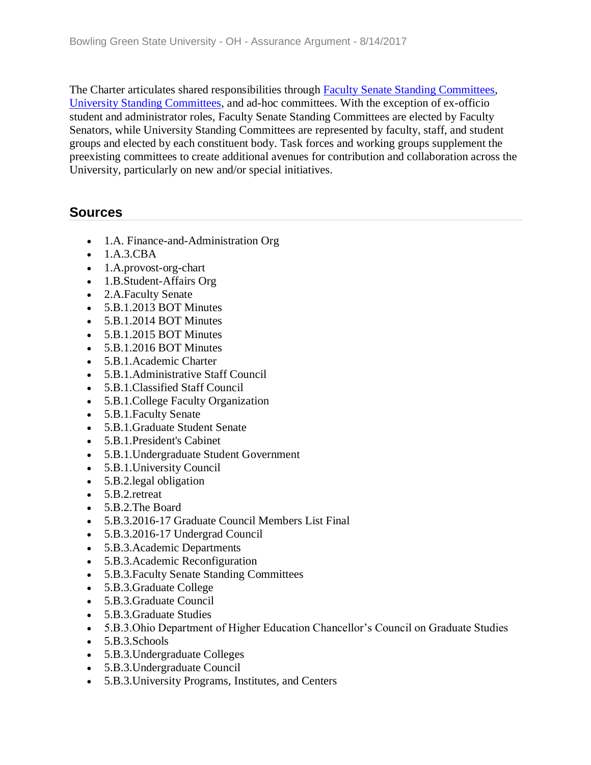The Charter articulates shared responsibilities through [Faculty Senate Standing Committees](), [University Standing Committees](), and ad-hoc committees. With the exception of ex-officio student and administrator roles, Faculty Senate Standing Committees are elected by Faculty Senators, while University Standing Committees are represented by faculty, staff, and student groups and elected by each constituent body. Task forces and working groups supplement the preexisting committees to create additional avenues for contribution and collaboration across the University, particularly on new and/or special initiatives.

## Sources

- 1.A. Finance-and-Administration Org
- 1.A.3.CBA
- 1.A.provost-org-chart
- 1.B.Student-Affairs Org
- 2.A.Faculty Senate
- 5.B.1.2013 BOT Minutes
- 5.B.1.2014 BOT Minutes
- 5.B.1.2015 BOT Minutes
- 5.B.1.2016 BOT Minutes
- 5.B.1.Academic Charter
- 5.B.1.Administrative Staff Council
- 5.B.1.Classified Staff Council
- 5.B.1.College Faculty Organization
- 5.B.1.Faculty Senate
- 5.B.1.Graduate Student Senate
- 5.B.1.President's Cabinet
- 5.B.1.Undergraduate Student Government
- 5.B.1.University Council
- 5.B.2.legal obligation
- 5.B.2.retreat
- 5.B.2.The Board
- 5.B.3.2016-17 Graduate Council Members List Final
- 5.B.3.2016-17 Undergrad Council
- 5.B.3.Academic Departments
- 5.B.3.Academic Reconfiguration
- 5.B.3.Faculty Senate Standing Committees
- 5.B.3.Graduate College
- 5.B.3.Graduate Council
- 5.B.3.Graduate Studies
- 5.B.3.Ohio Department of Higher Education Chancellor's Council on Graduate Studies
- 5.B.3.Schools
- 5.B.3.Undergraduate Colleges
- 5.B.3.Undergraduate Council
- 5.B.3.University Programs, Institutes, and Centers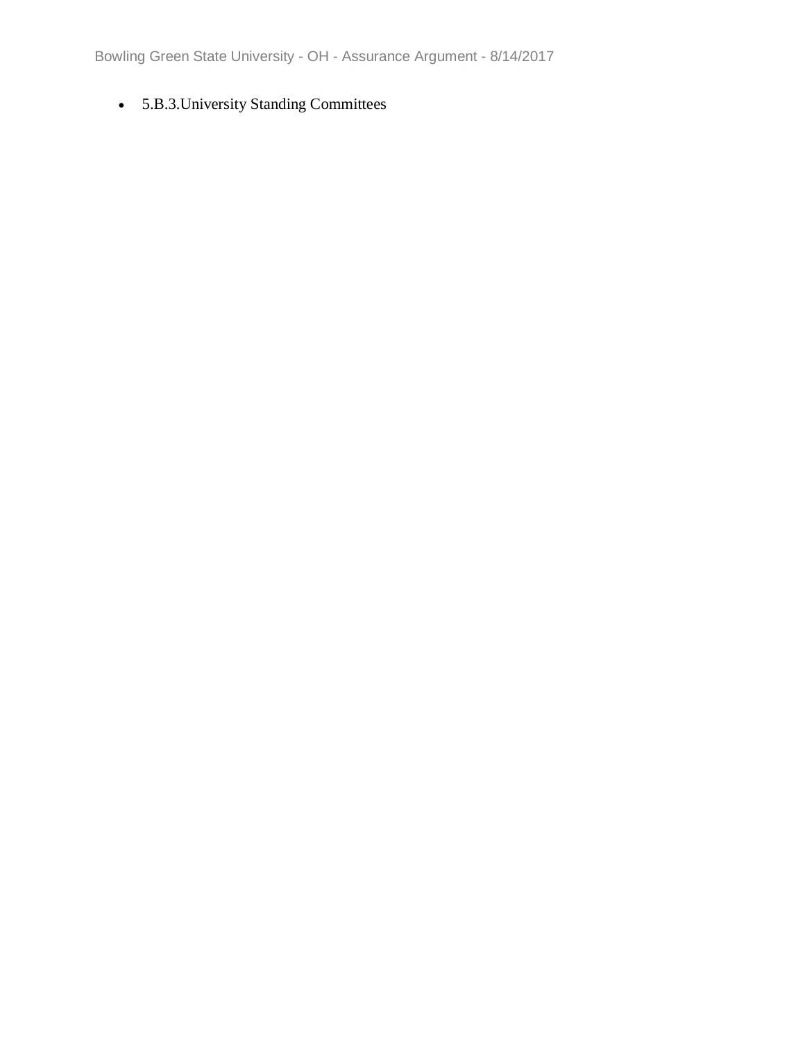- 5.B.3.University Standing Committees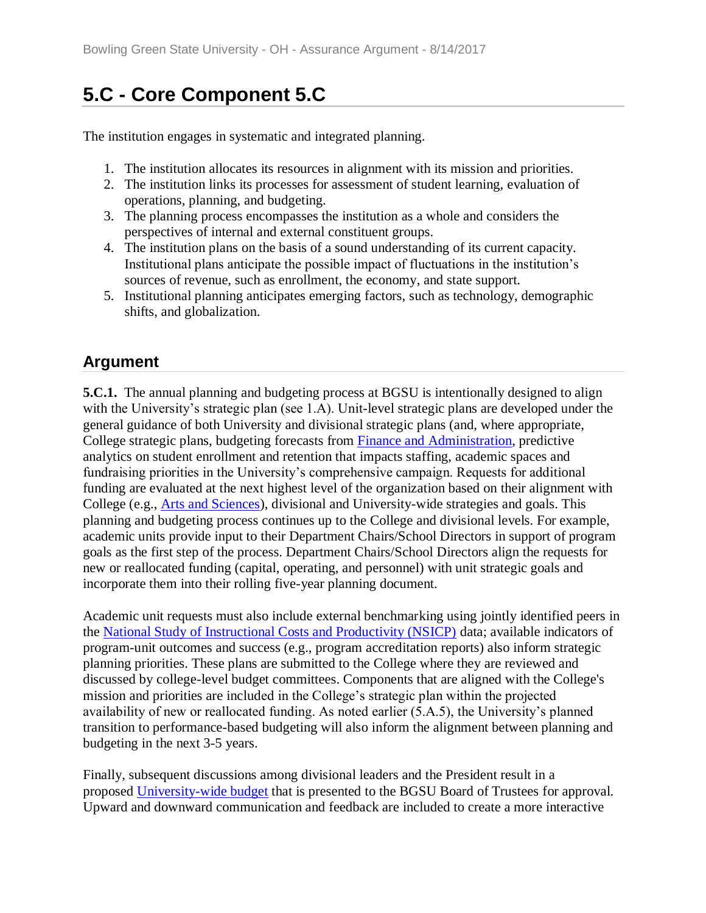# 5.C - Core Component 5.C

The institution engages in systematic and integrated planning.

1. The institution allocates its resources in alignment with its mission and priorities.
2. The institution links its processes for assessment of student learning, evaluation of operations, planning, and budgeting.
3. The planning process encompasses the institution as a whole and considers the perspectives of internal and external constituent groups.
4. The institution plans on the basis of a sound understanding of its current capacity. Institutional plans anticipate the possible impact of fluctuations in the institution's sources of revenue, such as enrollment, the economy, and state support.
5. Institutional planning anticipates emerging factors, such as technology, demographic shifts, and globalization.

## Argument

**5.C.1.** The annual planning and budgeting process at BGSU is intentionally designed to align with the University's strategic plan (see 1.A). Unit-level strategic plans are developed under the general guidance of both University and divisional strategic plans (and, where appropriate, College strategic plans, budgeting forecasts from Finance and Administration, predictive analytics on student enrollment and retention that impacts staffing, academic spaces and fundraising priorities in the University's comprehensive campaign. Requests for additional funding are evaluated at the next highest level of the organization based on their alignment with College (e.g., Arts and Sciences), divisional and University-wide strategies and goals. This planning and budgeting process continues up to the College and divisional levels. For example, academic units provide input to their Department Chairs/School Directors in support of program goals as the first step of the process. Department Chairs/School Directors align the requests for new or reallocated funding (capital, operating, and personnel) with unit strategic goals and incorporate them into their rolling five-year planning document.

Academic unit requests must also include external benchmarking using jointly identified peers in the National Study of Instructional Costs and Productivity (NSICP) data; available indicators of program-unit outcomes and success (e.g., program accreditation reports) also inform strategic planning priorities. These plans are submitted to the College where they are reviewed and discussed by college-level budget committees. Components that are aligned with the College's mission and priorities are included in the College's strategic plan within the projected availability of new or reallocated funding. As noted earlier (5.A.5), the University's planned transition to performance-based budgeting will also inform the alignment between planning and budgeting in the next 3-5 years.

Finally, subsequent discussions among divisional leaders and the President result in a proposed University-wide budget that is presented to the BGSU Board of Trustees for approval. Upward and downward communication and feedback are included to create a more interactive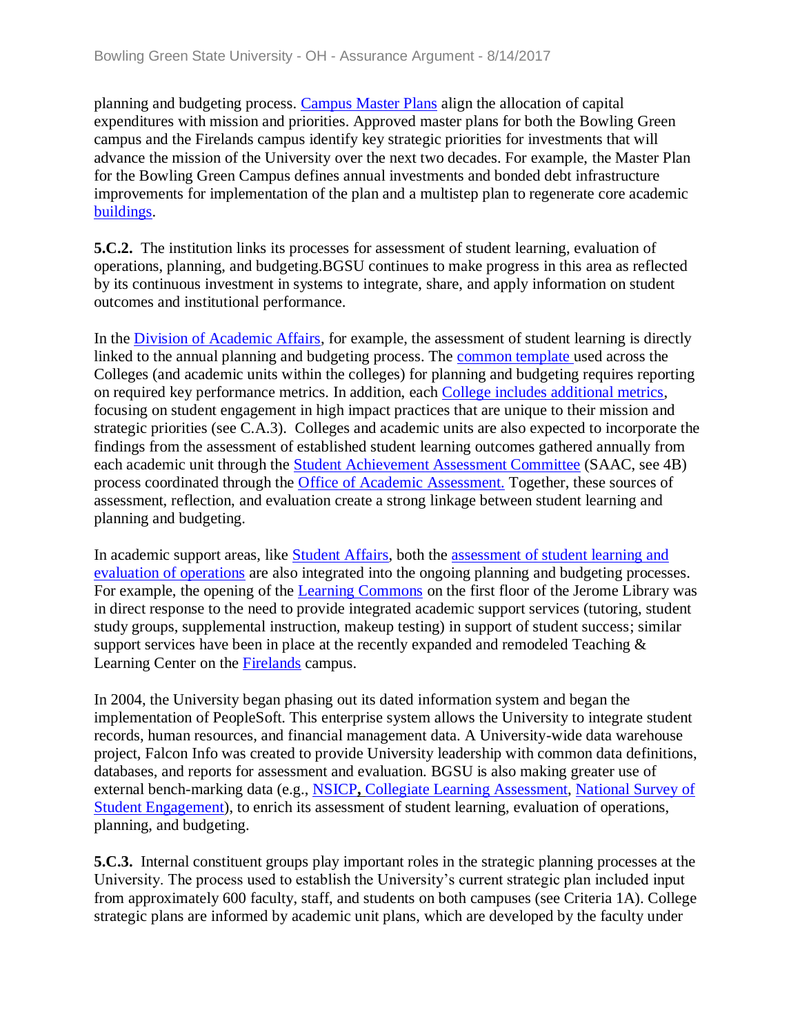planning and budgeting process. Campus Master Plans align the allocation of capital expenditures with mission and priorities. Approved master plans for both the Bowling Green campus and the Firelands campus identify key strategic priorities for investments that will advance the mission of the University over the next two decades. For example, the Master Plan for the Bowling Green Campus defines annual investments and bonded debt infrastructure improvements for implementation of the plan and a multistep plan to regenerate core academic buildings.

**5.C.2.** The institution links its processes for assessment of student learning, evaluation of operations, planning, and budgeting.BGSU continues to make progress in this area as reflected by its continuous investment in systems to integrate, share, and apply information on student outcomes and institutional performance.

In the Division of Academic Affairs, for example, the assessment of student learning is directly linked to the annual planning and budgeting process. The common template used across the Colleges (and academic units within the colleges) for planning and budgeting requires reporting on required key performance metrics. In addition, each College includes additional metrics, focusing on student engagement in high impact practices that are unique to their mission and strategic priorities (see C.A.3). Colleges and academic units are also expected to incorporate the findings from the assessment of established student learning outcomes gathered annually from each academic unit through the Student Achievement Assessment Committee (SAAC, see 4B) process coordinated through the Office of Academic Assessment. Together, these sources of assessment, reflection, and evaluation create a strong linkage between student learning and planning and budgeting.

In academic support areas, like Student Affairs, both the assessment of student learning and evaluation of operations are also integrated into the ongoing planning and budgeting processes. For example, the opening of the Learning Commons on the first floor of the Jerome Library was in direct response to the need to provide integrated academic support services (tutoring, student study groups, supplemental instruction, makeup testing) in support of student success; similar support services have been in place at the recently expanded and remodeled Teaching & Learning Center on the Firelands campus.

In 2004, the University began phasing out its dated information system and began the implementation of PeopleSoft. This enterprise system allows the University to integrate student records, human resources, and financial management data. A University-wide data warehouse project, Falcon Info was created to provide University leadership with common data definitions, databases, and reports for assessment and evaluation. BGSU is also making greater use of external bench-marking data (e.g., NSICP**,** Collegiate Learning Assessment, National Survey of Student Engagement), to enrich its assessment of student learning, evaluation of operations, planning, and budgeting.

**5.C.3.** Internal constituent groups play important roles in the strategic planning processes at the University. The process used to establish the University's current strategic plan included input from approximately 600 faculty, staff, and students on both campuses (see Criteria 1A). College strategic plans are informed by academic unit plans, which are developed by the faculty under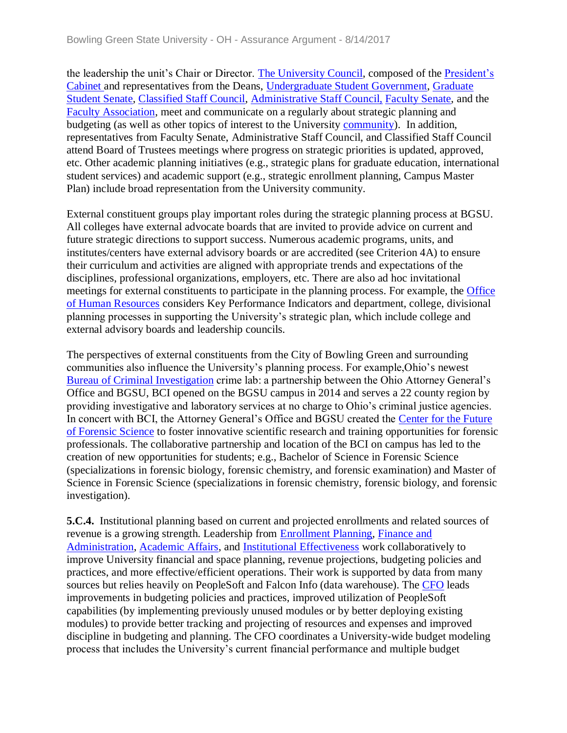the leadership the unit's Chair or Director. The University Council, composed of the President's Cabinet and representatives from the Deans, Undergraduate Student Government, Graduate Student Senate, Classified Staff Council, Administrative Staff Council, Faculty Senate, and the Faculty Association, meet and communicate on a regularly about strategic planning and budgeting (as well as other topics of interest to the University community). In addition, representatives from Faculty Senate, Administrative Staff Council, and Classified Staff Council attend Board of Trustees meetings where progress on strategic priorities is updated, approved, etc. Other academic planning initiatives (e.g., strategic plans for graduate education, international student services) and academic support (e.g., strategic enrollment planning, Campus Master Plan) include broad representation from the University community.

External constituent groups play important roles during the strategic planning process at BGSU. All colleges have external advocate boards that are invited to provide advice on current and future strategic directions to support success. Numerous academic programs, units, and institutes/centers have external advisory boards or are accredited (see Criterion 4A) to ensure their curriculum and activities are aligned with appropriate trends and expectations of the disciplines, professional organizations, employers, etc. There are also ad hoc invitational meetings for external constituents to participate in the planning process. For example, the Office of Human Resources considers Key Performance Indicators and department, college, divisional planning processes in supporting the University's strategic plan, which include college and external advisory boards and leadership councils.

The perspectives of external constituents from the City of Bowling Green and surrounding communities also influence the University's planning process. For example,Ohio's newest Bureau of Criminal Investigation crime lab: a partnership between the Ohio Attorney General's Office and BGSU, BCI opened on the BGSU campus in 2014 and serves a 22 county region by providing investigative and laboratory services at no charge to Ohio's criminal justice agencies. In concert with BCI, the Attorney General's Office and BGSU created the Center for the Future of Forensic Science to foster innovative scientific research and training opportunities for forensic professionals. The collaborative partnership and location of the BCI on campus has led to the creation of new opportunities for students; e.g., Bachelor of Science in Forensic Science (specializations in forensic biology, forensic chemistry, and forensic examination) and Master of Science in Forensic Science (specializations in forensic chemistry, forensic biology, and forensic investigation).

**5.C.4.** Institutional planning based on current and projected enrollments and related sources of revenue is a growing strength. Leadership from Enrollment Planning, Finance and Administration, Academic Affairs, and Institutional Effectiveness work collaboratively to improve University financial and space planning, revenue projections, budgeting policies and practices, and more effective/efficient operations. Their work is supported by data from many sources but relies heavily on PeopleSoft and Falcon Info (data warehouse). The CFO leads improvements in budgeting policies and practices, improved utilization of PeopleSoft capabilities (by implementing previously unused modules or by better deploying existing modules) to provide better tracking and projecting of resources and expenses and improved discipline in budgeting and planning. The CFO coordinates a University-wide budget modeling process that includes the University's current financial performance and multiple budget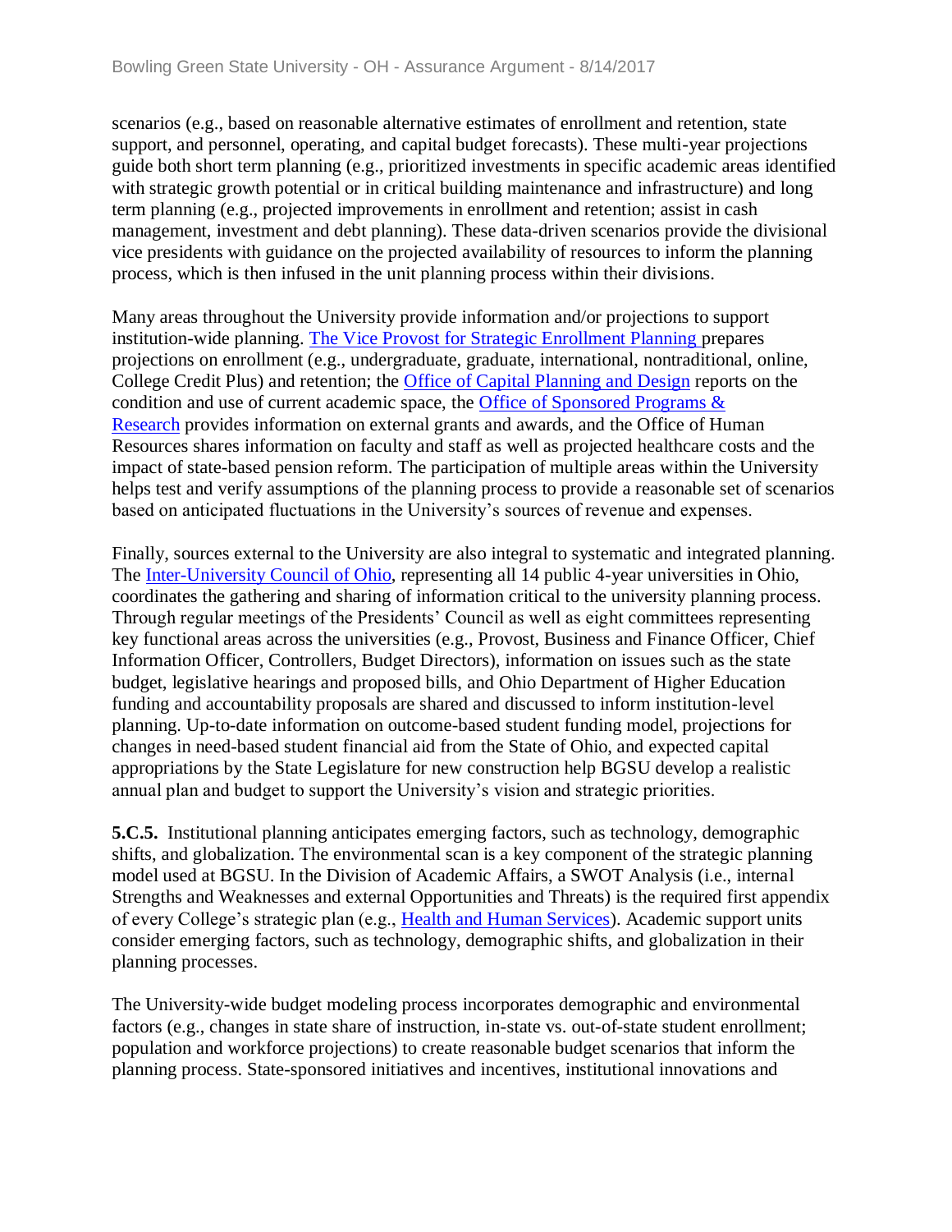scenarios (e.g., based on reasonable alternative estimates of enrollment and retention, state support, and personnel, operating, and capital budget forecasts). These multi-year projections guide both short term planning (e.g., prioritized investments in specific academic areas identified with strategic growth potential or in critical building maintenance and infrastructure) and long term planning (e.g., projected improvements in enrollment and retention; assist in cash management, investment and debt planning). These data-driven scenarios provide the divisional vice presidents with guidance on the projected availability of resources to inform the planning process, which is then infused in the unit planning process within their divisions.

Many areas throughout the University provide information and/or projections to support institution-wide planning. The Vice Provost for Strategic Enrollment Planning prepares projections on enrollment (e.g., undergraduate, graduate, international, nontraditional, online, College Credit Plus) and retention; the Office of Capital Planning and Design reports on the condition and use of current academic space, the Office of Sponsored Programs & Research provides information on external grants and awards, and the Office of Human Resources shares information on faculty and staff as well as projected healthcare costs and the impact of state-based pension reform. The participation of multiple areas within the University helps test and verify assumptions of the planning process to provide a reasonable set of scenarios based on anticipated fluctuations in the University's sources of revenue and expenses.

Finally, sources external to the University are also integral to systematic and integrated planning. The Inter-University Council of Ohio, representing all 14 public 4-year universities in Ohio, coordinates the gathering and sharing of information critical to the university planning process. Through regular meetings of the Presidents' Council as well as eight committees representing key functional areas across the universities (e.g., Provost, Business and Finance Officer, Chief Information Officer, Controllers, Budget Directors), information on issues such as the state budget, legislative hearings and proposed bills, and Ohio Department of Higher Education funding and accountability proposals are shared and discussed to inform institution-level planning. Up-to-date information on outcome-based student funding model, projections for changes in need-based student financial aid from the State of Ohio, and expected capital appropriations by the State Legislature for new construction help BGSU develop a realistic annual plan and budget to support the University's vision and strategic priorities.

**5.C.5.** Institutional planning anticipates emerging factors, such as technology, demographic shifts, and globalization. The environmental scan is a key component of the strategic planning model used at BGSU. In the Division of Academic Affairs, a SWOT Analysis (i.e., internal Strengths and Weaknesses and external Opportunities and Threats) is the required first appendix of every College's strategic plan (e.g., Health and Human Services). Academic support units consider emerging factors, such as technology, demographic shifts, and globalization in their planning processes.

The University-wide budget modeling process incorporates demographic and environmental factors (e.g., changes in state share of instruction, in-state vs. out-of-state student enrollment; population and workforce projections) to create reasonable budget scenarios that inform the planning process. State-sponsored initiatives and incentives, institutional innovations and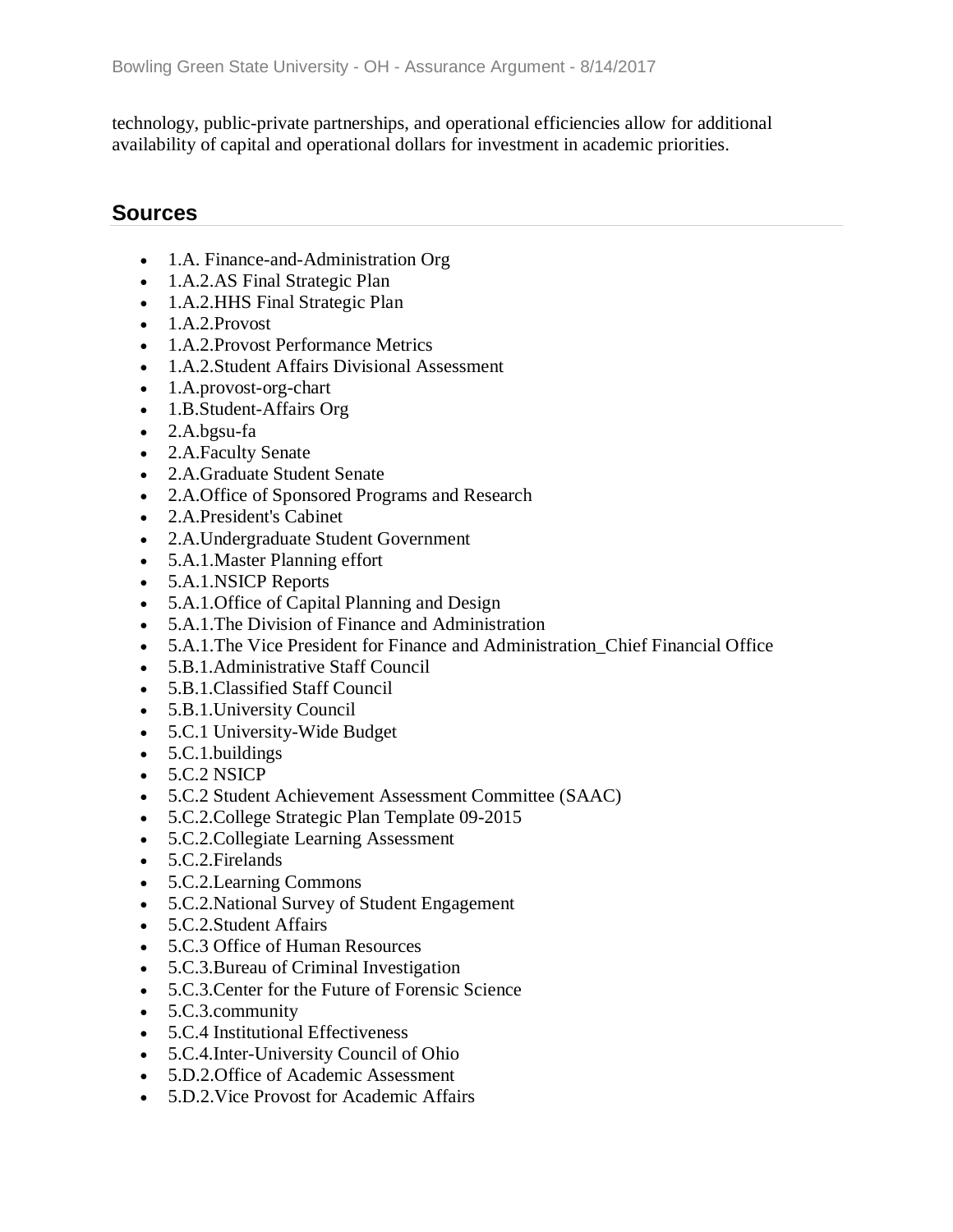technology, public-private partnerships, and operational efficiencies allow for additional availability of capital and operational dollars for investment in academic priorities.

## Sources

- 1.A. Finance-and-Administration Org
- 1.A.2.AS Final Strategic Plan
- 1.A.2.HHS Final Strategic Plan
- 1.A.2.Provost
- 1.A.2.Provost Performance Metrics
- 1.A.2.Student Affairs Divisional Assessment
- 1.A.provost-org-chart
- 1.B.Student-Affairs Org
- 2.A.bgsu-fa
- 2.A.Faculty Senate
- 2.A.Graduate Student Senate
- 2.A.Office of Sponsored Programs and Research
- 2.A.President's Cabinet
- 2.A.Undergraduate Student Government
- 5.A.1.Master Planning effort
- 5.A.1.NSICP Reports
- 5.A.1.Office of Capital Planning and Design
- 5.A.1.The Division of Finance and Administration
- 5.A.1.The Vice President for Finance and Administration_Chief Financial Office
- 5.B.1.Administrative Staff Council
- 5.B.1.Classified Staff Council
- 5.B.1.University Council
- 5.C.1 University-Wide Budget
- 5.C.1.buildings
- 5.C.2 NSICP
- 5.C.2 Student Achievement Assessment Committee (SAAC)
- 5.C.2.College Strategic Plan Template 09-2015
- 5.C.2.Collegiate Learning Assessment
- 5.C.2.Firelands
- 5.C.2.Learning Commons
- 5.C.2.National Survey of Student Engagement
- 5.C.2.Student Affairs
- 5.C.3 Office of Human Resources
- 5.C.3.Bureau of Criminal Investigation
- 5.C.3.Center for the Future of Forensic Science
- 5.C.3.community
- 5.C.4 Institutional Effectiveness
- 5.C.4.Inter-University Council of Ohio
- 5.D.2.Office of Academic Assessment
- 5.D.2.Vice Provost for Academic Affairs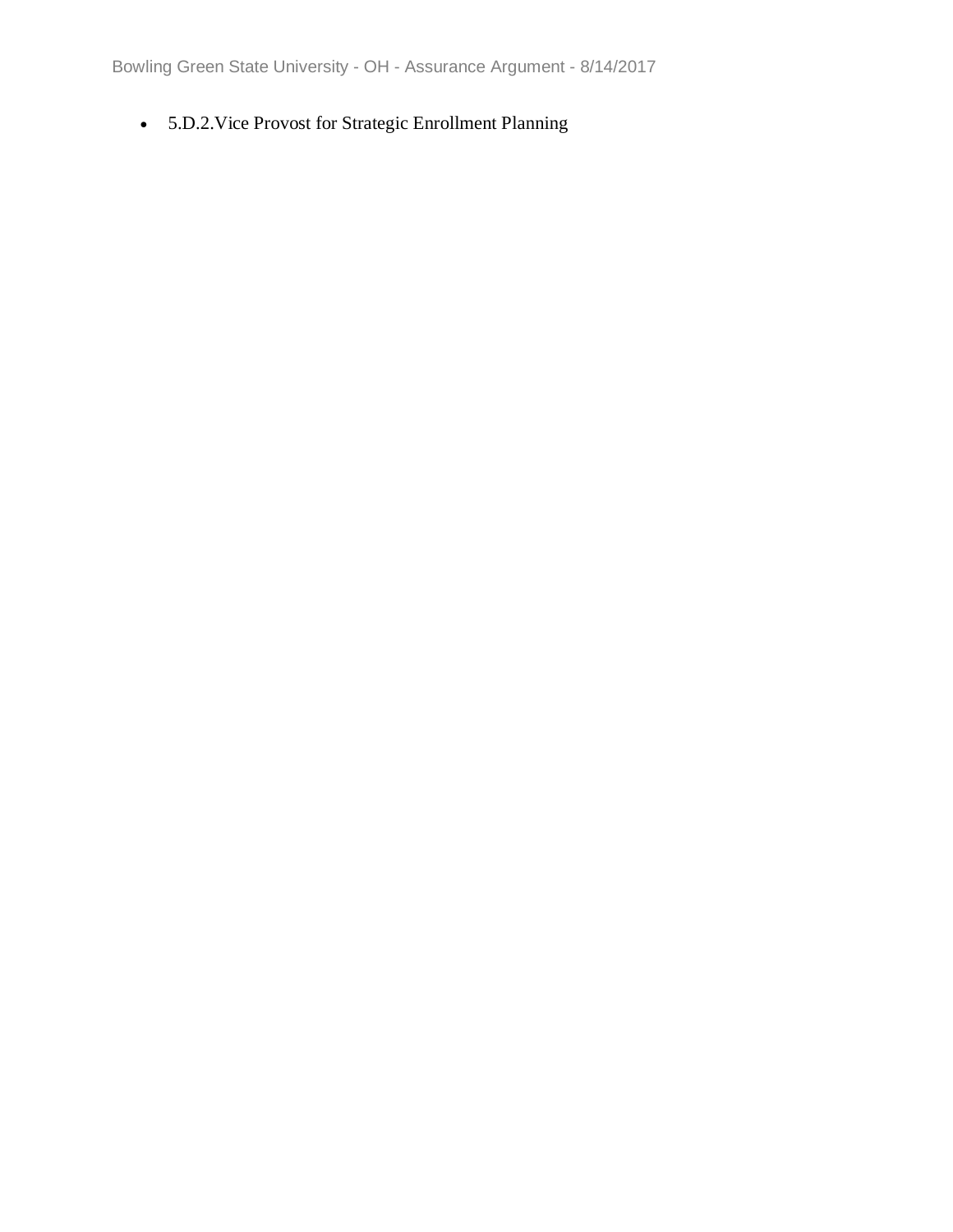- 5.D.2.Vice Provost for Strategic Enrollment Planning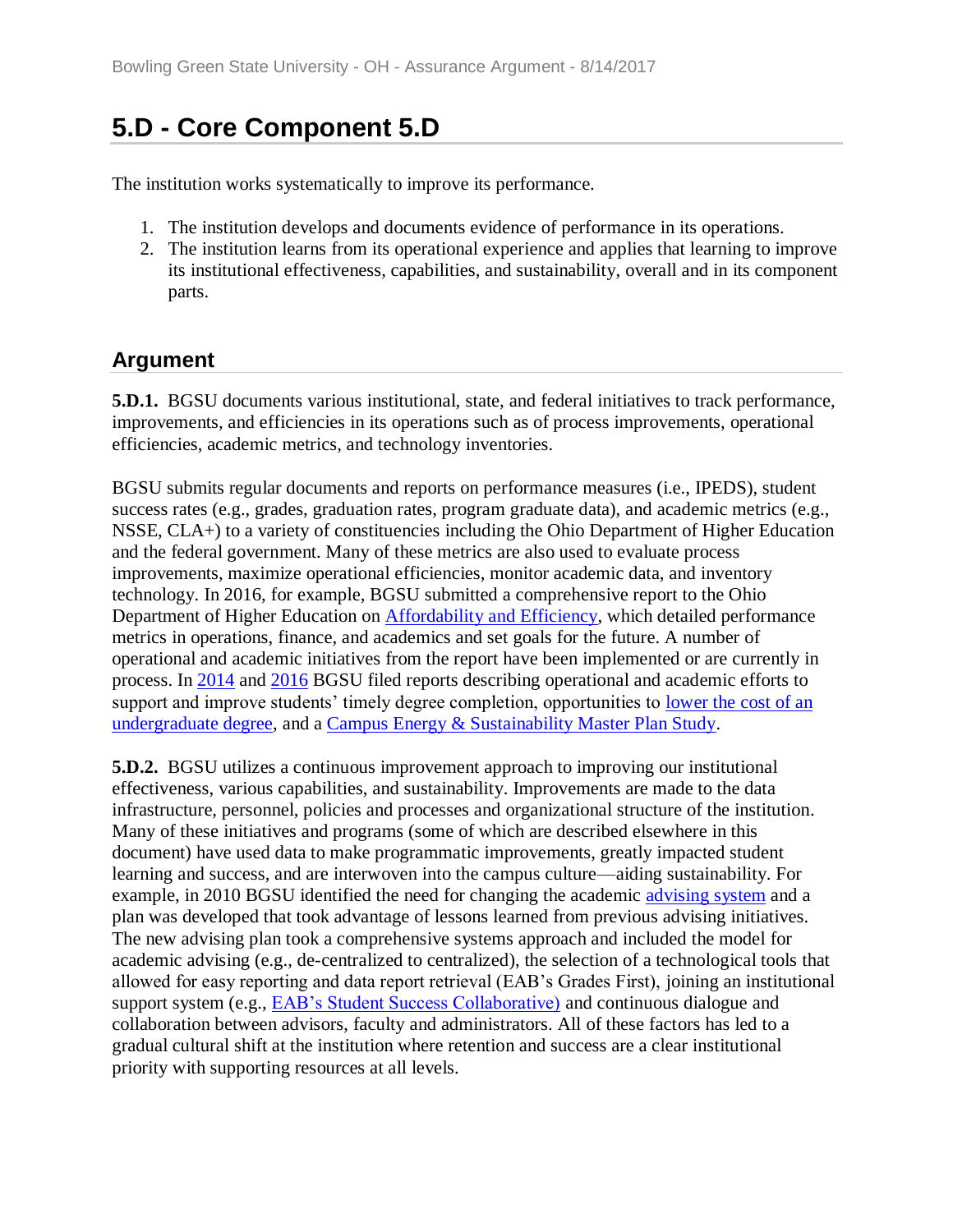# 5.D - Core Component 5.D

The institution works systematically to improve its performance.

1. The institution develops and documents evidence of performance in its operations.
2. The institution learns from its operational experience and applies that learning to improve its institutional effectiveness, capabilities, and sustainability, overall and in its component parts.

## Argument

**5.D.1.** BGSU documents various institutional, state, and federal initiatives to track performance, improvements, and efficiencies in its operations such as of process improvements, operational efficiencies, academic metrics, and technology inventories.

BGSU submits regular documents and reports on performance measures (i.e., IPEDS), student success rates (e.g., grades, graduation rates, program graduate data), and academic metrics (e.g., NSSE, CLA+) to a variety of constituencies including the Ohio Department of Higher Education and the federal government. Many of these metrics are also used to evaluate process improvements, maximize operational efficiencies, monitor academic data, and inventory technology. In 2016, for example, BGSU submitted a comprehensive report to the Ohio Department of Higher Education on Affordability and Efficiency, which detailed performance metrics in operations, finance, and academics and set goals for the future. A number of operational and academic initiatives from the report have been implemented or are currently in process. In 2014 and 2016 BGSU filed reports describing operational and academic efforts to support and improve students' timely degree completion, opportunities to lower the cost of an undergraduate degree, and a Campus Energy & Sustainability Master Plan Study.

**5.D.2.** BGSU utilizes a continuous improvement approach to improving our institutional effectiveness, various capabilities, and sustainability. Improvements are made to the data infrastructure, personnel, policies and processes and organizational structure of the institution. Many of these initiatives and programs (some of which are described elsewhere in this document) have used data to make programmatic improvements, greatly impacted student learning and success, and are interwoven into the campus culture—aiding sustainability. For example, in 2010 BGSU identified the need for changing the academic advising system and a plan was developed that took advantage of lessons learned from previous advising initiatives. The new advising plan took a comprehensive systems approach and included the model for academic advising (e.g., de-centralized to centralized), the selection of a technological tools that allowed for easy reporting and data report retrieval (EAB's Grades First), joining an institutional support system (e.g., EAB's Student Success Collaborative) and continuous dialogue and collaboration between advisors, faculty and administrators. All of these factors has led to a gradual cultural shift at the institution where retention and success are a clear institutional priority with supporting resources at all levels.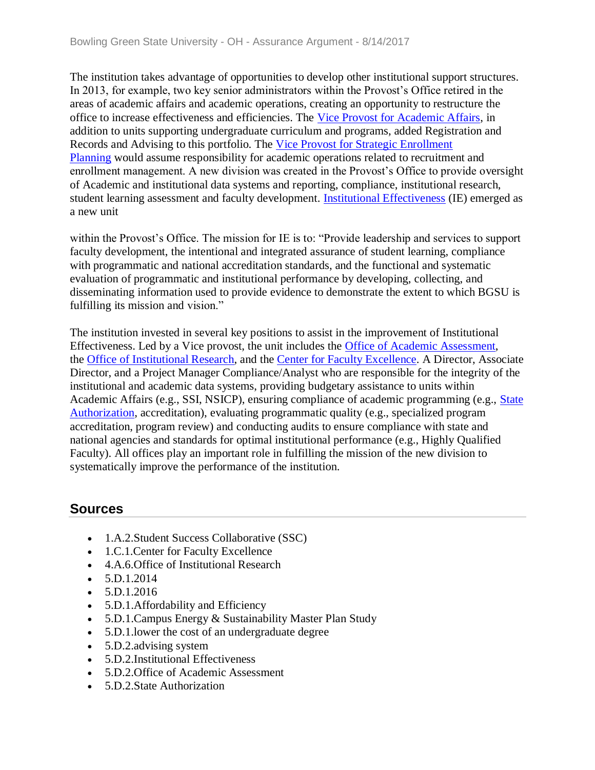The institution takes advantage of opportunities to develop other institutional support structures. In 2013, for example, two key senior administrators within the Provost's Office retired in the areas of academic affairs and academic operations, creating an opportunity to restructure the office to increase effectiveness and efficiencies. The Vice Provost for Academic Affairs, in addition to units supporting undergraduate curriculum and programs, added Registration and Records and Advising to this portfolio. The Vice Provost for Strategic Enrollment Planning would assume responsibility for academic operations related to recruitment and enrollment management. A new division was created in the Provost's Office to provide oversight of Academic and institutional data systems and reporting, compliance, institutional research, student learning assessment and faculty development. Institutional Effectiveness (IE) emerged as a new unit within the Provost's Office. The mission for IE is to: "Provide leadership and services to support faculty development, the intentional and integrated assurance of student learning, compliance with programmatic and national accreditation standards, and the functional and systematic evaluation of programmatic and institutional performance by developing, collecting, and disseminating information used to provide evidence to demonstrate the extent to which BGSU is fulfilling its mission and vision."

The institution invested in several key positions to assist in the improvement of Institutional Effectiveness. Led by a Vice provost, the unit includes the Office of Academic Assessment, the Office of Institutional Research, and the Center for Faculty Excellence. A Director, Associate Director, and a Project Manager Compliance/Analyst who are responsible for the integrity of the institutional and academic data systems, providing budgetary assistance to units within Academic Affairs (e.g., SSI, NSICP), ensuring compliance of academic programming (e.g., State Authorization, accreditation), evaluating programmatic quality (e.g., specialized program accreditation, program review) and conducting audits to ensure compliance with state and national agencies and standards for optimal institutional performance (e.g., Highly Qualified Faculty). All offices play an important role in fulfilling the mission of the new division to systematically improve the performance of the institution.

## Sources

- 1.A.2.Student Success Collaborative (SSC)
- 1.C.1.Center for Faculty Excellence
- 4.A.6.Office of Institutional Research
- 5.D.1.2014
- 5.D.1.2016
- 5.D.1.Affordability and Efficiency
- 5.D.1.Campus Energy & Sustainability Master Plan Study
- 5.D.1.lower the cost of an undergraduate degree
- 5.D.2.advising system
- 5.D.2.Institutional Effectiveness
- 5.D.2.Office of Academic Assessment
- 5.D.2.State Authorization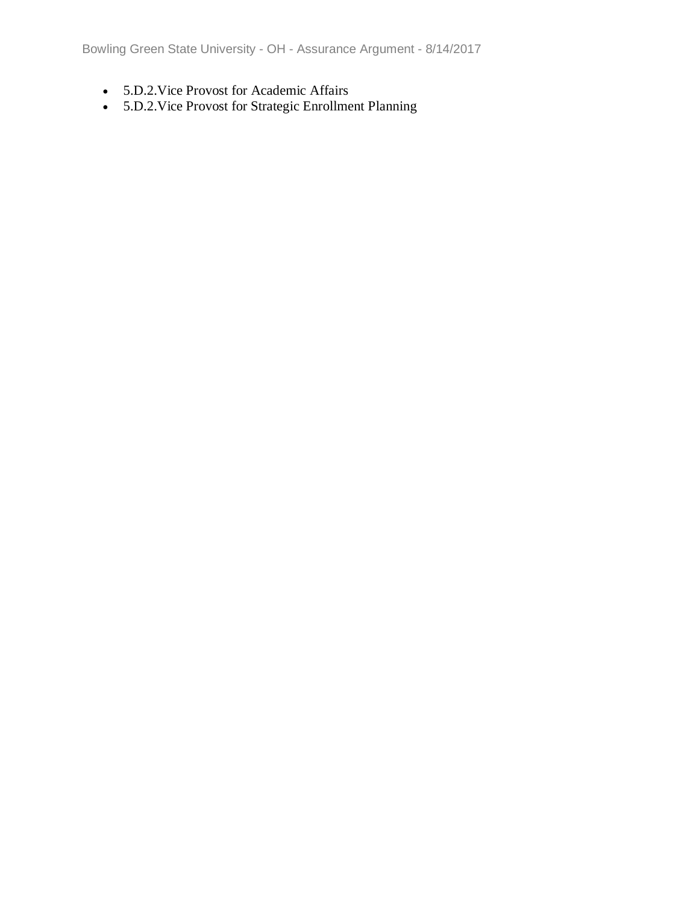- 5.D.2.Vice Provost for Academic Affairs
- 5.D.2.Vice Provost for Strategic Enrollment Planning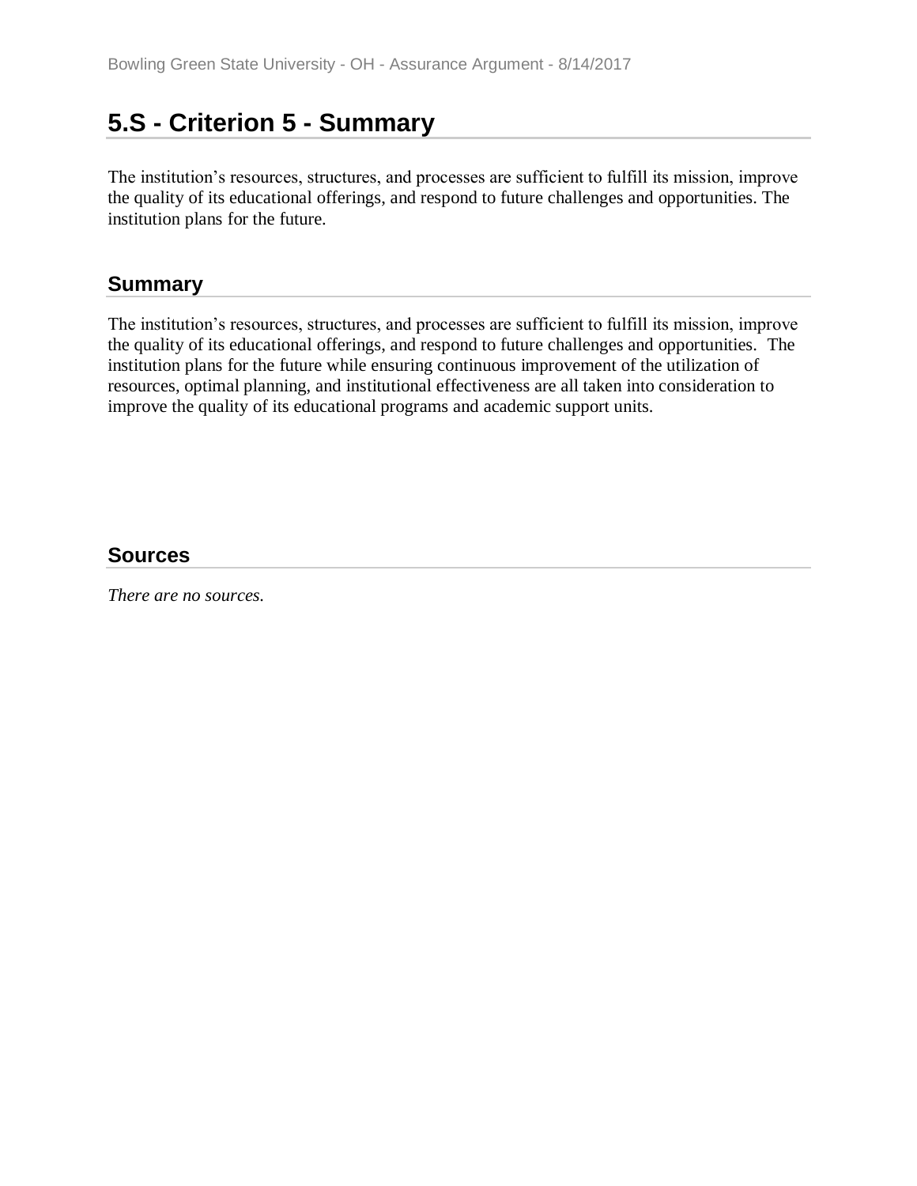# 5.S - Criterion 5 - Summary

The institution's resources, structures, and processes are sufficient to fulfill its mission, improve the quality of its educational offerings, and respond to future challenges and opportunities. The institution plans for the future.

## Summary

The institution's resources, structures, and processes are sufficient to fulfill its mission, improve the quality of its educational offerings, and respond to future challenges and opportunities. The institution plans for the future while ensuring continuous improvement of the utilization of resources, optimal planning, and institutional effectiveness are all taken into consideration to improve the quality of its educational programs and academic support units.

## Sources

*There are no sources.*